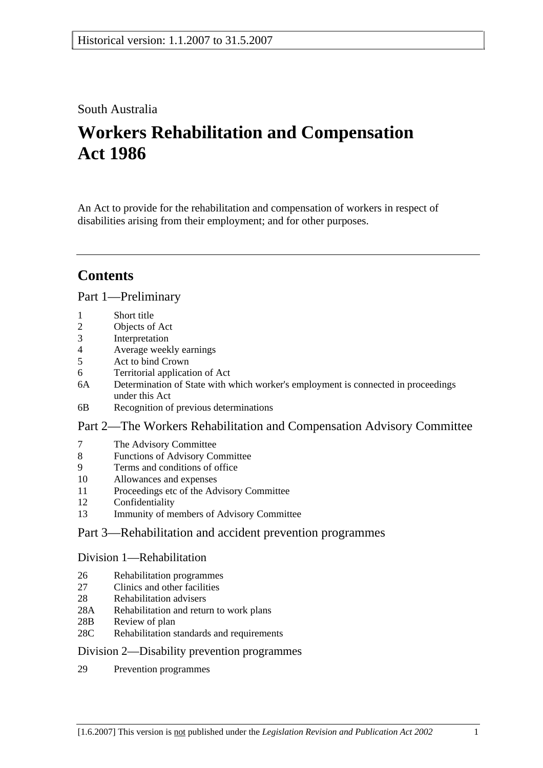South Australia

# Workers Rehabilitation and Compensation Act 1986

An Act to provide for the rehabilitation and compensation of workers in respect of disabilities arising from their employment; and for other purposes.

## Contents

### Part 1—Preliminary

1 Short title
2 Objects of Act
3 Interpretation
4 Average weekly earnings
5 Act to bind Crown
6 Territorial application of Act
6A Determination of State with which worker's employment is connected in proceedings under this Act
6B Recognition of previous determinations

### Part 2—The Workers Rehabilitation and Compensation Advisory Committee

7 The Advisory Committee
8 Functions of Advisory Committee
9 Terms and conditions of office
10 Allowances and expenses
11 Proceedings etc of the Advisory Committee
12 Confidentiality
13 Immunity of members of Advisory Committee

### Part 3—Rehabilitation and accident prevention programmes

#### Division 1—Rehabilitation

26 Rehabilitation programmes
27 Clinics and other facilities
28 Rehabilitation advisers
28A Rehabilitation and return to work plans
28B Review of plan
28C Rehabilitation standards and requirements

#### Division 2—Disability prevention programmes

29 Prevention programmes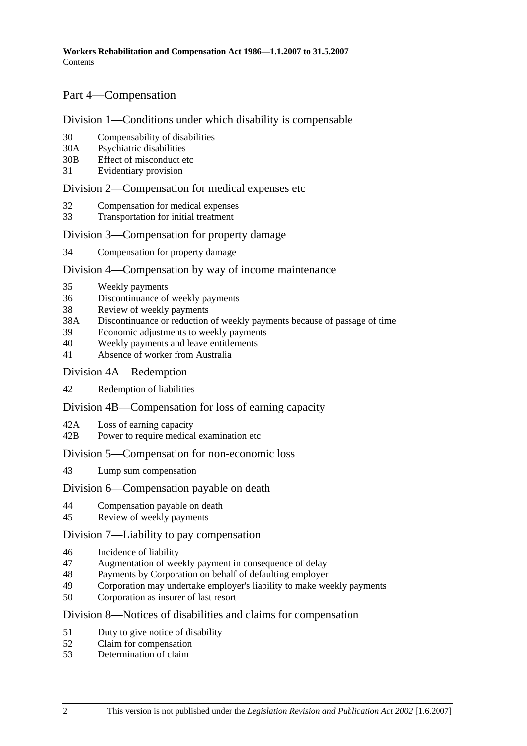## Part 4—Compensation

### Division 1—Conditions under which disability is compensable

30 Compensability of disabilities
30A Psychiatric disabilities
30B Effect of misconduct etc
31 Evidentiary provision

### Division 2—Compensation for medical expenses etc

32 Compensation for medical expenses
33 Transportation for initial treatment

### Division 3—Compensation for property damage

34 Compensation for property damage

### Division 4—Compensation by way of income maintenance

35 Weekly payments
36 Discontinuance of weekly payments
38 Review of weekly payments
38A Discontinuance or reduction of weekly payments because of passage of time
39 Economic adjustments to weekly payments
40 Weekly payments and leave entitlements
41 Absence of worker from Australia

### Division 4A—Redemption

42 Redemption of liabilities

### Division 4B—Compensation for loss of earning capacity

42A Loss of earning capacity
42B Power to require medical examination etc

### Division 5—Compensation for non-economic loss

43 Lump sum compensation

### Division 6—Compensation payable on death

44 Compensation payable on death
45 Review of weekly payments

### Division 7—Liability to pay compensation

46 Incidence of liability
47 Augmentation of weekly payment in consequence of delay
48 Payments by Corporation on behalf of defaulting employer
49 Corporation may undertake employer's liability to make weekly payments
50 Corporation as insurer of last resort

### Division 8—Notices of disabilities and claims for compensation

51 Duty to give notice of disability
52 Claim for compensation
53 Determination of claim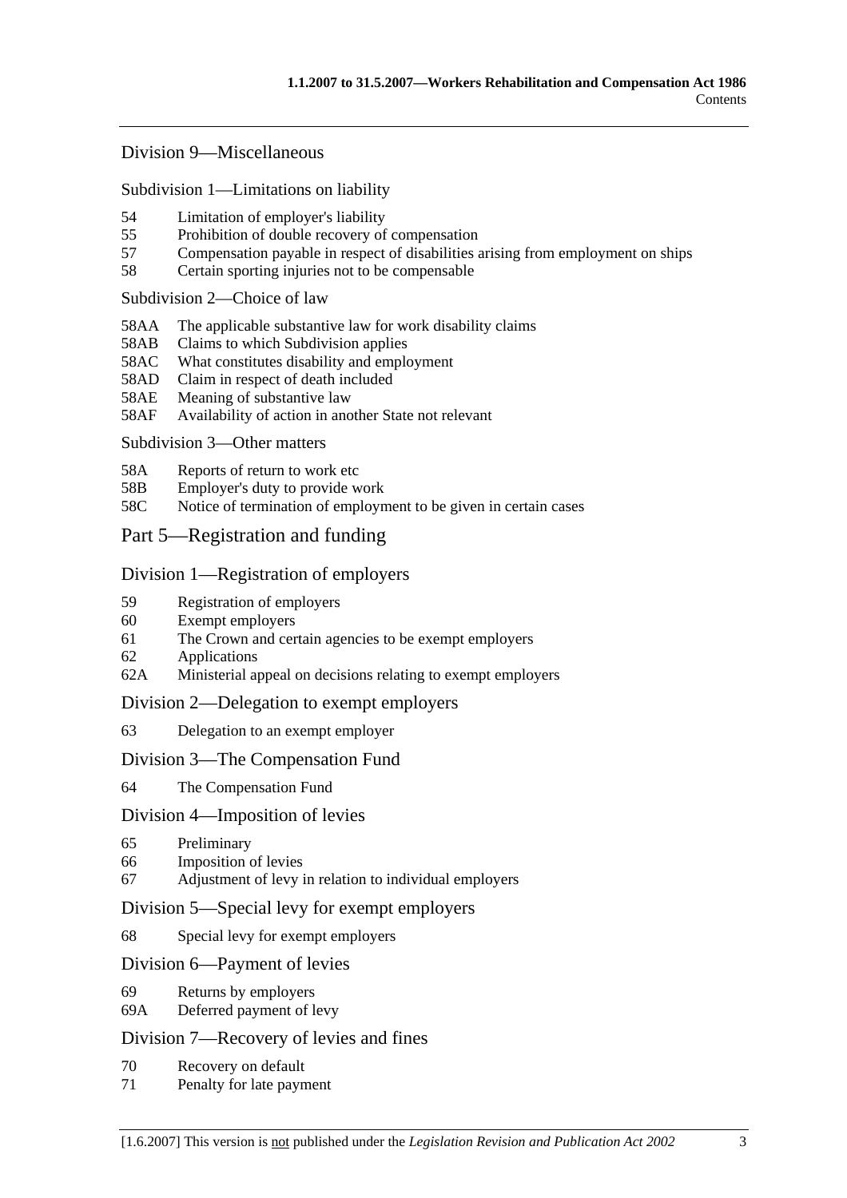## Division 9—Miscellaneous

### Subdivision 1—Limitations on liability

54 Limitation of employer's liability
55 Prohibition of double recovery of compensation
57 Compensation payable in respect of disabilities arising from employment on ships
58 Certain sporting injuries not to be compensable

### Subdivision 2—Choice of law

58AA The applicable substantive law for work disability claims
58AB Claims to which Subdivision applies
58AC What constitutes disability and employment
58AD Claim in respect of death included
58AE Meaning of substantive law
58AF Availability of action in another State not relevant

### Subdivision 3—Other matters

58A Reports of return to work etc
58B Employer's duty to provide work
58C Notice of termination of employment to be given in certain cases

# Part 5—Registration and funding

## Division 1—Registration of employers

59 Registration of employers
60 Exempt employers
61 The Crown and certain agencies to be exempt employers
62 Applications
62A Ministerial appeal on decisions relating to exempt employers

## Division 2—Delegation to exempt employers

63 Delegation to an exempt employer

## Division 3—The Compensation Fund

64 The Compensation Fund

## Division 4—Imposition of levies

65 Preliminary
66 Imposition of levies
67 Adjustment of levy in relation to individual employers

## Division 5—Special levy for exempt employers

68 Special levy for exempt employers

## Division 6—Payment of levies

69 Returns by employers
69A Deferred payment of levy

## Division 7—Recovery of levies and fines

70 Recovery on default
71 Penalty for late payment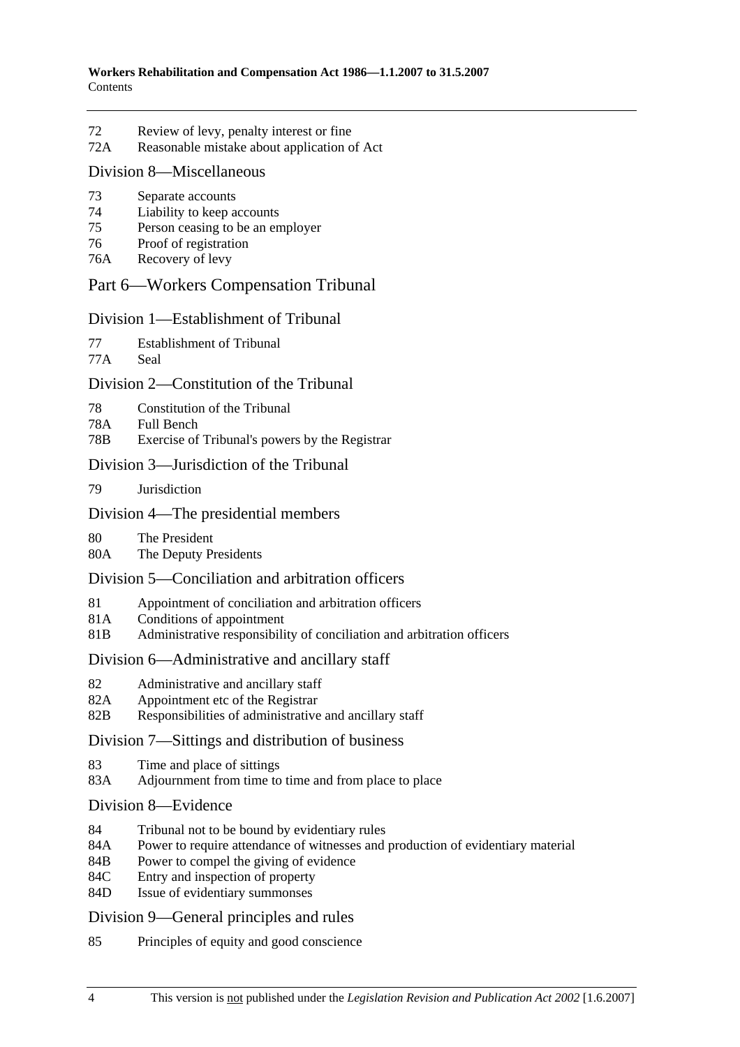72 Review of levy, penalty interest or fine
72A Reasonable mistake about application of Act

## Division 8—Miscellaneous

73 Separate accounts
74 Liability to keep accounts
75 Person ceasing to be an employer
76 Proof of registration
76A Recovery of levy

# Part 6—Workers Compensation Tribunal

## Division 1—Establishment of Tribunal

77 Establishment of Tribunal
77A Seal

## Division 2—Constitution of the Tribunal

78 Constitution of the Tribunal
78A Full Bench
78B Exercise of Tribunal's powers by the Registrar

## Division 3—Jurisdiction of the Tribunal

79 Jurisdiction

## Division 4—The presidential members

80 The President
80A The Deputy Presidents

## Division 5—Conciliation and arbitration officers

81 Appointment of conciliation and arbitration officers
81A Conditions of appointment
81B Administrative responsibility of conciliation and arbitration officers

## Division 6—Administrative and ancillary staff

82 Administrative and ancillary staff
82A Appointment etc of the Registrar
82B Responsibilities of administrative and ancillary staff

## Division 7—Sittings and distribution of business

83 Time and place of sittings
83A Adjournment from time to time and from place to place

## Division 8—Evidence

84 Tribunal not to be bound by evidentiary rules
84A Power to require attendance of witnesses and production of evidentiary material
84B Power to compel the giving of evidence
84C Entry and inspection of property
84D Issue of evidentiary summonses

## Division 9—General principles and rules

85 Principles of equity and good conscience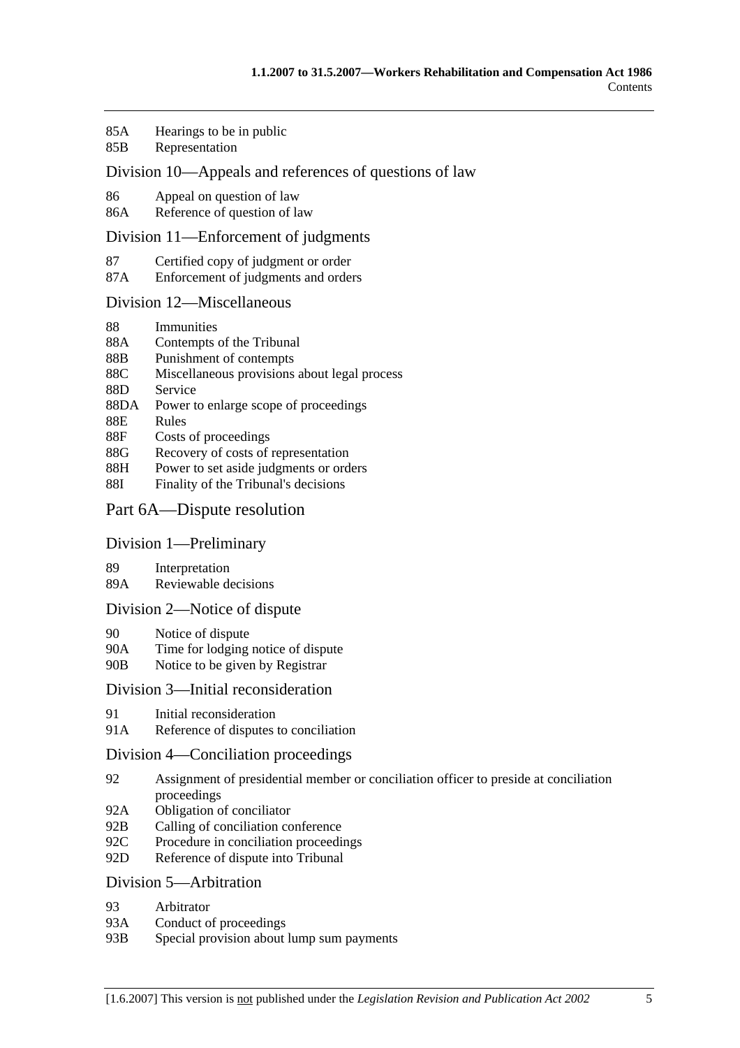85A Hearings to be in public
85B Representation

## Division 10—Appeals and references of questions of law

86 Appeal on question of law
86A Reference of question of law

## Division 11—Enforcement of judgments

87 Certified copy of judgment or order
87A Enforcement of judgments and orders

## Division 12—Miscellaneous

88 Immunities
88A Contempts of the Tribunal
88B Punishment of contempts
88C Miscellaneous provisions about legal process
88D Service
88DA Power to enlarge scope of proceedings
88E Rules
88F Costs of proceedings
88G Recovery of costs of representation
88H Power to set aside judgments or orders
88I Finality of the Tribunal's decisions

# Part 6A—Dispute resolution

## Division 1—Preliminary

89 Interpretation
89A Reviewable decisions

## Division 2—Notice of dispute

90 Notice of dispute
90A Time for lodging notice of dispute
90B Notice to be given by Registrar

## Division 3—Initial reconsideration

91 Initial reconsideration
91A Reference of disputes to conciliation

## Division 4—Conciliation proceedings

92 Assignment of presidential member or conciliation officer to preside at conciliation proceedings
92A Obligation of conciliator
92B Calling of conciliation conference
92C Procedure in conciliation proceedings
92D Reference of dispute into Tribunal

## Division 5—Arbitration

93 Arbitrator
93A Conduct of proceedings
93B Special provision about lump sum payments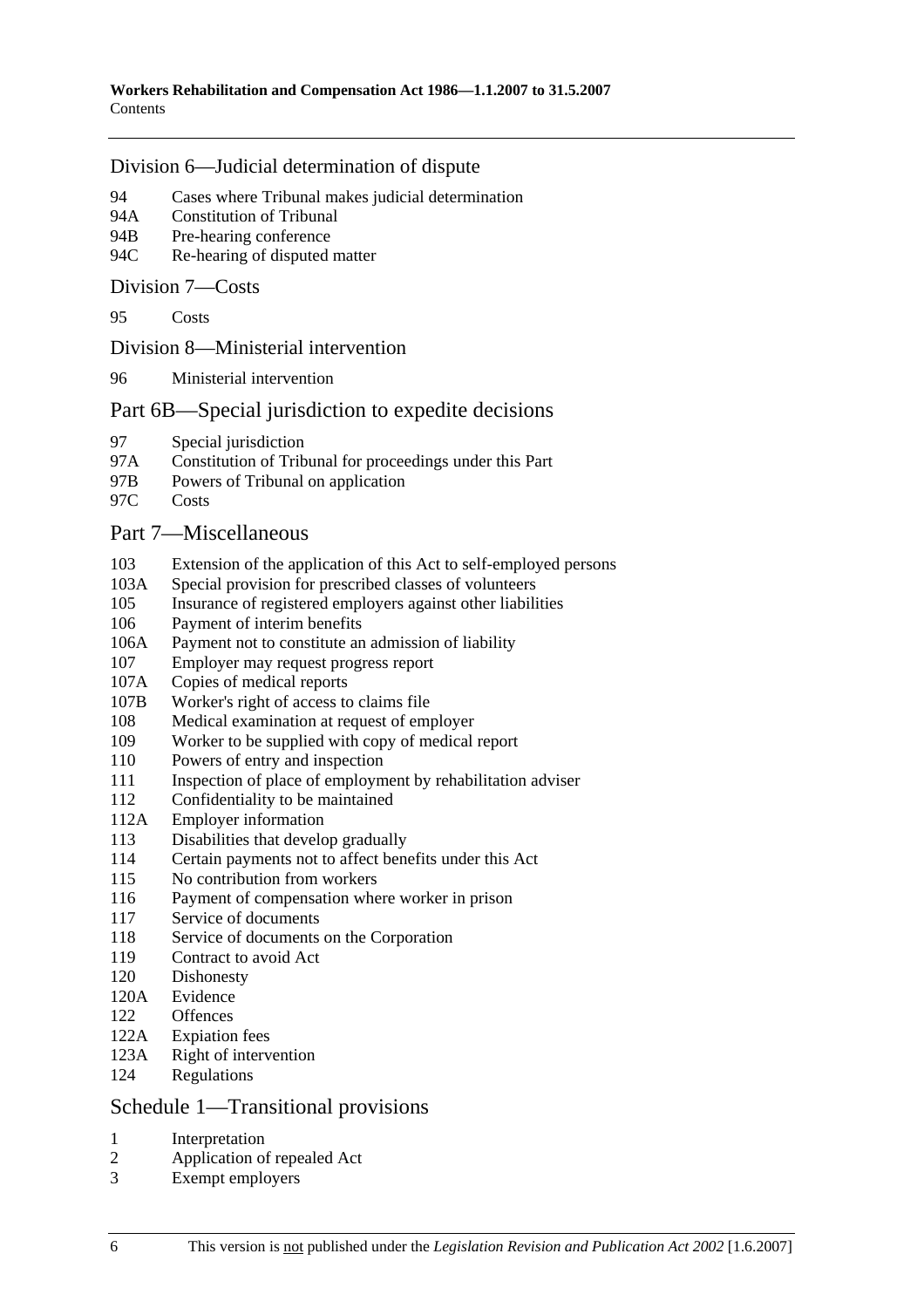## Division 6—Judicial determination of dispute

94 Cases where Tribunal makes judicial determination
94A Constitution of Tribunal
94B Pre-hearing conference
94C Re-hearing of disputed matter

## Division 7—Costs

95 Costs

## Division 8—Ministerial intervention

96 Ministerial intervention

# Part 6B—Special jurisdiction to expedite decisions

97 Special jurisdiction
97A Constitution of Tribunal for proceedings under this Part
97B Powers of Tribunal on application
97C Costs

# Part 7—Miscellaneous

103 Extension of the application of this Act to self-employed persons
103A Special provision for prescribed classes of volunteers
105 Insurance of registered employers against other liabilities
106 Payment of interim benefits
106A Payment not to constitute an admission of liability
107 Employer may request progress report
107A Copies of medical reports
107B Worker's right of access to claims file
108 Medical examination at request of employer
109 Worker to be supplied with copy of medical report
110 Powers of entry and inspection
111 Inspection of place of employment by rehabilitation adviser
112 Confidentiality to be maintained
112A Employer information
113 Disabilities that develop gradually
114 Certain payments not to affect benefits under this Act
115 No contribution from workers
116 Payment of compensation where worker in prison
117 Service of documents
118 Service of documents on the Corporation
119 Contract to avoid Act
120 Dishonesty
120A Evidence
122 Offences
122A Expiation fees
123A Right of intervention
124 Regulations

# Schedule 1—Transitional provisions

1 Interpretation
2 Application of repealed Act
3 Exempt employers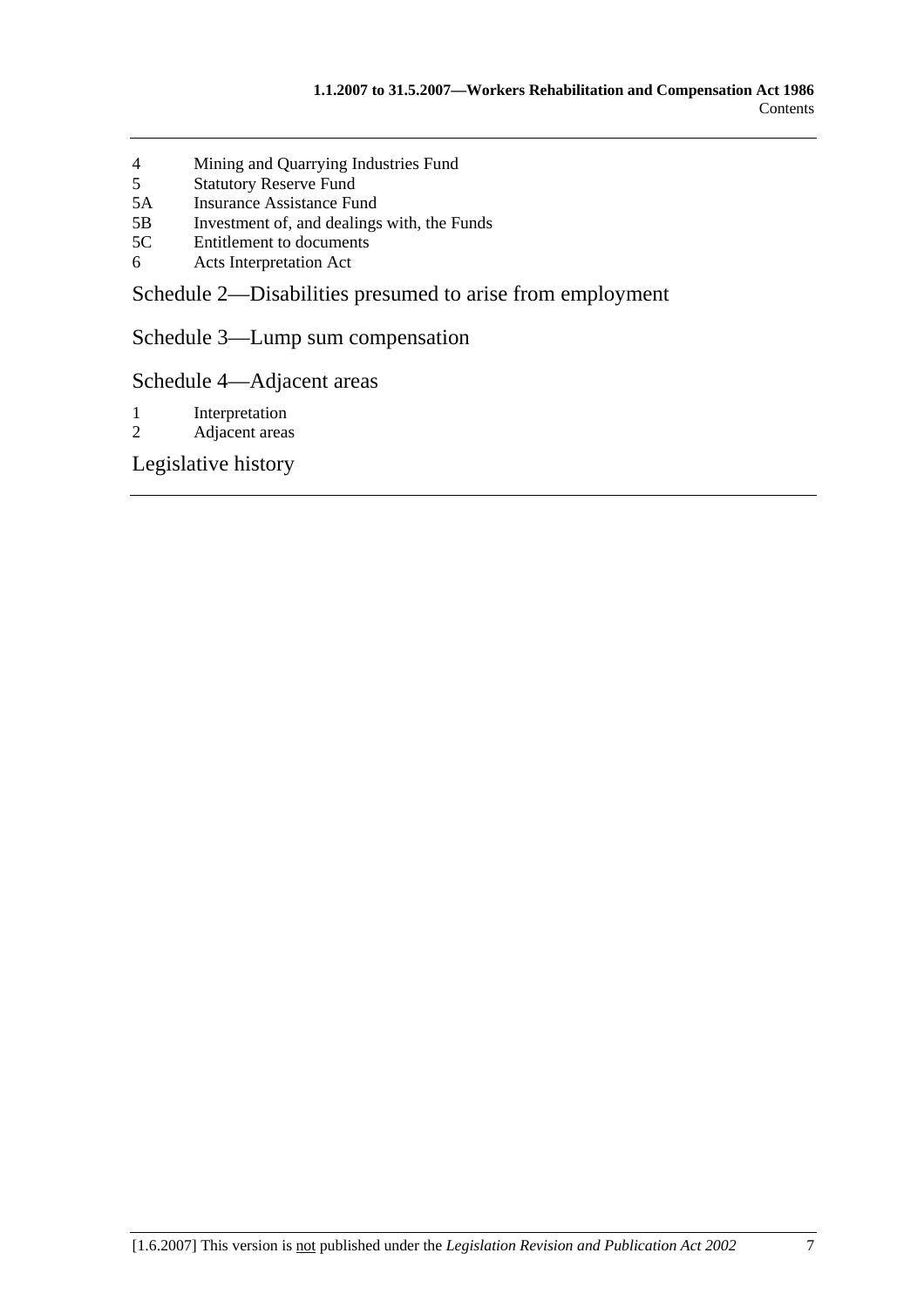4 Mining and Quarrying Industries Fund
5 Statutory Reserve Fund
5A Insurance Assistance Fund
5B Investment of, and dealings with, the Funds
5C Entitlement to documents
6 Acts Interpretation Act

## Schedule 2—Disabilities presumed to arise from employment

## Schedule 3—Lump sum compensation

## Schedule 4—Adjacent areas

1 Interpretation
2 Adjacent areas

## Legislative history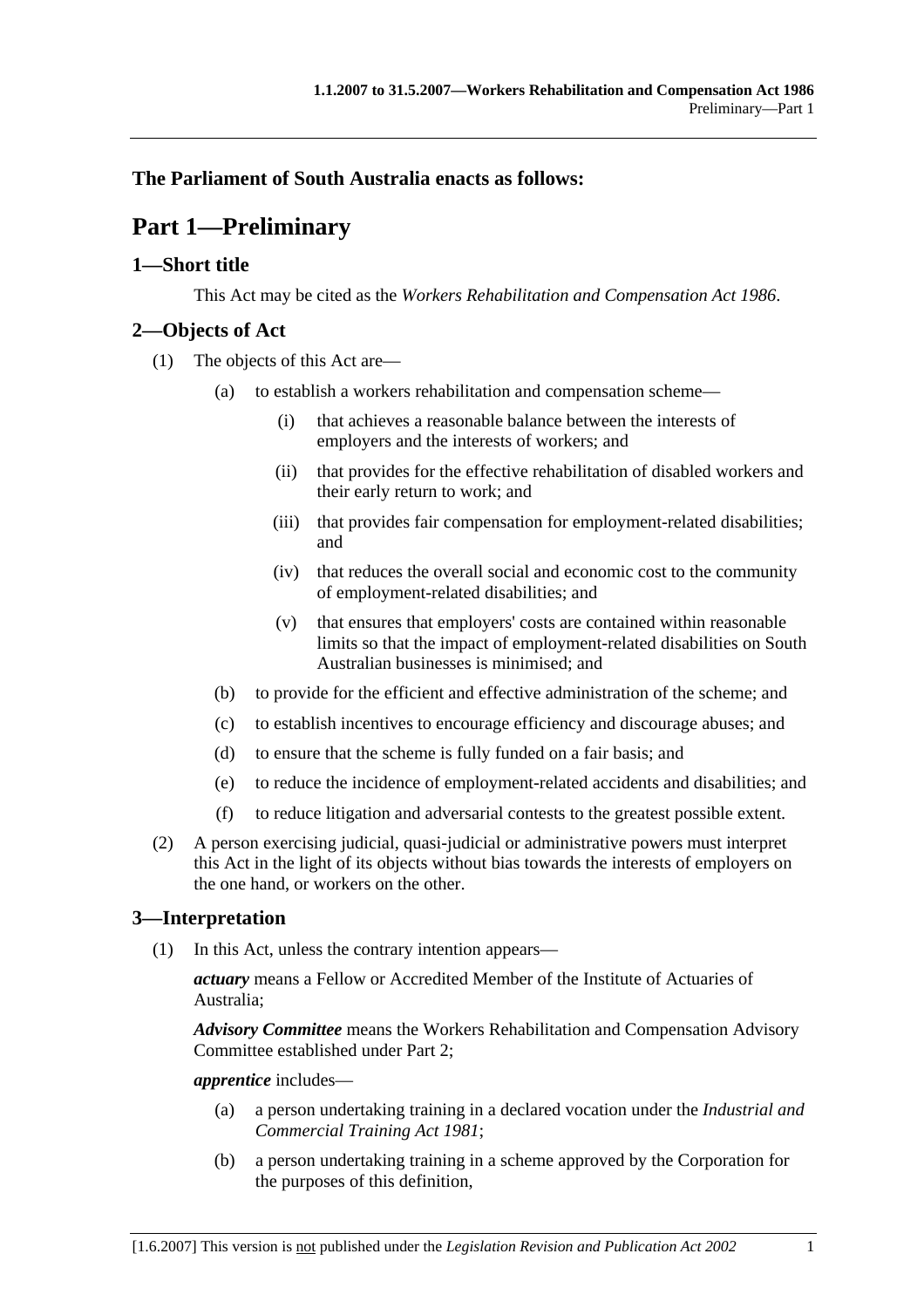**The Parliament of South Australia enacts as follows:**

# Part 1—Preliminary

## 1—Short title

This Act may be cited as the *Workers Rehabilitation and Compensation Act 1986*.

## 2—Objects of Act

(1) The objects of this Act are—

(a) to establish a workers rehabilitation and compensation scheme—

(i) that achieves a reasonable balance between the interests of employers and the interests of workers; and

(ii) that provides for the effective rehabilitation of disabled workers and their early return to work; and

(iii) that provides fair compensation for employment-related disabilities; and

(iv) that reduces the overall social and economic cost to the community of employment-related disabilities; and

(v) that ensures that employers' costs are contained within reasonable limits so that the impact of employment-related disabilities on South Australian businesses is minimised; and

(b) to provide for the efficient and effective administration of the scheme; and

(c) to establish incentives to encourage efficiency and discourage abuses; and

(d) to ensure that the scheme is fully funded on a fair basis; and

(e) to reduce the incidence of employment-related accidents and disabilities; and

(f) to reduce litigation and adversarial contests to the greatest possible extent.

(2) A person exercising judicial, quasi-judicial or administrative powers must interpret this Act in the light of its objects without bias towards the interests of employers on the one hand, or workers on the other.

## 3—Interpretation

(1) In this Act, unless the contrary intention appears—

***actuary*** means a Fellow or Accredited Member of the Institute of Actuaries of Australia;

***Advisory Committee*** means the Workers Rehabilitation and Compensation Advisory Committee established under Part 2;

***apprentice*** includes—

(a) a person undertaking training in a declared vocation under the *Industrial and Commercial Training Act 1981*;

(b) a person undertaking training in a scheme approved by the Corporation for the purposes of this definition,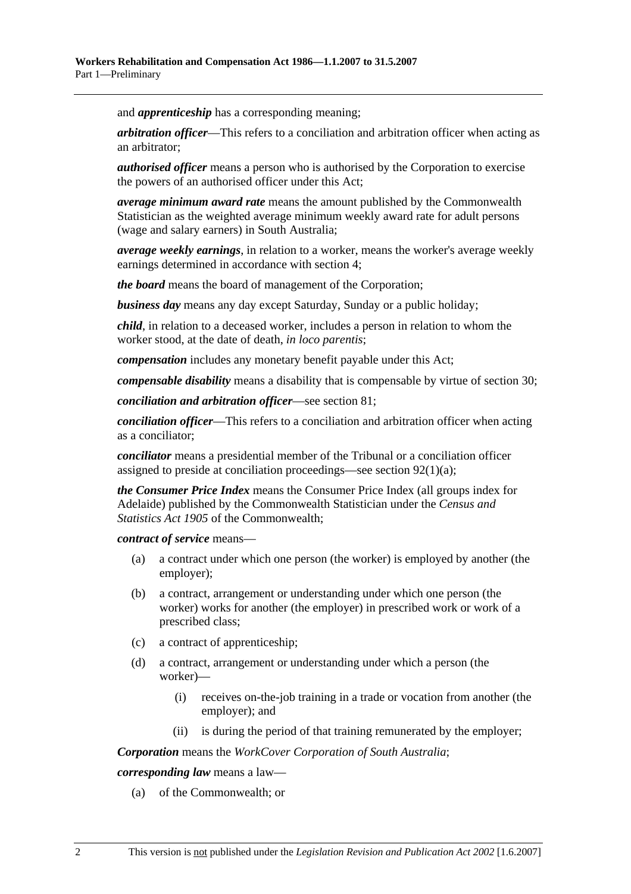and ***apprenticeship*** has a corresponding meaning;

***arbitration officer***—This refers to a conciliation and arbitration officer when acting as an arbitrator;

***authorised officer*** means a person who is authorised by the Corporation to exercise the powers of an authorised officer under this Act;

***average minimum award rate*** means the amount published by the Commonwealth Statistician as the weighted average minimum weekly award rate for adult persons (wage and salary earners) in South Australia;

***average weekly earnings***, in relation to a worker, means the worker's average weekly earnings determined in accordance with section 4;

***the board*** means the board of management of the Corporation;

***business day*** means any day except Saturday, Sunday or a public holiday;

***child***, in relation to a deceased worker, includes a person in relation to whom the worker stood, at the date of death, *in loco parentis*;

***compensation*** includes any monetary benefit payable under this Act;

***compensable disability*** means a disability that is compensable by virtue of section 30;

***conciliation and arbitration officer***—see section 81;

***conciliation officer***—This refers to a conciliation and arbitration officer when acting as a conciliator;

***conciliator*** means a presidential member of the Tribunal or a conciliation officer assigned to preside at conciliation proceedings—see section 92(1)(a);

***the Consumer Price Index*** means the Consumer Price Index (all groups index for Adelaide) published by the Commonwealth Statistician under the *Census and Statistics Act 1905* of the Commonwealth;

***contract of service*** means—

(a) a contract under which one person (the worker) is employed by another (the employer);

(b) a contract, arrangement or understanding under which one person (the worker) works for another (the employer) in prescribed work or work of a prescribed class;

(c) a contract of apprenticeship;

(d) a contract, arrangement or understanding under which a person (the worker)—

  (i) receives on-the-job training in a trade or vocation from another (the employer); and

  (ii) is during the period of that training remunerated by the employer;

***Corporation*** means the *WorkCover Corporation of South Australia*;

***corresponding law*** means a law—

(a) of the Commonwealth; or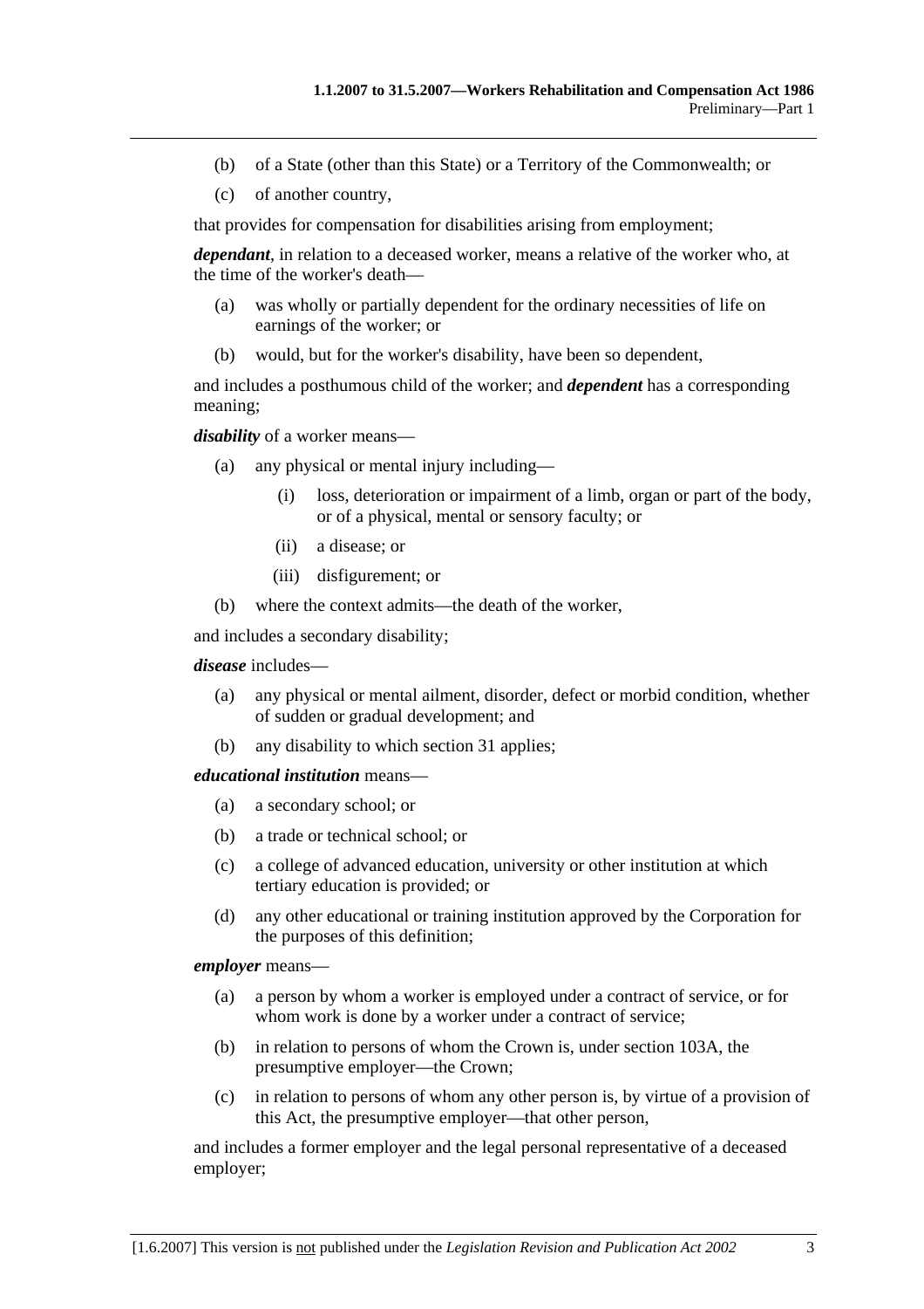(b) of a State (other than this State) or a Territory of the Commonwealth; or

(c) of another country,

that provides for compensation for disabilities arising from employment;

***dependant***, in relation to a deceased worker, means a relative of the worker who, at the time of the worker's death—

(a) was wholly or partially dependent for the ordinary necessities of life on earnings of the worker; or

(b) would, but for the worker's disability, have been so dependent,

and includes a posthumous child of the worker; and ***dependent*** has a corresponding meaning;

***disability*** of a worker means—

(a) any physical or mental injury including—

(i) loss, deterioration or impairment of a limb, organ or part of the body, or of a physical, mental or sensory faculty; or

(ii) a disease; or

(iii) disfigurement; or

(b) where the context admits—the death of the worker,

and includes a secondary disability;

***disease*** includes—

(a) any physical or mental ailment, disorder, defect or morbid condition, whether of sudden or gradual development; and

(b) any disability to which section 31 applies;

***educational institution*** means—

(a) a secondary school; or

(b) a trade or technical school; or

(c) a college of advanced education, university or other institution at which tertiary education is provided; or

(d) any other educational or training institution approved by the Corporation for the purposes of this definition;

***employer*** means—

(a) a person by whom a worker is employed under a contract of service, or for whom work is done by a worker under a contract of service;

(b) in relation to persons of whom the Crown is, under section 103A, the presumptive employer—the Crown;

(c) in relation to persons of whom any other person is, by virtue of a provision of this Act, the presumptive employer—that other person,

and includes a former employer and the legal personal representative of a deceased employer;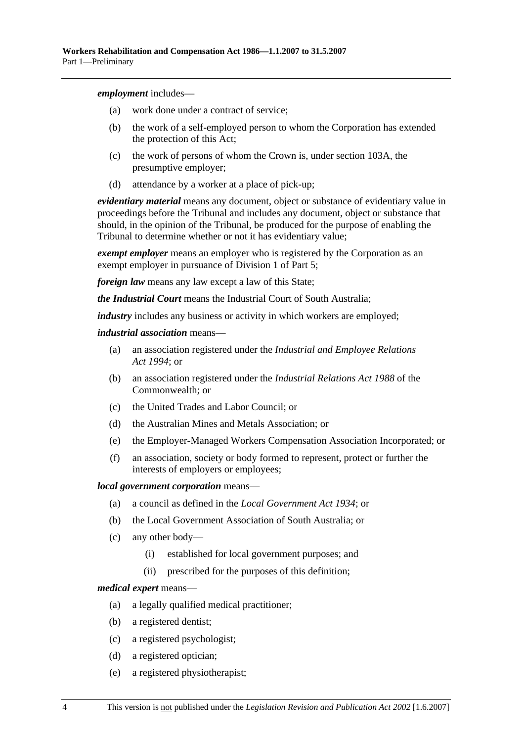***employment*** includes—

- (a) work done under a contract of service;
- (b) the work of a self-employed person to whom the Corporation has extended the protection of this Act;
- (c) the work of persons of whom the Crown is, under section 103A, the presumptive employer;
- (d) attendance by a worker at a place of pick-up;

***evidentiary material*** means any document, object or substance of evidentiary value in proceedings before the Tribunal and includes any document, object or substance that should, in the opinion of the Tribunal, be produced for the purpose of enabling the Tribunal to determine whether or not it has evidentiary value;

***exempt employer*** means an employer who is registered by the Corporation as an exempt employer in pursuance of Division 1 of Part 5;

***foreign law*** means any law except a law of this State;

***the Industrial Court*** means the Industrial Court of South Australia;

***industry*** includes any business or activity in which workers are employed;

***industrial association*** means—

- (a) an association registered under the *Industrial and Employee Relations Act 1994*; or
- (b) an association registered under the *Industrial Relations Act 1988* of the Commonwealth; or
- (c) the United Trades and Labor Council; or
- (d) the Australian Mines and Metals Association; or
- (e) the Employer-Managed Workers Compensation Association Incorporated; or
- (f) an association, society or body formed to represent, protect or further the interests of employers or employees;

***local government corporation*** means—

- (a) a council as defined in the *Local Government Act 1934*; or
- (b) the Local Government Association of South Australia; or
- (c) any other body—
  - (i) established for local government purposes; and
  - (ii) prescribed for the purposes of this definition;

***medical expert*** means—

- (a) a legally qualified medical practitioner;
- (b) a registered dentist;
- (c) a registered psychologist;
- (d) a registered optician;
- (e) a registered physiotherapist;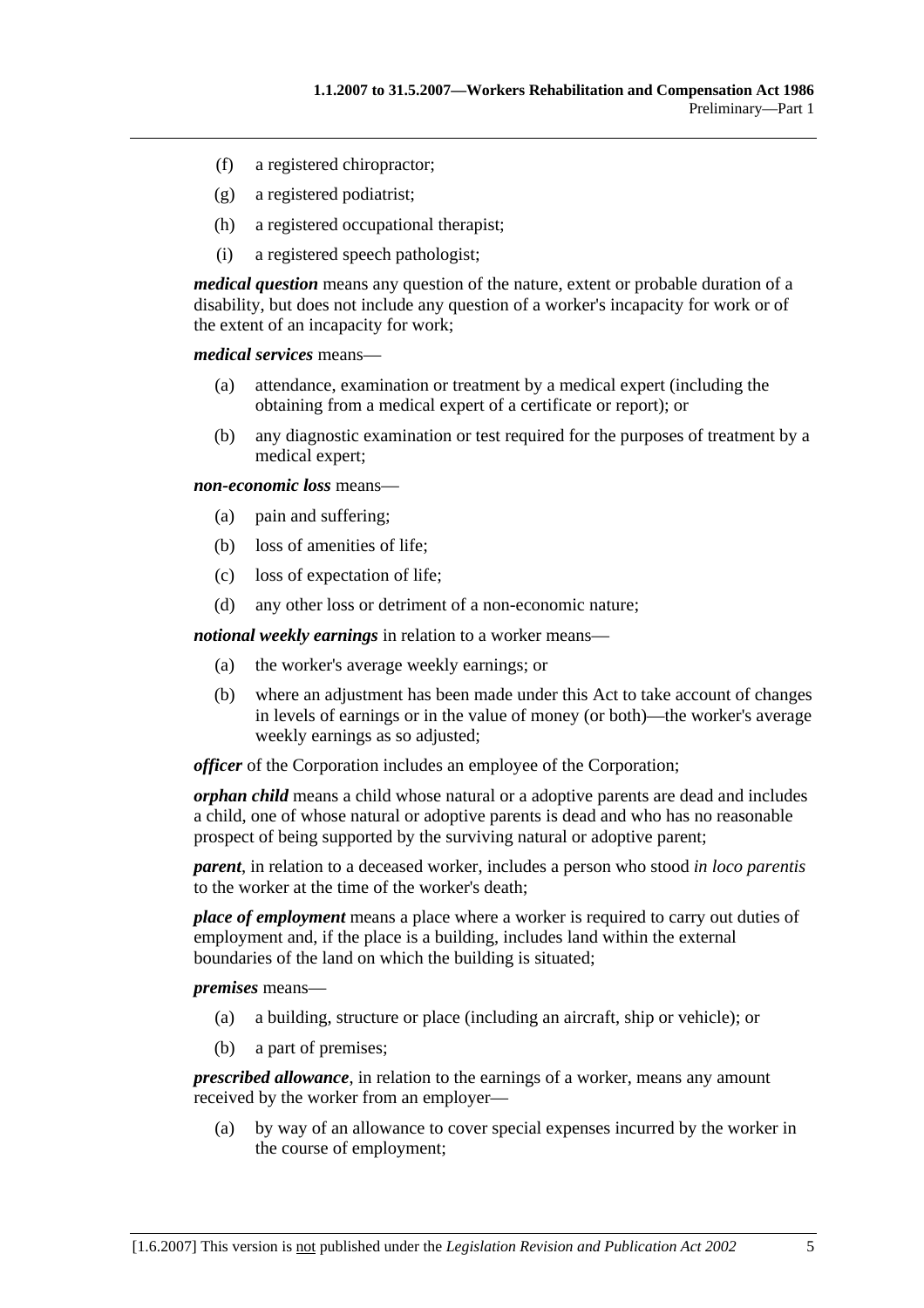(f) a registered chiropractor;

(g) a registered podiatrist;

(h) a registered occupational therapist;

(i) a registered speech pathologist;

***medical question*** means any question of the nature, extent or probable duration of a disability, but does not include any question of a worker's incapacity for work or of the extent of an incapacity for work;

***medical services*** means—

(a) attendance, examination or treatment by a medical expert (including the obtaining from a medical expert of a certificate or report); or

(b) any diagnostic examination or test required for the purposes of treatment by a medical expert;

***non-economic loss*** means—

(a) pain and suffering;

(b) loss of amenities of life;

(c) loss of expectation of life;

(d) any other loss or detriment of a non-economic nature;

***notional weekly earnings*** in relation to a worker means—

(a) the worker's average weekly earnings; or

(b) where an adjustment has been made under this Act to take account of changes in levels of earnings or in the value of money (or both)—the worker's average weekly earnings as so adjusted;

***officer*** of the Corporation includes an employee of the Corporation;

***orphan child*** means a child whose natural or a adoptive parents are dead and includes a child, one of whose natural or adoptive parents is dead and who has no reasonable prospect of being supported by the surviving natural or adoptive parent;

***parent***, in relation to a deceased worker, includes a person who stood *in loco parentis* to the worker at the time of the worker's death;

***place of employment*** means a place where a worker is required to carry out duties of employment and, if the place is a building, includes land within the external boundaries of the land on which the building is situated;

***premises*** means—

(a) a building, structure or place (including an aircraft, ship or vehicle); or

(b) a part of premises;

***prescribed allowance***, in relation to the earnings of a worker, means any amount received by the worker from an employer—

(a) by way of an allowance to cover special expenses incurred by the worker in the course of employment;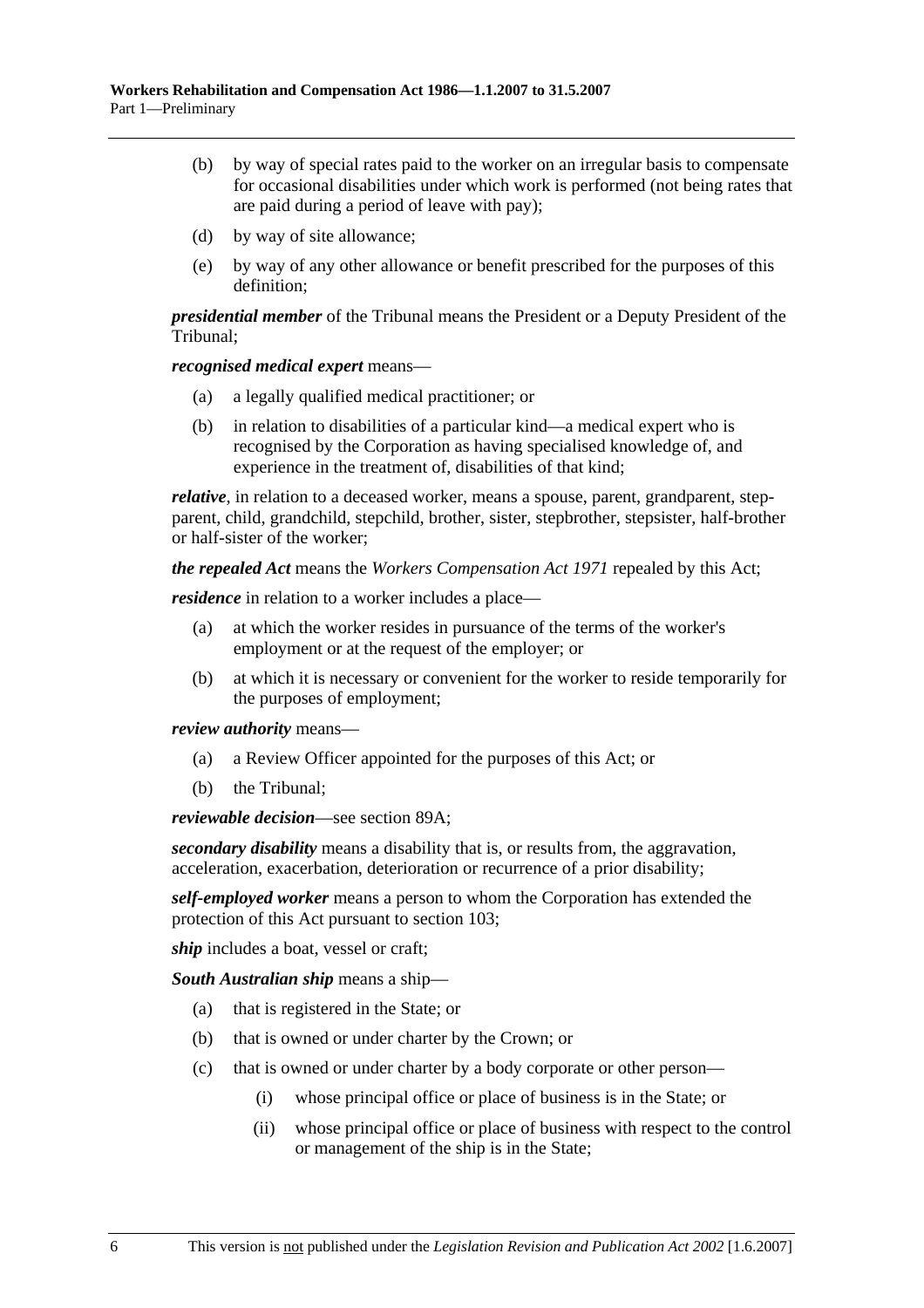(b) by way of special rates paid to the worker on an irregular basis to compensate for occasional disabilities under which work is performed (not being rates that are paid during a period of leave with pay);

(d) by way of site allowance;

(e) by way of any other allowance or benefit prescribed for the purposes of this definition;

***presidential member*** of the Tribunal means the President or a Deputy President of the Tribunal;

***recognised medical expert*** means—

(a) a legally qualified medical practitioner; or

(b) in relation to disabilities of a particular kind—a medical expert who is recognised by the Corporation as having specialised knowledge of, and experience in the treatment of, disabilities of that kind;

***relative***, in relation to a deceased worker, means a spouse, parent, grandparent, step-parent, child, grandchild, stepchild, brother, sister, stepbrother, stepsister, half-brother or half-sister of the worker;

***the repealed Act*** means the *Workers Compensation Act 1971* repealed by this Act;

***residence*** in relation to a worker includes a place—

(a) at which the worker resides in pursuance of the terms of the worker's employment or at the request of the employer; or

(b) at which it is necessary or convenient for the worker to reside temporarily for the purposes of employment;

***review authority*** means—

(a) a Review Officer appointed for the purposes of this Act; or

(b) the Tribunal;

***reviewable decision***—see section 89A;

***secondary disability*** means a disability that is, or results from, the aggravation, acceleration, exacerbation, deterioration or recurrence of a prior disability;

***self-employed worker*** means a person to whom the Corporation has extended the protection of this Act pursuant to section 103;

***ship*** includes a boat, vessel or craft;

***South Australian ship*** means a ship—

(a) that is registered in the State; or

(b) that is owned or under charter by the Crown; or

(c) that is owned or under charter by a body corporate or other person—

(i) whose principal office or place of business is in the State; or

(ii) whose principal office or place of business with respect to the control or management of the ship is in the State;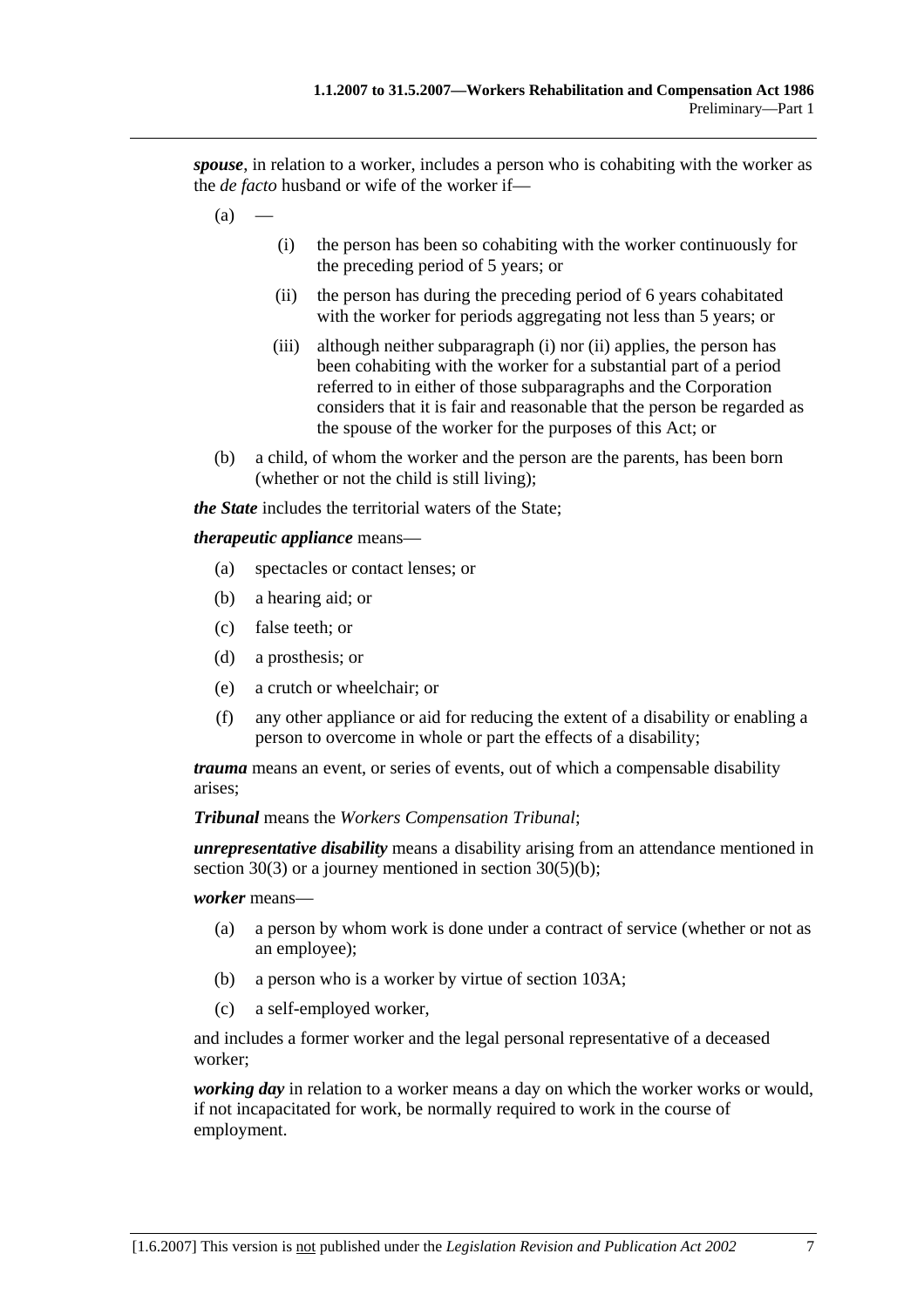***spouse***, in relation to a worker, includes a person who is cohabiting with the worker as the *de facto* husband or wife of the worker if—

(a) —

  (i) the person has been so cohabiting with the worker continuously for the preceding period of 5 years; or

  (ii) the person has during the preceding period of 6 years cohabitated with the worker for periods aggregating not less than 5 years; or

  (iii) although neither subparagraph (i) nor (ii) applies, the person has been cohabiting with the worker for a substantial part of a period referred to in either of those subparagraphs and the Corporation considers that it is fair and reasonable that the person be regarded as the spouse of the worker for the purposes of this Act; or

(b) a child, of whom the worker and the person are the parents, has been born (whether or not the child is still living);

***the State*** includes the territorial waters of the State;

***therapeutic appliance*** means—

(a) spectacles or contact lenses; or

(b) a hearing aid; or

(c) false teeth; or

(d) a prosthesis; or

(e) a crutch or wheelchair; or

(f) any other appliance or aid for reducing the extent of a disability or enabling a person to overcome in whole or part the effects of a disability;

***trauma*** means an event, or series of events, out of which a compensable disability arises;

***Tribunal*** means the *Workers Compensation Tribunal*;

***unrepresentative disability*** means a disability arising from an attendance mentioned in section 30(3) or a journey mentioned in section 30(5)(b);

***worker*** means—

(a) a person by whom work is done under a contract of service (whether or not as an employee);

(b) a person who is a worker by virtue of section 103A;

(c) a self-employed worker,

and includes a former worker and the legal personal representative of a deceased worker;

***working day*** in relation to a worker means a day on which the worker works or would, if not incapacitated for work, be normally required to work in the course of employment.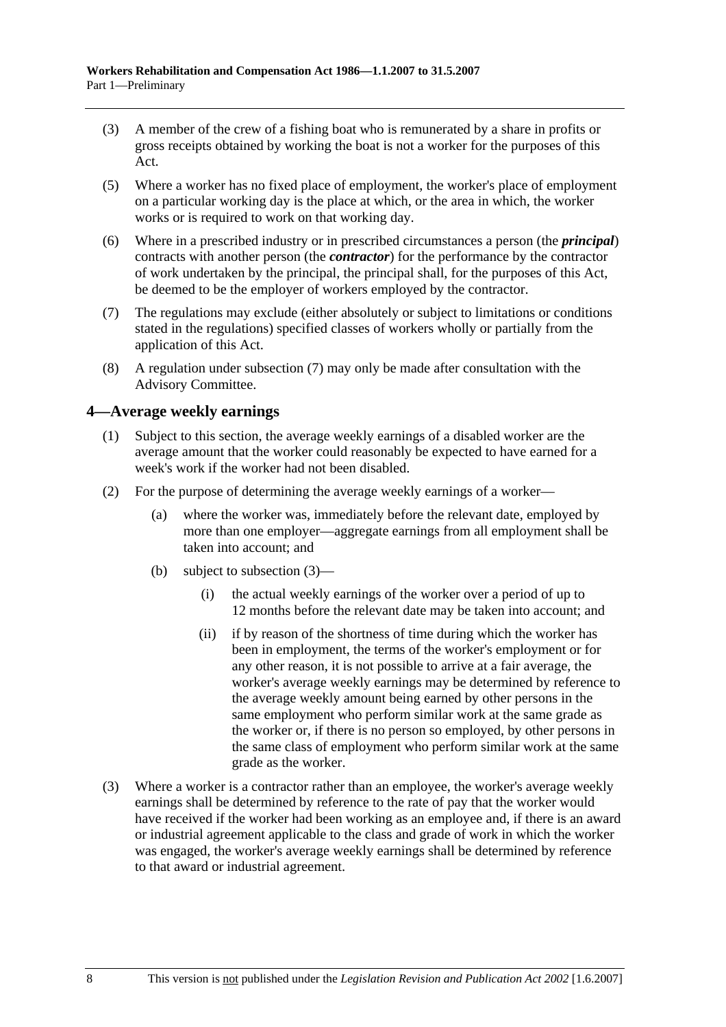(3) A member of the crew of a fishing boat who is remunerated by a share in profits or gross receipts obtained by working the boat is not a worker for the purposes of this Act.

(5) Where a worker has no fixed place of employment, the worker's place of employment on a particular working day is the place at which, or the area in which, the worker works or is required to work on that working day.

(6) Where in a prescribed industry or in prescribed circumstances a person (the ***principal***) contracts with another person (the ***contractor***) for the performance by the contractor of work undertaken by the principal, the principal shall, for the purposes of this Act, be deemed to be the employer of workers employed by the contractor.

(7) The regulations may exclude (either absolutely or subject to limitations or conditions stated in the regulations) specified classes of workers wholly or partially from the application of this Act.

(8) A regulation under subsection (7) may only be made after consultation with the Advisory Committee.

## 4—Average weekly earnings

(1) Subject to this section, the average weekly earnings of a disabled worker are the average amount that the worker could reasonably be expected to have earned for a week's work if the worker had not been disabled.

(2) For the purpose of determining the average weekly earnings of a worker—

(a) where the worker was, immediately before the relevant date, employed by more than one employer—aggregate earnings from all employment shall be taken into account; and

(b) subject to subsection (3)—

(i) the actual weekly earnings of the worker over a period of up to 12 months before the relevant date may be taken into account; and

(ii) if by reason of the shortness of time during which the worker has been in employment, the terms of the worker's employment or for any other reason, it is not possible to arrive at a fair average, the worker's average weekly earnings may be determined by reference to the average weekly amount being earned by other persons in the same employment who perform similar work at the same grade as the worker or, if there is no person so employed, by other persons in the same class of employment who perform similar work at the same grade as the worker.

(3) Where a worker is a contractor rather than an employee, the worker's average weekly earnings shall be determined by reference to the rate of pay that the worker would have received if the worker had been working as an employee and, if there is an award or industrial agreement applicable to the class and grade of work in which the worker was engaged, the worker's average weekly earnings shall be determined by reference to that award or industrial agreement.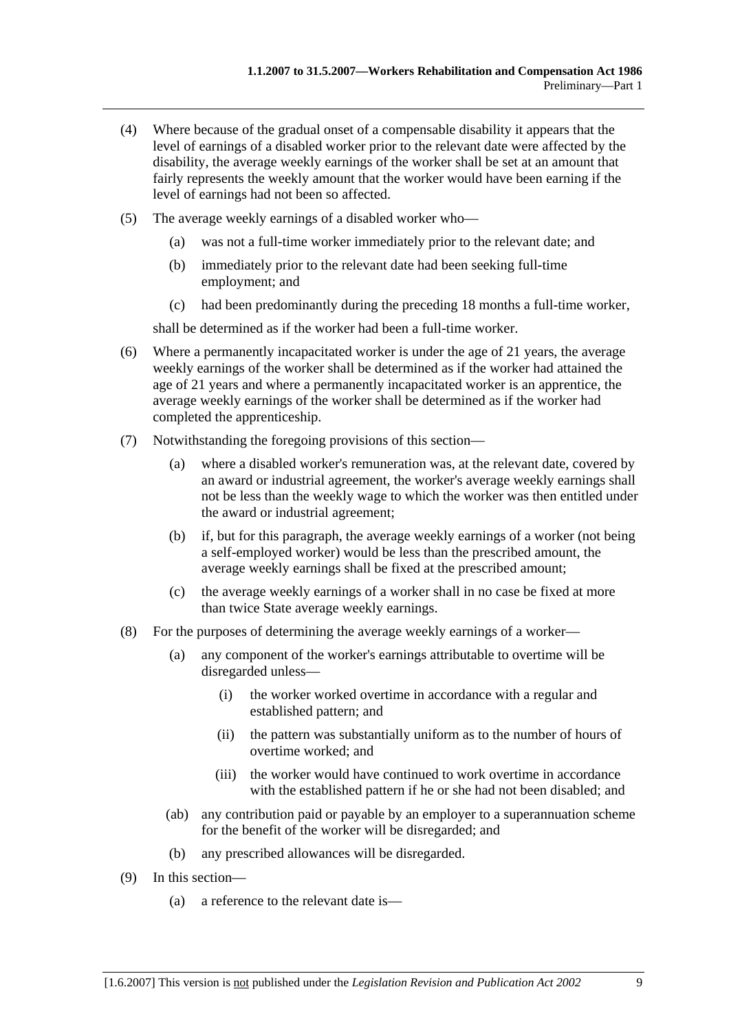(4) Where because of the gradual onset of a compensable disability it appears that the level of earnings of a disabled worker prior to the relevant date were affected by the disability, the average weekly earnings of the worker shall be set at an amount that fairly represents the weekly amount that the worker would have been earning if the level of earnings had not been so affected.

(5) The average weekly earnings of a disabled worker who—

- (a) was not a full-time worker immediately prior to the relevant date; and
- (b) immediately prior to the relevant date had been seeking full-time employment; and
- (c) had been predominantly during the preceding 18 months a full-time worker,

shall be determined as if the worker had been a full-time worker.

(6) Where a permanently incapacitated worker is under the age of 21 years, the average weekly earnings of the worker shall be determined as if the worker had attained the age of 21 years and where a permanently incapacitated worker is an apprentice, the average weekly earnings of the worker shall be determined as if the worker had completed the apprenticeship.

(7) Notwithstanding the foregoing provisions of this section—

- (a) where a disabled worker's remuneration was, at the relevant date, covered by an award or industrial agreement, the worker's average weekly earnings shall not be less than the weekly wage to which the worker was then entitled under the award or industrial agreement;
- (b) if, but for this paragraph, the average weekly earnings of a worker (not being a self-employed worker) would be less than the prescribed amount, the average weekly earnings shall be fixed at the prescribed amount;
- (c) the average weekly earnings of a worker shall in no case be fixed at more than twice State average weekly earnings.

(8) For the purposes of determining the average weekly earnings of a worker—

- (a) any component of the worker's earnings attributable to overtime will be disregarded unless—
  - (i) the worker worked overtime in accordance with a regular and established pattern; and
  - (ii) the pattern was substantially uniform as to the number of hours of overtime worked; and
  - (iii) the worker would have continued to work overtime in accordance with the established pattern if he or she had not been disabled; and
- (ab) any contribution paid or payable by an employer to a superannuation scheme for the benefit of the worker will be disregarded; and
- (b) any prescribed allowances will be disregarded.

(9) In this section—

- (a) a reference to the relevant date is—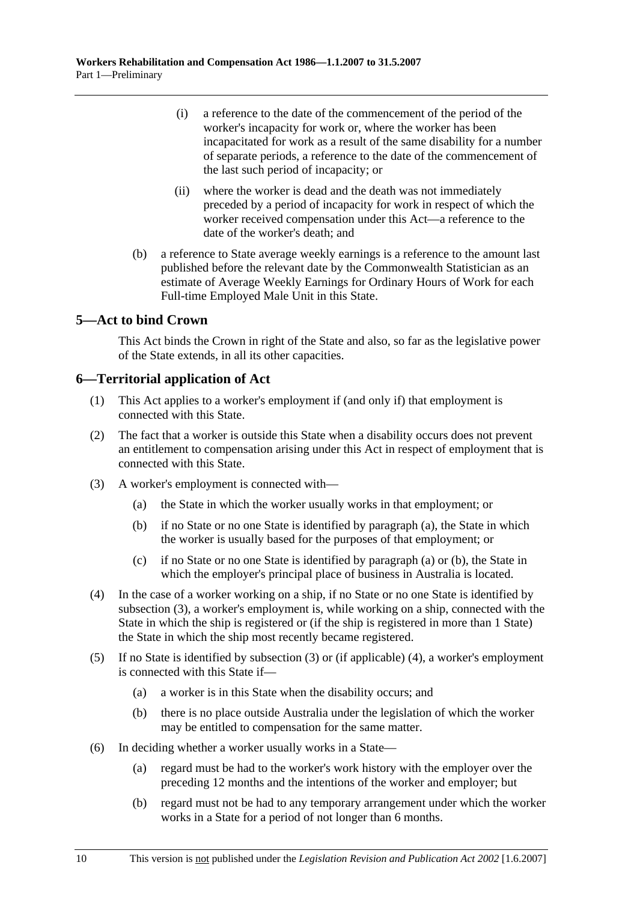(i) a reference to the date of the commencement of the period of the worker's incapacity for work or, where the worker has been incapacitated for work as a result of the same disability for a number of separate periods, a reference to the date of the commencement of the last such period of incapacity; or

(ii) where the worker is dead and the death was not immediately preceded by a period of incapacity for work in respect of which the worker received compensation under this Act—a reference to the date of the worker's death; and

(b) a reference to State average weekly earnings is a reference to the amount last published before the relevant date by the Commonwealth Statistician as an estimate of Average Weekly Earnings for Ordinary Hours of Work for each Full-time Employed Male Unit in this State.

## 5—Act to bind Crown

This Act binds the Crown in right of the State and also, so far as the legislative power of the State extends, in all its other capacities.

## 6—Territorial application of Act

(1) This Act applies to a worker's employment if (and only if) that employment is connected with this State.

(2) The fact that a worker is outside this State when a disability occurs does not prevent an entitlement to compensation arising under this Act in respect of employment that is connected with this State.

(3) A worker's employment is connected with—

(a) the State in which the worker usually works in that employment; or

(b) if no State or no one State is identified by paragraph (a), the State in which the worker is usually based for the purposes of that employment; or

(c) if no State or no one State is identified by paragraph (a) or (b), the State in which the employer's principal place of business in Australia is located.

(4) In the case of a worker working on a ship, if no State or no one State is identified by subsection (3), a worker's employment is, while working on a ship, connected with the State in which the ship is registered or (if the ship is registered in more than 1 State) the State in which the ship most recently became registered.

(5) If no State is identified by subsection (3) or (if applicable) (4), a worker's employment is connected with this State if—

(a) a worker is in this State when the disability occurs; and

(b) there is no place outside Australia under the legislation of which the worker may be entitled to compensation for the same matter.

(6) In deciding whether a worker usually works in a State—

(a) regard must be had to the worker's work history with the employer over the preceding 12 months and the intentions of the worker and employer; but

(b) regard must not be had to any temporary arrangement under which the worker works in a State for a period of not longer than 6 months.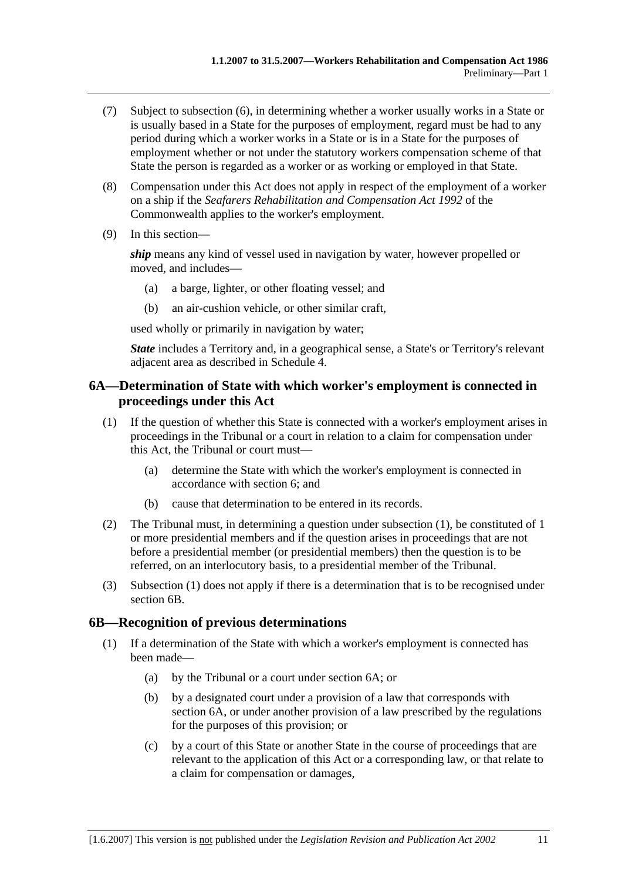(7) Subject to subsection (6), in determining whether a worker usually works in a State or is usually based in a State for the purposes of employment, regard must be had to any period during which a worker works in a State or is in a State for the purposes of employment whether or not under the statutory workers compensation scheme of that State the person is regarded as a worker or as working or employed in that State.

(8) Compensation under this Act does not apply in respect of the employment of a worker on a ship if the *Seafarers Rehabilitation and Compensation Act 1992* of the Commonwealth applies to the worker's employment.

(9) In this section—

***ship*** means any kind of vessel used in navigation by water, however propelled or moved, and includes—

- (a) a barge, lighter, or other floating vessel; and
- (b) an air-cushion vehicle, or other similar craft,

used wholly or primarily in navigation by water;

***State*** includes a Territory and, in a geographical sense, a State's or Territory's relevant adjacent area as described in Schedule 4.

## 6A—Determination of State with which worker's employment is connected in proceedings under this Act

(1) If the question of whether this State is connected with a worker's employment arises in proceedings in the Tribunal or a court in relation to a claim for compensation under this Act, the Tribunal or court must—

- (a) determine the State with which the worker's employment is connected in accordance with section 6; and
- (b) cause that determination to be entered in its records.

(2) The Tribunal must, in determining a question under subsection (1), be constituted of 1 or more presidential members and if the question arises in proceedings that are not before a presidential member (or presidential members) then the question is to be referred, on an interlocutory basis, to a presidential member of the Tribunal.

(3) Subsection (1) does not apply if there is a determination that is to be recognised under section 6B.

## 6B—Recognition of previous determinations

(1) If a determination of the State with which a worker's employment is connected has been made—

- (a) by the Tribunal or a court under section 6A; or
- (b) by a designated court under a provision of a law that corresponds with section 6A, or under another provision of a law prescribed by the regulations for the purposes of this provision; or
- (c) by a court of this State or another State in the course of proceedings that are relevant to the application of this Act or a corresponding law, or that relate to a claim for compensation or damages,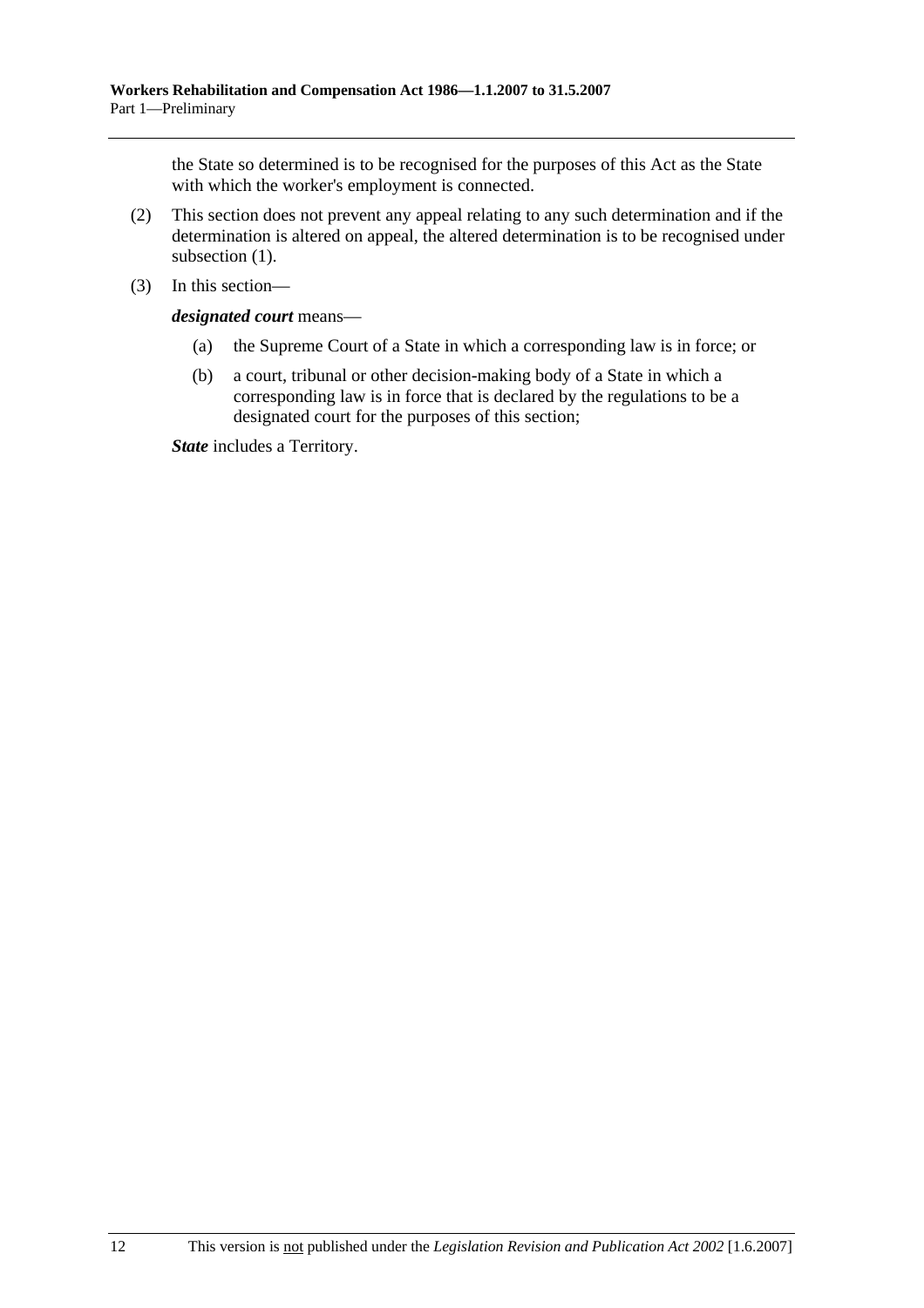the State so determined is to be recognised for the purposes of this Act as the State with which the worker's employment is connected.

(2) This section does not prevent any appeal relating to any such determination and if the determination is altered on appeal, the altered determination is to be recognised under subsection (1).

(3) In this section—

***designated court*** means—

(a) the Supreme Court of a State in which a corresponding law is in force; or

(b) a court, tribunal or other decision-making body of a State in which a corresponding law is in force that is declared by the regulations to be a designated court for the purposes of this section;

***State*** includes a Territory.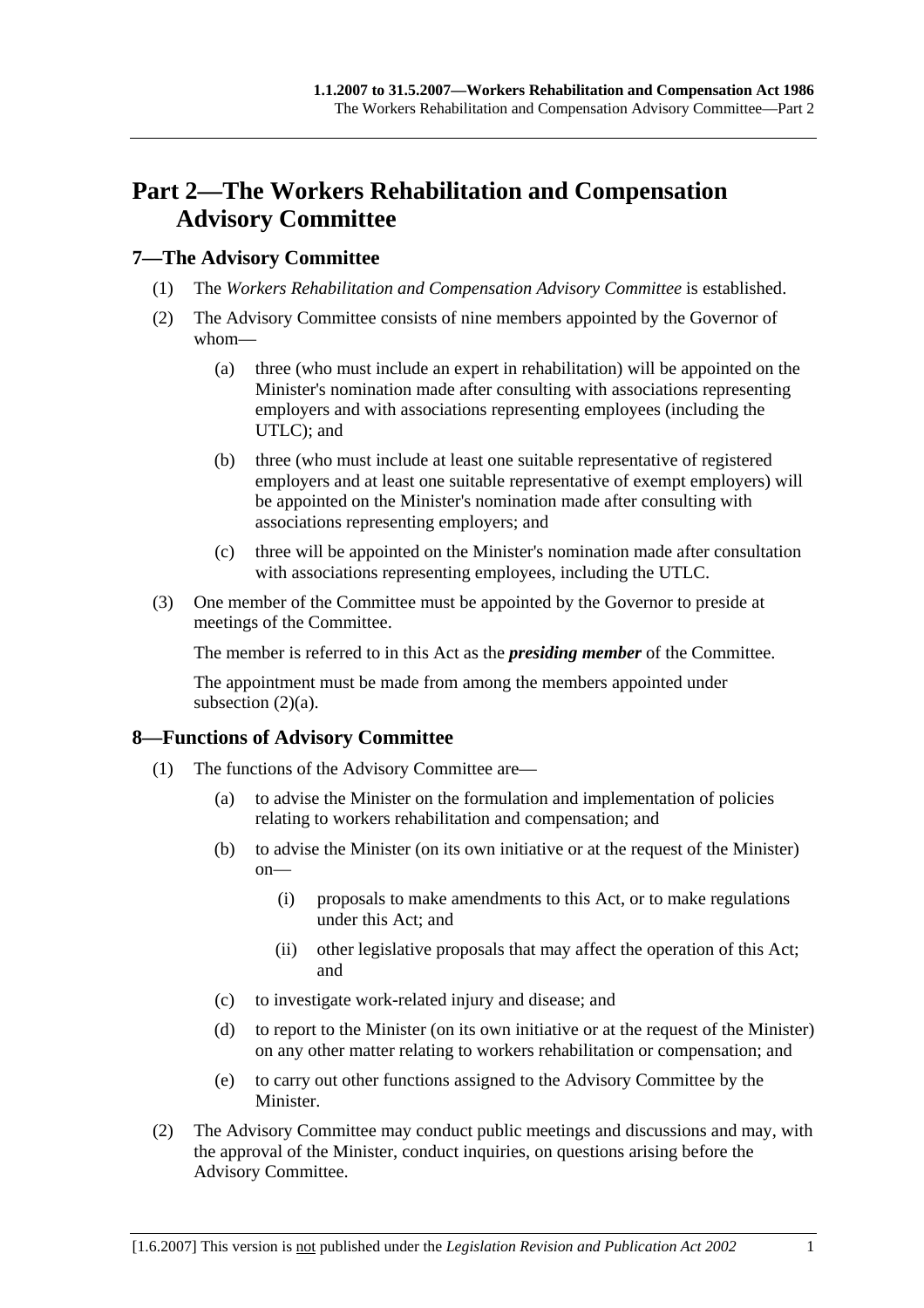# Part 2—The Workers Rehabilitation and Compensation Advisory Committee

## 7—The Advisory Committee

(1) The *Workers Rehabilitation and Compensation Advisory Committee* is established.

(2) The Advisory Committee consists of nine members appointed by the Governor of whom—

(a) three (who must include an expert in rehabilitation) will be appointed on the Minister's nomination made after consulting with associations representing employers and with associations representing employees (including the UTLC); and

(b) three (who must include at least one suitable representative of registered employers and at least one suitable representative of exempt employers) will be appointed on the Minister's nomination made after consulting with associations representing employers; and

(c) three will be appointed on the Minister's nomination made after consultation with associations representing employees, including the UTLC.

(3) One member of the Committee must be appointed by the Governor to preside at meetings of the Committee.

The member is referred to in this Act as the ***presiding member*** of the Committee.

The appointment must be made from among the members appointed under subsection (2)(a).

## 8—Functions of Advisory Committee

(1) The functions of the Advisory Committee are—

(a) to advise the Minister on the formulation and implementation of policies relating to workers rehabilitation and compensation; and

(b) to advise the Minister (on its own initiative or at the request of the Minister) on—

(i) proposals to make amendments to this Act, or to make regulations under this Act; and

(ii) other legislative proposals that may affect the operation of this Act; and

(c) to investigate work-related injury and disease; and

(d) to report to the Minister (on its own initiative or at the request of the Minister) on any other matter relating to workers rehabilitation or compensation; and

(e) to carry out other functions assigned to the Advisory Committee by the Minister.

(2) The Advisory Committee may conduct public meetings and discussions and may, with the approval of the Minister, conduct inquiries, on questions arising before the Advisory Committee.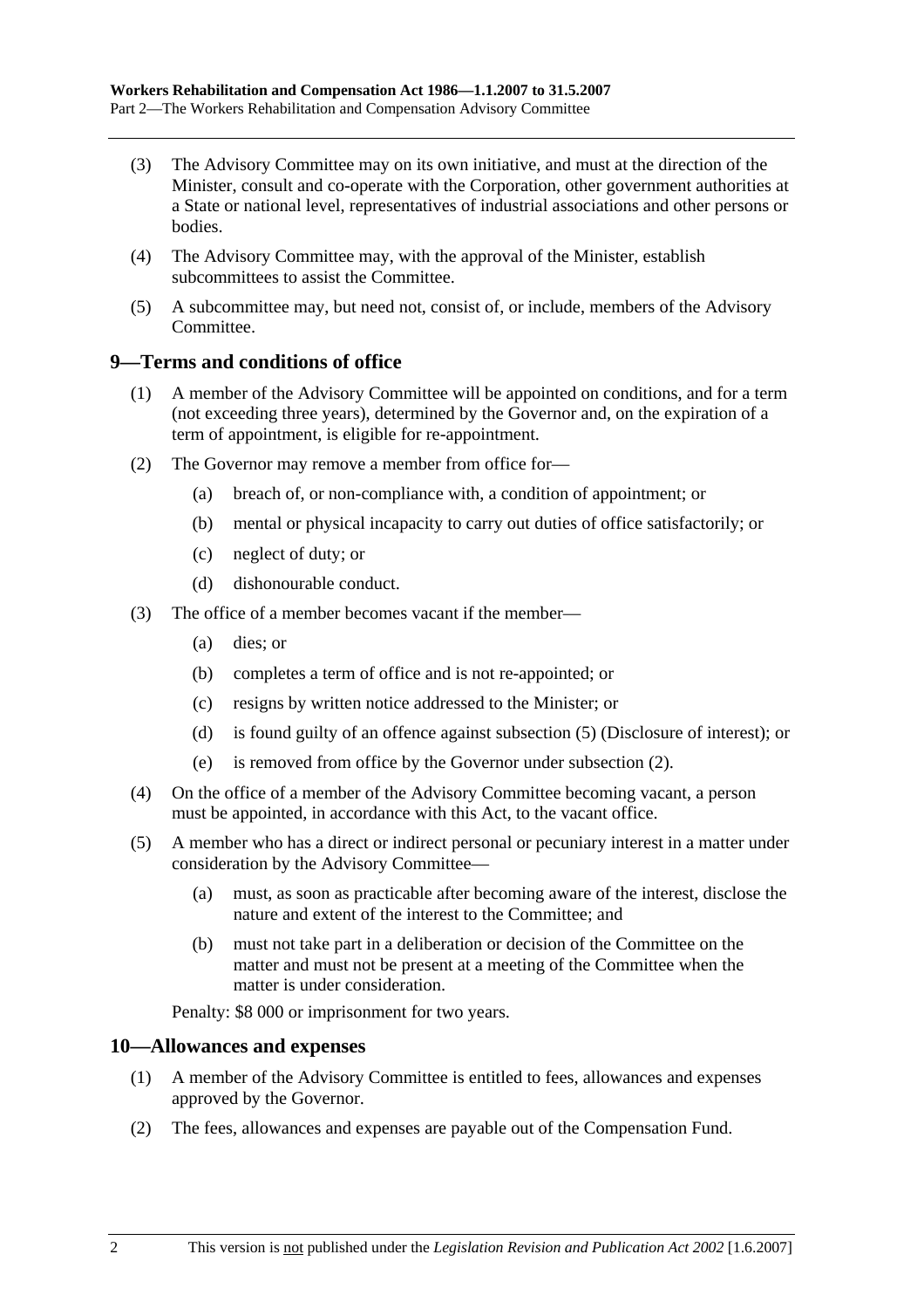(3) The Advisory Committee may on its own initiative, and must at the direction of the Minister, consult and co-operate with the Corporation, other government authorities at a State or national level, representatives of industrial associations and other persons or bodies.

(4) The Advisory Committee may, with the approval of the Minister, establish subcommittees to assist the Committee.

(5) A subcommittee may, but need not, consist of, or include, members of the Advisory Committee.

## 9—Terms and conditions of office

(1) A member of the Advisory Committee will be appointed on conditions, and for a term (not exceeding three years), determined by the Governor and, on the expiration of a term of appointment, is eligible for re-appointment.

(2) The Governor may remove a member from office for—

- (a) breach of, or non-compliance with, a condition of appointment; or
- (b) mental or physical incapacity to carry out duties of office satisfactorily; or
- (c) neglect of duty; or
- (d) dishonourable conduct.

(3) The office of a member becomes vacant if the member—

- (a) dies; or
- (b) completes a term of office and is not re-appointed; or
- (c) resigns by written notice addressed to the Minister; or
- (d) is found guilty of an offence against subsection (5) (Disclosure of interest); or
- (e) is removed from office by the Governor under subsection (2).

(4) On the office of a member of the Advisory Committee becoming vacant, a person must be appointed, in accordance with this Act, to the vacant office.

(5) A member who has a direct or indirect personal or pecuniary interest in a matter under consideration by the Advisory Committee—

- (a) must, as soon as practicable after becoming aware of the interest, disclose the nature and extent of the interest to the Committee; and
- (b) must not take part in a deliberation or decision of the Committee on the matter and must not be present at a meeting of the Committee when the matter is under consideration.

Penalty: $8 000 or imprisonment for two years.

## 10—Allowances and expenses

(1) A member of the Advisory Committee is entitled to fees, allowances and expenses approved by the Governor.

(2) The fees, allowances and expenses are payable out of the Compensation Fund.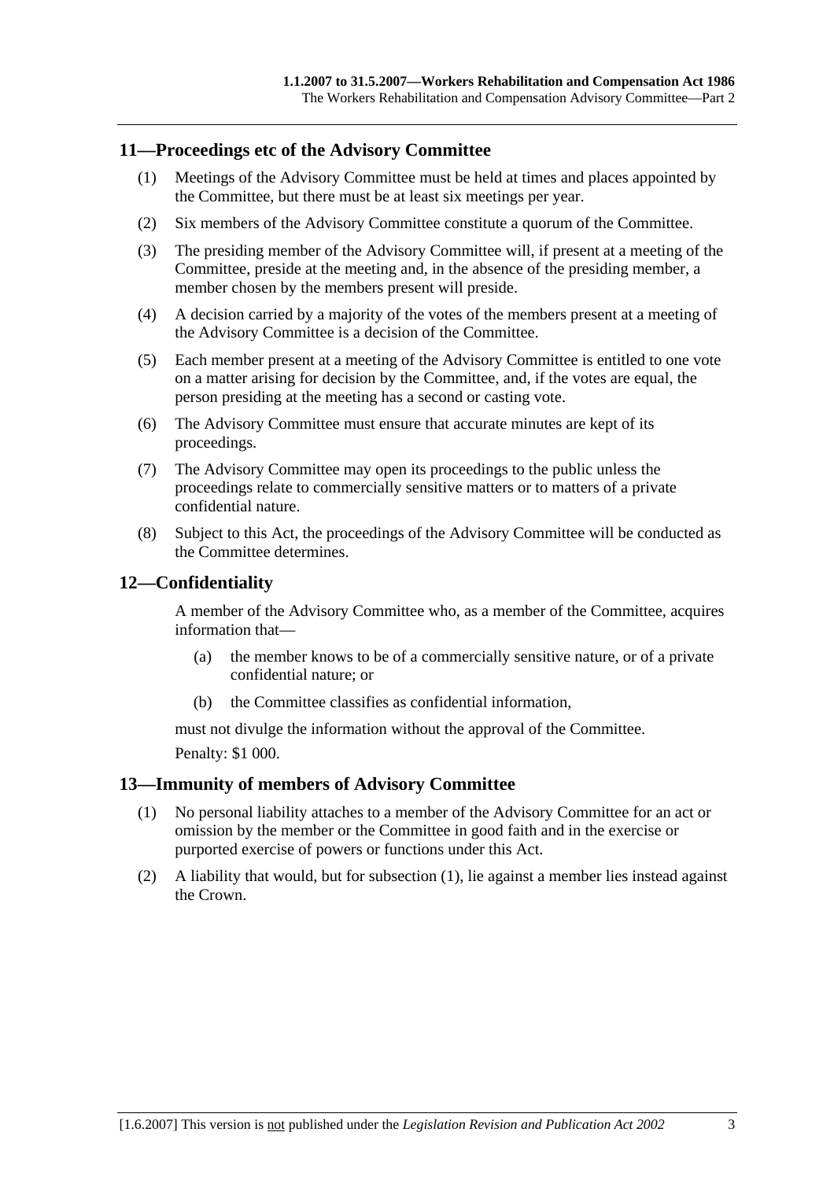## 11—Proceedings etc of the Advisory Committee

(1) Meetings of the Advisory Committee must be held at times and places appointed by the Committee, but there must be at least six meetings per year.

(2) Six members of the Advisory Committee constitute a quorum of the Committee.

(3) The presiding member of the Advisory Committee will, if present at a meeting of the Committee, preside at the meeting and, in the absence of the presiding member, a member chosen by the members present will preside.

(4) A decision carried by a majority of the votes of the members present at a meeting of the Advisory Committee is a decision of the Committee.

(5) Each member present at a meeting of the Advisory Committee is entitled to one vote on a matter arising for decision by the Committee, and, if the votes are equal, the person presiding at the meeting has a second or casting vote.

(6) The Advisory Committee must ensure that accurate minutes are kept of its proceedings.

(7) The Advisory Committee may open its proceedings to the public unless the proceedings relate to commercially sensitive matters or to matters of a private confidential nature.

(8) Subject to this Act, the proceedings of the Advisory Committee will be conducted as the Committee determines.

## 12—Confidentiality

A member of the Advisory Committee who, as a member of the Committee, acquires information that—

(a) the member knows to be of a commercially sensitive nature, or of a private confidential nature; or

(b) the Committee classifies as confidential information,

must not divulge the information without the approval of the Committee.

Penalty: $1 000.

## 13—Immunity of members of Advisory Committee

(1) No personal liability attaches to a member of the Advisory Committee for an act or omission by the member or the Committee in good faith and in the exercise or purported exercise of powers or functions under this Act.

(2) A liability that would, but for subsection (1), lie against a member lies instead against the Crown.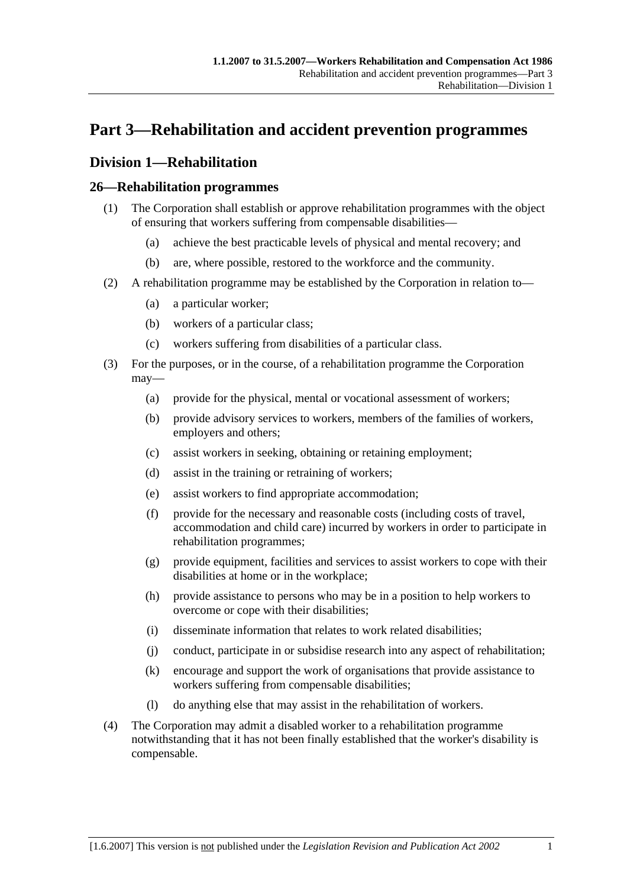# Part 3—Rehabilitation and accident prevention programmes

## Division 1—Rehabilitation

### 26—Rehabilitation programmes

(1) The Corporation shall establish or approve rehabilitation programmes with the object of ensuring that workers suffering from compensable disabilities—

- (a) achieve the best practicable levels of physical and mental recovery; and
- (b) are, where possible, restored to the workforce and the community.

(2) A rehabilitation programme may be established by the Corporation in relation to—

- (a) a particular worker;
- (b) workers of a particular class;
- (c) workers suffering from disabilities of a particular class.

(3) For the purposes, or in the course, of a rehabilitation programme the Corporation may—

- (a) provide for the physical, mental or vocational assessment of workers;
- (b) provide advisory services to workers, members of the families of workers, employers and others;
- (c) assist workers in seeking, obtaining or retaining employment;
- (d) assist in the training or retraining of workers;
- (e) assist workers to find appropriate accommodation;
- (f) provide for the necessary and reasonable costs (including costs of travel, accommodation and child care) incurred by workers in order to participate in rehabilitation programmes;
- (g) provide equipment, facilities and services to assist workers to cope with their disabilities at home or in the workplace;
- (h) provide assistance to persons who may be in a position to help workers to overcome or cope with their disabilities;
- (i) disseminate information that relates to work related disabilities;
- (j) conduct, participate in or subsidise research into any aspect of rehabilitation;
- (k) encourage and support the work of organisations that provide assistance to workers suffering from compensable disabilities;
- (l) do anything else that may assist in the rehabilitation of workers.

(4) The Corporation may admit a disabled worker to a rehabilitation programme notwithstanding that it has not been finally established that the worker's disability is compensable.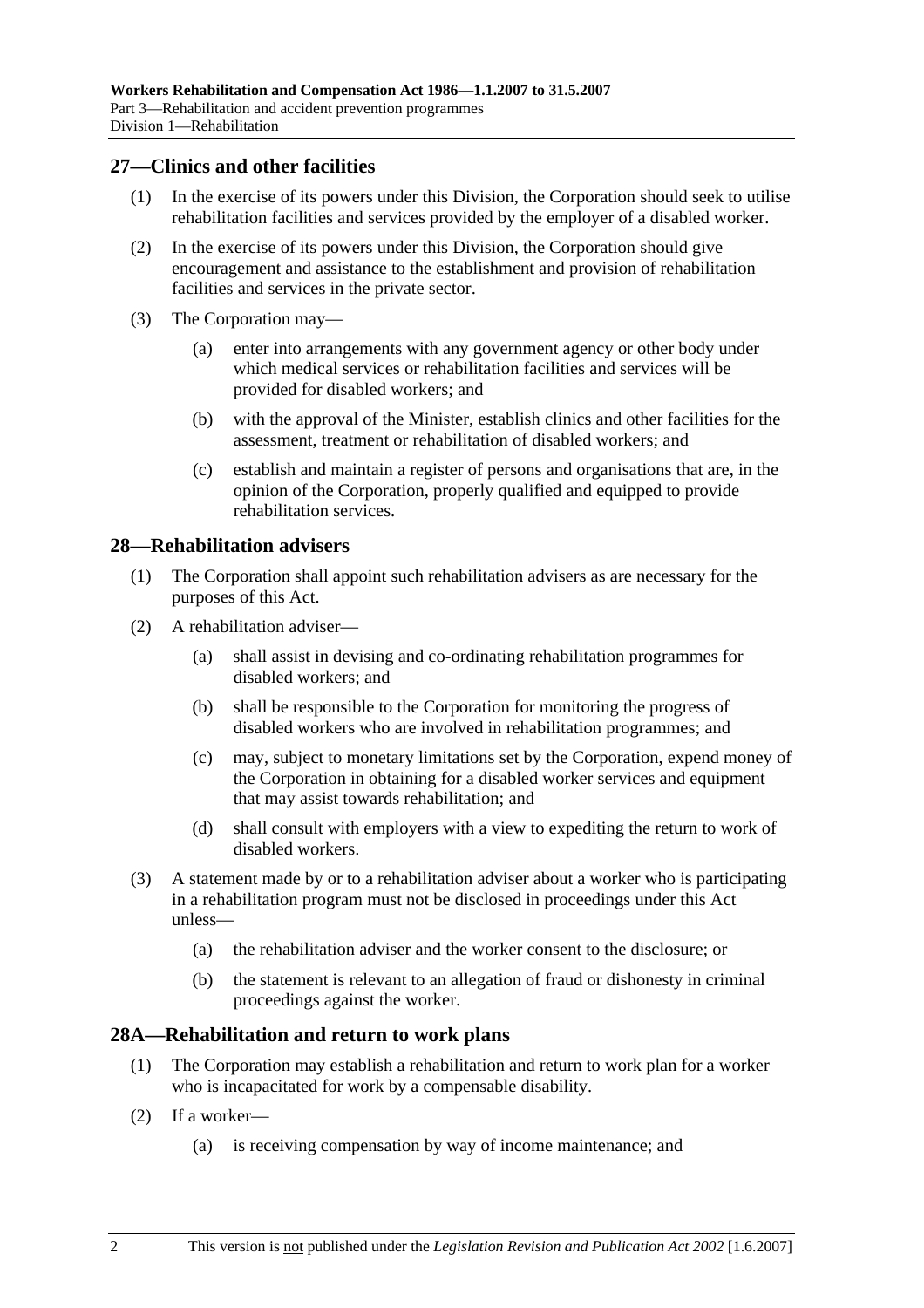## 27—Clinics and other facilities

(1) In the exercise of its powers under this Division, the Corporation should seek to utilise rehabilitation facilities and services provided by the employer of a disabled worker.

(2) In the exercise of its powers under this Division, the Corporation should give encouragement and assistance to the establishment and provision of rehabilitation facilities and services in the private sector.

(3) The Corporation may—

(a) enter into arrangements with any government agency or other body under which medical services or rehabilitation facilities and services will be provided for disabled workers; and

(b) with the approval of the Minister, establish clinics and other facilities for the assessment, treatment or rehabilitation of disabled workers; and

(c) establish and maintain a register of persons and organisations that are, in the opinion of the Corporation, properly qualified and equipped to provide rehabilitation services.

## 28—Rehabilitation advisers

(1) The Corporation shall appoint such rehabilitation advisers as are necessary for the purposes of this Act.

(2) A rehabilitation adviser—

(a) shall assist in devising and co-ordinating rehabilitation programmes for disabled workers; and

(b) shall be responsible to the Corporation for monitoring the progress of disabled workers who are involved in rehabilitation programmes; and

(c) may, subject to monetary limitations set by the Corporation, expend money of the Corporation in obtaining for a disabled worker services and equipment that may assist towards rehabilitation; and

(d) shall consult with employers with a view to expediting the return to work of disabled workers.

(3) A statement made by or to a rehabilitation adviser about a worker who is participating in a rehabilitation program must not be disclosed in proceedings under this Act unless—

(a) the rehabilitation adviser and the worker consent to the disclosure; or

(b) the statement is relevant to an allegation of fraud or dishonesty in criminal proceedings against the worker.

## 28A—Rehabilitation and return to work plans

(1) The Corporation may establish a rehabilitation and return to work plan for a worker who is incapacitated for work by a compensable disability.

(2) If a worker—

(a) is receiving compensation by way of income maintenance; and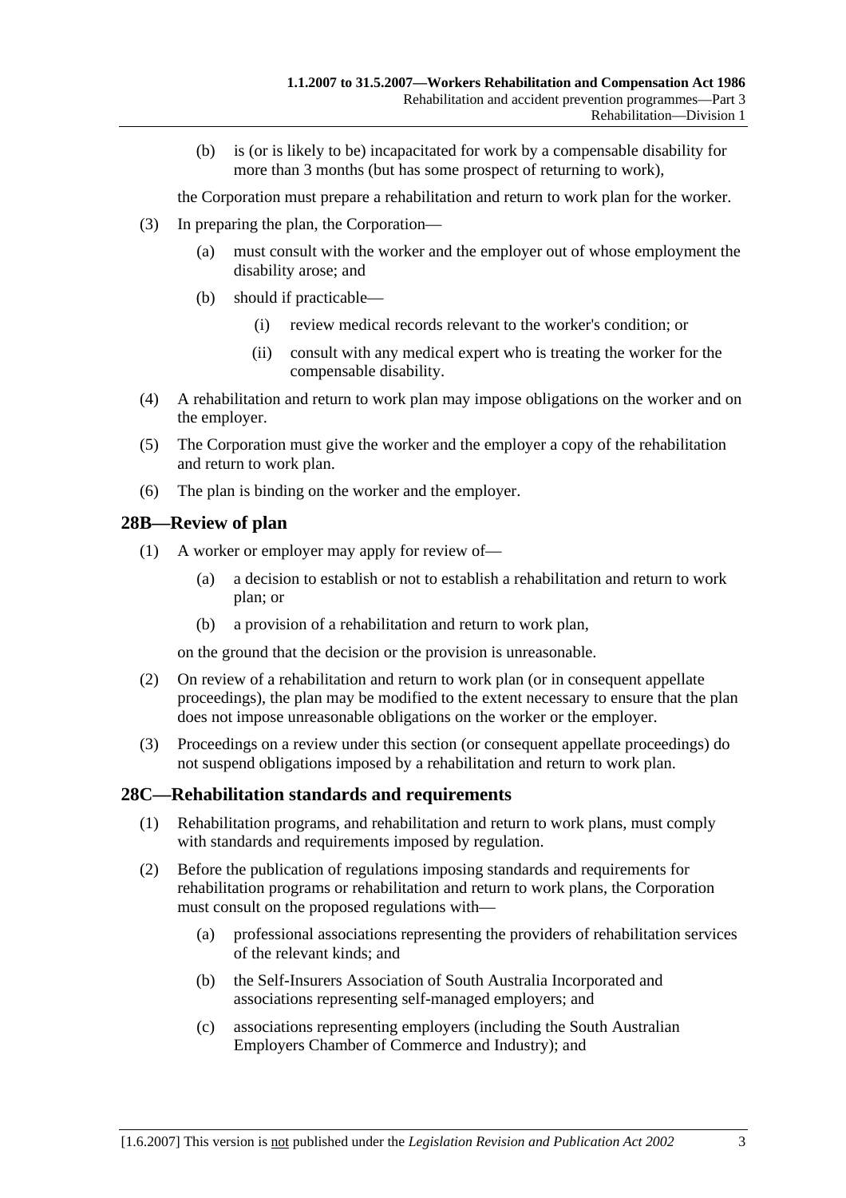(b) is (or is likely to be) incapacitated for work by a compensable disability for more than 3 months (but has some prospect of returning to work),

the Corporation must prepare a rehabilitation and return to work plan for the worker.

(3) In preparing the plan, the Corporation—

(a) must consult with the worker and the employer out of whose employment the disability arose; and

(b) should if practicable—

(i) review medical records relevant to the worker's condition; or

(ii) consult with any medical expert who is treating the worker for the compensable disability.

(4) A rehabilitation and return to work plan may impose obligations on the worker and on the employer.

(5) The Corporation must give the worker and the employer a copy of the rehabilitation and return to work plan.

(6) The plan is binding on the worker and the employer.

## 28B—Review of plan

(1) A worker or employer may apply for review of—

(a) a decision to establish or not to establish a rehabilitation and return to work plan; or

(b) a provision of a rehabilitation and return to work plan,

on the ground that the decision or the provision is unreasonable.

(2) On review of a rehabilitation and return to work plan (or in consequent appellate proceedings), the plan may be modified to the extent necessary to ensure that the plan does not impose unreasonable obligations on the worker or the employer.

(3) Proceedings on a review under this section (or consequent appellate proceedings) do not suspend obligations imposed by a rehabilitation and return to work plan.

## 28C—Rehabilitation standards and requirements

(1) Rehabilitation programs, and rehabilitation and return to work plans, must comply with standards and requirements imposed by regulation.

(2) Before the publication of regulations imposing standards and requirements for rehabilitation programs or rehabilitation and return to work plans, the Corporation must consult on the proposed regulations with—

(a) professional associations representing the providers of rehabilitation services of the relevant kinds; and

(b) the Self-Insurers Association of South Australia Incorporated and associations representing self-managed employers; and

(c) associations representing employers (including the South Australian Employers Chamber of Commerce and Industry); and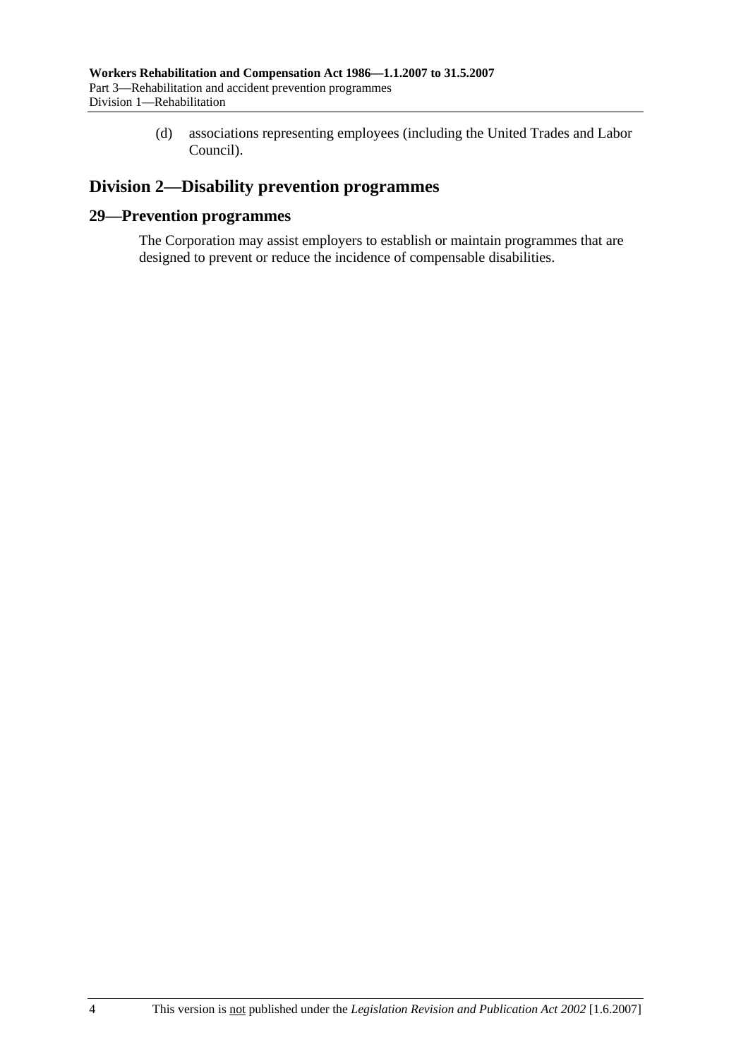(d) associations representing employees (including the United Trades and Labor Council).

## Division 2—Disability prevention programmes

### 29—Prevention programmes

The Corporation may assist employers to establish or maintain programmes that are designed to prevent or reduce the incidence of compensable disabilities.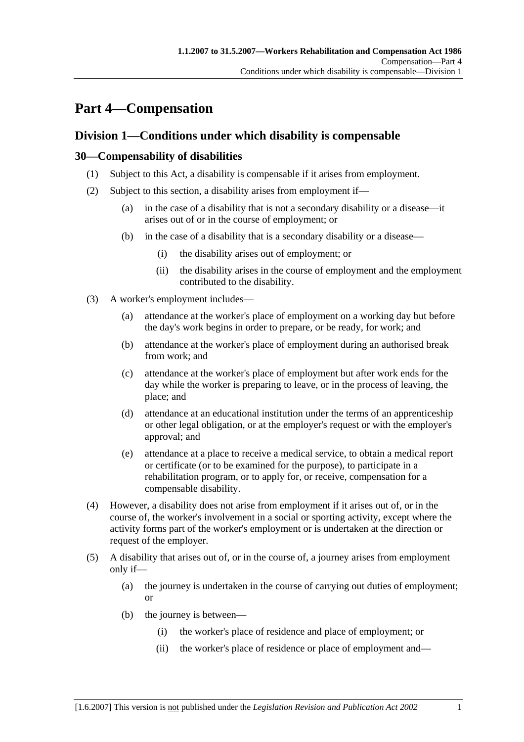# Part 4—Compensation

## Division 1—Conditions under which disability is compensable

### 30—Compensability of disabilities

(1) Subject to this Act, a disability is compensable if it arises from employment.

(2) Subject to this section, a disability arises from employment if—

   (a) in the case of a disability that is not a secondary disability or a disease—it arises out of or in the course of employment; or

   (b) in the case of a disability that is a secondary disability or a disease—

      (i) the disability arises out of employment; or

      (ii) the disability arises in the course of employment and the employment contributed to the disability.

(3) A worker's employment includes—

   (a) attendance at the worker's place of employment on a working day but before the day's work begins in order to prepare, or be ready, for work; and

   (b) attendance at the worker's place of employment during an authorised break from work; and

   (c) attendance at the worker's place of employment but after work ends for the day while the worker is preparing to leave, or in the process of leaving, the place; and

   (d) attendance at an educational institution under the terms of an apprenticeship or other legal obligation, or at the employer's request or with the employer's approval; and

   (e) attendance at a place to receive a medical service, to obtain a medical report or certificate (or to be examined for the purpose), to participate in a rehabilitation program, or to apply for, or receive, compensation for a compensable disability.

(4) However, a disability does not arise from employment if it arises out of, or in the course of, the worker's involvement in a social or sporting activity, except where the activity forms part of the worker's employment or is undertaken at the direction or request of the employer.

(5) A disability that arises out of, or in the course of, a journey arises from employment only if—

   (a) the journey is undertaken in the course of carrying out duties of employment; or

   (b) the journey is between—

      (i) the worker's place of residence and place of employment; or

      (ii) the worker's place of residence or place of employment and—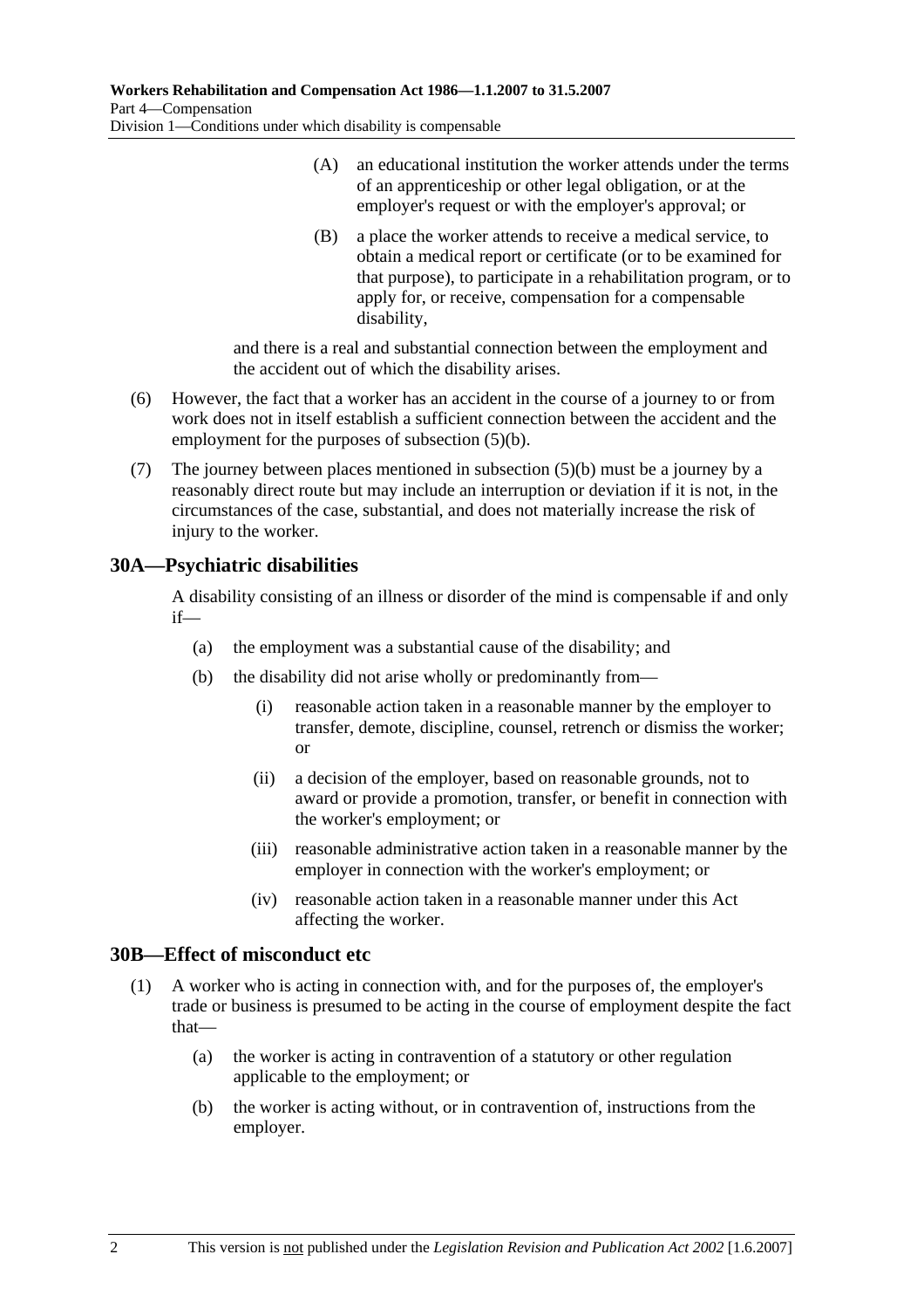(A) an educational institution the worker attends under the terms of an apprenticeship or other legal obligation, or at the employer's request or with the employer's approval; or

(B) a place the worker attends to receive a medical service, to obtain a medical report or certificate (or to be examined for that purpose), to participate in a rehabilitation program, or to apply for, or receive, compensation for a compensable disability,

and there is a real and substantial connection between the employment and the accident out of which the disability arises.

(6) However, the fact that a worker has an accident in the course of a journey to or from work does not in itself establish a sufficient connection between the accident and the employment for the purposes of subsection (5)(b).

(7) The journey between places mentioned in subsection (5)(b) must be a journey by a reasonably direct route but may include an interruption or deviation if it is not, in the circumstances of the case, substantial, and does not materially increase the risk of injury to the worker.

## 30A—Psychiatric disabilities

A disability consisting of an illness or disorder of the mind is compensable if and only if—

(a) the employment was a substantial cause of the disability; and

(b) the disability did not arise wholly or predominantly from—

(i) reasonable action taken in a reasonable manner by the employer to transfer, demote, discipline, counsel, retrench or dismiss the worker; or

(ii) a decision of the employer, based on reasonable grounds, not to award or provide a promotion, transfer, or benefit in connection with the worker's employment; or

(iii) reasonable administrative action taken in a reasonable manner by the employer in connection with the worker's employment; or

(iv) reasonable action taken in a reasonable manner under this Act affecting the worker.

## 30B—Effect of misconduct etc

(1) A worker who is acting in connection with, and for the purposes of, the employer's trade or business is presumed to be acting in the course of employment despite the fact that—

(a) the worker is acting in contravention of a statutory or other regulation applicable to the employment; or

(b) the worker is acting without, or in contravention of, instructions from the employer.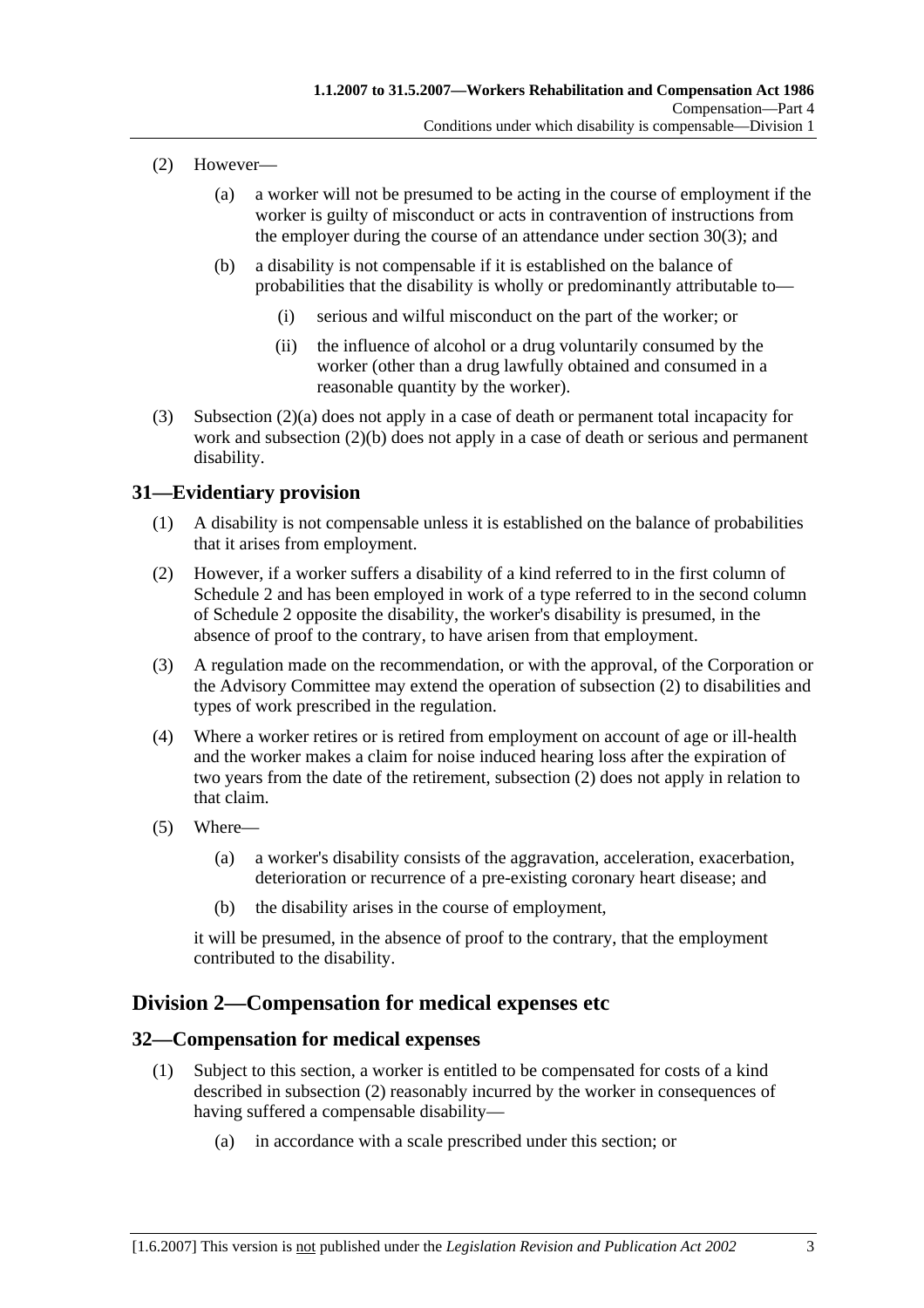(2) However—

(a) a worker will not be presumed to be acting in the course of employment if the worker is guilty of misconduct or acts in contravention of instructions from the employer during the course of an attendance under section 30(3); and

(b) a disability is not compensable if it is established on the balance of probabilities that the disability is wholly or predominantly attributable to—

(i) serious and wilful misconduct on the part of the worker; or

(ii) the influence of alcohol or a drug voluntarily consumed by the worker (other than a drug lawfully obtained and consumed in a reasonable quantity by the worker).

(3) Subsection (2)(a) does not apply in a case of death or permanent total incapacity for work and subsection (2)(b) does not apply in a case of death or serious and permanent disability.

## 31—Evidentiary provision

(1) A disability is not compensable unless it is established on the balance of probabilities that it arises from employment.

(2) However, if a worker suffers a disability of a kind referred to in the first column of Schedule 2 and has been employed in work of a type referred to in the second column of Schedule 2 opposite the disability, the worker's disability is presumed, in the absence of proof to the contrary, to have arisen from that employment.

(3) A regulation made on the recommendation, or with the approval, of the Corporation or the Advisory Committee may extend the operation of subsection (2) to disabilities and types of work prescribed in the regulation.

(4) Where a worker retires or is retired from employment on account of age or ill-health and the worker makes a claim for noise induced hearing loss after the expiration of two years from the date of the retirement, subsection (2) does not apply in relation to that claim.

(5) Where—

(a) a worker's disability consists of the aggravation, acceleration, exacerbation, deterioration or recurrence of a pre-existing coronary heart disease; and

(b) the disability arises in the course of employment,

it will be presumed, in the absence of proof to the contrary, that the employment contributed to the disability.

# Division 2—Compensation for medical expenses etc

## 32—Compensation for medical expenses

(1) Subject to this section, a worker is entitled to be compensated for costs of a kind described in subsection (2) reasonably incurred by the worker in consequences of having suffered a compensable disability—

(a) in accordance with a scale prescribed under this section; or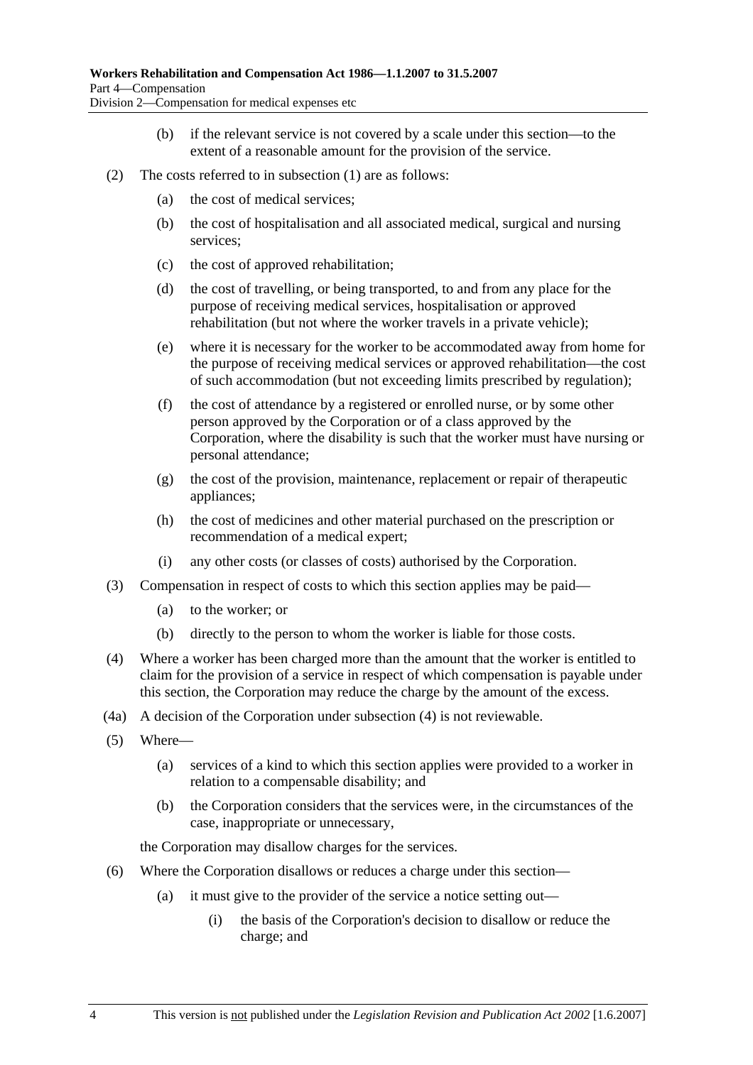(b) if the relevant service is not covered by a scale under this section—to the extent of a reasonable amount for the provision of the service.

(2) The costs referred to in subsection (1) are as follows:

(a) the cost of medical services;

(b) the cost of hospitalisation and all associated medical, surgical and nursing services;

(c) the cost of approved rehabilitation;

(d) the cost of travelling, or being transported, to and from any place for the purpose of receiving medical services, hospitalisation or approved rehabilitation (but not where the worker travels in a private vehicle);

(e) where it is necessary for the worker to be accommodated away from home for the purpose of receiving medical services or approved rehabilitation—the cost of such accommodation (but not exceeding limits prescribed by regulation);

(f) the cost of attendance by a registered or enrolled nurse, or by some other person approved by the Corporation or of a class approved by the Corporation, where the disability is such that the worker must have nursing or personal attendance;

(g) the cost of the provision, maintenance, replacement or repair of therapeutic appliances;

(h) the cost of medicines and other material purchased on the prescription or recommendation of a medical expert;

(i) any other costs (or classes of costs) authorised by the Corporation.

(3) Compensation in respect of costs to which this section applies may be paid—

(a) to the worker; or

(b) directly to the person to whom the worker is liable for those costs.

(4) Where a worker has been charged more than the amount that the worker is entitled to claim for the provision of a service in respect of which compensation is payable under this section, the Corporation may reduce the charge by the amount of the excess.

(4a) A decision of the Corporation under subsection (4) is not reviewable.

(5) Where—

(a) services of a kind to which this section applies were provided to a worker in relation to a compensable disability; and

(b) the Corporation considers that the services were, in the circumstances of the case, inappropriate or unnecessary,

the Corporation may disallow charges for the services.

(6) Where the Corporation disallows or reduces a charge under this section—

(a) it must give to the provider of the service a notice setting out—

(i) the basis of the Corporation's decision to disallow or reduce the charge; and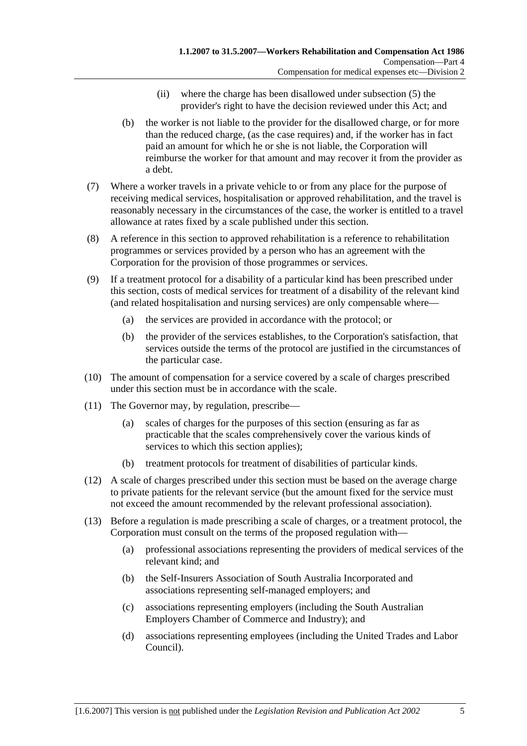(ii) where the charge has been disallowed under subsection (5) the provider's right to have the decision reviewed under this Act; and

(b) the worker is not liable to the provider for the disallowed charge, or for more than the reduced charge, (as the case requires) and, if the worker has in fact paid an amount for which he or she is not liable, the Corporation will reimburse the worker for that amount and may recover it from the provider as a debt.

(7) Where a worker travels in a private vehicle to or from any place for the purpose of receiving medical services, hospitalisation or approved rehabilitation, and the travel is reasonably necessary in the circumstances of the case, the worker is entitled to a travel allowance at rates fixed by a scale published under this section.

(8) A reference in this section to approved rehabilitation is a reference to rehabilitation programmes or services provided by a person who has an agreement with the Corporation for the provision of those programmes or services.

(9) If a treatment protocol for a disability of a particular kind has been prescribed under this section, costs of medical services for treatment of a disability of the relevant kind (and related hospitalisation and nursing services) are only compensable where—

(a) the services are provided in accordance with the protocol; or

(b) the provider of the services establishes, to the Corporation's satisfaction, that services outside the terms of the protocol are justified in the circumstances of the particular case.

(10) The amount of compensation for a service covered by a scale of charges prescribed under this section must be in accordance with the scale.

(11) The Governor may, by regulation, prescribe—

(a) scales of charges for the purposes of this section (ensuring as far as practicable that the scales comprehensively cover the various kinds of services to which this section applies);

(b) treatment protocols for treatment of disabilities of particular kinds.

(12) A scale of charges prescribed under this section must be based on the average charge to private patients for the relevant service (but the amount fixed for the service must not exceed the amount recommended by the relevant professional association).

(13) Before a regulation is made prescribing a scale of charges, or a treatment protocol, the Corporation must consult on the terms of the proposed regulation with—

(a) professional associations representing the providers of medical services of the relevant kind; and

(b) the Self-Insurers Association of South Australia Incorporated and associations representing self-managed employers; and

(c) associations representing employers (including the South Australian Employers Chamber of Commerce and Industry); and

(d) associations representing employees (including the United Trades and Labor Council).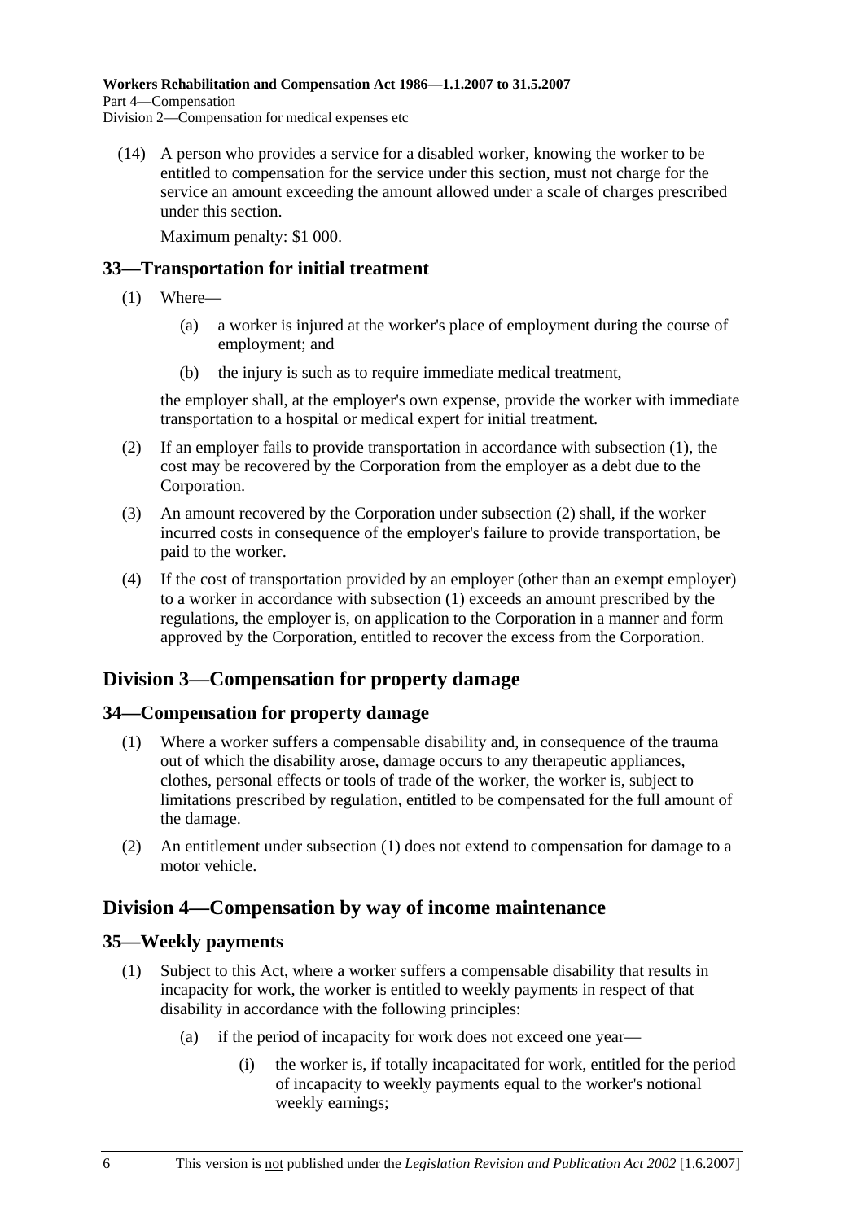(14) A person who provides a service for a disabled worker, knowing the worker to be entitled to compensation for the service under this section, must not charge for the service an amount exceeding the amount allowed under a scale of charges prescribed under this section.

Maximum penalty: $1 000.

### 33—Transportation for initial treatment

(1) Where—

(a) a worker is injured at the worker's place of employment during the course of employment; and

(b) the injury is such as to require immediate medical treatment,

the employer shall, at the employer's own expense, provide the worker with immediate transportation to a hospital or medical expert for initial treatment.

(2) If an employer fails to provide transportation in accordance with subsection (1), the cost may be recovered by the Corporation from the employer as a debt due to the Corporation.

(3) An amount recovered by the Corporation under subsection (2) shall, if the worker incurred costs in consequence of the employer's failure to provide transportation, be paid to the worker.

(4) If the cost of transportation provided by an employer (other than an exempt employer) to a worker in accordance with subsection (1) exceeds an amount prescribed by the regulations, the employer is, on application to the Corporation in a manner and form approved by the Corporation, entitled to recover the excess from the Corporation.

## Division 3—Compensation for property damage

### 34—Compensation for property damage

(1) Where a worker suffers a compensable disability and, in consequence of the trauma out of which the disability arose, damage occurs to any therapeutic appliances, clothes, personal effects or tools of trade of the worker, the worker is, subject to limitations prescribed by regulation, entitled to be compensated for the full amount of the damage.

(2) An entitlement under subsection (1) does not extend to compensation for damage to a motor vehicle.

## Division 4—Compensation by way of income maintenance

### 35—Weekly payments

(1) Subject to this Act, where a worker suffers a compensable disability that results in incapacity for work, the worker is entitled to weekly payments in respect of that disability in accordance with the following principles:

(a) if the period of incapacity for work does not exceed one year—

(i) the worker is, if totally incapacitated for work, entitled for the period of incapacity to weekly payments equal to the worker's notional weekly earnings;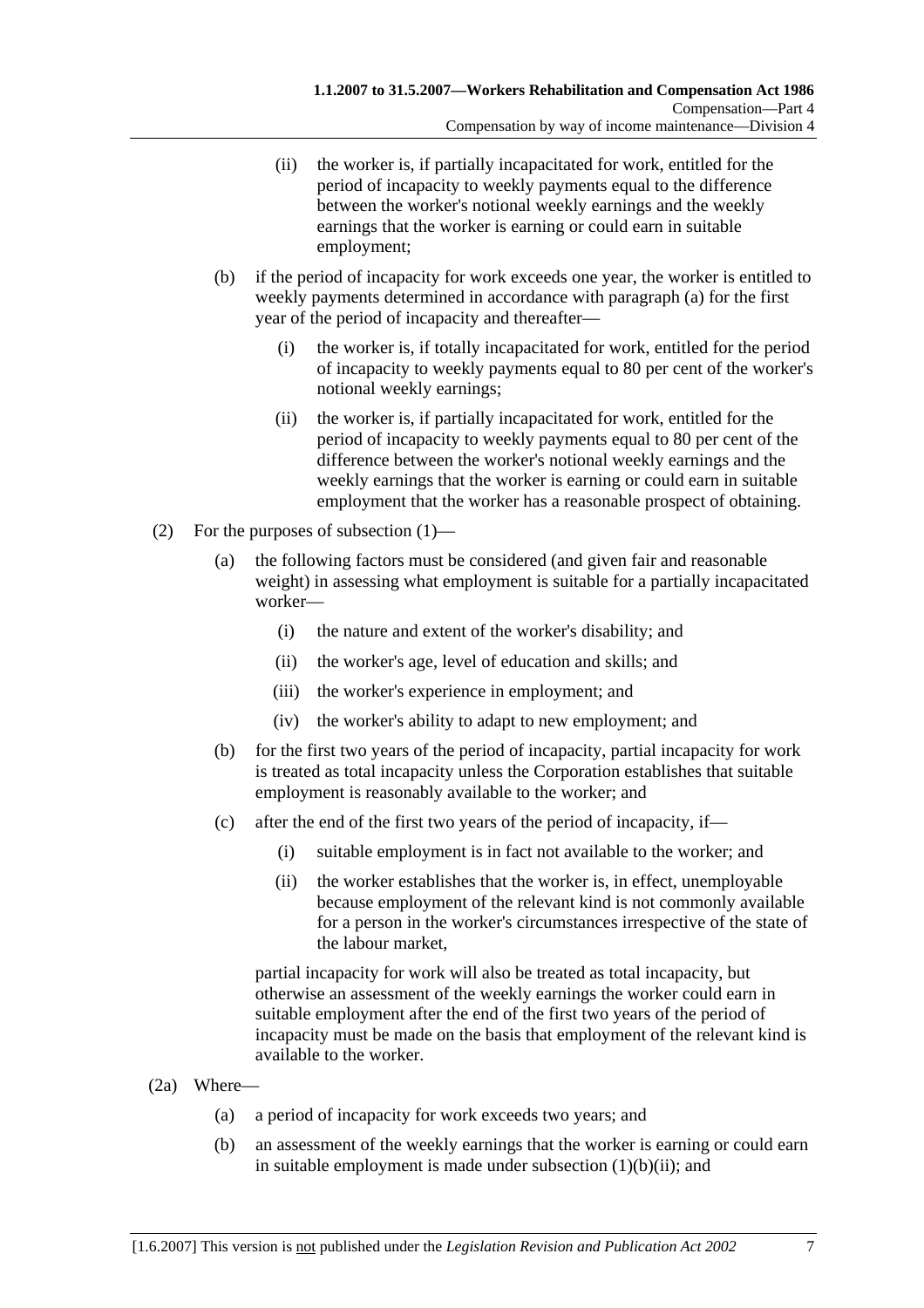(ii) the worker is, if partially incapacitated for work, entitled for the period of incapacity to weekly payments equal to the difference between the worker's notional weekly earnings and the weekly earnings that the worker is earning or could earn in suitable employment;

(b) if the period of incapacity for work exceeds one year, the worker is entitled to weekly payments determined in accordance with paragraph (a) for the first year of the period of incapacity and thereafter—

(i) the worker is, if totally incapacitated for work, entitled for the period of incapacity to weekly payments equal to 80 per cent of the worker's notional weekly earnings;

(ii) the worker is, if partially incapacitated for work, entitled for the period of incapacity to weekly payments equal to 80 per cent of the difference between the worker's notional weekly earnings and the weekly earnings that the worker is earning or could earn in suitable employment that the worker has a reasonable prospect of obtaining.

(2) For the purposes of subsection (1)—

(a) the following factors must be considered (and given fair and reasonable weight) in assessing what employment is suitable for a partially incapacitated worker—

(i) the nature and extent of the worker's disability; and

(ii) the worker's age, level of education and skills; and

(iii) the worker's experience in employment; and

(iv) the worker's ability to adapt to new employment; and

(b) for the first two years of the period of incapacity, partial incapacity for work is treated as total incapacity unless the Corporation establishes that suitable employment is reasonably available to the worker; and

(c) after the end of the first two years of the period of incapacity, if—

(i) suitable employment is in fact not available to the worker; and

(ii) the worker establishes that the worker is, in effect, unemployable because employment of the relevant kind is not commonly available for a person in the worker's circumstances irrespective of the state of the labour market,

partial incapacity for work will also be treated as total incapacity, but otherwise an assessment of the weekly earnings the worker could earn in suitable employment after the end of the first two years of the period of incapacity must be made on the basis that employment of the relevant kind is available to the worker.

(2a) Where—

(a) a period of incapacity for work exceeds two years; and

(b) an assessment of the weekly earnings that the worker is earning or could earn in suitable employment is made under subsection (1)(b)(ii); and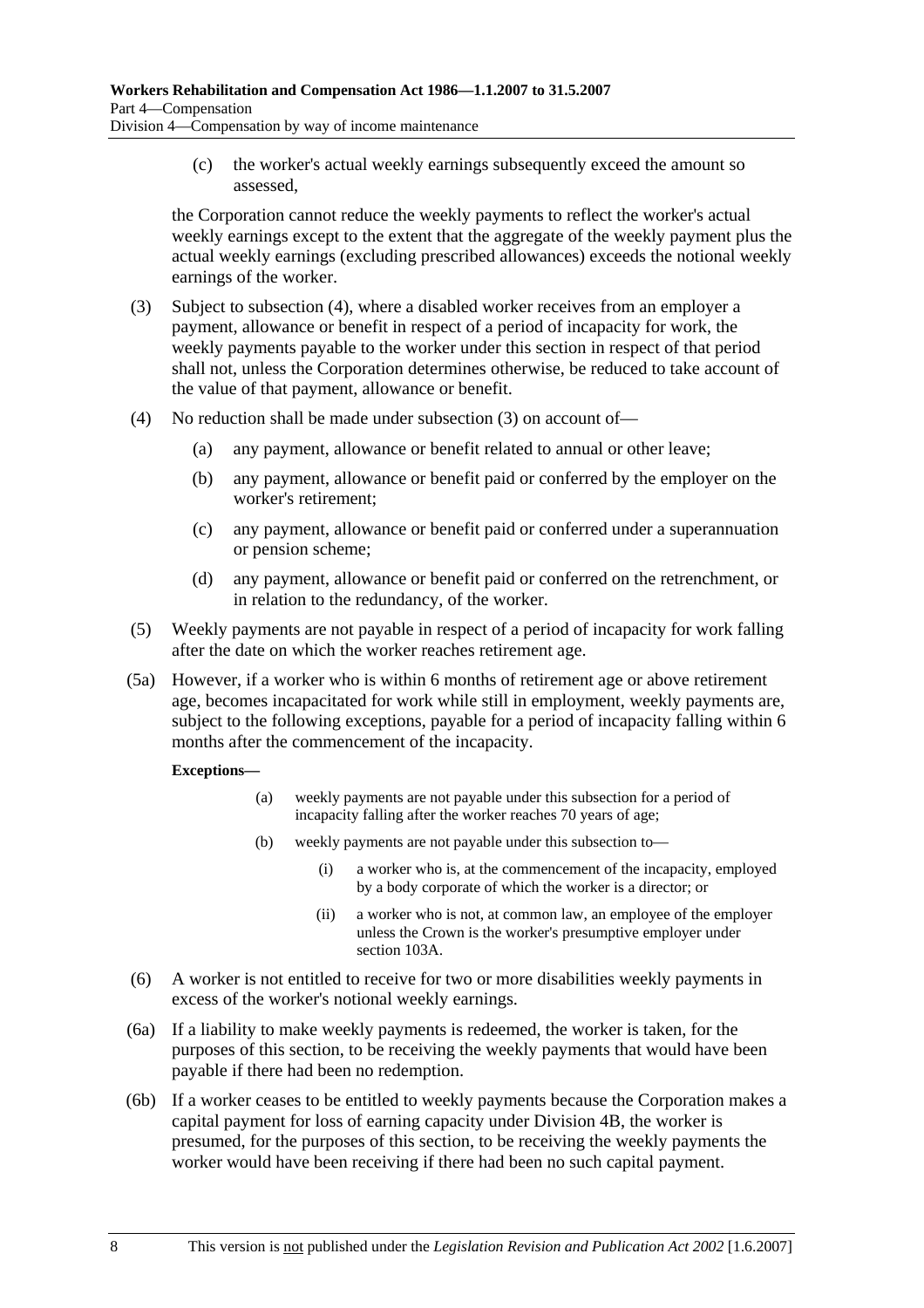(c) the worker's actual weekly earnings subsequently exceed the amount so assessed,

the Corporation cannot reduce the weekly payments to reflect the worker's actual weekly earnings except to the extent that the aggregate of the weekly payment plus the actual weekly earnings (excluding prescribed allowances) exceeds the notional weekly earnings of the worker.

(3) Subject to subsection (4), where a disabled worker receives from an employer a payment, allowance or benefit in respect of a period of incapacity for work, the weekly payments payable to the worker under this section in respect of that period shall not, unless the Corporation determines otherwise, be reduced to take account of the value of that payment, allowance or benefit.

(4) No reduction shall be made under subsection (3) on account of—

(a) any payment, allowance or benefit related to annual or other leave;

(b) any payment, allowance or benefit paid or conferred by the employer on the worker's retirement;

(c) any payment, allowance or benefit paid or conferred under a superannuation or pension scheme;

(d) any payment, allowance or benefit paid or conferred on the retrenchment, or in relation to the redundancy, of the worker.

(5) Weekly payments are not payable in respect of a period of incapacity for work falling after the date on which the worker reaches retirement age.

(5a) However, if a worker who is within 6 months of retirement age or above retirement age, becomes incapacitated for work while still in employment, weekly payments are, subject to the following exceptions, payable for a period of incapacity falling within 6 months after the commencement of the incapacity.

**Exceptions—**

(a) weekly payments are not payable under this subsection for a period of incapacity falling after the worker reaches 70 years of age;

(b) weekly payments are not payable under this subsection to—

(i) a worker who is, at the commencement of the incapacity, employed by a body corporate of which the worker is a director; or

(ii) a worker who is not, at common law, an employee of the employer unless the Crown is the worker's presumptive employer under section 103A.

(6) A worker is not entitled to receive for two or more disabilities weekly payments in excess of the worker's notional weekly earnings.

(6a) If a liability to make weekly payments is redeemed, the worker is taken, for the purposes of this section, to be receiving the weekly payments that would have been payable if there had been no redemption.

(6b) If a worker ceases to be entitled to weekly payments because the Corporation makes a capital payment for loss of earning capacity under Division 4B, the worker is presumed, for the purposes of this section, to be receiving the weekly payments the worker would have been receiving if there had been no such capital payment.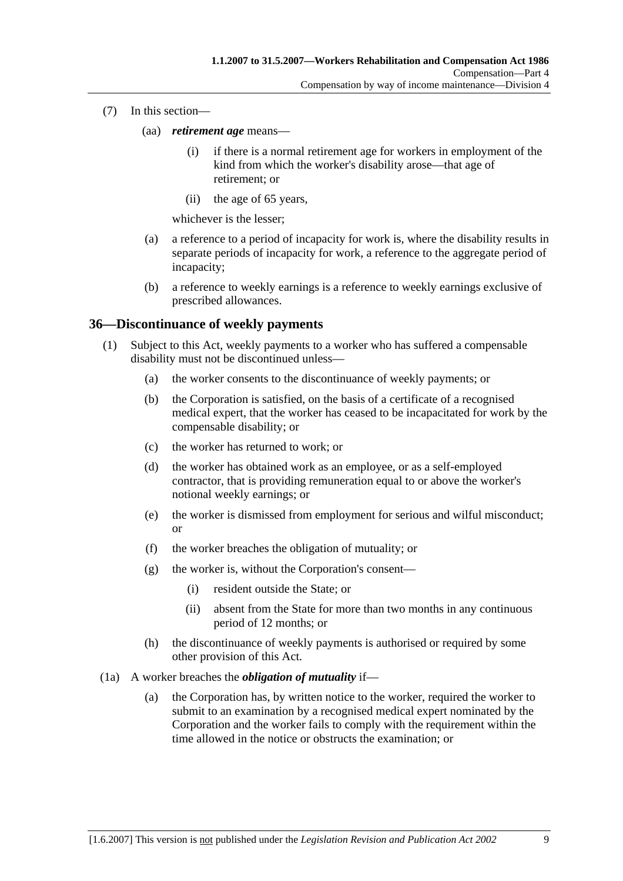(7) In this section—

(aa) ***retirement age*** means—

(i) if there is a normal retirement age for workers in employment of the kind from which the worker's disability arose—that age of retirement; or

(ii) the age of 65 years,

whichever is the lesser;

(a) a reference to a period of incapacity for work is, where the disability results in separate periods of incapacity for work, a reference to the aggregate period of incapacity;

(b) a reference to weekly earnings is a reference to weekly earnings exclusive of prescribed allowances.

## 36—Discontinuance of weekly payments

(1) Subject to this Act, weekly payments to a worker who has suffered a compensable disability must not be discontinued unless—

(a) the worker consents to the discontinuance of weekly payments; or

(b) the Corporation is satisfied, on the basis of a certificate of a recognised medical expert, that the worker has ceased to be incapacitated for work by the compensable disability; or

(c) the worker has returned to work; or

(d) the worker has obtained work as an employee, or as a self-employed contractor, that is providing remuneration equal to or above the worker's notional weekly earnings; or

(e) the worker is dismissed from employment for serious and wilful misconduct; or

(f) the worker breaches the obligation of mutuality; or

(g) the worker is, without the Corporation's consent—

(i) resident outside the State; or

(ii) absent from the State for more than two months in any continuous period of 12 months; or

(h) the discontinuance of weekly payments is authorised or required by some other provision of this Act.

(1a) A worker breaches the ***obligation of mutuality*** if—

(a) the Corporation has, by written notice to the worker, required the worker to submit to an examination by a recognised medical expert nominated by the Corporation and the worker fails to comply with the requirement within the time allowed in the notice or obstructs the examination; or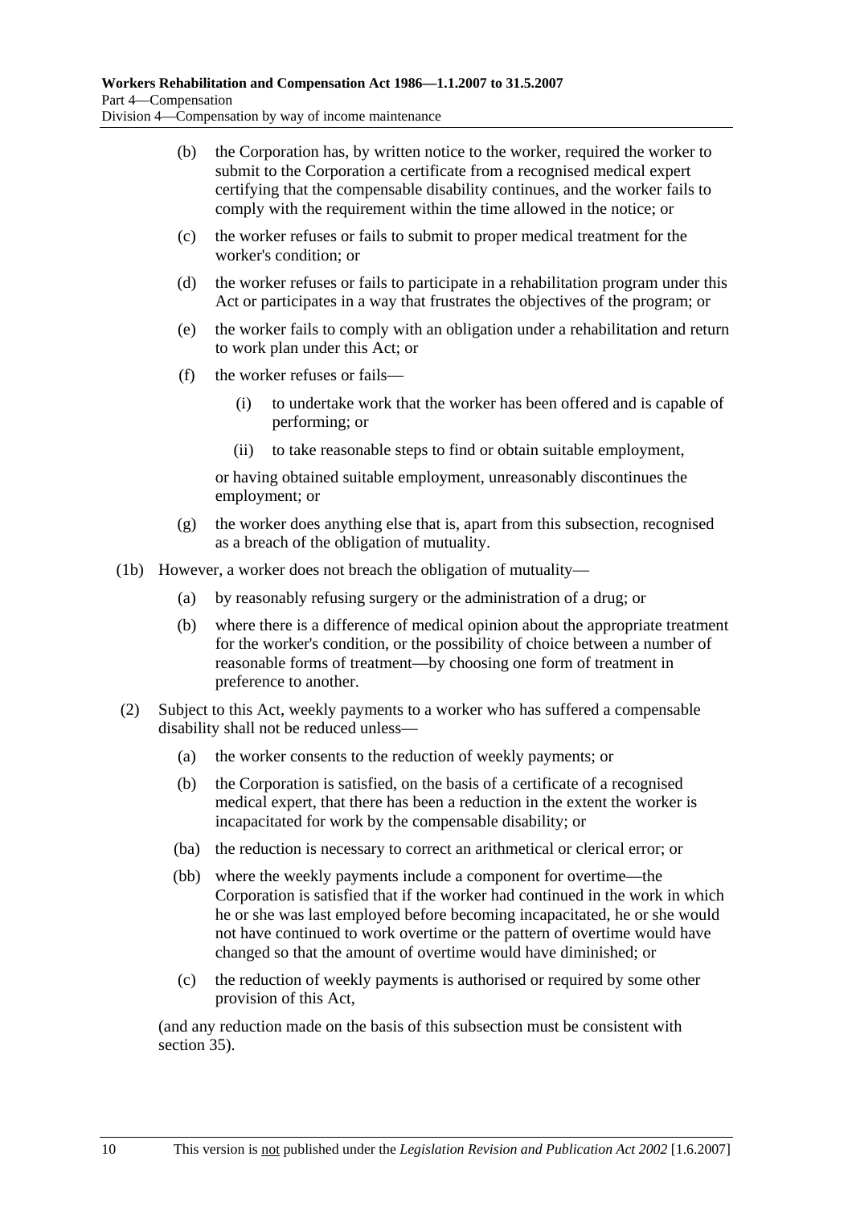(b) the Corporation has, by written notice to the worker, required the worker to submit to the Corporation a certificate from a recognised medical expert certifying that the compensable disability continues, and the worker fails to comply with the requirement within the time allowed in the notice; or

(c) the worker refuses or fails to submit to proper medical treatment for the worker's condition; or

(d) the worker refuses or fails to participate in a rehabilitation program under this Act or participates in a way that frustrates the objectives of the program; or

(e) the worker fails to comply with an obligation under a rehabilitation and return to work plan under this Act; or

(f) the worker refuses or fails—

(i) to undertake work that the worker has been offered and is capable of performing; or

(ii) to take reasonable steps to find or obtain suitable employment,

or having obtained suitable employment, unreasonably discontinues the employment; or

(g) the worker does anything else that is, apart from this subsection, recognised as a breach of the obligation of mutuality.

(1b) However, a worker does not breach the obligation of mutuality—

(a) by reasonably refusing surgery or the administration of a drug; or

(b) where there is a difference of medical opinion about the appropriate treatment for the worker's condition, or the possibility of choice between a number of reasonable forms of treatment—by choosing one form of treatment in preference to another.

(2) Subject to this Act, weekly payments to a worker who has suffered a compensable disability shall not be reduced unless—

(a) the worker consents to the reduction of weekly payments; or

(b) the Corporation is satisfied, on the basis of a certificate of a recognised medical expert, that there has been a reduction in the extent the worker is incapacitated for work by the compensable disability; or

(ba) the reduction is necessary to correct an arithmetical or clerical error; or

(bb) where the weekly payments include a component for overtime—the Corporation is satisfied that if the worker had continued in the work in which he or she was last employed before becoming incapacitated, he or she would not have continued to work overtime or the pattern of overtime would have changed so that the amount of overtime would have diminished; or

(c) the reduction of weekly payments is authorised or required by some other provision of this Act,

(and any reduction made on the basis of this subsection must be consistent with section 35).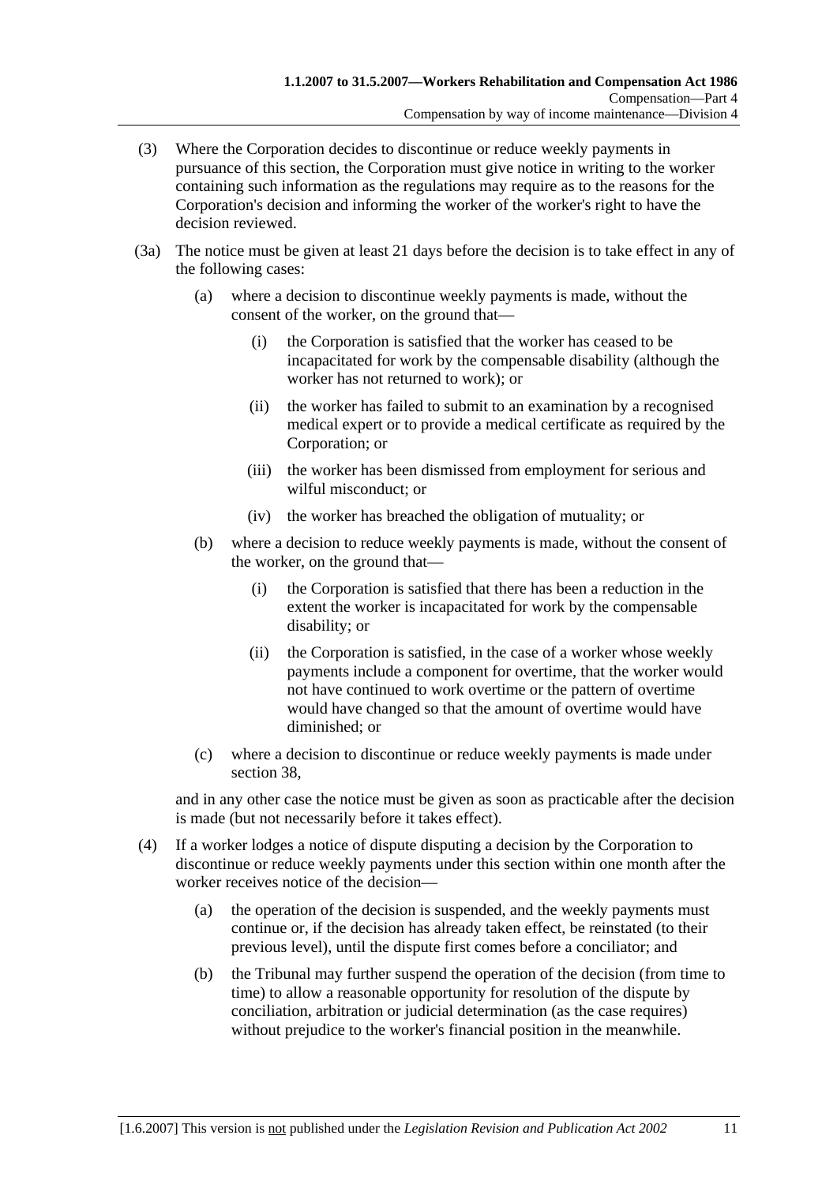(3) Where the Corporation decides to discontinue or reduce weekly payments in pursuance of this section, the Corporation must give notice in writing to the worker containing such information as the regulations may require as to the reasons for the Corporation's decision and informing the worker of the worker's right to have the decision reviewed.

(3a) The notice must be given at least 21 days before the decision is to take effect in any of the following cases:

(a) where a decision to discontinue weekly payments is made, without the consent of the worker, on the ground that—

(i) the Corporation is satisfied that the worker has ceased to be incapacitated for work by the compensable disability (although the worker has not returned to work); or

(ii) the worker has failed to submit to an examination by a recognised medical expert or to provide a medical certificate as required by the Corporation; or

(iii) the worker has been dismissed from employment for serious and wilful misconduct; or

(iv) the worker has breached the obligation of mutuality; or

(b) where a decision to reduce weekly payments is made, without the consent of the worker, on the ground that—

(i) the Corporation is satisfied that there has been a reduction in the extent the worker is incapacitated for work by the compensable disability; or

(ii) the Corporation is satisfied, in the case of a worker whose weekly payments include a component for overtime, that the worker would not have continued to work overtime or the pattern of overtime would have changed so that the amount of overtime would have diminished; or

(c) where a decision to discontinue or reduce weekly payments is made under section 38,

and in any other case the notice must be given as soon as practicable after the decision is made (but not necessarily before it takes effect).

(4) If a worker lodges a notice of dispute disputing a decision by the Corporation to discontinue or reduce weekly payments under this section within one month after the worker receives notice of the decision—

(a) the operation of the decision is suspended, and the weekly payments must continue or, if the decision has already taken effect, be reinstated (to their previous level), until the dispute first comes before a conciliator; and

(b) the Tribunal may further suspend the operation of the decision (from time to time) to allow a reasonable opportunity for resolution of the dispute by conciliation, arbitration or judicial determination (as the case requires) without prejudice to the worker's financial position in the meanwhile.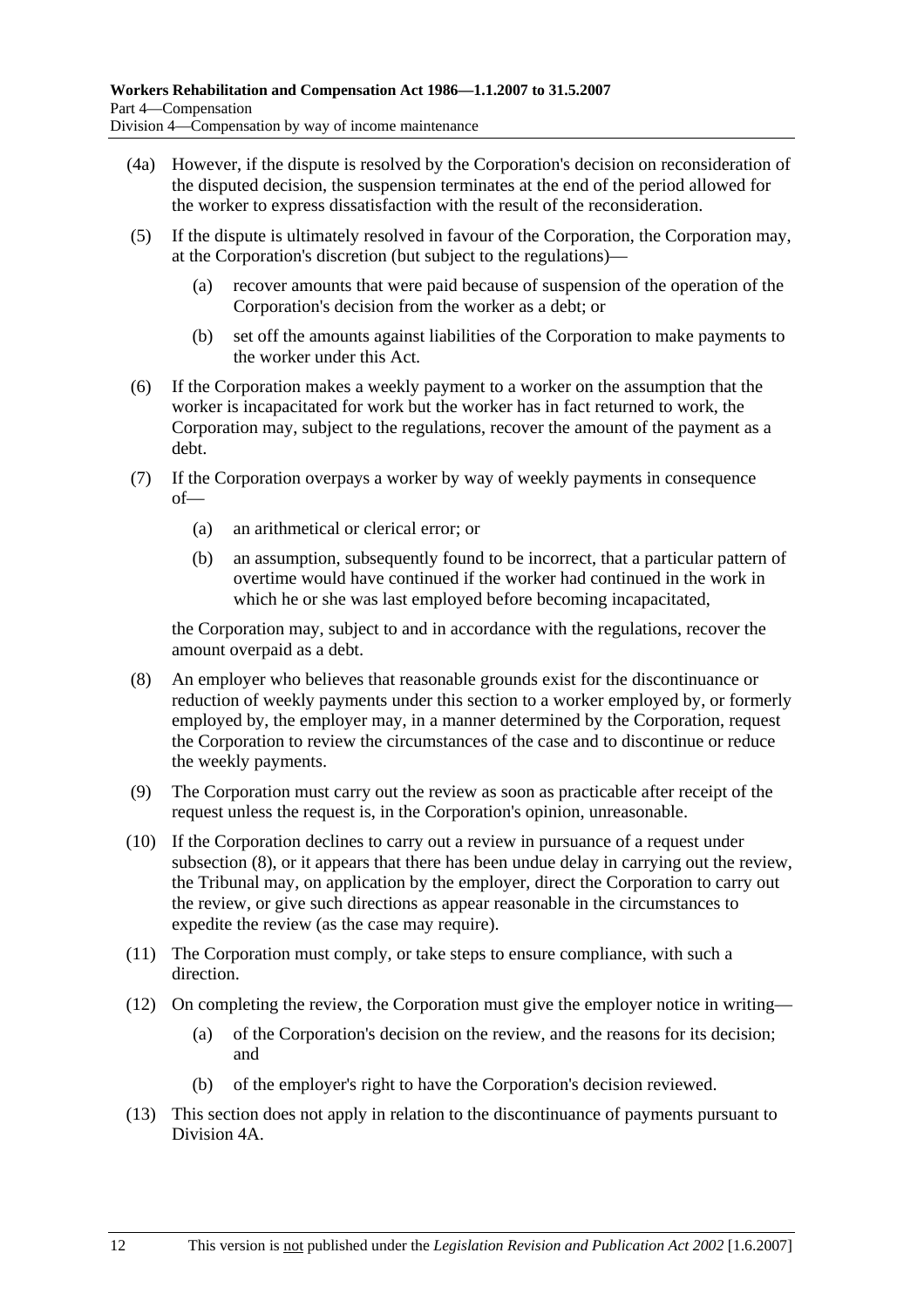(4a) However, if the dispute is resolved by the Corporation's decision on reconsideration of the disputed decision, the suspension terminates at the end of the period allowed for the worker to express dissatisfaction with the result of the reconsideration.

(5) If the dispute is ultimately resolved in favour of the Corporation, the Corporation may, at the Corporation's discretion (but subject to the regulations)—

(a) recover amounts that were paid because of suspension of the operation of the Corporation's decision from the worker as a debt; or

(b) set off the amounts against liabilities of the Corporation to make payments to the worker under this Act.

(6) If the Corporation makes a weekly payment to a worker on the assumption that the worker is incapacitated for work but the worker has in fact returned to work, the Corporation may, subject to the regulations, recover the amount of the payment as a debt.

(7) If the Corporation overpays a worker by way of weekly payments in consequence of—

(a) an arithmetical or clerical error; or

(b) an assumption, subsequently found to be incorrect, that a particular pattern of overtime would have continued if the worker had continued in the work in which he or she was last employed before becoming incapacitated,

the Corporation may, subject to and in accordance with the regulations, recover the amount overpaid as a debt.

(8) An employer who believes that reasonable grounds exist for the discontinuance or reduction of weekly payments under this section to a worker employed by, or formerly employed by, the employer may, in a manner determined by the Corporation, request the Corporation to review the circumstances of the case and to discontinue or reduce the weekly payments.

(9) The Corporation must carry out the review as soon as practicable after receipt of the request unless the request is, in the Corporation's opinion, unreasonable.

(10) If the Corporation declines to carry out a review in pursuance of a request under subsection (8), or it appears that there has been undue delay in carrying out the review, the Tribunal may, on application by the employer, direct the Corporation to carry out the review, or give such directions as appear reasonable in the circumstances to expedite the review (as the case may require).

(11) The Corporation must comply, or take steps to ensure compliance, with such a direction.

(12) On completing the review, the Corporation must give the employer notice in writing—

(a) of the Corporation's decision on the review, and the reasons for its decision; and

(b) of the employer's right to have the Corporation's decision reviewed.

(13) This section does not apply in relation to the discontinuance of payments pursuant to Division 4A.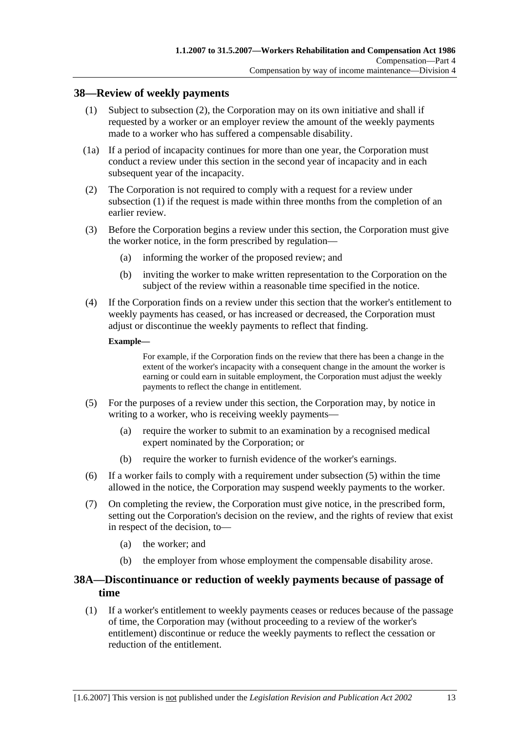## 38—Review of weekly payments

(1) Subject to subsection (2), the Corporation may on its own initiative and shall if requested by a worker or an employer review the amount of the weekly payments made to a worker who has suffered a compensable disability.

(1a) If a period of incapacity continues for more than one year, the Corporation must conduct a review under this section in the second year of incapacity and in each subsequent year of the incapacity.

(2) The Corporation is not required to comply with a request for a review under subsection (1) if the request is made within three months from the completion of an earlier review.

(3) Before the Corporation begins a review under this section, the Corporation must give the worker notice, in the form prescribed by regulation—

(a) informing the worker of the proposed review; and

(b) inviting the worker to make written representation to the Corporation on the subject of the review within a reasonable time specified in the notice.

(4) If the Corporation finds on a review under this section that the worker's entitlement to weekly payments has ceased, or has increased or decreased, the Corporation must adjust or discontinue the weekly payments to reflect that finding.

**Example—**

For example, if the Corporation finds on the review that there has been a change in the extent of the worker's incapacity with a consequent change in the amount the worker is earning or could earn in suitable employment, the Corporation must adjust the weekly payments to reflect the change in entitlement.

(5) For the purposes of a review under this section, the Corporation may, by notice in writing to a worker, who is receiving weekly payments—

(a) require the worker to submit to an examination by a recognised medical expert nominated by the Corporation; or

(b) require the worker to furnish evidence of the worker's earnings.

(6) If a worker fails to comply with a requirement under subsection (5) within the time allowed in the notice, the Corporation may suspend weekly payments to the worker.

(7) On completing the review, the Corporation must give notice, in the prescribed form, setting out the Corporation's decision on the review, and the rights of review that exist in respect of the decision, to—

(a) the worker; and

(b) the employer from whose employment the compensable disability arose.

## 38A—Discontinuance or reduction of weekly payments because of passage of time

(1) If a worker's entitlement to weekly payments ceases or reduces because of the passage of time, the Corporation may (without proceeding to a review of the worker's entitlement) discontinue or reduce the weekly payments to reflect the cessation or reduction of the entitlement.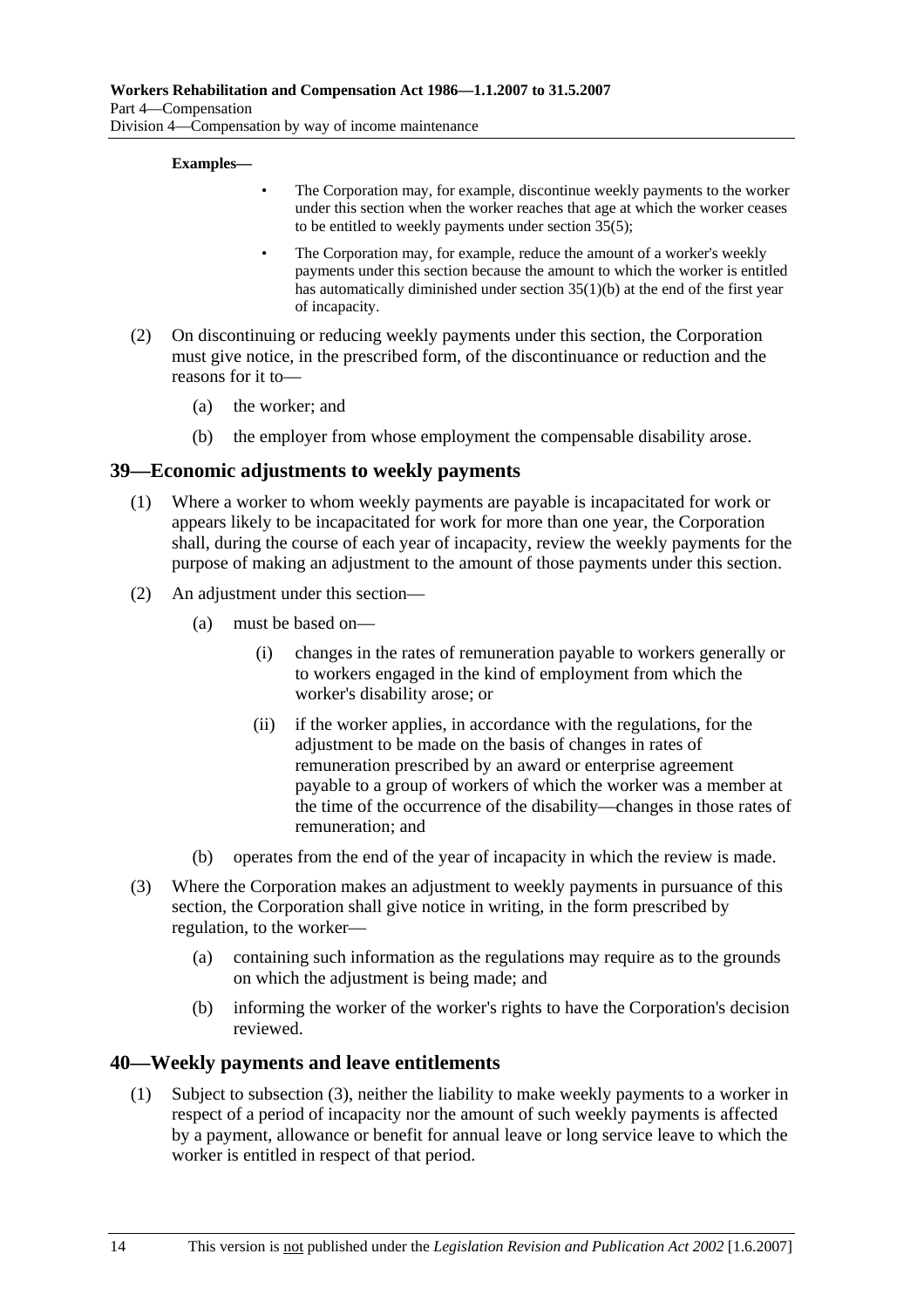**Examples—**

- The Corporation may, for example, discontinue weekly payments to the worker under this section when the worker reaches that age at which the worker ceases to be entitled to weekly payments under section 35(5);
- The Corporation may, for example, reduce the amount of a worker's weekly payments under this section because the amount to which the worker is entitled has automatically diminished under section 35(1)(b) at the end of the first year of incapacity.

(2) On discontinuing or reducing weekly payments under this section, the Corporation must give notice, in the prescribed form, of the discontinuance or reduction and the reasons for it to—

(a) the worker; and

(b) the employer from whose employment the compensable disability arose.

## 39—Economic adjustments to weekly payments

(1) Where a worker to whom weekly payments are payable is incapacitated for work or appears likely to be incapacitated for work for more than one year, the Corporation shall, during the course of each year of incapacity, review the weekly payments for the purpose of making an adjustment to the amount of those payments under this section.

(2) An adjustment under this section—

(a) must be based on—

(i) changes in the rates of remuneration payable to workers generally or to workers engaged in the kind of employment from which the worker's disability arose; or

(ii) if the worker applies, in accordance with the regulations, for the adjustment to be made on the basis of changes in rates of remuneration prescribed by an award or enterprise agreement payable to a group of workers of which the worker was a member at the time of the occurrence of the disability—changes in those rates of remuneration; and

(b) operates from the end of the year of incapacity in which the review is made.

(3) Where the Corporation makes an adjustment to weekly payments in pursuance of this section, the Corporation shall give notice in writing, in the form prescribed by regulation, to the worker—

(a) containing such information as the regulations may require as to the grounds on which the adjustment is being made; and

(b) informing the worker of the worker's rights to have the Corporation's decision reviewed.

## 40—Weekly payments and leave entitlements

(1) Subject to subsection (3), neither the liability to make weekly payments to a worker in respect of a period of incapacity nor the amount of such weekly payments is affected by a payment, allowance or benefit for annual leave or long service leave to which the worker is entitled in respect of that period.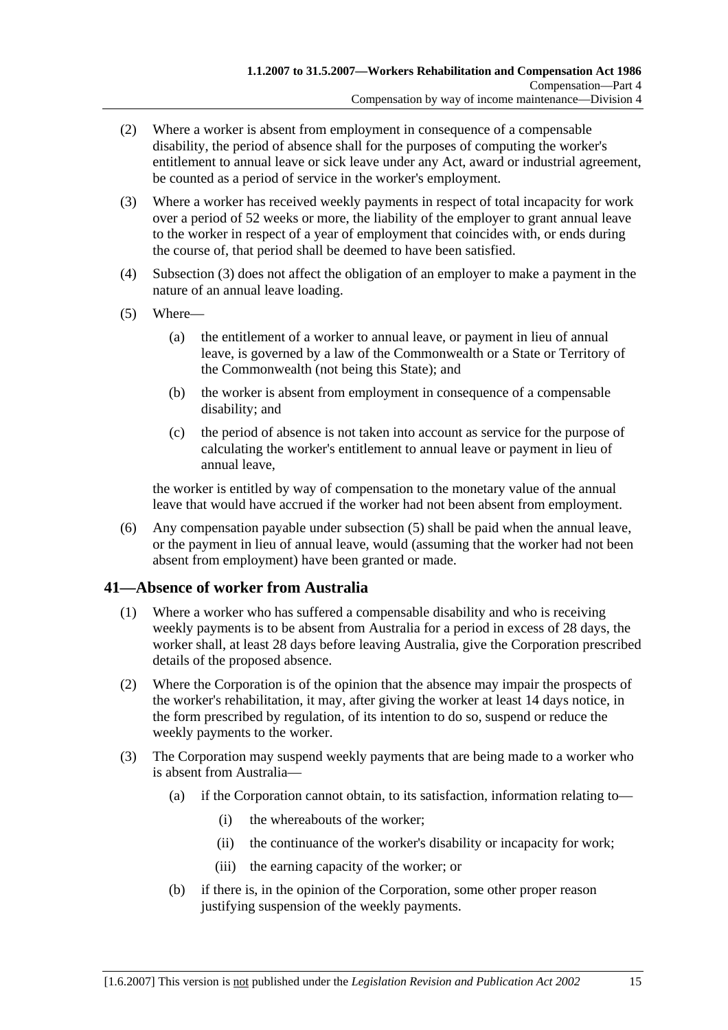(2) Where a worker is absent from employment in consequence of a compensable disability, the period of absence shall for the purposes of computing the worker's entitlement to annual leave or sick leave under any Act, award or industrial agreement, be counted as a period of service in the worker's employment.

(3) Where a worker has received weekly payments in respect of total incapacity for work over a period of 52 weeks or more, the liability of the employer to grant annual leave to the worker in respect of a year of employment that coincides with, or ends during the course of, that period shall be deemed to have been satisfied.

(4) Subsection (3) does not affect the obligation of an employer to make a payment in the nature of an annual leave loading.

(5) Where—

  (a) the entitlement of a worker to annual leave, or payment in lieu of annual leave, is governed by a law of the Commonwealth or a State or Territory of the Commonwealth (not being this State); and

  (b) the worker is absent from employment in consequence of a compensable disability; and

  (c) the period of absence is not taken into account as service for the purpose of calculating the worker's entitlement to annual leave or payment in lieu of annual leave,

the worker is entitled by way of compensation to the monetary value of the annual leave that would have accrued if the worker had not been absent from employment.

(6) Any compensation payable under subsection (5) shall be paid when the annual leave, or the payment in lieu of annual leave, would (assuming that the worker had not been absent from employment) have been granted or made.

## 41—Absence of worker from Australia

(1) Where a worker who has suffered a compensable disability and who is receiving weekly payments is to be absent from Australia for a period in excess of 28 days, the worker shall, at least 28 days before leaving Australia, give the Corporation prescribed details of the proposed absence.

(2) Where the Corporation is of the opinion that the absence may impair the prospects of the worker's rehabilitation, it may, after giving the worker at least 14 days notice, in the form prescribed by regulation, of its intention to do so, suspend or reduce the weekly payments to the worker.

(3) The Corporation may suspend weekly payments that are being made to a worker who is absent from Australia—

  (a) if the Corporation cannot obtain, to its satisfaction, information relating to—

    (i) the whereabouts of the worker;

    (ii) the continuance of the worker's disability or incapacity for work;

    (iii) the earning capacity of the worker; or

  (b) if there is, in the opinion of the Corporation, some other proper reason justifying suspension of the weekly payments.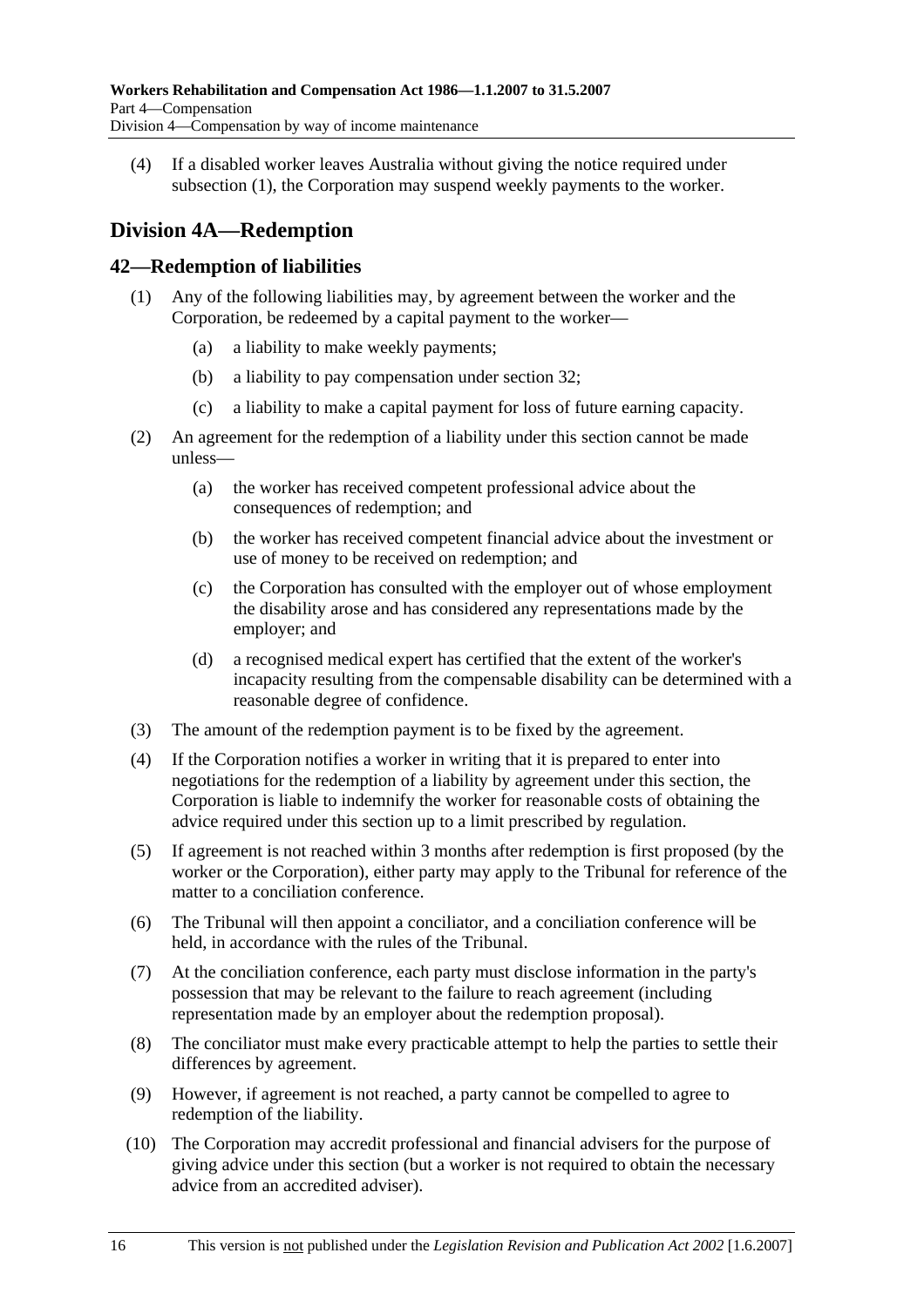(4) If a disabled worker leaves Australia without giving the notice required under subsection (1), the Corporation may suspend weekly payments to the worker.

## Division 4A—Redemption

### 42—Redemption of liabilities

(1) Any of the following liabilities may, by agreement between the worker and the Corporation, be redeemed by a capital payment to the worker—

(a) a liability to make weekly payments;

(b) a liability to pay compensation under section 32;

(c) a liability to make a capital payment for loss of future earning capacity.

(2) An agreement for the redemption of a liability under this section cannot be made unless—

(a) the worker has received competent professional advice about the consequences of redemption; and

(b) the worker has received competent financial advice about the investment or use of money to be received on redemption; and

(c) the Corporation has consulted with the employer out of whose employment the disability arose and has considered any representations made by the employer; and

(d) a recognised medical expert has certified that the extent of the worker's incapacity resulting from the compensable disability can be determined with a reasonable degree of confidence.

(3) The amount of the redemption payment is to be fixed by the agreement.

(4) If the Corporation notifies a worker in writing that it is prepared to enter into negotiations for the redemption of a liability by agreement under this section, the Corporation is liable to indemnify the worker for reasonable costs of obtaining the advice required under this section up to a limit prescribed by regulation.

(5) If agreement is not reached within 3 months after redemption is first proposed (by the worker or the Corporation), either party may apply to the Tribunal for reference of the matter to a conciliation conference.

(6) The Tribunal will then appoint a conciliator, and a conciliation conference will be held, in accordance with the rules of the Tribunal.

(7) At the conciliation conference, each party must disclose information in the party's possession that may be relevant to the failure to reach agreement (including representation made by an employer about the redemption proposal).

(8) The conciliator must make every practicable attempt to help the parties to settle their differences by agreement.

(9) However, if agreement is not reached, a party cannot be compelled to agree to redemption of the liability.

(10) The Corporation may accredit professional and financial advisers for the purpose of giving advice under this section (but a worker is not required to obtain the necessary advice from an accredited adviser).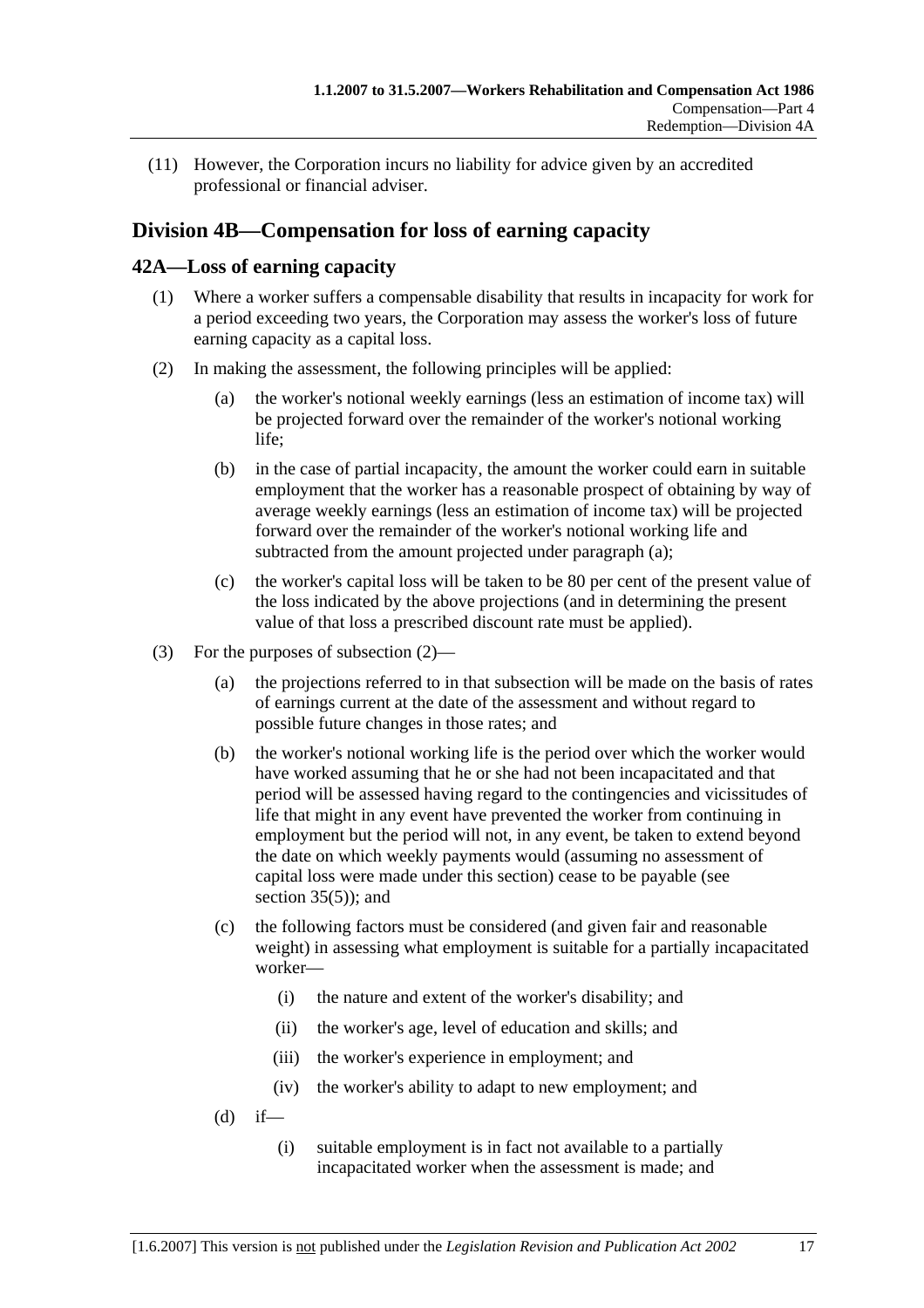(11) However, the Corporation incurs no liability for advice given by an accredited professional or financial adviser.

## Division 4B—Compensation for loss of earning capacity

### 42A—Loss of earning capacity

(1) Where a worker suffers a compensable disability that results in incapacity for work for a period exceeding two years, the Corporation may assess the worker's loss of future earning capacity as a capital loss.

(2) In making the assessment, the following principles will be applied:

(a) the worker's notional weekly earnings (less an estimation of income tax) will be projected forward over the remainder of the worker's notional working life;

(b) in the case of partial incapacity, the amount the worker could earn in suitable employment that the worker has a reasonable prospect of obtaining by way of average weekly earnings (less an estimation of income tax) will be projected forward over the remainder of the worker's notional working life and subtracted from the amount projected under paragraph (a);

(c) the worker's capital loss will be taken to be 80 per cent of the present value of the loss indicated by the above projections (and in determining the present value of that loss a prescribed discount rate must be applied).

(3) For the purposes of subsection (2)—

(a) the projections referred to in that subsection will be made on the basis of rates of earnings current at the date of the assessment and without regard to possible future changes in those rates; and

(b) the worker's notional working life is the period over which the worker would have worked assuming that he or she had not been incapacitated and that period will be assessed having regard to the contingencies and vicissitudes of life that might in any event have prevented the worker from continuing in employment but the period will not, in any event, be taken to extend beyond the date on which weekly payments would (assuming no assessment of capital loss were made under this section) cease to be payable (see section 35(5)); and

(c) the following factors must be considered (and given fair and reasonable weight) in assessing what employment is suitable for a partially incapacitated worker—

(i) the nature and extent of the worker's disability; and

(ii) the worker's age, level of education and skills; and

(iii) the worker's experience in employment; and

(iv) the worker's ability to adapt to new employment; and

(d) if—

(i) suitable employment is in fact not available to a partially incapacitated worker when the assessment is made; and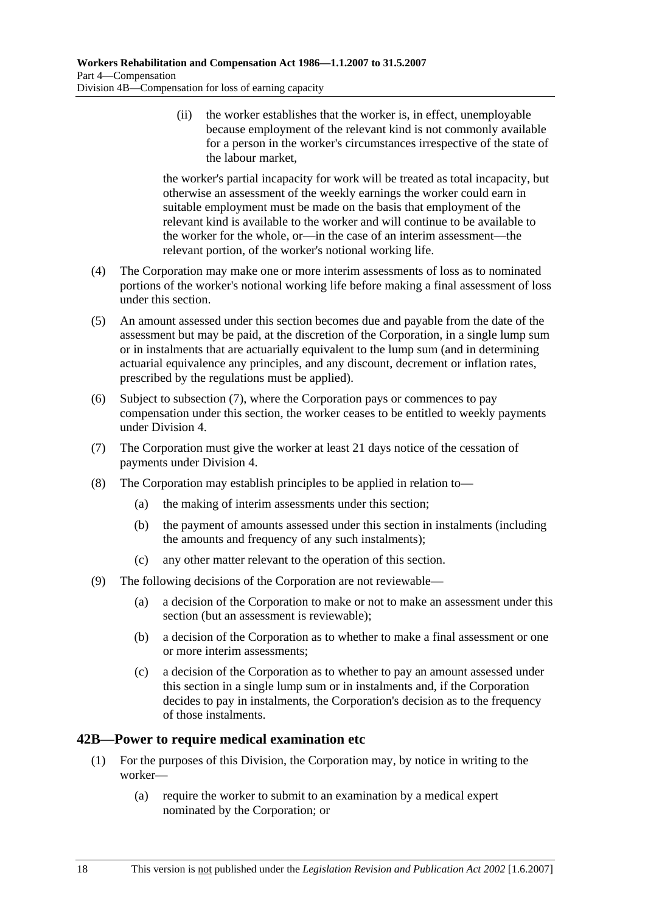(ii) the worker establishes that the worker is, in effect, unemployable because employment of the relevant kind is not commonly available for a person in the worker's circumstances irrespective of the state of the labour market,

the worker's partial incapacity for work will be treated as total incapacity, but otherwise an assessment of the weekly earnings the worker could earn in suitable employment must be made on the basis that employment of the relevant kind is available to the worker and will continue to be available to the worker for the whole, or—in the case of an interim assessment—the relevant portion, of the worker's notional working life.

(4) The Corporation may make one or more interim assessments of loss as to nominated portions of the worker's notional working life before making a final assessment of loss under this section.

(5) An amount assessed under this section becomes due and payable from the date of the assessment but may be paid, at the discretion of the Corporation, in a single lump sum or in instalments that are actuarially equivalent to the lump sum (and in determining actuarial equivalence any principles, and any discount, decrement or inflation rates, prescribed by the regulations must be applied).

(6) Subject to subsection (7), where the Corporation pays or commences to pay compensation under this section, the worker ceases to be entitled to weekly payments under Division 4.

(7) The Corporation must give the worker at least 21 days notice of the cessation of payments under Division 4.

(8) The Corporation may establish principles to be applied in relation to—

(a) the making of interim assessments under this section;

(b) the payment of amounts assessed under this section in instalments (including the amounts and frequency of any such instalments);

(c) any other matter relevant to the operation of this section.

(9) The following decisions of the Corporation are not reviewable—

(a) a decision of the Corporation to make or not to make an assessment under this section (but an assessment is reviewable);

(b) a decision of the Corporation as to whether to make a final assessment or one or more interim assessments;

(c) a decision of the Corporation as to whether to pay an amount assessed under this section in a single lump sum or in instalments and, if the Corporation decides to pay in instalments, the Corporation's decision as to the frequency of those instalments.

## 42B—Power to require medical examination etc

(1) For the purposes of this Division, the Corporation may, by notice in writing to the worker—

(a) require the worker to submit to an examination by a medical expert nominated by the Corporation; or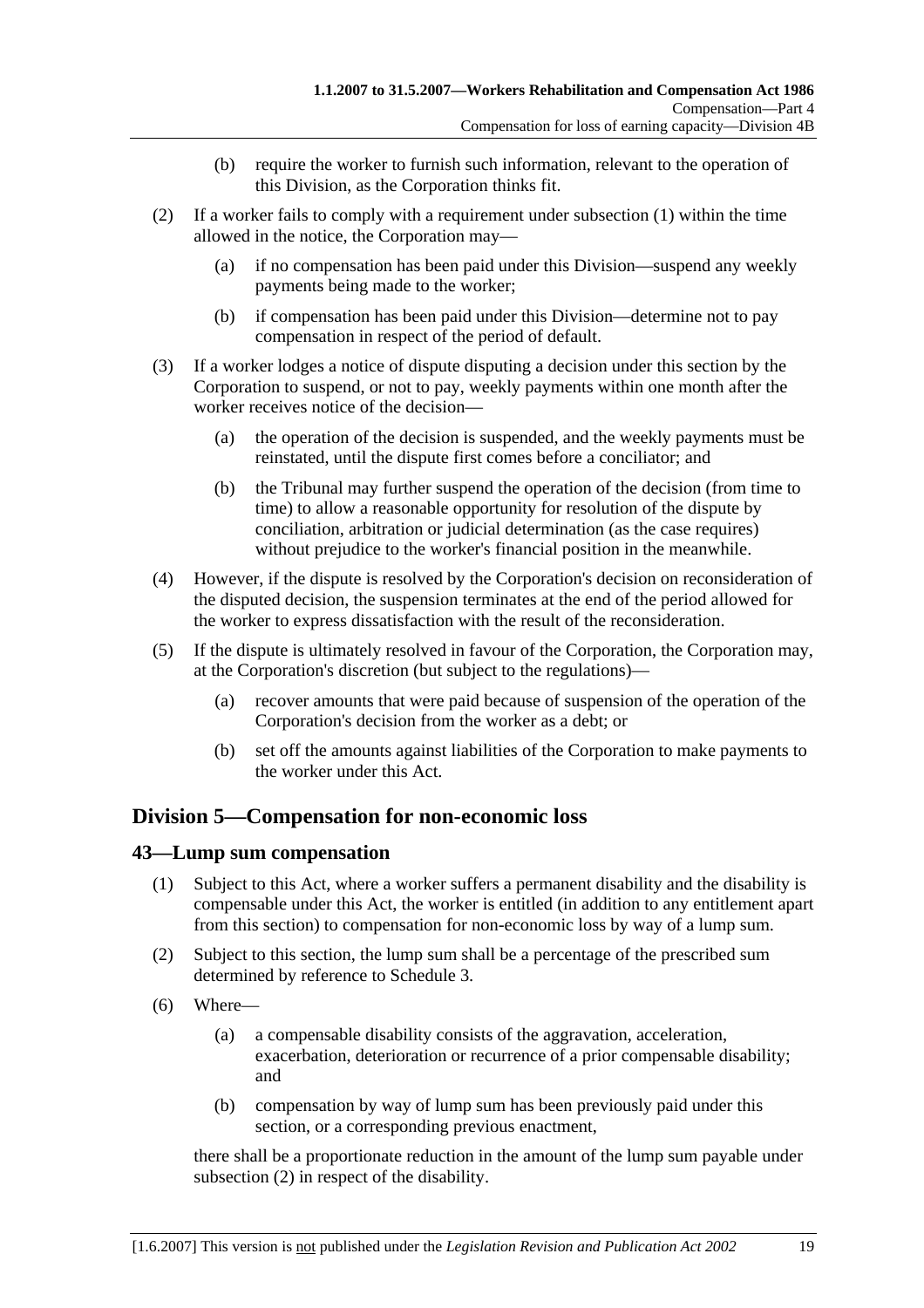(b) require the worker to furnish such information, relevant to the operation of this Division, as the Corporation thinks fit.

(2) If a worker fails to comply with a requirement under subsection (1) within the time allowed in the notice, the Corporation may—

(a) if no compensation has been paid under this Division—suspend any weekly payments being made to the worker;

(b) if compensation has been paid under this Division—determine not to pay compensation in respect of the period of default.

(3) If a worker lodges a notice of dispute disputing a decision under this section by the Corporation to suspend, or not to pay, weekly payments within one month after the worker receives notice of the decision—

(a) the operation of the decision is suspended, and the weekly payments must be reinstated, until the dispute first comes before a conciliator; and

(b) the Tribunal may further suspend the operation of the decision (from time to time) to allow a reasonable opportunity for resolution of the dispute by conciliation, arbitration or judicial determination (as the case requires) without prejudice to the worker's financial position in the meanwhile.

(4) However, if the dispute is resolved by the Corporation's decision on reconsideration of the disputed decision, the suspension terminates at the end of the period allowed for the worker to express dissatisfaction with the result of the reconsideration.

(5) If the dispute is ultimately resolved in favour of the Corporation, the Corporation may, at the Corporation's discretion (but subject to the regulations)—

(a) recover amounts that were paid because of suspension of the operation of the Corporation's decision from the worker as a debt; or

(b) set off the amounts against liabilities of the Corporation to make payments to the worker under this Act.

## Division 5—Compensation for non-economic loss

### 43—Lump sum compensation

(1) Subject to this Act, where a worker suffers a permanent disability and the disability is compensable under this Act, the worker is entitled (in addition to any entitlement apart from this section) to compensation for non-economic loss by way of a lump sum.

(2) Subject to this section, the lump sum shall be a percentage of the prescribed sum determined by reference to Schedule 3.

(6) Where—

(a) a compensable disability consists of the aggravation, acceleration, exacerbation, deterioration or recurrence of a prior compensable disability; and

(b) compensation by way of lump sum has been previously paid under this section, or a corresponding previous enactment,

there shall be a proportionate reduction in the amount of the lump sum payable under subsection (2) in respect of the disability.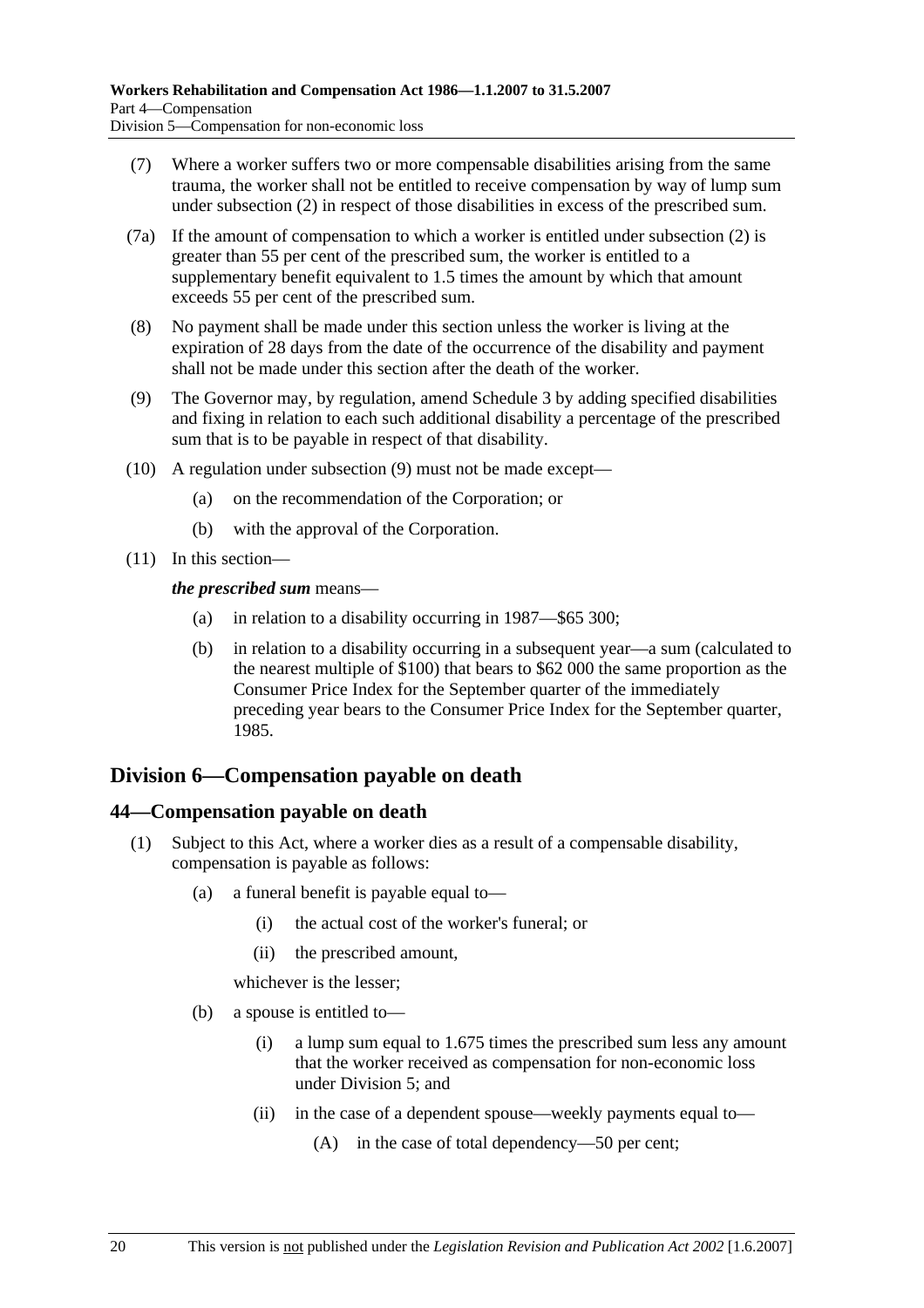(7) Where a worker suffers two or more compensable disabilities arising from the same trauma, the worker shall not be entitled to receive compensation by way of lump sum under subsection (2) in respect of those disabilities in excess of the prescribed sum.

(7a) If the amount of compensation to which a worker is entitled under subsection (2) is greater than 55 per cent of the prescribed sum, the worker is entitled to a supplementary benefit equivalent to 1.5 times the amount by which that amount exceeds 55 per cent of the prescribed sum.

(8) No payment shall be made under this section unless the worker is living at the expiration of 28 days from the date of the occurrence of the disability and payment shall not be made under this section after the death of the worker.

(9) The Governor may, by regulation, amend Schedule 3 by adding specified disabilities and fixing in relation to each such additional disability a percentage of the prescribed sum that is to be payable in respect of that disability.

(10) A regulation under subsection (9) must not be made except—

(a) on the recommendation of the Corporation; or

(b) with the approval of the Corporation.

(11) In this section—

***the prescribed sum*** means—

(a) in relation to a disability occurring in 1987—$65 300;

(b) in relation to a disability occurring in a subsequent year—a sum (calculated to the nearest multiple of $100) that bears to $62 000 the same proportion as the Consumer Price Index for the September quarter of the immediately preceding year bears to the Consumer Price Index for the September quarter, 1985.

## Division 6—Compensation payable on death

### 44—Compensation payable on death

(1) Subject to this Act, where a worker dies as a result of a compensable disability, compensation is payable as follows:

(a) a funeral benefit is payable equal to—

(i) the actual cost of the worker's funeral; or

(ii) the prescribed amount,

whichever is the lesser;

(b) a spouse is entitled to—

(i) a lump sum equal to 1.675 times the prescribed sum less any amount that the worker received as compensation for non-economic loss under Division 5; and

(ii) in the case of a dependent spouse—weekly payments equal to—

(A) in the case of total dependency—50 per cent;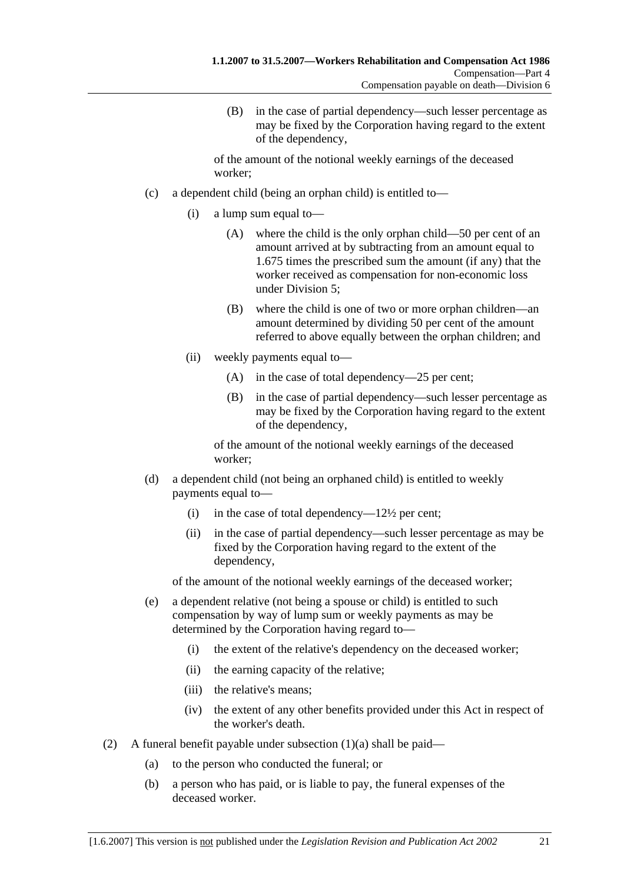(B) in the case of partial dependency—such lesser percentage as may be fixed by the Corporation having regard to the extent of the dependency,

of the amount of the notional weekly earnings of the deceased worker;

(c) a dependent child (being an orphan child) is entitled to—

(i) a lump sum equal to—

(A) where the child is the only orphan child—50 per cent of an amount arrived at by subtracting from an amount equal to 1.675 times the prescribed sum the amount (if any) that the worker received as compensation for non-economic loss under Division 5;

(B) where the child is one of two or more orphan children—an amount determined by dividing 50 per cent of the amount referred to above equally between the orphan children; and

(ii) weekly payments equal to—

(A) in the case of total dependency—25 per cent;

(B) in the case of partial dependency—such lesser percentage as may be fixed by the Corporation having regard to the extent of the dependency,

of the amount of the notional weekly earnings of the deceased worker;

(d) a dependent child (not being an orphaned child) is entitled to weekly payments equal to—

(i) in the case of total dependency—12½ per cent;

(ii) in the case of partial dependency—such lesser percentage as may be fixed by the Corporation having regard to the extent of the dependency,

of the amount of the notional weekly earnings of the deceased worker;

(e) a dependent relative (not being a spouse or child) is entitled to such compensation by way of lump sum or weekly payments as may be determined by the Corporation having regard to—

(i) the extent of the relative's dependency on the deceased worker;

(ii) the earning capacity of the relative;

(iii) the relative's means;

(iv) the extent of any other benefits provided under this Act in respect of the worker's death.

(2) A funeral benefit payable under subsection (1)(a) shall be paid—

(a) to the person who conducted the funeral; or

(b) a person who has paid, or is liable to pay, the funeral expenses of the deceased worker.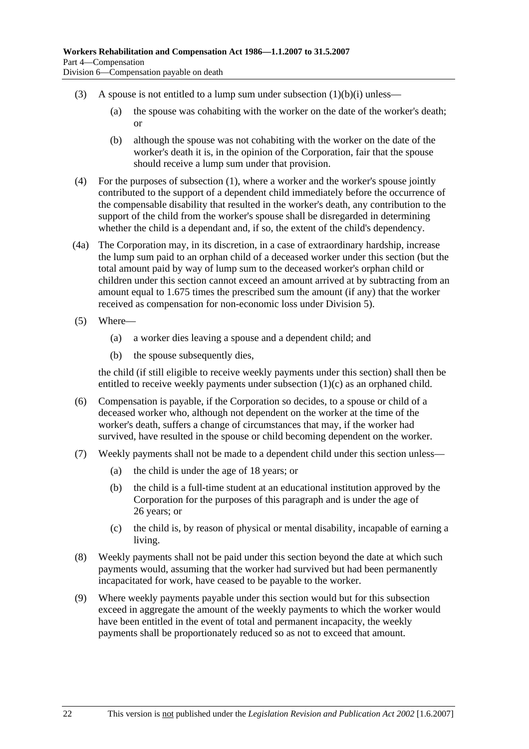(3) A spouse is not entitled to a lump sum under subsection (1)(b)(i) unless—

  (a) the spouse was cohabiting with the worker on the date of the worker's death; or

  (b) although the spouse was not cohabiting with the worker on the date of the worker's death it is, in the opinion of the Corporation, fair that the spouse should receive a lump sum under that provision.

(4) For the purposes of subsection (1), where a worker and the worker's spouse jointly contributed to the support of a dependent child immediately before the occurrence of the compensable disability that resulted in the worker's death, any contribution to the support of the child from the worker's spouse shall be disregarded in determining whether the child is a dependant and, if so, the extent of the child's dependency.

(4a) The Corporation may, in its discretion, in a case of extraordinary hardship, increase the lump sum paid to an orphan child of a deceased worker under this section (but the total amount paid by way of lump sum to the deceased worker's orphan child or children under this section cannot exceed an amount arrived at by subtracting from an amount equal to 1.675 times the prescribed sum the amount (if any) that the worker received as compensation for non-economic loss under Division 5).

(5) Where—

  (a) a worker dies leaving a spouse and a dependent child; and

  (b) the spouse subsequently dies,

the child (if still eligible to receive weekly payments under this section) shall then be entitled to receive weekly payments under subsection (1)(c) as an orphaned child.

(6) Compensation is payable, if the Corporation so decides, to a spouse or child of a deceased worker who, although not dependent on the worker at the time of the worker's death, suffers a change of circumstances that may, if the worker had survived, have resulted in the spouse or child becoming dependent on the worker.

(7) Weekly payments shall not be made to a dependent child under this section unless—

  (a) the child is under the age of 18 years; or

  (b) the child is a full-time student at an educational institution approved by the Corporation for the purposes of this paragraph and is under the age of 26 years; or

  (c) the child is, by reason of physical or mental disability, incapable of earning a living.

(8) Weekly payments shall not be paid under this section beyond the date at which such payments would, assuming that the worker had survived but had been permanently incapacitated for work, have ceased to be payable to the worker.

(9) Where weekly payments payable under this section would but for this subsection exceed in aggregate the amount of the weekly payments to which the worker would have been entitled in the event of total and permanent incapacity, the weekly payments shall be proportionately reduced so as not to exceed that amount.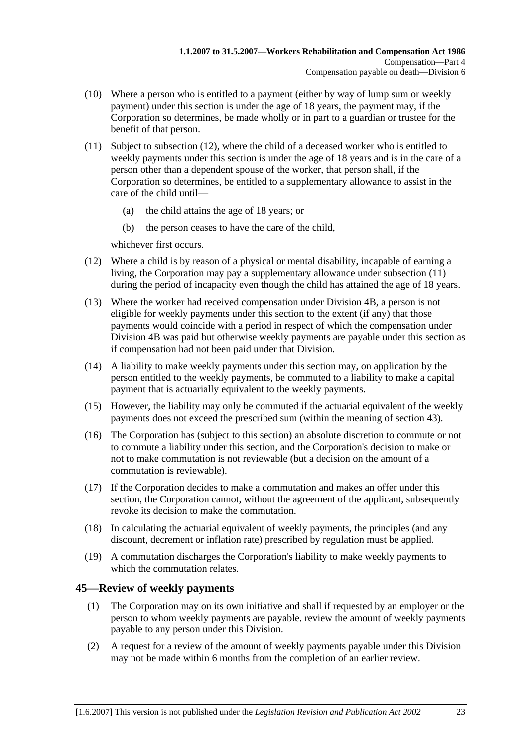(10) Where a person who is entitled to a payment (either by way of lump sum or weekly payment) under this section is under the age of 18 years, the payment may, if the Corporation so determines, be made wholly or in part to a guardian or trustee for the benefit of that person.

(11) Subject to subsection (12), where the child of a deceased worker who is entitled to weekly payments under this section is under the age of 18 years and is in the care of a person other than a dependent spouse of the worker, that person shall, if the Corporation so determines, be entitled to a supplementary allowance to assist in the care of the child until—

(a) the child attains the age of 18 years; or

(b) the person ceases to have the care of the child,

whichever first occurs.

(12) Where a child is by reason of a physical or mental disability, incapable of earning a living, the Corporation may pay a supplementary allowance under subsection (11) during the period of incapacity even though the child has attained the age of 18 years.

(13) Where the worker had received compensation under Division 4B, a person is not eligible for weekly payments under this section to the extent (if any) that those payments would coincide with a period in respect of which the compensation under Division 4B was paid but otherwise weekly payments are payable under this section as if compensation had not been paid under that Division.

(14) A liability to make weekly payments under this section may, on application by the person entitled to the weekly payments, be commuted to a liability to make a capital payment that is actuarially equivalent to the weekly payments.

(15) However, the liability may only be commuted if the actuarial equivalent of the weekly payments does not exceed the prescribed sum (within the meaning of section 43).

(16) The Corporation has (subject to this section) an absolute discretion to commute or not to commute a liability under this section, and the Corporation's decision to make or not to make commutation is not reviewable (but a decision on the amount of a commutation is reviewable).

(17) If the Corporation decides to make a commutation and makes an offer under this section, the Corporation cannot, without the agreement of the applicant, subsequently revoke its decision to make the commutation.

(18) In calculating the actuarial equivalent of weekly payments, the principles (and any discount, decrement or inflation rate) prescribed by regulation must be applied.

(19) A commutation discharges the Corporation's liability to make weekly payments to which the commutation relates.

## 45—Review of weekly payments

(1) The Corporation may on its own initiative and shall if requested by an employer or the person to whom weekly payments are payable, review the amount of weekly payments payable to any person under this Division.

(2) A request for a review of the amount of weekly payments payable under this Division may not be made within 6 months from the completion of an earlier review.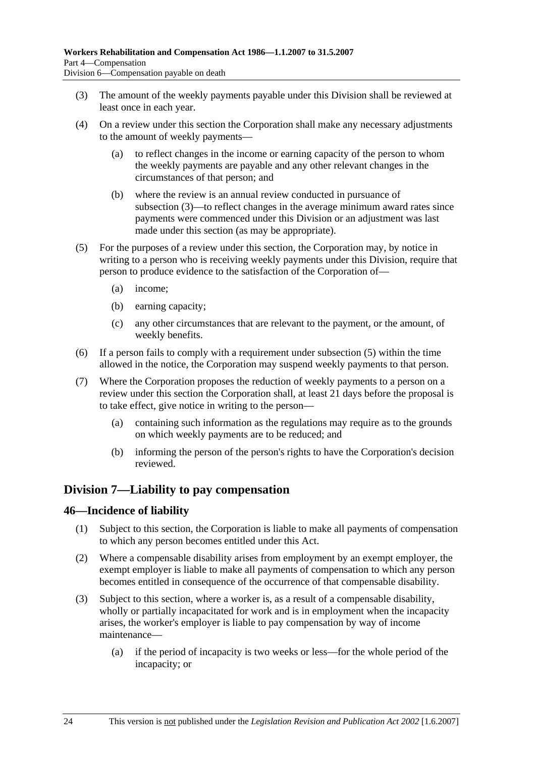(3) The amount of the weekly payments payable under this Division shall be reviewed at least once in each year.

(4) On a review under this section the Corporation shall make any necessary adjustments to the amount of weekly payments—

(a) to reflect changes in the income or earning capacity of the person to whom the weekly payments are payable and any other relevant changes in the circumstances of that person; and

(b) where the review is an annual review conducted in pursuance of subsection (3)—to reflect changes in the average minimum award rates since payments were commenced under this Division or an adjustment was last made under this section (as may be appropriate).

(5) For the purposes of a review under this section, the Corporation may, by notice in writing to a person who is receiving weekly payments under this Division, require that person to produce evidence to the satisfaction of the Corporation of—

(a) income;

(b) earning capacity;

(c) any other circumstances that are relevant to the payment, or the amount, of weekly benefits.

(6) If a person fails to comply with a requirement under subsection (5) within the time allowed in the notice, the Corporation may suspend weekly payments to that person.

(7) Where the Corporation proposes the reduction of weekly payments to a person on a review under this section the Corporation shall, at least 21 days before the proposal is to take effect, give notice in writing to the person—

(a) containing such information as the regulations may require as to the grounds on which weekly payments are to be reduced; and

(b) informing the person of the person's rights to have the Corporation's decision reviewed.

## Division 7—Liability to pay compensation

### 46—Incidence of liability

(1) Subject to this section, the Corporation is liable to make all payments of compensation to which any person becomes entitled under this Act.

(2) Where a compensable disability arises from employment by an exempt employer, the exempt employer is liable to make all payments of compensation to which any person becomes entitled in consequence of the occurrence of that compensable disability.

(3) Subject to this section, where a worker is, as a result of a compensable disability, wholly or partially incapacitated for work and is in employment when the incapacity arises, the worker's employer is liable to pay compensation by way of income maintenance—

(a) if the period of incapacity is two weeks or less—for the whole period of the incapacity; or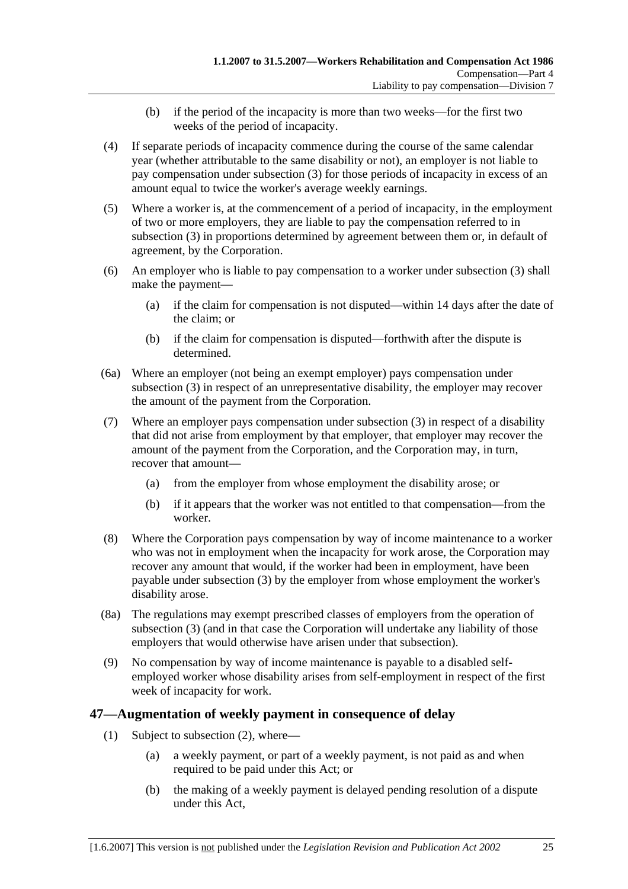(b) if the period of the incapacity is more than two weeks—for the first two weeks of the period of incapacity.

(4) If separate periods of incapacity commence during the course of the same calendar year (whether attributable to the same disability or not), an employer is not liable to pay compensation under subsection (3) for those periods of incapacity in excess of an amount equal to twice the worker's average weekly earnings.

(5) Where a worker is, at the commencement of a period of incapacity, in the employment of two or more employers, they are liable to pay the compensation referred to in subsection (3) in proportions determined by agreement between them or, in default of agreement, by the Corporation.

(6) An employer who is liable to pay compensation to a worker under subsection (3) shall make the payment—

(a) if the claim for compensation is not disputed—within 14 days after the date of the claim; or

(b) if the claim for compensation is disputed—forthwith after the dispute is determined.

(6a) Where an employer (not being an exempt employer) pays compensation under subsection (3) in respect of an unrepresentative disability, the employer may recover the amount of the payment from the Corporation.

(7) Where an employer pays compensation under subsection (3) in respect of a disability that did not arise from employment by that employer, that employer may recover the amount of the payment from the Corporation, and the Corporation may, in turn, recover that amount—

(a) from the employer from whose employment the disability arose; or

(b) if it appears that the worker was not entitled to that compensation—from the worker.

(8) Where the Corporation pays compensation by way of income maintenance to a worker who was not in employment when the incapacity for work arose, the Corporation may recover any amount that would, if the worker had been in employment, have been payable under subsection (3) by the employer from whose employment the worker's disability arose.

(8a) The regulations may exempt prescribed classes of employers from the operation of subsection (3) (and in that case the Corporation will undertake any liability of those employers that would otherwise have arisen under that subsection).

(9) No compensation by way of income maintenance is payable to a disabled self-employed worker whose disability arises from self-employment in respect of the first week of incapacity for work.

## 47—Augmentation of weekly payment in consequence of delay

(1) Subject to subsection (2), where—

(a) a weekly payment, or part of a weekly payment, is not paid as and when required to be paid under this Act; or

(b) the making of a weekly payment is delayed pending resolution of a dispute under this Act,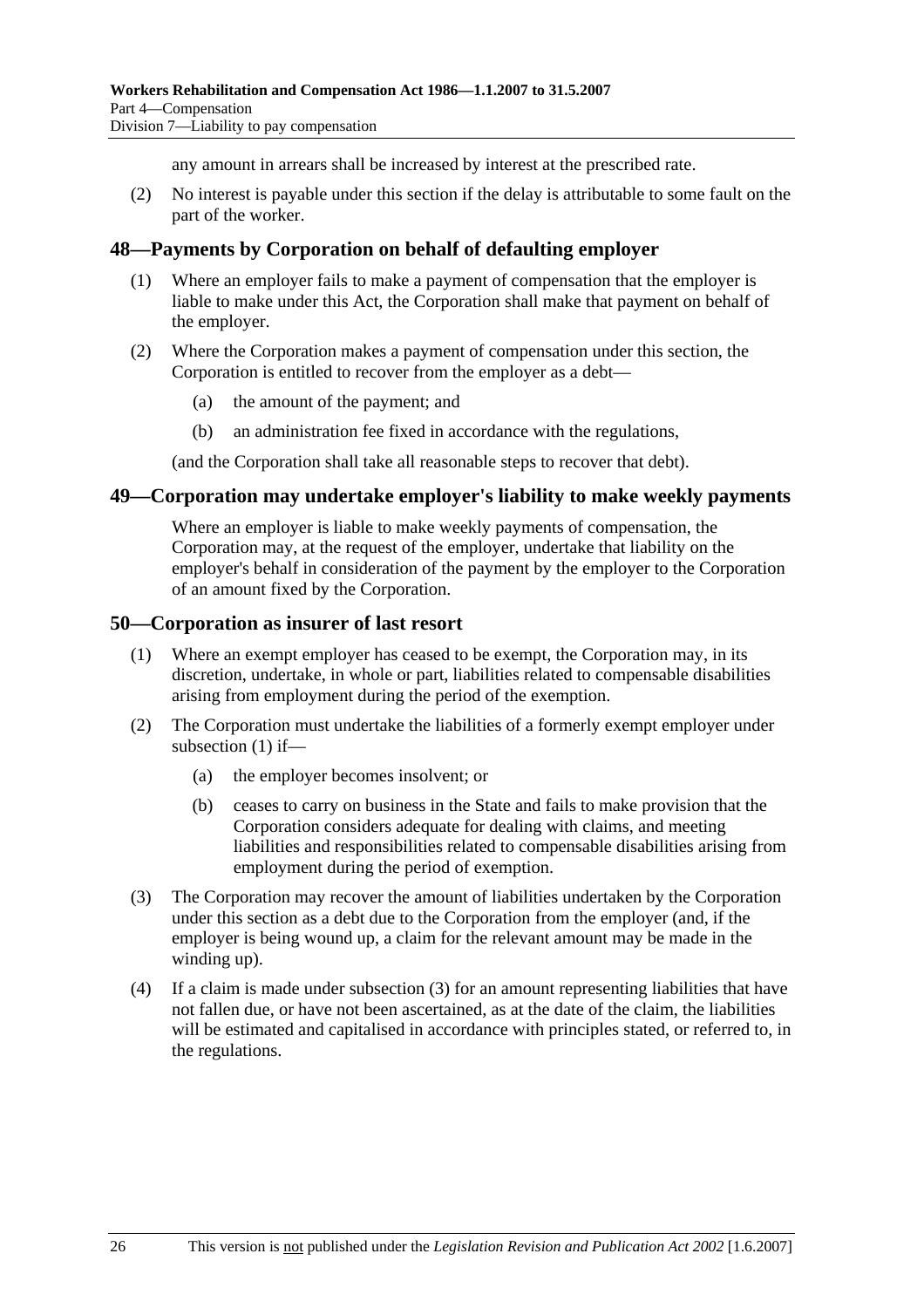any amount in arrears shall be increased by interest at the prescribed rate.

(2) No interest is payable under this section if the delay is attributable to some fault on the part of the worker.

## 48—Payments by Corporation on behalf of defaulting employer

(1) Where an employer fails to make a payment of compensation that the employer is liable to make under this Act, the Corporation shall make that payment on behalf of the employer.

(2) Where the Corporation makes a payment of compensation under this section, the Corporation is entitled to recover from the employer as a debt—

(a) the amount of the payment; and

(b) an administration fee fixed in accordance with the regulations,

(and the Corporation shall take all reasonable steps to recover that debt).

## 49—Corporation may undertake employer's liability to make weekly payments

Where an employer is liable to make weekly payments of compensation, the Corporation may, at the request of the employer, undertake that liability on the employer's behalf in consideration of the payment by the employer to the Corporation of an amount fixed by the Corporation.

## 50—Corporation as insurer of last resort

(1) Where an exempt employer has ceased to be exempt, the Corporation may, in its discretion, undertake, in whole or part, liabilities related to compensable disabilities arising from employment during the period of the exemption.

(2) The Corporation must undertake the liabilities of a formerly exempt employer under subsection (1) if—

(a) the employer becomes insolvent; or

(b) ceases to carry on business in the State and fails to make provision that the Corporation considers adequate for dealing with claims, and meeting liabilities and responsibilities related to compensable disabilities arising from employment during the period of exemption.

(3) The Corporation may recover the amount of liabilities undertaken by the Corporation under this section as a debt due to the Corporation from the employer (and, if the employer is being wound up, a claim for the relevant amount may be made in the winding up).

(4) If a claim is made under subsection (3) for an amount representing liabilities that have not fallen due, or have not been ascertained, as at the date of the claim, the liabilities will be estimated and capitalised in accordance with principles stated, or referred to, in the regulations.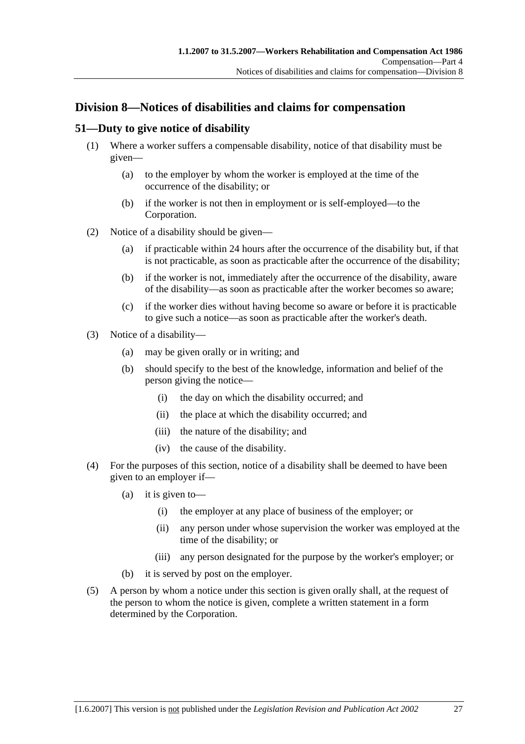## Division 8—Notices of disabilities and claims for compensation

### 51—Duty to give notice of disability

(1) Where a worker suffers a compensable disability, notice of that disability must be given—

- (a) to the employer by whom the worker is employed at the time of the occurrence of the disability; or
- (b) if the worker is not then in employment or is self-employed—to the Corporation.

(2) Notice of a disability should be given—

- (a) if practicable within 24 hours after the occurrence of the disability but, if that is not practicable, as soon as practicable after the occurrence of the disability;
- (b) if the worker is not, immediately after the occurrence of the disability, aware of the disability—as soon as practicable after the worker becomes so aware;
- (c) if the worker dies without having become so aware or before it is practicable to give such a notice—as soon as practicable after the worker's death.

(3) Notice of a disability—

- (a) may be given orally or in writing; and
- (b) should specify to the best of the knowledge, information and belief of the person giving the notice—
  - (i) the day on which the disability occurred; and
  - (ii) the place at which the disability occurred; and
  - (iii) the nature of the disability; and
  - (iv) the cause of the disability.

(4) For the purposes of this section, notice of a disability shall be deemed to have been given to an employer if—

- (a) it is given to—
  - (i) the employer at any place of business of the employer; or
  - (ii) any person under whose supervision the worker was employed at the time of the disability; or
  - (iii) any person designated for the purpose by the worker's employer; or
- (b) it is served by post on the employer.

(5) A person by whom a notice under this section is given orally shall, at the request of the person to whom the notice is given, complete a written statement in a form determined by the Corporation.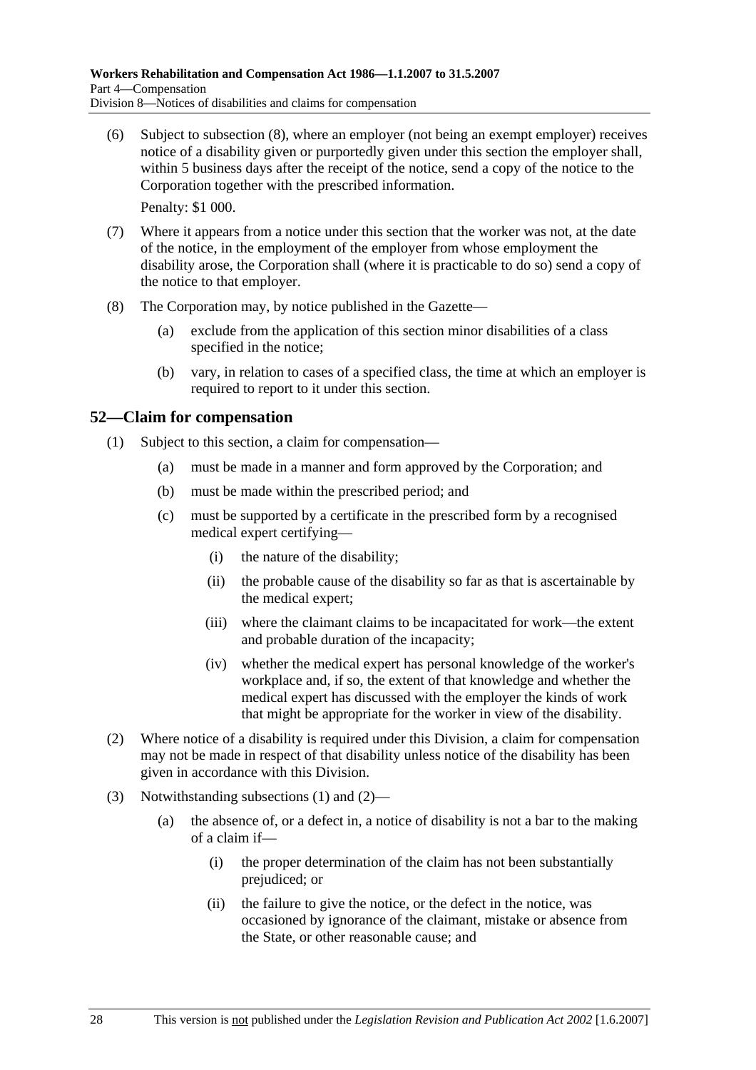(6) Subject to subsection (8), where an employer (not being an exempt employer) receives notice of a disability given or purportedly given under this section the employer shall, within 5 business days after the receipt of the notice, send a copy of the notice to the Corporation together with the prescribed information.

Penalty: $1 000.

(7) Where it appears from a notice under this section that the worker was not, at the date of the notice, in the employment of the employer from whose employment the disability arose, the Corporation shall (where it is practicable to do so) send a copy of the notice to that employer.

(8) The Corporation may, by notice published in the Gazette—

(a) exclude from the application of this section minor disabilities of a class specified in the notice;

(b) vary, in relation to cases of a specified class, the time at which an employer is required to report to it under this section.

## 52—Claim for compensation

(1) Subject to this section, a claim for compensation—

(a) must be made in a manner and form approved by the Corporation; and

(b) must be made within the prescribed period; and

(c) must be supported by a certificate in the prescribed form by a recognised medical expert certifying—

(i) the nature of the disability;

(ii) the probable cause of the disability so far as that is ascertainable by the medical expert;

(iii) where the claimant claims to be incapacitated for work—the extent and probable duration of the incapacity;

(iv) whether the medical expert has personal knowledge of the worker's workplace and, if so, the extent of that knowledge and whether the medical expert has discussed with the employer the kinds of work that might be appropriate for the worker in view of the disability.

(2) Where notice of a disability is required under this Division, a claim for compensation may not be made in respect of that disability unless notice of the disability has been given in accordance with this Division.

(3) Notwithstanding subsections (1) and (2)—

(a) the absence of, or a defect in, a notice of disability is not a bar to the making of a claim if—

(i) the proper determination of the claim has not been substantially prejudiced; or

(ii) the failure to give the notice, or the defect in the notice, was occasioned by ignorance of the claimant, mistake or absence from the State, or other reasonable cause; and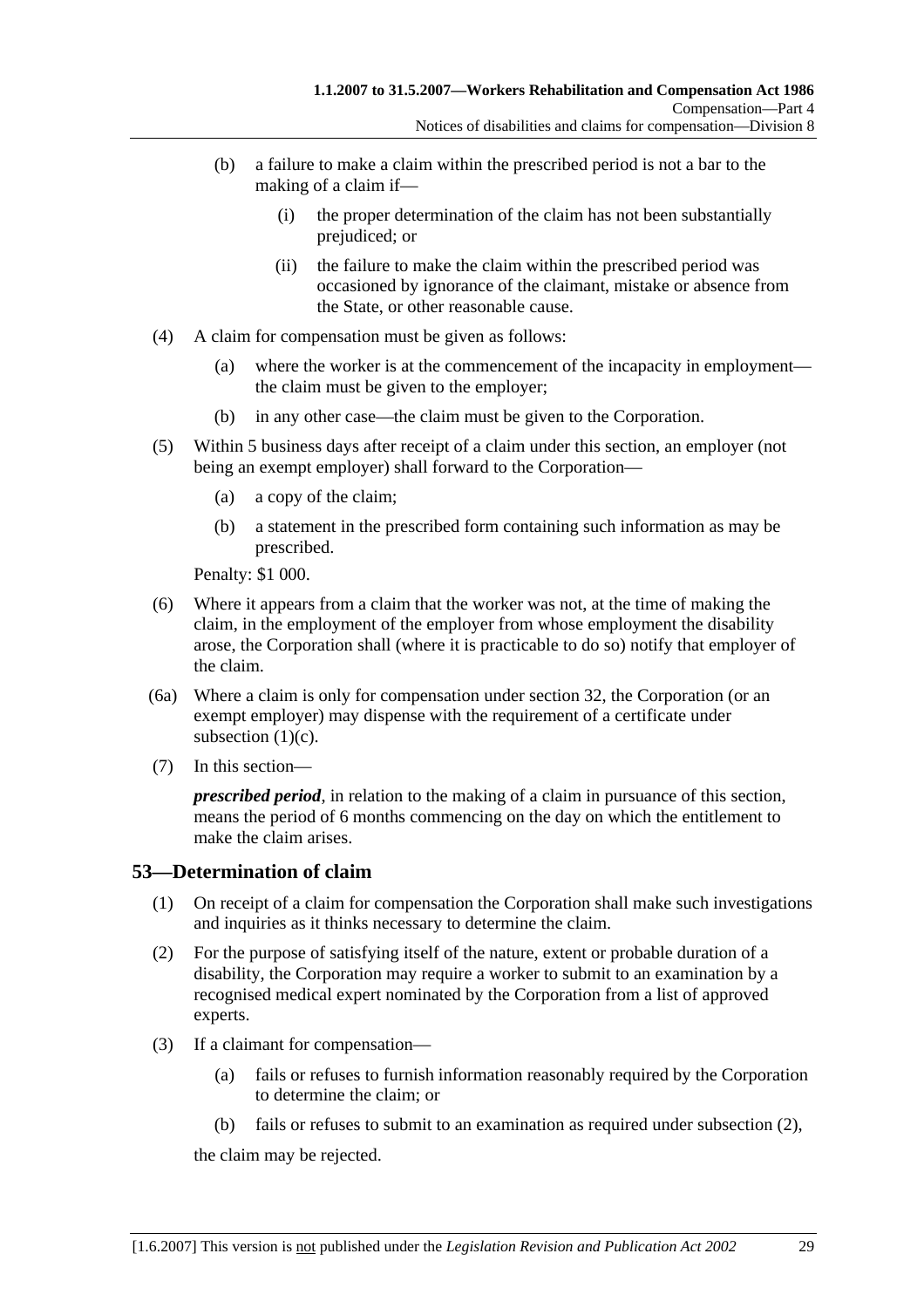(b) a failure to make a claim within the prescribed period is not a bar to the making of a claim if—

(i) the proper determination of the claim has not been substantially prejudiced; or

(ii) the failure to make the claim within the prescribed period was occasioned by ignorance of the claimant, mistake or absence from the State, or other reasonable cause.

(4) A claim for compensation must be given as follows:

(a) where the worker is at the commencement of the incapacity in employment—the claim must be given to the employer;

(b) in any other case—the claim must be given to the Corporation.

(5) Within 5 business days after receipt of a claim under this section, an employer (not being an exempt employer) shall forward to the Corporation—

(a) a copy of the claim;

(b) a statement in the prescribed form containing such information as may be prescribed.

Penalty: $1 000.

(6) Where it appears from a claim that the worker was not, at the time of making the claim, in the employment of the employer from whose employment the disability arose, the Corporation shall (where it is practicable to do so) notify that employer of the claim.

(6a) Where a claim is only for compensation under section 32, the Corporation (or an exempt employer) may dispense with the requirement of a certificate under subsection (1)(c).

(7) In this section—

***prescribed period***, in relation to the making of a claim in pursuance of this section, means the period of 6 months commencing on the day on which the entitlement to make the claim arises.

## 53—Determination of claim

(1) On receipt of a claim for compensation the Corporation shall make such investigations and inquiries as it thinks necessary to determine the claim.

(2) For the purpose of satisfying itself of the nature, extent or probable duration of a disability, the Corporation may require a worker to submit to an examination by a recognised medical expert nominated by the Corporation from a list of approved experts.

(3) If a claimant for compensation—

(a) fails or refuses to furnish information reasonably required by the Corporation to determine the claim; or

(b) fails or refuses to submit to an examination as required under subsection (2),

the claim may be rejected.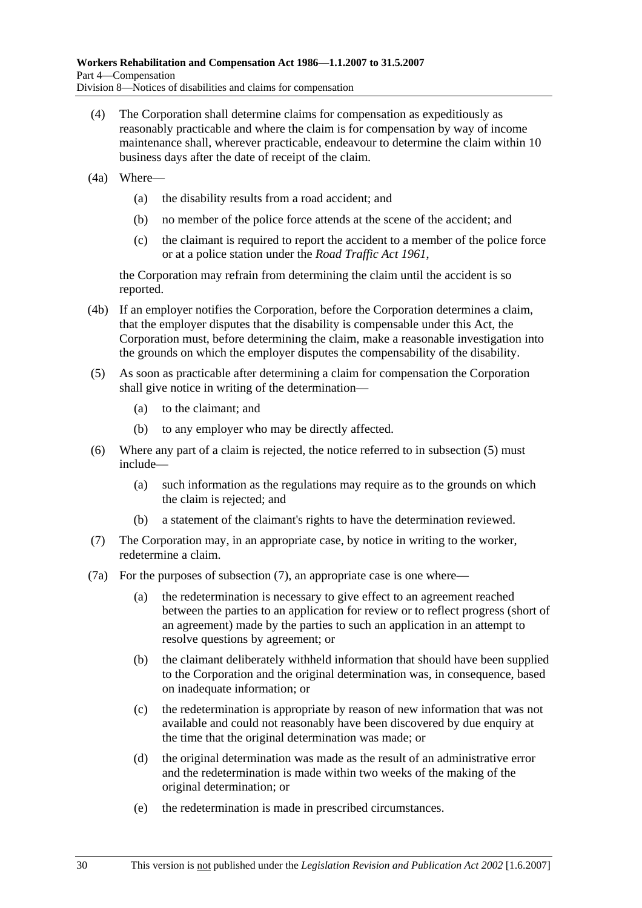(4) The Corporation shall determine claims for compensation as expeditiously as reasonably practicable and where the claim is for compensation by way of income maintenance shall, wherever practicable, endeavour to determine the claim within 10 business days after the date of receipt of the claim.

(4a) Where—

(a) the disability results from a road accident; and

(b) no member of the police force attends at the scene of the accident; and

(c) the claimant is required to report the accident to a member of the police force or at a police station under the *Road Traffic Act 1961*,

the Corporation may refrain from determining the claim until the accident is so reported.

(4b) If an employer notifies the Corporation, before the Corporation determines a claim, that the employer disputes that the disability is compensable under this Act, the Corporation must, before determining the claim, make a reasonable investigation into the grounds on which the employer disputes the compensability of the disability.

(5) As soon as practicable after determining a claim for compensation the Corporation shall give notice in writing of the determination—

(a) to the claimant; and

(b) to any employer who may be directly affected.

(6) Where any part of a claim is rejected, the notice referred to in subsection (5) must include—

(a) such information as the regulations may require as to the grounds on which the claim is rejected; and

(b) a statement of the claimant's rights to have the determination reviewed.

(7) The Corporation may, in an appropriate case, by notice in writing to the worker, redetermine a claim.

(7a) For the purposes of subsection (7), an appropriate case is one where—

(a) the redetermination is necessary to give effect to an agreement reached between the parties to an application for review or to reflect progress (short of an agreement) made by the parties to such an application in an attempt to resolve questions by agreement; or

(b) the claimant deliberately withheld information that should have been supplied to the Corporation and the original determination was, in consequence, based on inadequate information; or

(c) the redetermination is appropriate by reason of new information that was not available and could not reasonably have been discovered by due enquiry at the time that the original determination was made; or

(d) the original determination was made as the result of an administrative error and the redetermination is made within two weeks of the making of the original determination; or

(e) the redetermination is made in prescribed circumstances.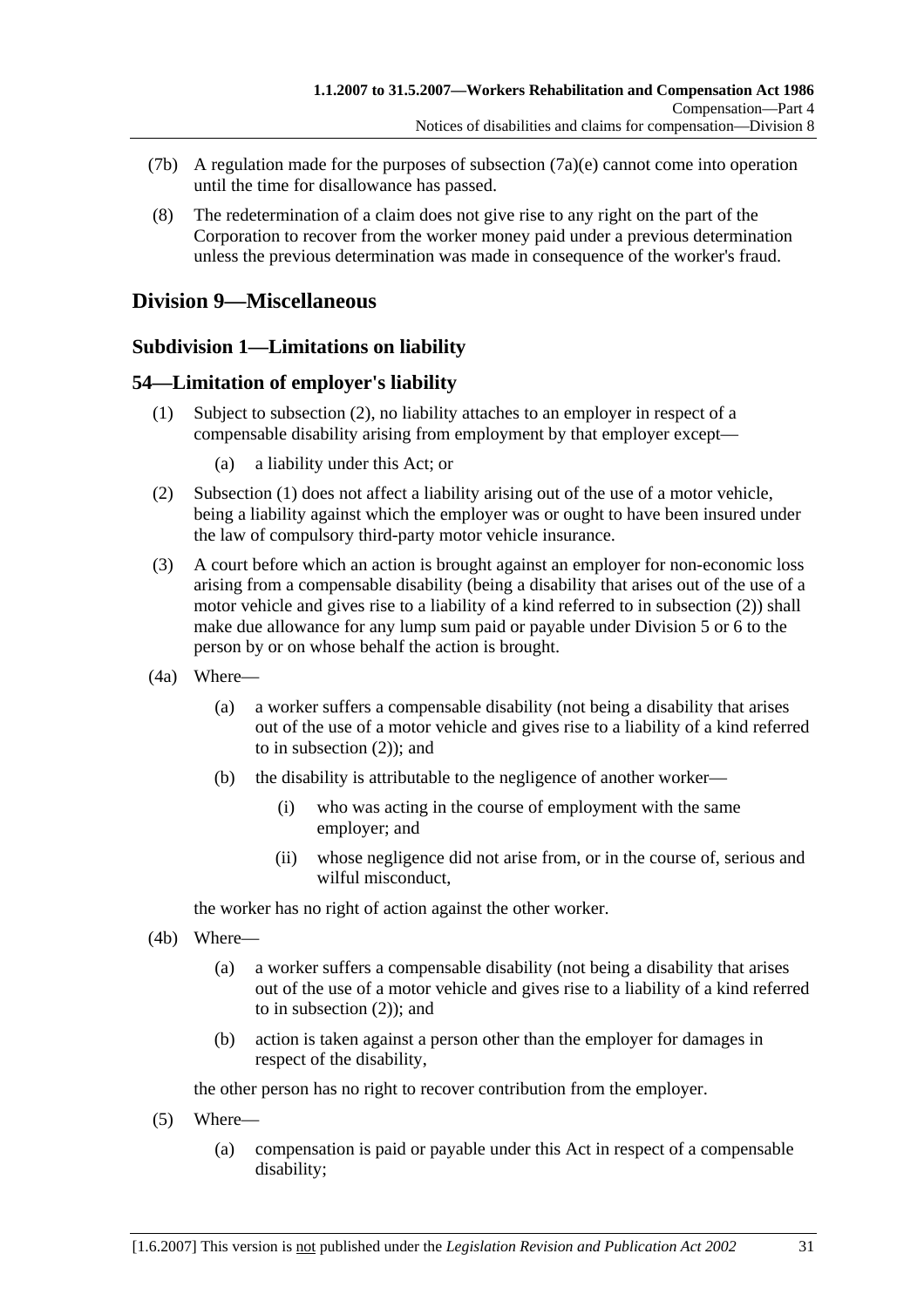(7b) A regulation made for the purposes of subsection (7a)(e) cannot come into operation until the time for disallowance has passed.

(8) The redetermination of a claim does not give rise to any right on the part of the Corporation to recover from the worker money paid under a previous determination unless the previous determination was made in consequence of the worker's fraud.

## Division 9—Miscellaneous

### Subdivision 1—Limitations on liability

### 54—Limitation of employer's liability

(1) Subject to subsection (2), no liability attaches to an employer in respect of a compensable disability arising from employment by that employer except—

(a) a liability under this Act; or

(2) Subsection (1) does not affect a liability arising out of the use of a motor vehicle, being a liability against which the employer was or ought to have been insured under the law of compulsory third-party motor vehicle insurance.

(3) A court before which an action is brought against an employer for non-economic loss arising from a compensable disability (being a disability that arises out of the use of a motor vehicle and gives rise to a liability of a kind referred to in subsection (2)) shall make due allowance for any lump sum paid or payable under Division 5 or 6 to the person by or on whose behalf the action is brought.

(4a) Where—

(a) a worker suffers a compensable disability (not being a disability that arises out of the use of a motor vehicle and gives rise to a liability of a kind referred to in subsection (2)); and

(b) the disability is attributable to the negligence of another worker—

(i) who was acting in the course of employment with the same employer; and

(ii) whose negligence did not arise from, or in the course of, serious and wilful misconduct,

the worker has no right of action against the other worker.

(4b) Where—

(a) a worker suffers a compensable disability (not being a disability that arises out of the use of a motor vehicle and gives rise to a liability of a kind referred to in subsection (2)); and

(b) action is taken against a person other than the employer for damages in respect of the disability,

the other person has no right to recover contribution from the employer.

(5) Where—

(a) compensation is paid or payable under this Act in respect of a compensable disability;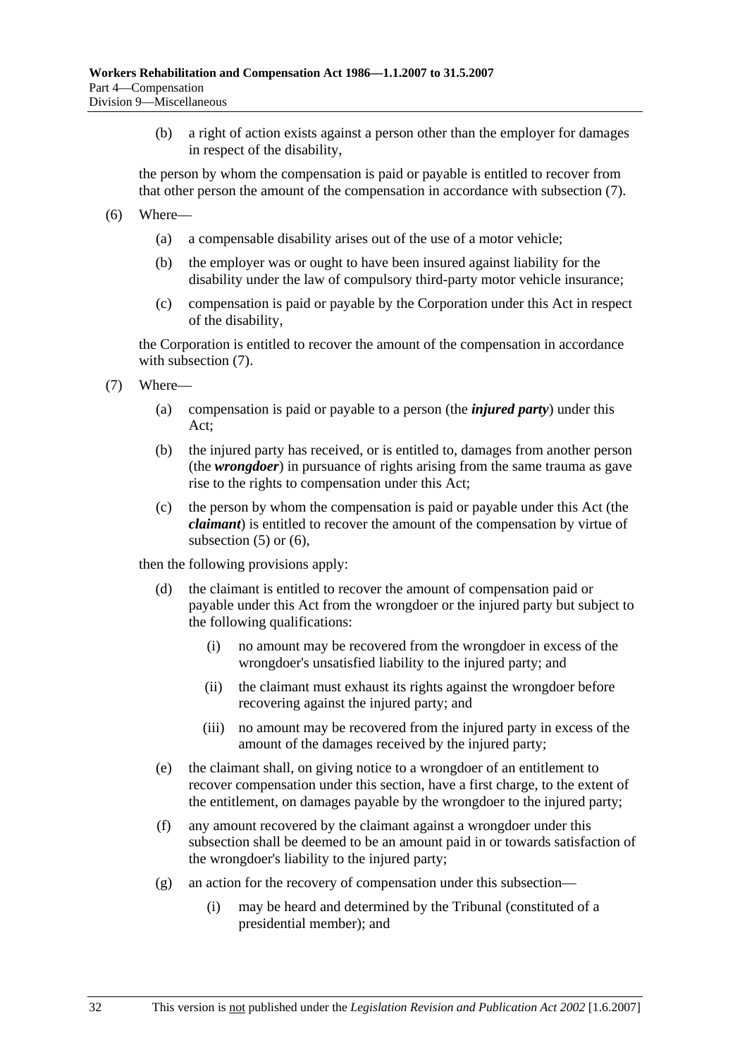(b) a right of action exists against a person other than the employer for damages in respect of the disability,

the person by whom the compensation is paid or payable is entitled to recover from that other person the amount of the compensation in accordance with subsection (7).

(6) Where—

(a) a compensable disability arises out of the use of a motor vehicle;

(b) the employer was or ought to have been insured against liability for the disability under the law of compulsory third-party motor vehicle insurance;

(c) compensation is paid or payable by the Corporation under this Act in respect of the disability,

the Corporation is entitled to recover the amount of the compensation in accordance with subsection (7).

(7) Where—

(a) compensation is paid or payable to a person (the ***injured party***) under this Act;

(b) the injured party has received, or is entitled to, damages from another person (the ***wrongdoer***) in pursuance of rights arising from the same trauma as gave rise to the rights to compensation under this Act;

(c) the person by whom the compensation is paid or payable under this Act (the ***claimant***) is entitled to recover the amount of the compensation by virtue of subsection (5) or (6),

then the following provisions apply:

(d) the claimant is entitled to recover the amount of compensation paid or payable under this Act from the wrongdoer or the injured party but subject to the following qualifications:

(i) no amount may be recovered from the wrongdoer in excess of the wrongdoer's unsatisfied liability to the injured party; and

(ii) the claimant must exhaust its rights against the wrongdoer before recovering against the injured party; and

(iii) no amount may be recovered from the injured party in excess of the amount of the damages received by the injured party;

(e) the claimant shall, on giving notice to a wrongdoer of an entitlement to recover compensation under this section, have a first charge, to the extent of the entitlement, on damages payable by the wrongdoer to the injured party;

(f) any amount recovered by the claimant against a wrongdoer under this subsection shall be deemed to be an amount paid in or towards satisfaction of the wrongdoer's liability to the injured party;

(g) an action for the recovery of compensation under this subsection—

(i) may be heard and determined by the Tribunal (constituted of a presidential member); and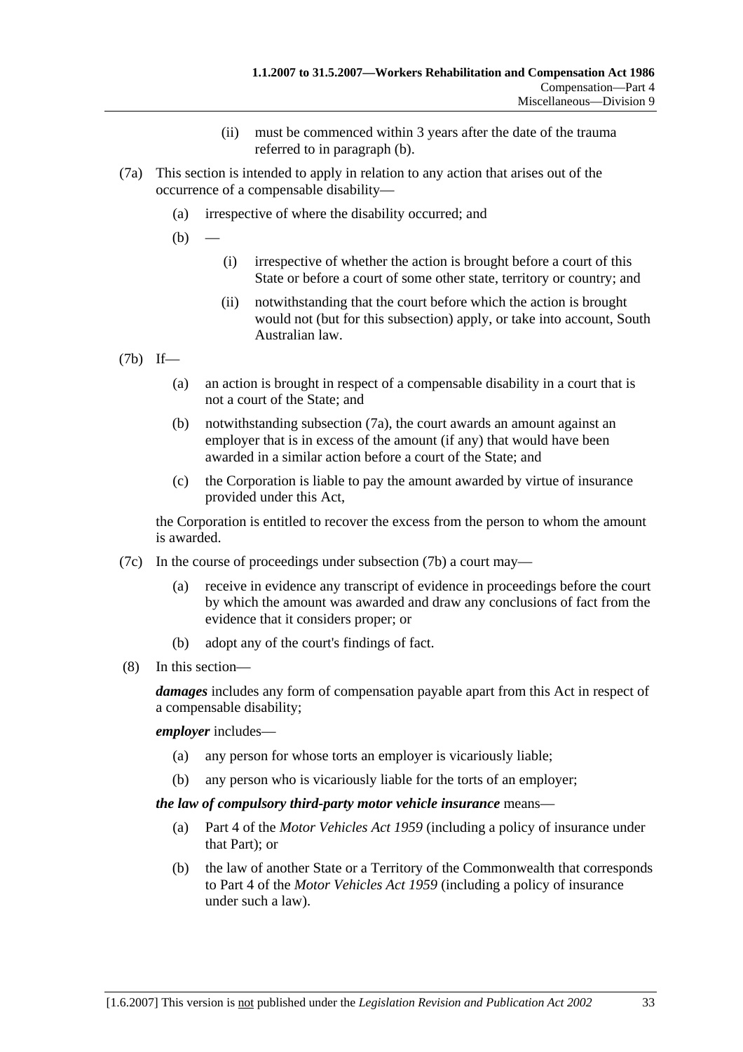(ii) must be commenced within 3 years after the date of the trauma referred to in paragraph (b).

(7a) This section is intended to apply in relation to any action that arises out of the occurrence of a compensable disability—

(a) irrespective of where the disability occurred; and

(b) —

(i) irrespective of whether the action is brought before a court of this State or before a court of some other state, territory or country; and

(ii) notwithstanding that the court before which the action is brought would not (but for this subsection) apply, or take into account, South Australian law.

(7b) If—

(a) an action is brought in respect of a compensable disability in a court that is not a court of the State; and

(b) notwithstanding subsection (7a), the court awards an amount against an employer that is in excess of the amount (if any) that would have been awarded in a similar action before a court of the State; and

(c) the Corporation is liable to pay the amount awarded by virtue of insurance provided under this Act,

the Corporation is entitled to recover the excess from the person to whom the amount is awarded.

(7c) In the course of proceedings under subsection (7b) a court may—

(a) receive in evidence any transcript of evidence in proceedings before the court by which the amount was awarded and draw any conclusions of fact from the evidence that it considers proper; or

(b) adopt any of the court's findings of fact.

(8) In this section—

***damages*** includes any form of compensation payable apart from this Act in respect of a compensable disability;

***employer*** includes—

(a) any person for whose torts an employer is vicariously liable;

(b) any person who is vicariously liable for the torts of an employer;

***the law of compulsory third-party motor vehicle insurance*** means—

(a) Part 4 of the *Motor Vehicles Act 1959* (including a policy of insurance under that Part); or

(b) the law of another State or a Territory of the Commonwealth that corresponds to Part 4 of the *Motor Vehicles Act 1959* (including a policy of insurance under such a law).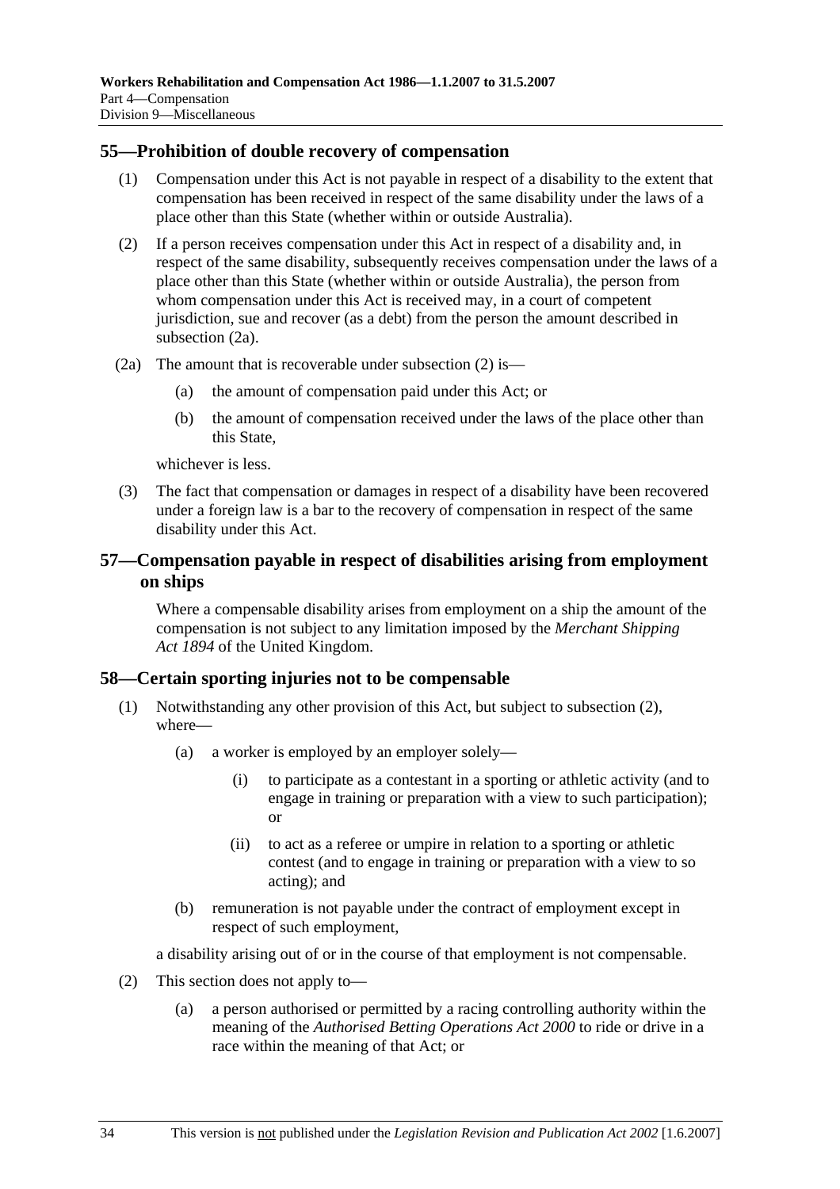## 55—Prohibition of double recovery of compensation

(1) Compensation under this Act is not payable in respect of a disability to the extent that compensation has been received in respect of the same disability under the laws of a place other than this State (whether within or outside Australia).

(2) If a person receives compensation under this Act in respect of a disability and, in respect of the same disability, subsequently receives compensation under the laws of a place other than this State (whether within or outside Australia), the person from whom compensation under this Act is received may, in a court of competent jurisdiction, sue and recover (as a debt) from the person the amount described in subsection (2a).

(2a) The amount that is recoverable under subsection (2) is—

(a) the amount of compensation paid under this Act; or

(b) the amount of compensation received under the laws of the place other than this State,

whichever is less.

(3) The fact that compensation or damages in respect of a disability have been recovered under a foreign law is a bar to the recovery of compensation in respect of the same disability under this Act.

## 57—Compensation payable in respect of disabilities arising from employment on ships

Where a compensable disability arises from employment on a ship the amount of the compensation is not subject to any limitation imposed by the *Merchant Shipping Act 1894* of the United Kingdom.

## 58—Certain sporting injuries not to be compensable

(1) Notwithstanding any other provision of this Act, but subject to subsection (2), where—

(a) a worker is employed by an employer solely—

(i) to participate as a contestant in a sporting or athletic activity (and to engage in training or preparation with a view to such participation); or

(ii) to act as a referee or umpire in relation to a sporting or athletic contest (and to engage in training or preparation with a view to so acting); and

(b) remuneration is not payable under the contract of employment except in respect of such employment,

a disability arising out of or in the course of that employment is not compensable.

(2) This section does not apply to—

(a) a person authorised or permitted by a racing controlling authority within the meaning of the *Authorised Betting Operations Act 2000* to ride or drive in a race within the meaning of that Act; or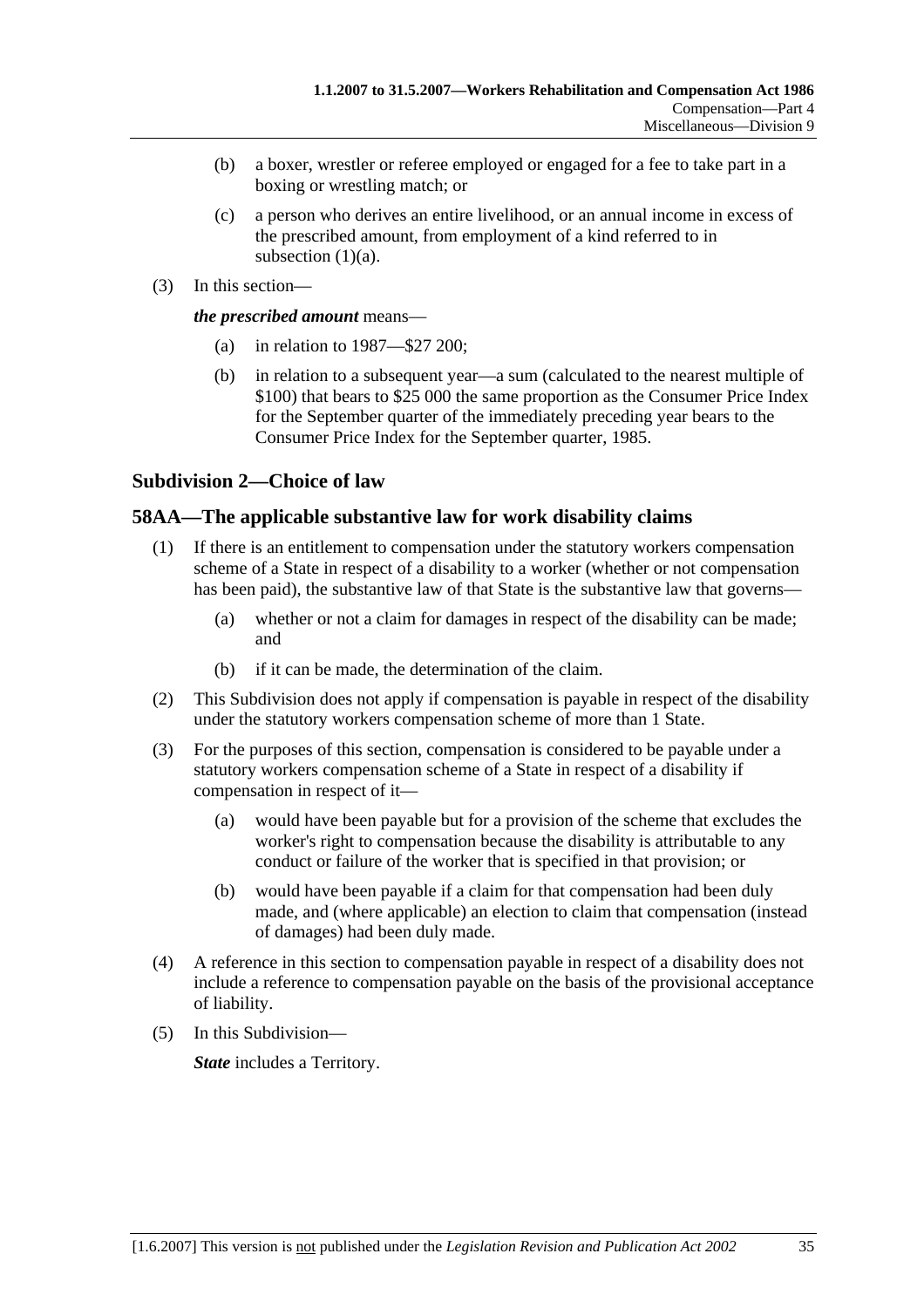(b) a boxer, wrestler or referee employed or engaged for a fee to take part in a boxing or wrestling match; or

(c) a person who derives an entire livelihood, or an annual income in excess of the prescribed amount, from employment of a kind referred to in subsection (1)(a).

(3) In this section—

***the prescribed amount*** means—

(a) in relation to 1987—$27 200;

(b) in relation to a subsequent year—a sum (calculated to the nearest multiple of $100) that bears to $25 000 the same proportion as the Consumer Price Index for the September quarter of the immediately preceding year bears to the Consumer Price Index for the September quarter, 1985.

## Subdivision 2—Choice of law

## 58AA—The applicable substantive law for work disability claims

(1) If there is an entitlement to compensation under the statutory workers compensation scheme of a State in respect of a disability to a worker (whether or not compensation has been paid), the substantive law of that State is the substantive law that governs—

(a) whether or not a claim for damages in respect of the disability can be made; and

(b) if it can be made, the determination of the claim.

(2) This Subdivision does not apply if compensation is payable in respect of the disability under the statutory workers compensation scheme of more than 1 State.

(3) For the purposes of this section, compensation is considered to be payable under a statutory workers compensation scheme of a State in respect of a disability if compensation in respect of it—

(a) would have been payable but for a provision of the scheme that excludes the worker's right to compensation because the disability is attributable to any conduct or failure of the worker that is specified in that provision; or

(b) would have been payable if a claim for that compensation had been duly made, and (where applicable) an election to claim that compensation (instead of damages) had been duly made.

(4) A reference in this section to compensation payable in respect of a disability does not include a reference to compensation payable on the basis of the provisional acceptance of liability.

(5) In this Subdivision—

***State*** includes a Territory.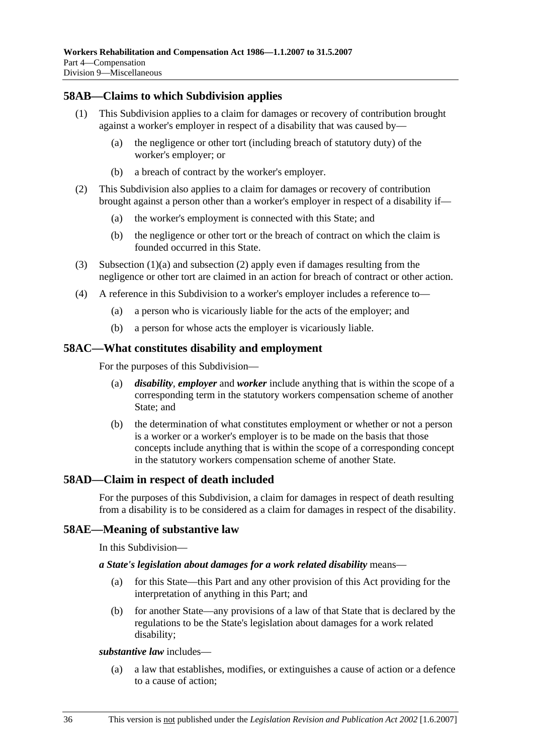## 58AB—Claims to which Subdivision applies

(1) This Subdivision applies to a claim for damages or recovery of contribution brought against a worker's employer in respect of a disability that was caused by—

(a) the negligence or other tort (including breach of statutory duty) of the worker's employer; or

(b) a breach of contract by the worker's employer.

(2) This Subdivision also applies to a claim for damages or recovery of contribution brought against a person other than a worker's employer in respect of a disability if—

(a) the worker's employment is connected with this State; and

(b) the negligence or other tort or the breach of contract on which the claim is founded occurred in this State.

(3) Subsection (1)(a) and subsection (2) apply even if damages resulting from the negligence or other tort are claimed in an action for breach of contract or other action.

(4) A reference in this Subdivision to a worker's employer includes a reference to—

(a) a person who is vicariously liable for the acts of the employer; and

(b) a person for whose acts the employer is vicariously liable.

## 58AC—What constitutes disability and employment

For the purposes of this Subdivision—

(a) ***disability***, ***employer*** and ***worker*** include anything that is within the scope of a corresponding term in the statutory workers compensation scheme of another State; and

(b) the determination of what constitutes employment or whether or not a person is a worker or a worker's employer is to be made on the basis that those concepts include anything that is within the scope of a corresponding concept in the statutory workers compensation scheme of another State.

## 58AD—Claim in respect of death included

For the purposes of this Subdivision, a claim for damages in respect of death resulting from a disability is to be considered as a claim for damages in respect of the disability.

## 58AE—Meaning of substantive law

In this Subdivision—

***a State's legislation about damages for a work related disability*** means—

(a) for this State—this Part and any other provision of this Act providing for the interpretation of anything in this Part; and

(b) for another State—any provisions of a law of that State that is declared by the regulations to be the State's legislation about damages for a work related disability;

***substantive law*** includes—

(a) a law that establishes, modifies, or extinguishes a cause of action or a defence to a cause of action;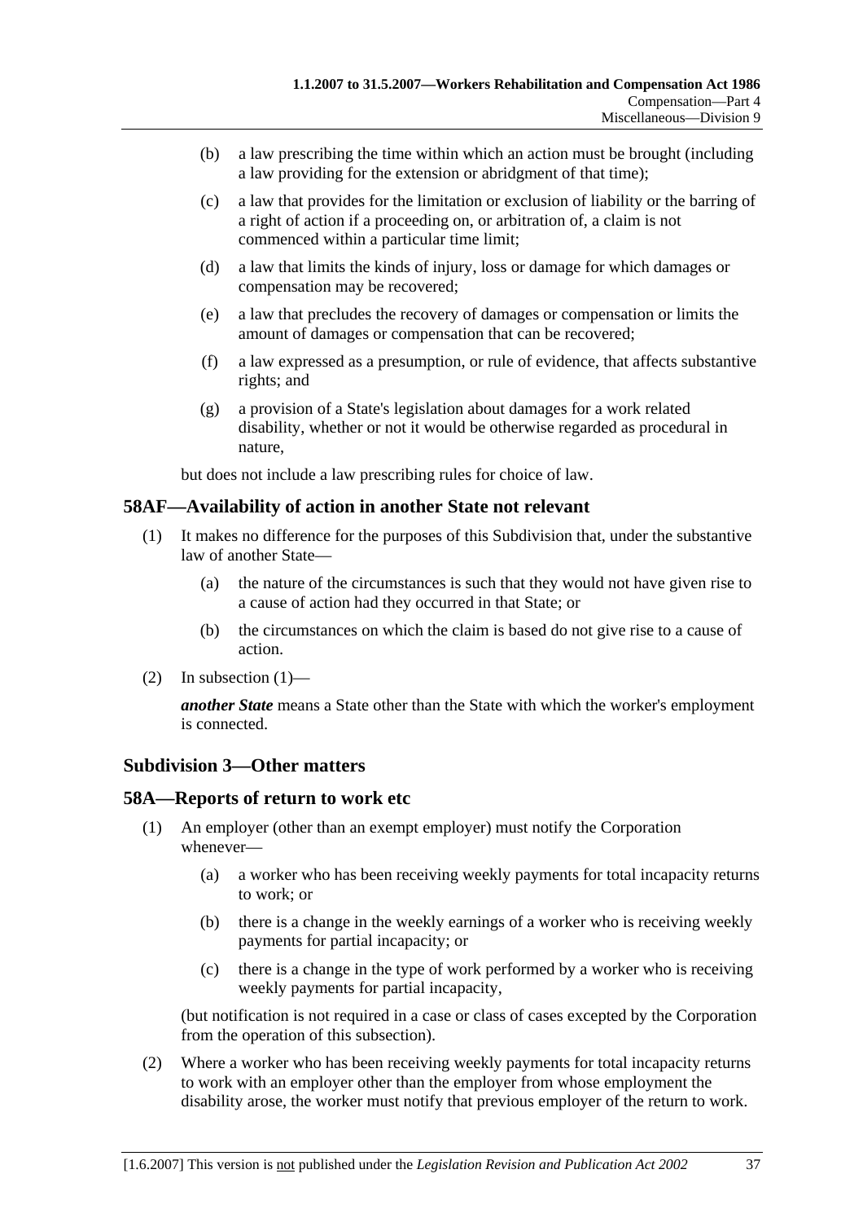(b) a law prescribing the time within which an action must be brought (including a law providing for the extension or abridgment of that time);

(c) a law that provides for the limitation or exclusion of liability or the barring of a right of action if a proceeding on, or arbitration of, a claim is not commenced within a particular time limit;

(d) a law that limits the kinds of injury, loss or damage for which damages or compensation may be recovered;

(e) a law that precludes the recovery of damages or compensation or limits the amount of damages or compensation that can be recovered;

(f) a law expressed as a presumption, or rule of evidence, that affects substantive rights; and

(g) a provision of a State's legislation about damages for a work related disability, whether or not it would be otherwise regarded as procedural in nature,

but does not include a law prescribing rules for choice of law.

## 58AF—Availability of action in another State not relevant

(1) It makes no difference for the purposes of this Subdivision that, under the substantive law of another State—

(a) the nature of the circumstances is such that they would not have given rise to a cause of action had they occurred in that State; or

(b) the circumstances on which the claim is based do not give rise to a cause of action.

(2) In subsection (1)—

***another State*** means a State other than the State with which the worker's employment is connected.

## Subdivision 3—Other matters

## 58A—Reports of return to work etc

(1) An employer (other than an exempt employer) must notify the Corporation whenever—

(a) a worker who has been receiving weekly payments for total incapacity returns to work; or

(b) there is a change in the weekly earnings of a worker who is receiving weekly payments for partial incapacity; or

(c) there is a change in the type of work performed by a worker who is receiving weekly payments for partial incapacity,

(but notification is not required in a case or class of cases excepted by the Corporation from the operation of this subsection).

(2) Where a worker who has been receiving weekly payments for total incapacity returns to work with an employer other than the employer from whose employment the disability arose, the worker must notify that previous employer of the return to work.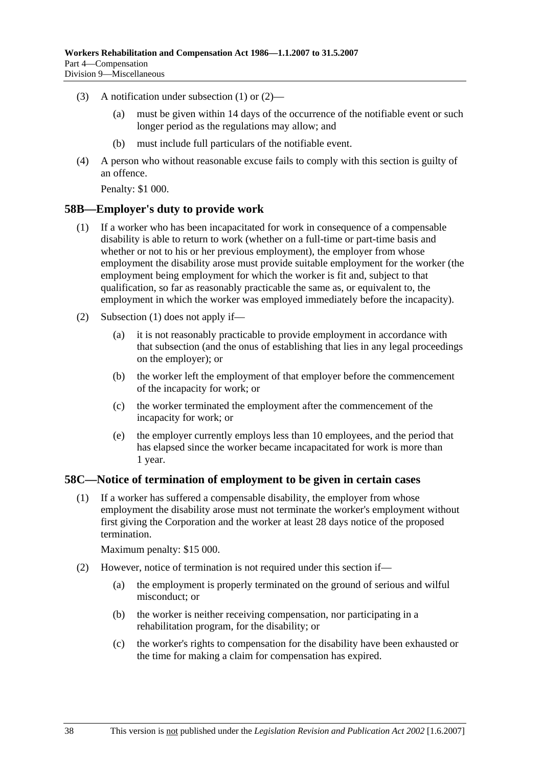(3) A notification under subsection (1) or (2)—

(a) must be given within 14 days of the occurrence of the notifiable event or such longer period as the regulations may allow; and

(b) must include full particulars of the notifiable event.

(4) A person who without reasonable excuse fails to comply with this section is guilty of an offence.

Penalty: $1 000.

## 58B—Employer's duty to provide work

(1) If a worker who has been incapacitated for work in consequence of a compensable disability is able to return to work (whether on a full-time or part-time basis and whether or not to his or her previous employment), the employer from whose employment the disability arose must provide suitable employment for the worker (the employment being employment for which the worker is fit and, subject to that qualification, so far as reasonably practicable the same as, or equivalent to, the employment in which the worker was employed immediately before the incapacity).

(2) Subsection (1) does not apply if—

(a) it is not reasonably practicable to provide employment in accordance with that subsection (and the onus of establishing that lies in any legal proceedings on the employer); or

(b) the worker left the employment of that employer before the commencement of the incapacity for work; or

(c) the worker terminated the employment after the commencement of the incapacity for work; or

(e) the employer currently employs less than 10 employees, and the period that has elapsed since the worker became incapacitated for work is more than 1 year.

## 58C—Notice of termination of employment to be given in certain cases

(1) If a worker has suffered a compensable disability, the employer from whose employment the disability arose must not terminate the worker's employment without first giving the Corporation and the worker at least 28 days notice of the proposed termination.

Maximum penalty: $15 000.

(2) However, notice of termination is not required under this section if—

(a) the employment is properly terminated on the ground of serious and wilful misconduct; or

(b) the worker is neither receiving compensation, nor participating in a rehabilitation program, for the disability; or

(c) the worker's rights to compensation for the disability have been exhausted or the time for making a claim for compensation has expired.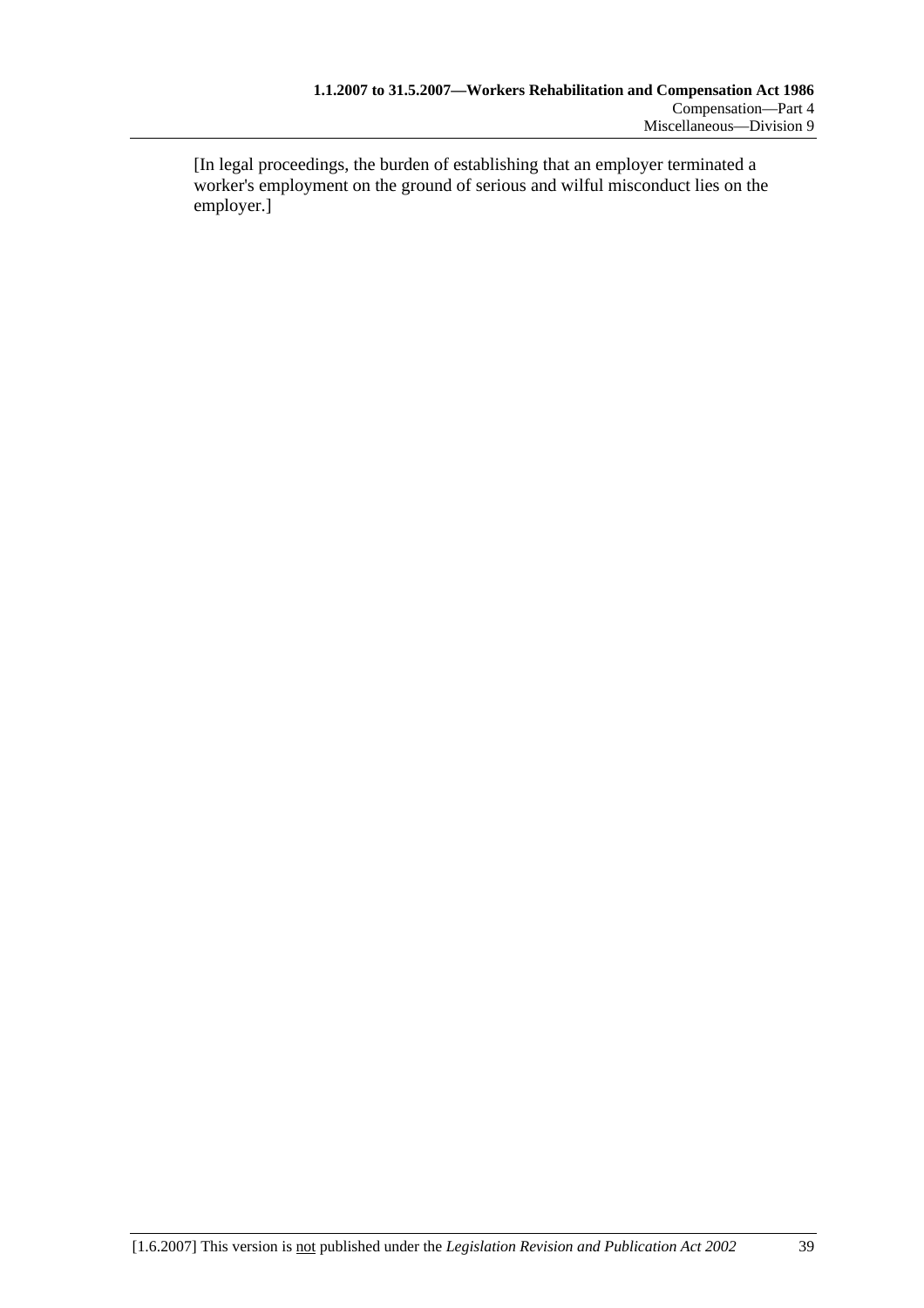[In legal proceedings, the burden of establishing that an employer terminated a worker's employment on the ground of serious and wilful misconduct lies on the employer.]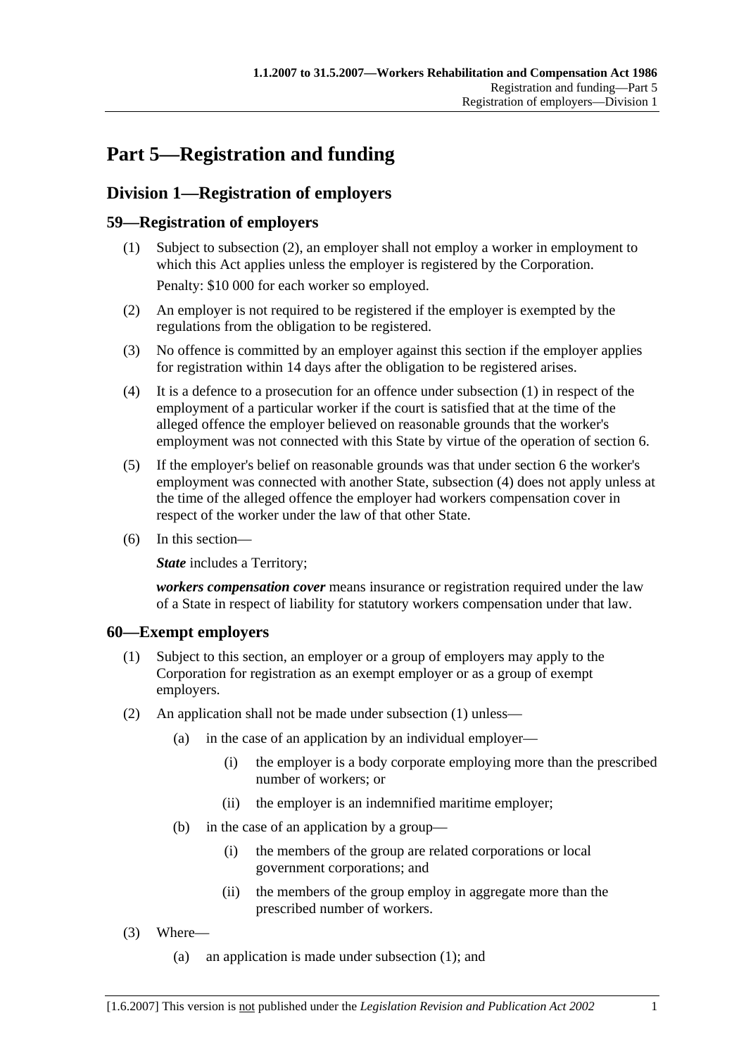# Part 5—Registration and funding

## Division 1—Registration of employers

### 59—Registration of employers

(1) Subject to subsection (2), an employer shall not employ a worker in employment to which this Act applies unless the employer is registered by the Corporation.

Penalty: $10 000 for each worker so employed.

(2) An employer is not required to be registered if the employer is exempted by the regulations from the obligation to be registered.

(3) No offence is committed by an employer against this section if the employer applies for registration within 14 days after the obligation to be registered arises.

(4) It is a defence to a prosecution for an offence under subsection (1) in respect of the employment of a particular worker if the court is satisfied that at the time of the alleged offence the employer believed on reasonable grounds that the worker's employment was not connected with this State by virtue of the operation of section 6.

(5) If the employer's belief on reasonable grounds was that under section 6 the worker's employment was connected with another State, subsection (4) does not apply unless at the time of the alleged offence the employer had workers compensation cover in respect of the worker under the law of that other State.

(6) In this section—

***State*** includes a Territory;

***workers compensation cover*** means insurance or registration required under the law of a State in respect of liability for statutory workers compensation under that law.

### 60—Exempt employers

(1) Subject to this section, an employer or a group of employers may apply to the Corporation for registration as an exempt employer or as a group of exempt employers.

(2) An application shall not be made under subsection (1) unless—

- (a) in the case of an application by an individual employer—
  - (i) the employer is a body corporate employing more than the prescribed number of workers; or
  - (ii) the employer is an indemnified maritime employer;
- (b) in the case of an application by a group—
  - (i) the members of the group are related corporations or local government corporations; and
  - (ii) the members of the group employ in aggregate more than the prescribed number of workers.

(3) Where—

- (a) an application is made under subsection (1); and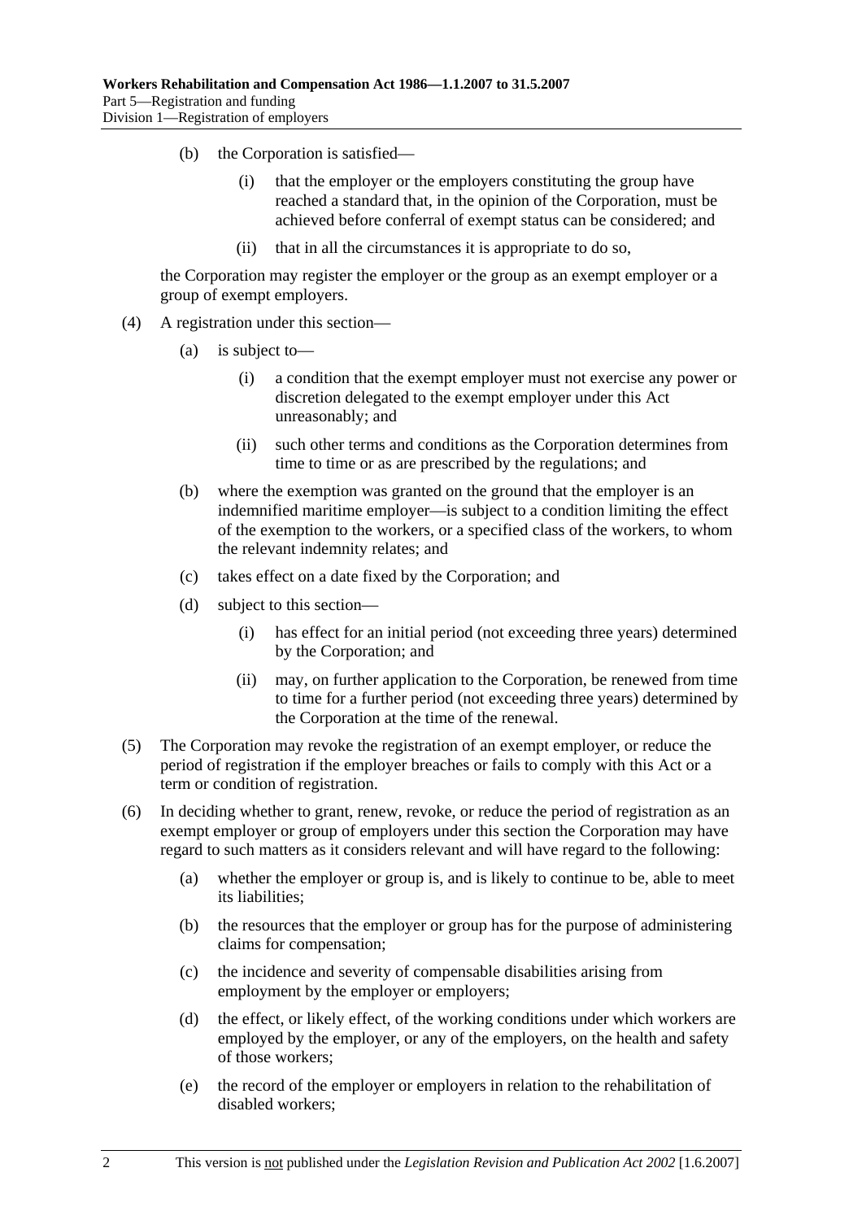(b) the Corporation is satisfied—

  (i) that the employer or the employers constituting the group have reached a standard that, in the opinion of the Corporation, must be achieved before conferral of exempt status can be considered; and

  (ii) that in all the circumstances it is appropriate to do so,

the Corporation may register the employer or the group as an exempt employer or a group of exempt employers.

(4) A registration under this section—

  (a) is subject to—

    (i) a condition that the exempt employer must not exercise any power or discretion delegated to the exempt employer under this Act unreasonably; and

    (ii) such other terms and conditions as the Corporation determines from time to time or as are prescribed by the regulations; and

  (b) where the exemption was granted on the ground that the employer is an indemnified maritime employer—is subject to a condition limiting the effect of the exemption to the workers, or a specified class of the workers, to whom the relevant indemnity relates; and

  (c) takes effect on a date fixed by the Corporation; and

  (d) subject to this section—

    (i) has effect for an initial period (not exceeding three years) determined by the Corporation; and

    (ii) may, on further application to the Corporation, be renewed from time to time for a further period (not exceeding three years) determined by the Corporation at the time of the renewal.

(5) The Corporation may revoke the registration of an exempt employer, or reduce the period of registration if the employer breaches or fails to comply with this Act or a term or condition of registration.

(6) In deciding whether to grant, renew, revoke, or reduce the period of registration as an exempt employer or group of employers under this section the Corporation may have regard to such matters as it considers relevant and will have regard to the following:

  (a) whether the employer or group is, and is likely to continue to be, able to meet its liabilities;

  (b) the resources that the employer or group has for the purpose of administering claims for compensation;

  (c) the incidence and severity of compensable disabilities arising from employment by the employer or employers;

  (d) the effect, or likely effect, of the working conditions under which workers are employed by the employer, or any of the employers, on the health and safety of those workers;

  (e) the record of the employer or employers in relation to the rehabilitation of disabled workers;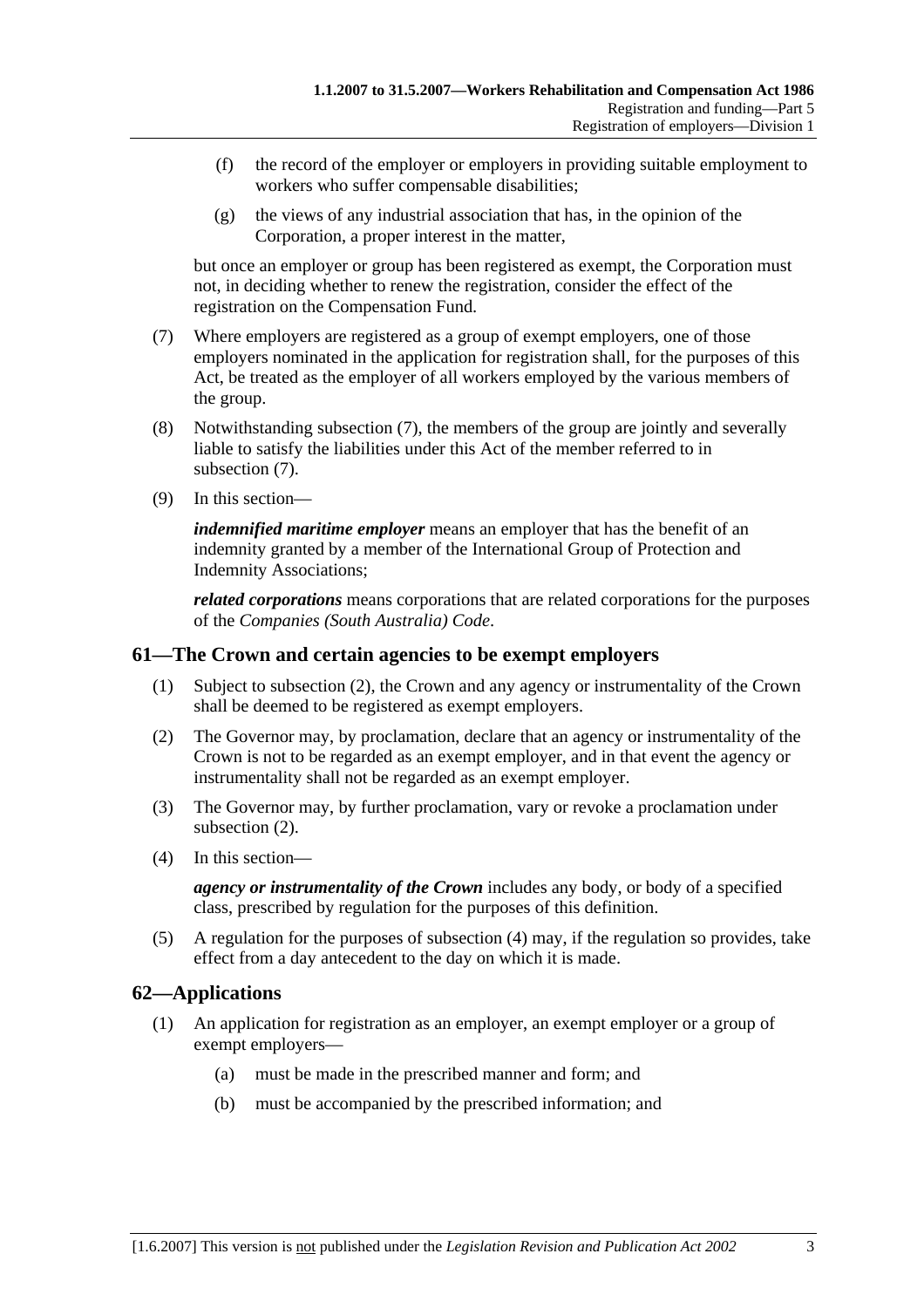(f) the record of the employer or employers in providing suitable employment to workers who suffer compensable disabilities;

(g) the views of any industrial association that has, in the opinion of the Corporation, a proper interest in the matter,

but once an employer or group has been registered as exempt, the Corporation must not, in deciding whether to renew the registration, consider the effect of the registration on the Compensation Fund.

(7) Where employers are registered as a group of exempt employers, one of those employers nominated in the application for registration shall, for the purposes of this Act, be treated as the employer of all workers employed by the various members of the group.

(8) Notwithstanding subsection (7), the members of the group are jointly and severally liable to satisfy the liabilities under this Act of the member referred to in subsection (7).

(9) In this section—

***indemnified maritime employer*** means an employer that has the benefit of an indemnity granted by a member of the International Group of Protection and Indemnity Associations;

***related corporations*** means corporations that are related corporations for the purposes of the *Companies (South Australia) Code*.

## 61—The Crown and certain agencies to be exempt employers

(1) Subject to subsection (2), the Crown and any agency or instrumentality of the Crown shall be deemed to be registered as exempt employers.

(2) The Governor may, by proclamation, declare that an agency or instrumentality of the Crown is not to be regarded as an exempt employer, and in that event the agency or instrumentality shall not be regarded as an exempt employer.

(3) The Governor may, by further proclamation, vary or revoke a proclamation under subsection (2).

(4) In this section—

***agency or instrumentality of the Crown*** includes any body, or body of a specified class, prescribed by regulation for the purposes of this definition.

(5) A regulation for the purposes of subsection (4) may, if the regulation so provides, take effect from a day antecedent to the day on which it is made.

## 62—Applications

(1) An application for registration as an employer, an exempt employer or a group of exempt employers—

(a) must be made in the prescribed manner and form; and

(b) must be accompanied by the prescribed information; and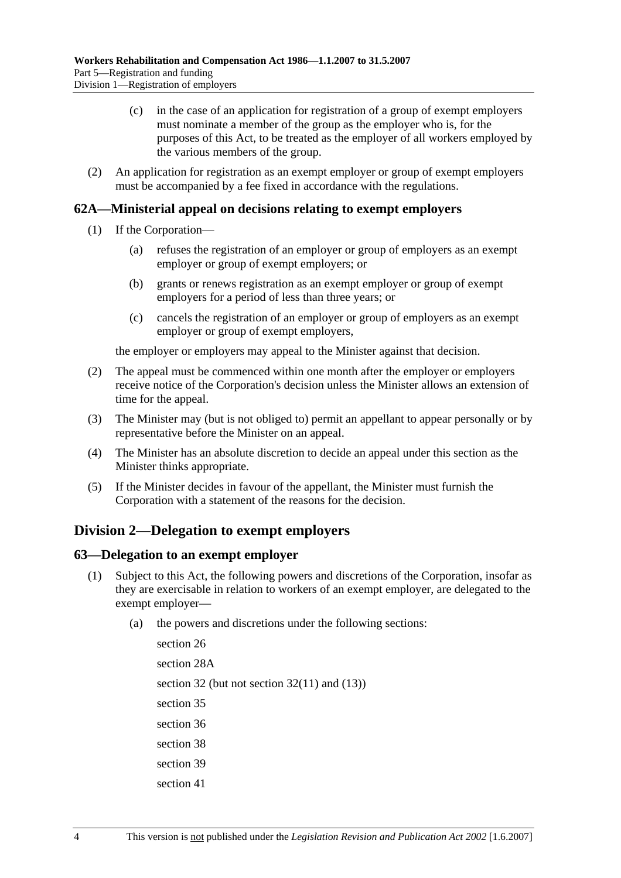(c) in the case of an application for registration of a group of exempt employers must nominate a member of the group as the employer who is, for the purposes of this Act, to be treated as the employer of all workers employed by the various members of the group.

(2) An application for registration as an exempt employer or group of exempt employers must be accompanied by a fee fixed in accordance with the regulations.

### 62A—Ministerial appeal on decisions relating to exempt employers

(1) If the Corporation—

(a) refuses the registration of an employer or group of employers as an exempt employer or group of exempt employers; or

(b) grants or renews registration as an exempt employer or group of exempt employers for a period of less than three years; or

(c) cancels the registration of an employer or group of employers as an exempt employer or group of exempt employers,

the employer or employers may appeal to the Minister against that decision.

(2) The appeal must be commenced within one month after the employer or employers receive notice of the Corporation's decision unless the Minister allows an extension of time for the appeal.

(3) The Minister may (but is not obliged to) permit an appellant to appear personally or by representative before the Minister on an appeal.

(4) The Minister has an absolute discretion to decide an appeal under this section as the Minister thinks appropriate.

(5) If the Minister decides in favour of the appellant, the Minister must furnish the Corporation with a statement of the reasons for the decision.

## Division 2—Delegation to exempt employers

### 63—Delegation to an exempt employer

(1) Subject to this Act, the following powers and discretions of the Corporation, insofar as they are exercisable in relation to workers of an exempt employer, are delegated to the exempt employer—

(a) the powers and discretions under the following sections:

section 26

section 28A

section 32 (but not section 32(11) and (13))

section 35

section 36

section 38

section 39

section 41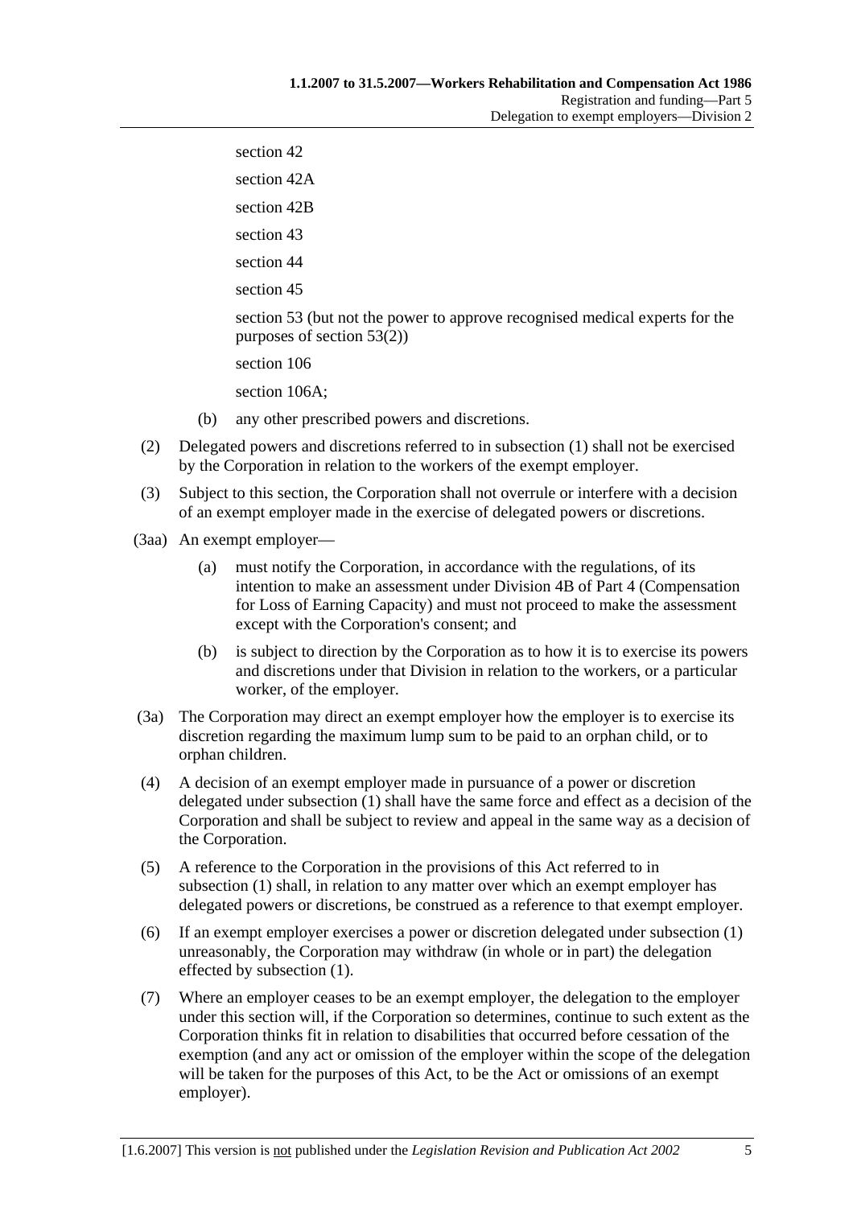section 42

section 42A

section 42B

section 43

section 44

section 45

section 53 (but not the power to approve recognised medical experts for the purposes of section 53(2))

section 106

section 106A;

(b) any other prescribed powers and discretions.

(2) Delegated powers and discretions referred to in subsection (1) shall not be exercised by the Corporation in relation to the workers of the exempt employer.

(3) Subject to this section, the Corporation shall not overrule or interfere with a decision of an exempt employer made in the exercise of delegated powers or discretions.

(3aa) An exempt employer—

(a) must notify the Corporation, in accordance with the regulations, of its intention to make an assessment under Division 4B of Part 4 (Compensation for Loss of Earning Capacity) and must not proceed to make the assessment except with the Corporation's consent; and

(b) is subject to direction by the Corporation as to how it is to exercise its powers and discretions under that Division in relation to the workers, or a particular worker, of the employer.

(3a) The Corporation may direct an exempt employer how the employer is to exercise its discretion regarding the maximum lump sum to be paid to an orphan child, or to orphan children.

(4) A decision of an exempt employer made in pursuance of a power or discretion delegated under subsection (1) shall have the same force and effect as a decision of the Corporation and shall be subject to review and appeal in the same way as a decision of the Corporation.

(5) A reference to the Corporation in the provisions of this Act referred to in subsection (1) shall, in relation to any matter over which an exempt employer has delegated powers or discretions, be construed as a reference to that exempt employer.

(6) If an exempt employer exercises a power or discretion delegated under subsection (1) unreasonably, the Corporation may withdraw (in whole or in part) the delegation effected by subsection (1).

(7) Where an employer ceases to be an exempt employer, the delegation to the employer under this section will, if the Corporation so determines, continue to such extent as the Corporation thinks fit in relation to disabilities that occurred before cessation of the exemption (and any act or omission of the employer within the scope of the delegation will be taken for the purposes of this Act, to be the Act or omissions of an exempt employer).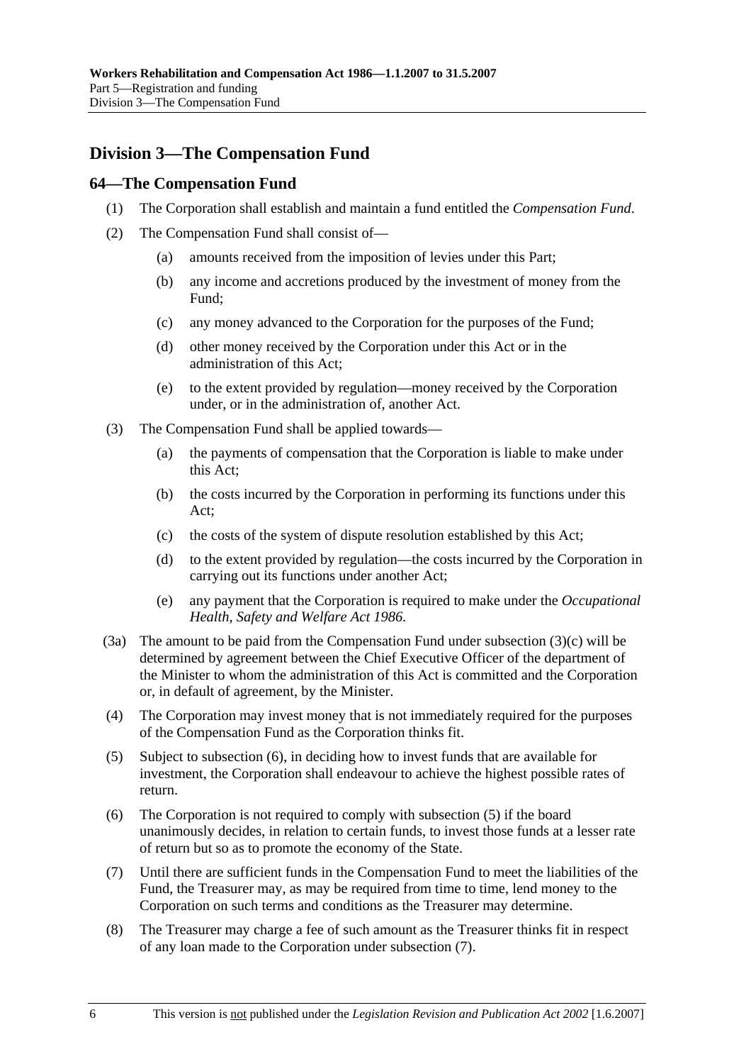## Division 3—The Compensation Fund

### 64—The Compensation Fund

(1) The Corporation shall establish and maintain a fund entitled the *Compensation Fund*.

(2) The Compensation Fund shall consist of—

- (a) amounts received from the imposition of levies under this Part;
- (b) any income and accretions produced by the investment of money from the Fund;
- (c) any money advanced to the Corporation for the purposes of the Fund;
- (d) other money received by the Corporation under this Act or in the administration of this Act;
- (e) to the extent provided by regulation—money received by the Corporation under, or in the administration of, another Act.

(3) The Compensation Fund shall be applied towards—

- (a) the payments of compensation that the Corporation is liable to make under this Act;
- (b) the costs incurred by the Corporation in performing its functions under this Act;
- (c) the costs of the system of dispute resolution established by this Act;
- (d) to the extent provided by regulation—the costs incurred by the Corporation in carrying out its functions under another Act;
- (e) any payment that the Corporation is required to make under the *Occupational Health, Safety and Welfare Act 1986*.

(3a) The amount to be paid from the Compensation Fund under subsection (3)(c) will be determined by agreement between the Chief Executive Officer of the department of the Minister to whom the administration of this Act is committed and the Corporation or, in default of agreement, by the Minister.

(4) The Corporation may invest money that is not immediately required for the purposes of the Compensation Fund as the Corporation thinks fit.

(5) Subject to subsection (6), in deciding how to invest funds that are available for investment, the Corporation shall endeavour to achieve the highest possible rates of return.

(6) The Corporation is not required to comply with subsection (5) if the board unanimously decides, in relation to certain funds, to invest those funds at a lesser rate of return but so as to promote the economy of the State.

(7) Until there are sufficient funds in the Compensation Fund to meet the liabilities of the Fund, the Treasurer may, as may be required from time to time, lend money to the Corporation on such terms and conditions as the Treasurer may determine.

(8) The Treasurer may charge a fee of such amount as the Treasurer thinks fit in respect of any loan made to the Corporation under subsection (7).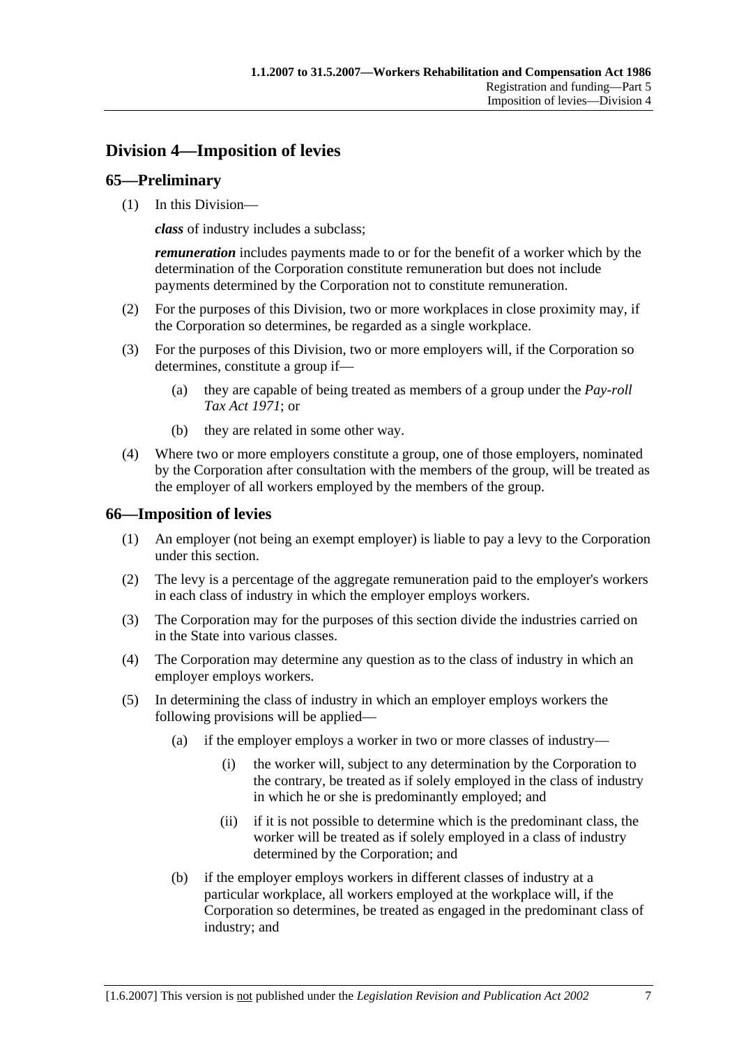## Division 4—Imposition of levies

### 65—Preliminary

(1) In this Division—

***class*** of industry includes a subclass;

***remuneration*** includes payments made to or for the benefit of a worker which by the determination of the Corporation constitute remuneration but does not include payments determined by the Corporation not to constitute remuneration.

(2) For the purposes of this Division, two or more workplaces in close proximity may, if the Corporation so determines, be regarded as a single workplace.

(3) For the purposes of this Division, two or more employers will, if the Corporation so determines, constitute a group if—

(a) they are capable of being treated as members of a group under the *Pay-roll Tax Act 1971*; or

(b) they are related in some other way.

(4) Where two or more employers constitute a group, one of those employers, nominated by the Corporation after consultation with the members of the group, will be treated as the employer of all workers employed by the members of the group.

### 66—Imposition of levies

(1) An employer (not being an exempt employer) is liable to pay a levy to the Corporation under this section.

(2) The levy is a percentage of the aggregate remuneration paid to the employer's workers in each class of industry in which the employer employs workers.

(3) The Corporation may for the purposes of this section divide the industries carried on in the State into various classes.

(4) The Corporation may determine any question as to the class of industry in which an employer employs workers.

(5) In determining the class of industry in which an employer employs workers the following provisions will be applied—

(a) if the employer employs a worker in two or more classes of industry—

(i) the worker will, subject to any determination by the Corporation to the contrary, be treated as if solely employed in the class of industry in which he or she is predominantly employed; and

(ii) if it is not possible to determine which is the predominant class, the worker will be treated as if solely employed in a class of industry determined by the Corporation; and

(b) if the employer employs workers in different classes of industry at a particular workplace, all workers employed at the workplace will, if the Corporation so determines, be treated as engaged in the predominant class of industry; and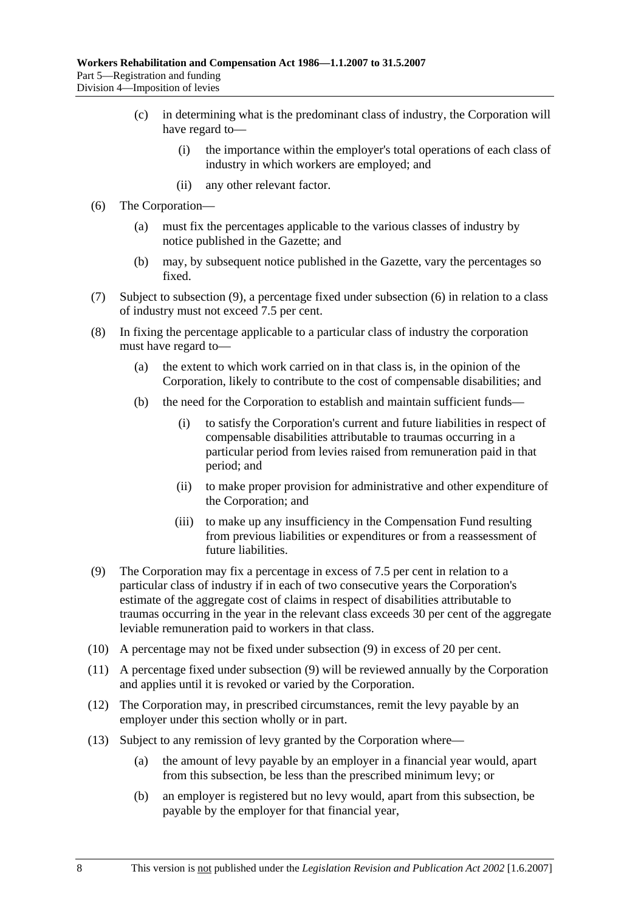(c) in determining what is the predominant class of industry, the Corporation will have regard to—

(i) the importance within the employer's total operations of each class of industry in which workers are employed; and

(ii) any other relevant factor.

(6) The Corporation—

(a) must fix the percentages applicable to the various classes of industry by notice published in the Gazette; and

(b) may, by subsequent notice published in the Gazette, vary the percentages so fixed.

(7) Subject to subsection (9), a percentage fixed under subsection (6) in relation to a class of industry must not exceed 7.5 per cent.

(8) In fixing the percentage applicable to a particular class of industry the corporation must have regard to—

(a) the extent to which work carried on in that class is, in the opinion of the Corporation, likely to contribute to the cost of compensable disabilities; and

(b) the need for the Corporation to establish and maintain sufficient funds—

(i) to satisfy the Corporation's current and future liabilities in respect of compensable disabilities attributable to traumas occurring in a particular period from levies raised from remuneration paid in that period; and

(ii) to make proper provision for administrative and other expenditure of the Corporation; and

(iii) to make up any insufficiency in the Compensation Fund resulting from previous liabilities or expenditures or from a reassessment of future liabilities.

(9) The Corporation may fix a percentage in excess of 7.5 per cent in relation to a particular class of industry if in each of two consecutive years the Corporation's estimate of the aggregate cost of claims in respect of disabilities attributable to traumas occurring in the year in the relevant class exceeds 30 per cent of the aggregate leviable remuneration paid to workers in that class.

(10) A percentage may not be fixed under subsection (9) in excess of 20 per cent.

(11) A percentage fixed under subsection (9) will be reviewed annually by the Corporation and applies until it is revoked or varied by the Corporation.

(12) The Corporation may, in prescribed circumstances, remit the levy payable by an employer under this section wholly or in part.

(13) Subject to any remission of levy granted by the Corporation where—

(a) the amount of levy payable by an employer in a financial year would, apart from this subsection, be less than the prescribed minimum levy; or

(b) an employer is registered but no levy would, apart from this subsection, be payable by the employer for that financial year,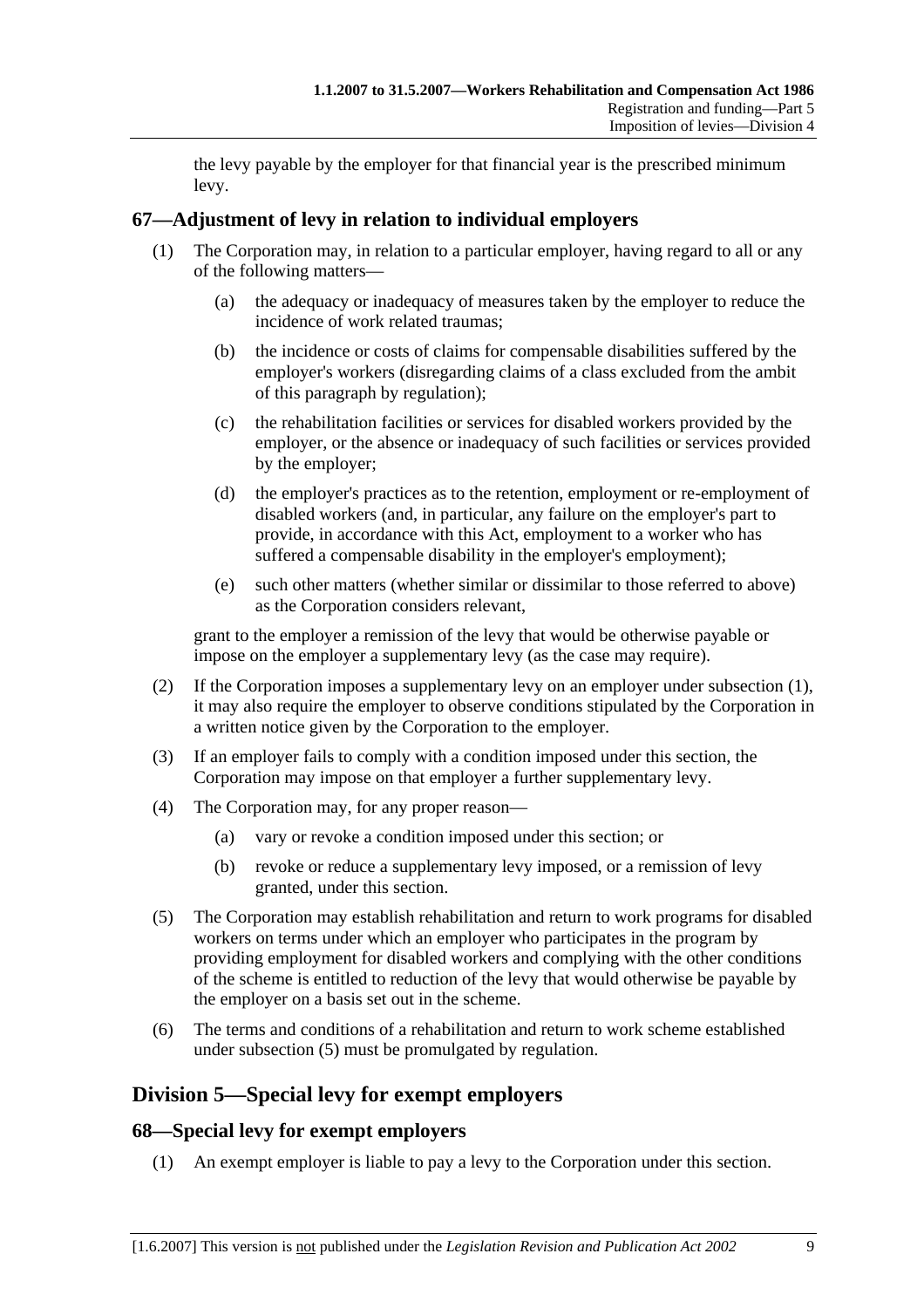the levy payable by the employer for that financial year is the prescribed minimum levy.

## 67—Adjustment of levy in relation to individual employers

(1) The Corporation may, in relation to a particular employer, having regard to all or any of the following matters—

(a) the adequacy or inadequacy of measures taken by the employer to reduce the incidence of work related traumas;

(b) the incidence or costs of claims for compensable disabilities suffered by the employer's workers (disregarding claims of a class excluded from the ambit of this paragraph by regulation);

(c) the rehabilitation facilities or services for disabled workers provided by the employer, or the absence or inadequacy of such facilities or services provided by the employer;

(d) the employer's practices as to the retention, employment or re-employment of disabled workers (and, in particular, any failure on the employer's part to provide, in accordance with this Act, employment to a worker who has suffered a compensable disability in the employer's employment);

(e) such other matters (whether similar or dissimilar to those referred to above) as the Corporation considers relevant,

grant to the employer a remission of the levy that would be otherwise payable or impose on the employer a supplementary levy (as the case may require).

(2) If the Corporation imposes a supplementary levy on an employer under subsection (1), it may also require the employer to observe conditions stipulated by the Corporation in a written notice given by the Corporation to the employer.

(3) If an employer fails to comply with a condition imposed under this section, the Corporation may impose on that employer a further supplementary levy.

(4) The Corporation may, for any proper reason—

(a) vary or revoke a condition imposed under this section; or

(b) revoke or reduce a supplementary levy imposed, or a remission of levy granted, under this section.

(5) The Corporation may establish rehabilitation and return to work programs for disabled workers on terms under which an employer who participates in the program by providing employment for disabled workers and complying with the other conditions of the scheme is entitled to reduction of the levy that would otherwise be payable by the employer on a basis set out in the scheme.

(6) The terms and conditions of a rehabilitation and return to work scheme established under subsection (5) must be promulgated by regulation.

# Division 5—Special levy for exempt employers

## 68—Special levy for exempt employers

(1) An exempt employer is liable to pay a levy to the Corporation under this section.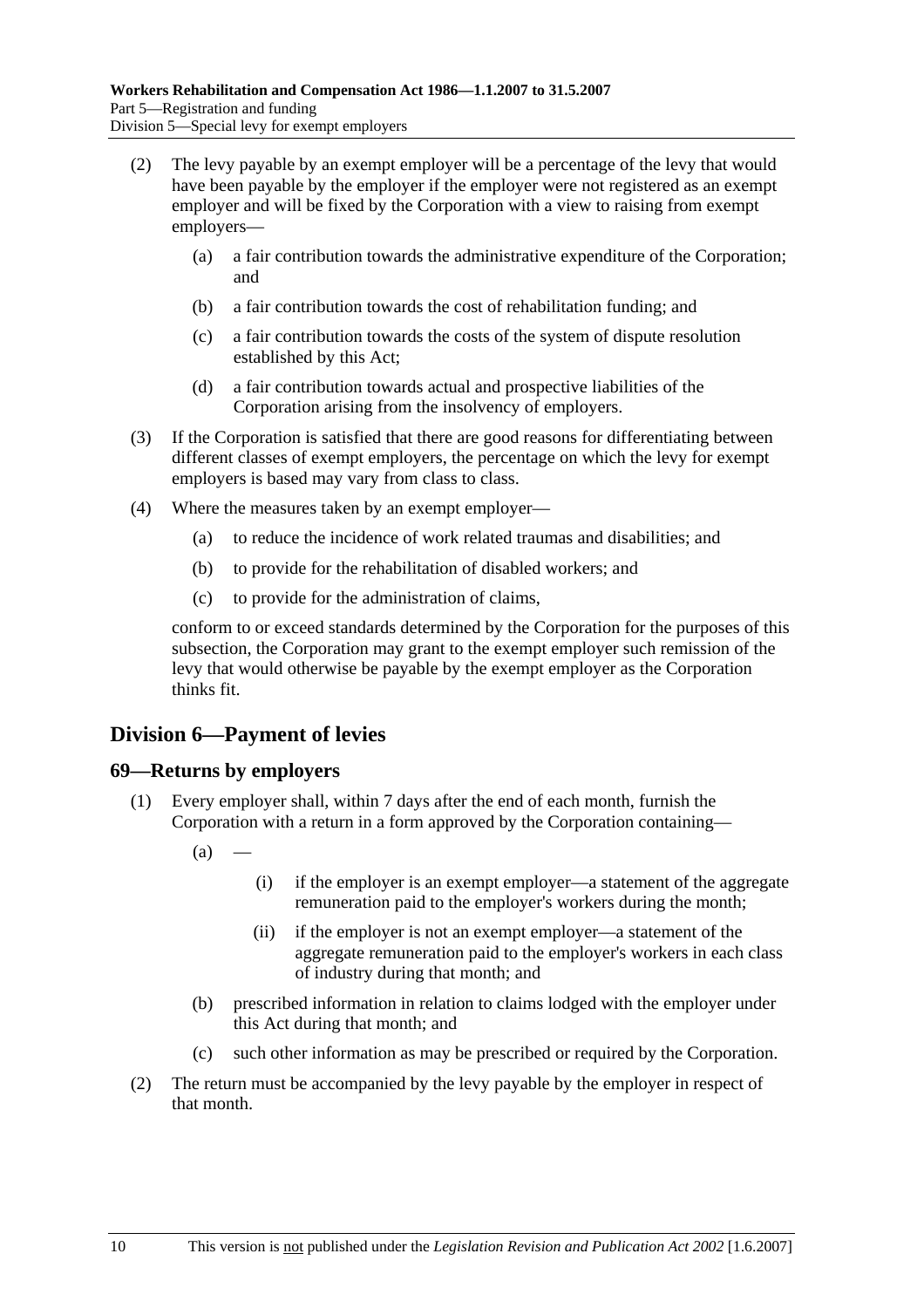(2) The levy payable by an exempt employer will be a percentage of the levy that would have been payable by the employer if the employer were not registered as an exempt employer and will be fixed by the Corporation with a view to raising from exempt employers—

(a) a fair contribution towards the administrative expenditure of the Corporation; and

(b) a fair contribution towards the cost of rehabilitation funding; and

(c) a fair contribution towards the costs of the system of dispute resolution established by this Act;

(d) a fair contribution towards actual and prospective liabilities of the Corporation arising from the insolvency of employers.

(3) If the Corporation is satisfied that there are good reasons for differentiating between different classes of exempt employers, the percentage on which the levy for exempt employers is based may vary from class to class.

(4) Where the measures taken by an exempt employer—

(a) to reduce the incidence of work related traumas and disabilities; and

(b) to provide for the rehabilitation of disabled workers; and

(c) to provide for the administration of claims,

conform to or exceed standards determined by the Corporation for the purposes of this subsection, the Corporation may grant to the exempt employer such remission of the levy that would otherwise be payable by the exempt employer as the Corporation thinks fit.

## Division 6—Payment of levies

### 69—Returns by employers

(1) Every employer shall, within 7 days after the end of each month, furnish the Corporation with a return in a form approved by the Corporation containing—

(a) —

(i) if the employer is an exempt employer—a statement of the aggregate remuneration paid to the employer's workers during the month;

(ii) if the employer is not an exempt employer—a statement of the aggregate remuneration paid to the employer's workers in each class of industry during that month; and

(b) prescribed information in relation to claims lodged with the employer under this Act during that month; and

(c) such other information as may be prescribed or required by the Corporation.

(2) The return must be accompanied by the levy payable by the employer in respect of that month.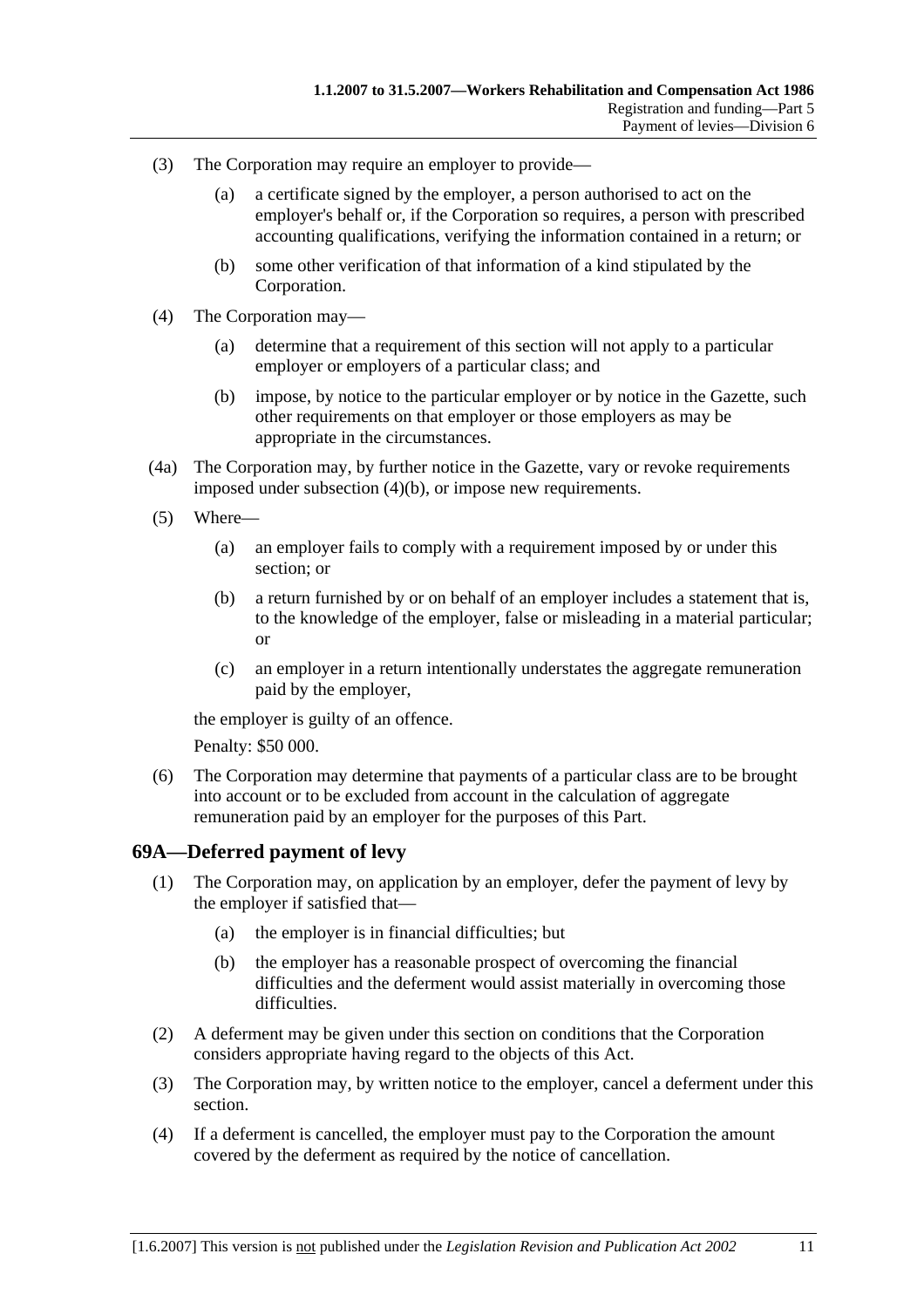(3) The Corporation may require an employer to provide—

(a) a certificate signed by the employer, a person authorised to act on the employer's behalf or, if the Corporation so requires, a person with prescribed accounting qualifications, verifying the information contained in a return; or

(b) some other verification of that information of a kind stipulated by the Corporation.

(4) The Corporation may—

(a) determine that a requirement of this section will not apply to a particular employer or employers of a particular class; and

(b) impose, by notice to the particular employer or by notice in the Gazette, such other requirements on that employer or those employers as may be appropriate in the circumstances.

(4a) The Corporation may, by further notice in the Gazette, vary or revoke requirements imposed under subsection (4)(b), or impose new requirements.

(5) Where—

(a) an employer fails to comply with a requirement imposed by or under this section; or

(b) a return furnished by or on behalf of an employer includes a statement that is, to the knowledge of the employer, false or misleading in a material particular; or

(c) an employer in a return intentionally understates the aggregate remuneration paid by the employer,

the employer is guilty of an offence.

Penalty: $50 000.

(6) The Corporation may determine that payments of a particular class are to be brought into account or to be excluded from account in the calculation of aggregate remuneration paid by an employer for the purposes of this Part.

## 69A—Deferred payment of levy

(1) The Corporation may, on application by an employer, defer the payment of levy by the employer if satisfied that—

(a) the employer is in financial difficulties; but

(b) the employer has a reasonable prospect of overcoming the financial difficulties and the deferment would assist materially in overcoming those difficulties.

(2) A deferment may be given under this section on conditions that the Corporation considers appropriate having regard to the objects of this Act.

(3) The Corporation may, by written notice to the employer, cancel a deferment under this section.

(4) If a deferment is cancelled, the employer must pay to the Corporation the amount covered by the deferment as required by the notice of cancellation.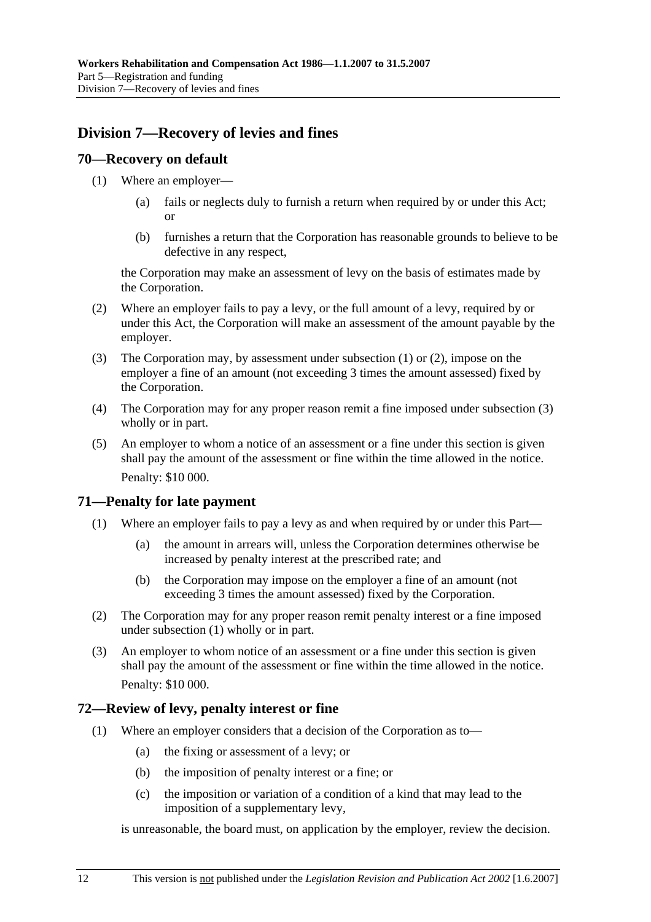## Division 7—Recovery of levies and fines

### 70—Recovery on default

(1) Where an employer—

(a) fails or neglects duly to furnish a return when required by or under this Act; or

(b) furnishes a return that the Corporation has reasonable grounds to believe to be defective in any respect,

the Corporation may make an assessment of levy on the basis of estimates made by the Corporation.

(2) Where an employer fails to pay a levy, or the full amount of a levy, required by or under this Act, the Corporation will make an assessment of the amount payable by the employer.

(3) The Corporation may, by assessment under subsection (1) or (2), impose on the employer a fine of an amount (not exceeding 3 times the amount assessed) fixed by the Corporation.

(4) The Corporation may for any proper reason remit a fine imposed under subsection (3) wholly or in part.

(5) An employer to whom a notice of an assessment or a fine under this section is given shall pay the amount of the assessment or fine within the time allowed in the notice.

Penalty: $10 000.

### 71—Penalty for late payment

(1) Where an employer fails to pay a levy as and when required by or under this Part—

(a) the amount in arrears will, unless the Corporation determines otherwise be increased by penalty interest at the prescribed rate; and

(b) the Corporation may impose on the employer a fine of an amount (not exceeding 3 times the amount assessed) fixed by the Corporation.

(2) The Corporation may for any proper reason remit penalty interest or a fine imposed under subsection (1) wholly or in part.

(3) An employer to whom notice of an assessment or a fine under this section is given shall pay the amount of the assessment or fine within the time allowed in the notice.

Penalty: $10 000.

### 72—Review of levy, penalty interest or fine

(1) Where an employer considers that a decision of the Corporation as to—

(a) the fixing or assessment of a levy; or

(b) the imposition of penalty interest or a fine; or

(c) the imposition or variation of a condition of a kind that may lead to the imposition of a supplementary levy,

is unreasonable, the board must, on application by the employer, review the decision.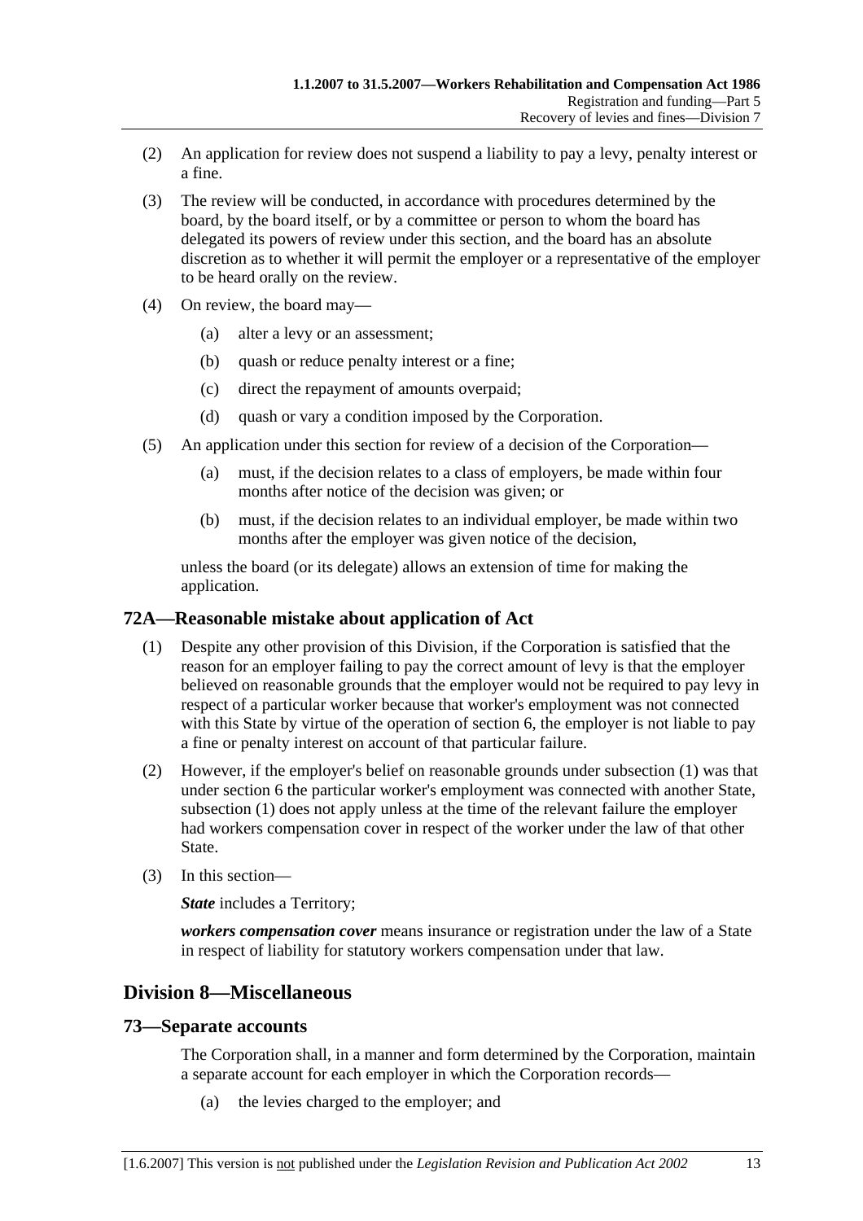(2) An application for review does not suspend a liability to pay a levy, penalty interest or a fine.

(3) The review will be conducted, in accordance with procedures determined by the board, by the board itself, or by a committee or person to whom the board has delegated its powers of review under this section, and the board has an absolute discretion as to whether it will permit the employer or a representative of the employer to be heard orally on the review.

(4) On review, the board may—

(a) alter a levy or an assessment;

(b) quash or reduce penalty interest or a fine;

(c) direct the repayment of amounts overpaid;

(d) quash or vary a condition imposed by the Corporation.

(5) An application under this section for review of a decision of the Corporation—

(a) must, if the decision relates to a class of employers, be made within four months after notice of the decision was given; or

(b) must, if the decision relates to an individual employer, be made within two months after the employer was given notice of the decision,

unless the board (or its delegate) allows an extension of time for making the application.

## 72A—Reasonable mistake about application of Act

(1) Despite any other provision of this Division, if the Corporation is satisfied that the reason for an employer failing to pay the correct amount of levy is that the employer believed on reasonable grounds that the employer would not be required to pay levy in respect of a particular worker because that worker's employment was not connected with this State by virtue of the operation of section 6, the employer is not liable to pay a fine or penalty interest on account of that particular failure.

(2) However, if the employer's belief on reasonable grounds under subsection (1) was that under section 6 the particular worker's employment was connected with another State, subsection (1) does not apply unless at the time of the relevant failure the employer had workers compensation cover in respect of the worker under the law of that other State.

(3) In this section—

***State*** includes a Territory;

***workers compensation cover*** means insurance or registration under the law of a State in respect of liability for statutory workers compensation under that law.

# Division 8—Miscellaneous

## 73—Separate accounts

The Corporation shall, in a manner and form determined by the Corporation, maintain a separate account for each employer in which the Corporation records—

(a) the levies charged to the employer; and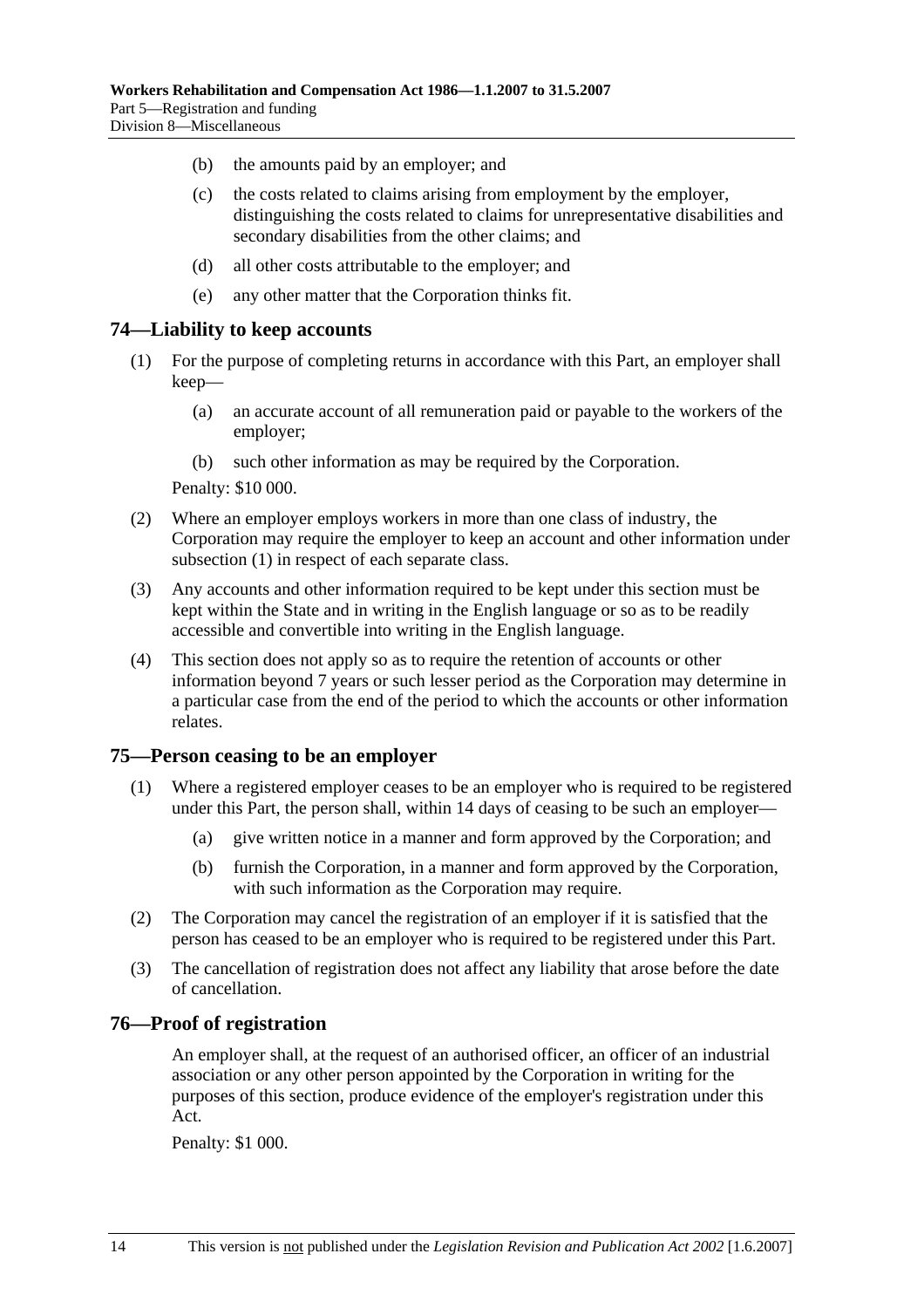(b) the amounts paid by an employer; and

(c) the costs related to claims arising from employment by the employer, distinguishing the costs related to claims for unrepresentative disabilities and secondary disabilities from the other claims; and

(d) all other costs attributable to the employer; and

(e) any other matter that the Corporation thinks fit.

## 74—Liability to keep accounts

(1) For the purpose of completing returns in accordance with this Part, an employer shall keep—

(a) an accurate account of all remuneration paid or payable to the workers of the employer;

(b) such other information as may be required by the Corporation.

Penalty: $10 000.

(2) Where an employer employs workers in more than one class of industry, the Corporation may require the employer to keep an account and other information under subsection (1) in respect of each separate class.

(3) Any accounts and other information required to be kept under this section must be kept within the State and in writing in the English language or so as to be readily accessible and convertible into writing in the English language.

(4) This section does not apply so as to require the retention of accounts or other information beyond 7 years or such lesser period as the Corporation may determine in a particular case from the end of the period to which the accounts or other information relates.

## 75—Person ceasing to be an employer

(1) Where a registered employer ceases to be an employer who is required to be registered under this Part, the person shall, within 14 days of ceasing to be such an employer—

(a) give written notice in a manner and form approved by the Corporation; and

(b) furnish the Corporation, in a manner and form approved by the Corporation, with such information as the Corporation may require.

(2) The Corporation may cancel the registration of an employer if it is satisfied that the person has ceased to be an employer who is required to be registered under this Part.

(3) The cancellation of registration does not affect any liability that arose before the date of cancellation.

## 76—Proof of registration

An employer shall, at the request of an authorised officer, an officer of an industrial association or any other person appointed by the Corporation in writing for the purposes of this section, produce evidence of the employer's registration under this Act.

Penalty: $1 000.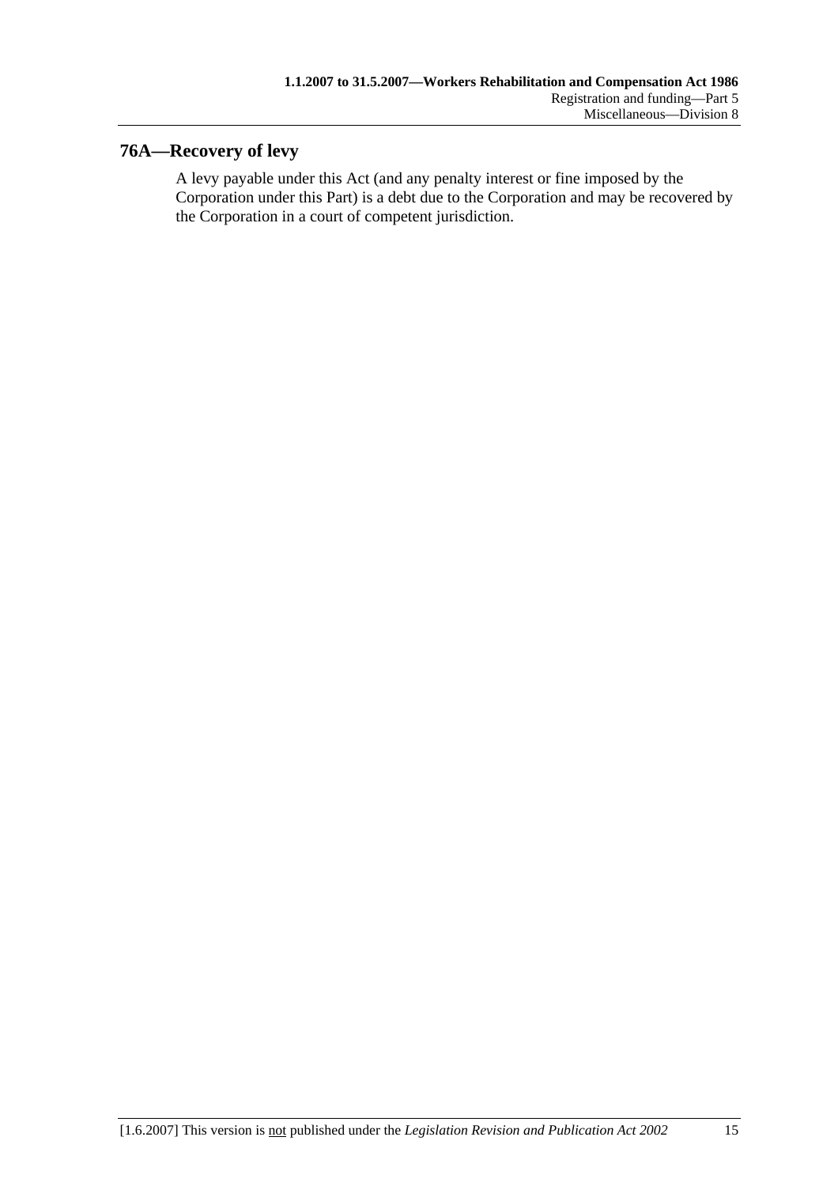## 76A—Recovery of levy

A levy payable under this Act (and any penalty interest or fine imposed by the Corporation under this Part) is a debt due to the Corporation and may be recovered by the Corporation in a court of competent jurisdiction.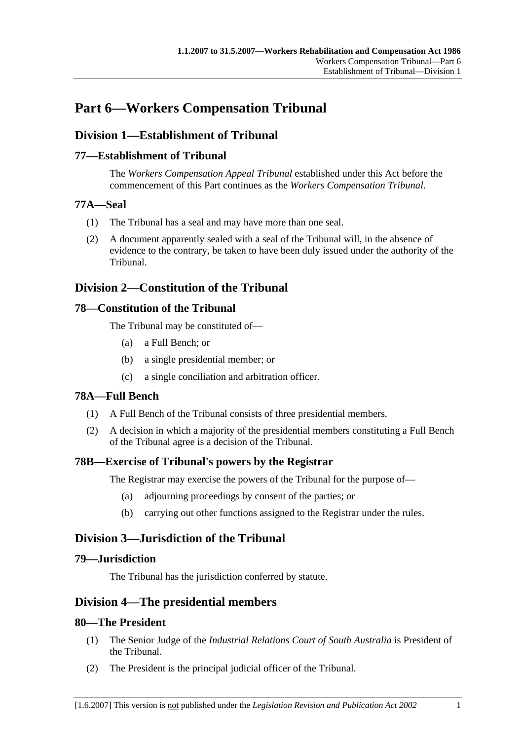# Part 6—Workers Compensation Tribunal

## Division 1—Establishment of Tribunal

### 77—Establishment of Tribunal

The *Workers Compensation Appeal Tribunal* established under this Act before the commencement of this Part continues as the *Workers Compensation Tribunal*.

### 77A—Seal

(1) The Tribunal has a seal and may have more than one seal.

(2) A document apparently sealed with a seal of the Tribunal will, in the absence of evidence to the contrary, be taken to have been duly issued under the authority of the Tribunal.

## Division 2—Constitution of the Tribunal

### 78—Constitution of the Tribunal

The Tribunal may be constituted of—

(a) a Full Bench; or

(b) a single presidential member; or

(c) a single conciliation and arbitration officer.

### 78A—Full Bench

(1) A Full Bench of the Tribunal consists of three presidential members.

(2) A decision in which a majority of the presidential members constituting a Full Bench of the Tribunal agree is a decision of the Tribunal.

### 78B—Exercise of Tribunal's powers by the Registrar

The Registrar may exercise the powers of the Tribunal for the purpose of—

(a) adjourning proceedings by consent of the parties; or

(b) carrying out other functions assigned to the Registrar under the rules.

## Division 3—Jurisdiction of the Tribunal

### 79—Jurisdiction

The Tribunal has the jurisdiction conferred by statute.

## Division 4—The presidential members

### 80—The President

(1) The Senior Judge of the *Industrial Relations Court of South Australia* is President of the Tribunal.

(2) The President is the principal judicial officer of the Tribunal.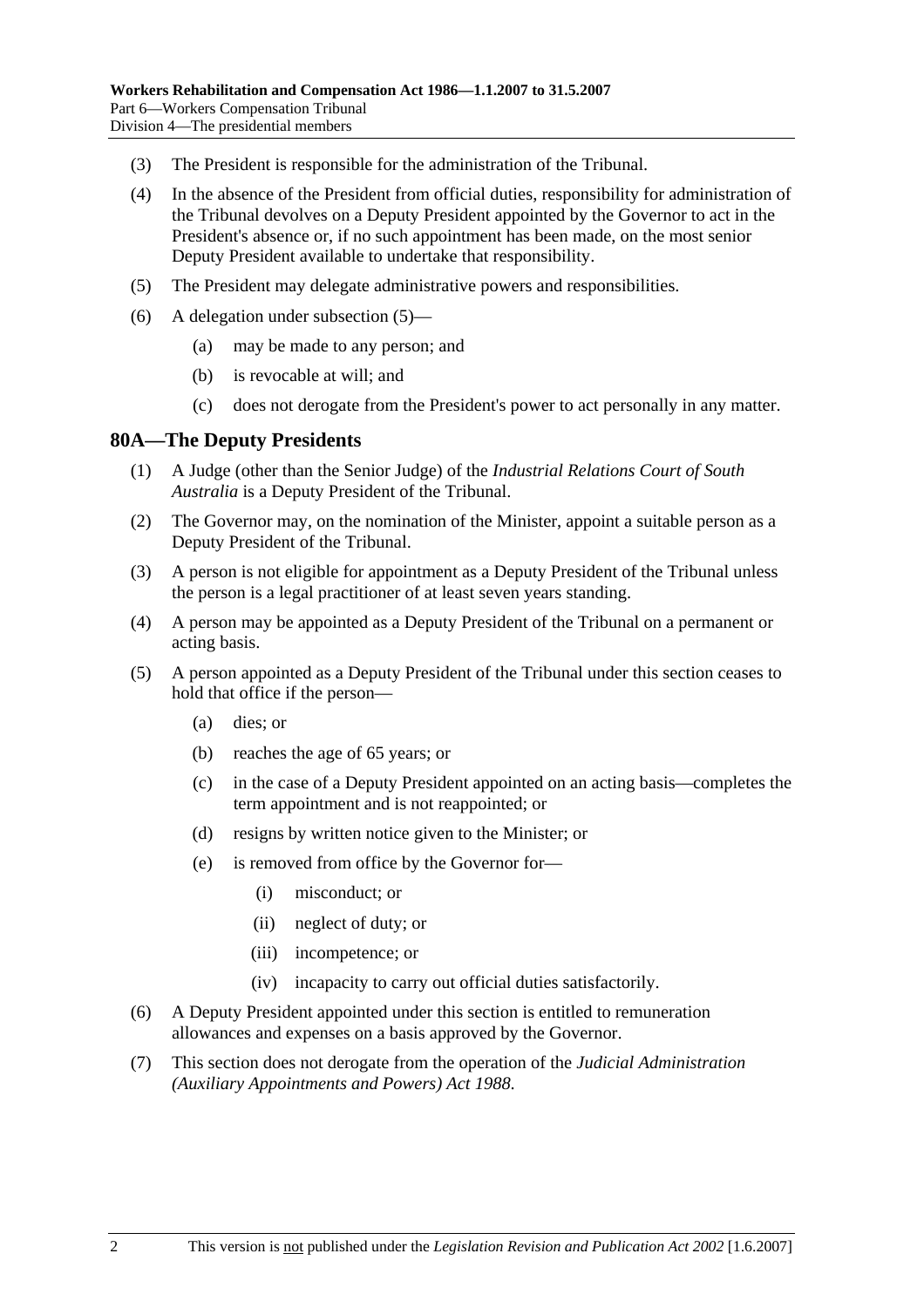(3) The President is responsible for the administration of the Tribunal.

(4) In the absence of the President from official duties, responsibility for administration of the Tribunal devolves on a Deputy President appointed by the Governor to act in the President's absence or, if no such appointment has been made, on the most senior Deputy President available to undertake that responsibility.

(5) The President may delegate administrative powers and responsibilities.

(6) A delegation under subsection (5)—

(a) may be made to any person; and

(b) is revocable at will; and

(c) does not derogate from the President's power to act personally in any matter.

## 80A—The Deputy Presidents

(1) A Judge (other than the Senior Judge) of the *Industrial Relations Court of South Australia* is a Deputy President of the Tribunal.

(2) The Governor may, on the nomination of the Minister, appoint a suitable person as a Deputy President of the Tribunal.

(3) A person is not eligible for appointment as a Deputy President of the Tribunal unless the person is a legal practitioner of at least seven years standing.

(4) A person may be appointed as a Deputy President of the Tribunal on a permanent or acting basis.

(5) A person appointed as a Deputy President of the Tribunal under this section ceases to hold that office if the person—

(a) dies; or

(b) reaches the age of 65 years; or

(c) in the case of a Deputy President appointed on an acting basis—completes the term appointment and is not reappointed; or

(d) resigns by written notice given to the Minister; or

(e) is removed from office by the Governor for—

(i) misconduct; or

(ii) neglect of duty; or

(iii) incompetence; or

(iv) incapacity to carry out official duties satisfactorily.

(6) A Deputy President appointed under this section is entitled to remuneration allowances and expenses on a basis approved by the Governor.

(7) This section does not derogate from the operation of the *Judicial Administration (Auxiliary Appointments and Powers) Act 1988*.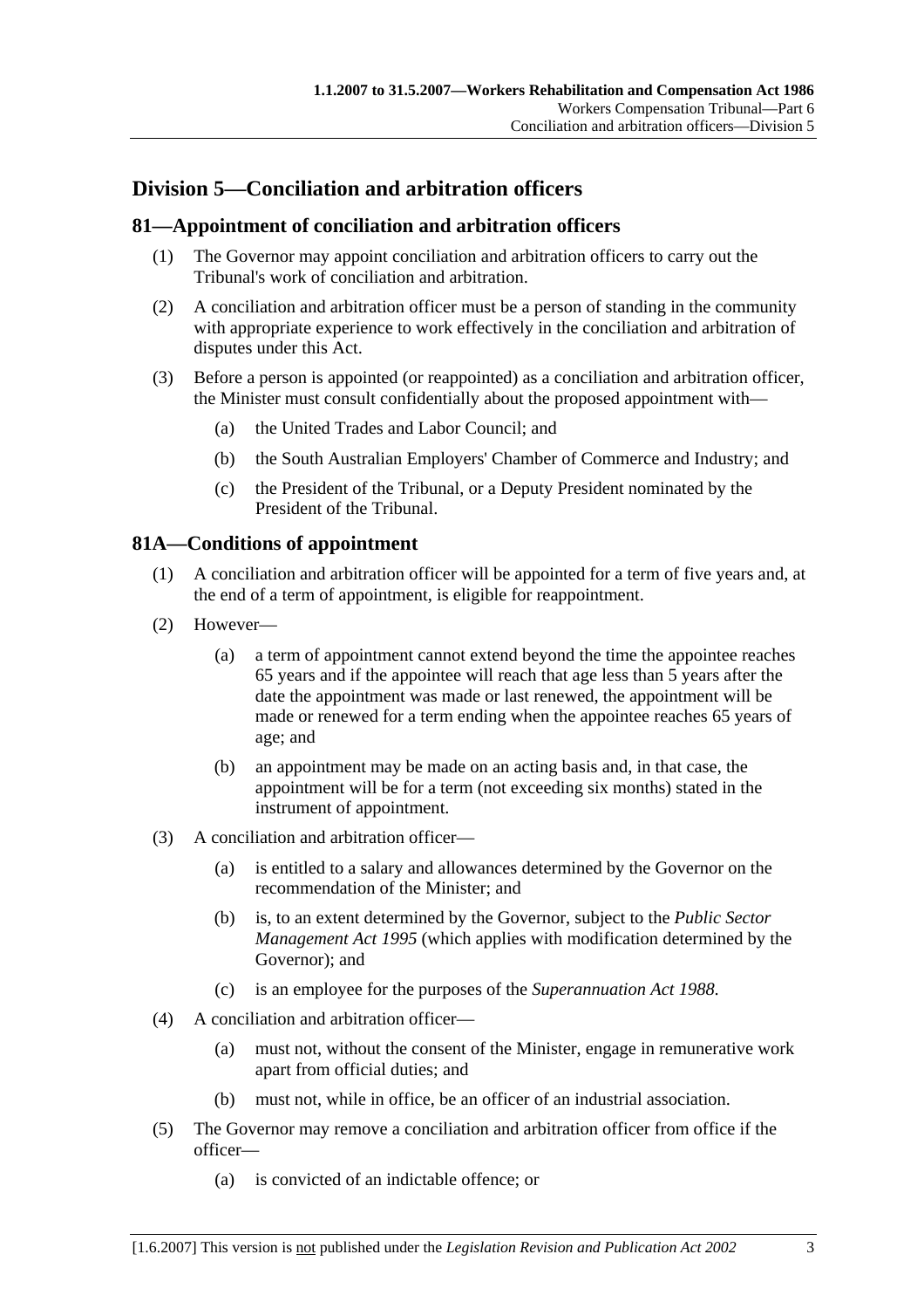## Division 5—Conciliation and arbitration officers

### 81—Appointment of conciliation and arbitration officers

(1) The Governor may appoint conciliation and arbitration officers to carry out the Tribunal's work of conciliation and arbitration.

(2) A conciliation and arbitration officer must be a person of standing in the community with appropriate experience to work effectively in the conciliation and arbitration of disputes under this Act.

(3) Before a person is appointed (or reappointed) as a conciliation and arbitration officer, the Minister must consult confidentially about the proposed appointment with—

- (a) the United Trades and Labor Council; and
- (b) the South Australian Employers' Chamber of Commerce and Industry; and
- (c) the President of the Tribunal, or a Deputy President nominated by the President of the Tribunal.

### 81A—Conditions of appointment

(1) A conciliation and arbitration officer will be appointed for a term of five years and, at the end of a term of appointment, is eligible for reappointment.

(2) However—

- (a) a term of appointment cannot extend beyond the time the appointee reaches 65 years and if the appointee will reach that age less than 5 years after the date the appointment was made or last renewed, the appointment will be made or renewed for a term ending when the appointee reaches 65 years of age; and
- (b) an appointment may be made on an acting basis and, in that case, the appointment will be for a term (not exceeding six months) stated in the instrument of appointment.

(3) A conciliation and arbitration officer—

- (a) is entitled to a salary and allowances determined by the Governor on the recommendation of the Minister; and
- (b) is, to an extent determined by the Governor, subject to the *Public Sector Management Act 1995* (which applies with modification determined by the Governor); and
- (c) is an employee for the purposes of the *Superannuation Act 1988*.

(4) A conciliation and arbitration officer—

- (a) must not, without the consent of the Minister, engage in remunerative work apart from official duties; and
- (b) must not, while in office, be an officer of an industrial association.

(5) The Governor may remove a conciliation and arbitration officer from office if the officer—

- (a) is convicted of an indictable offence; or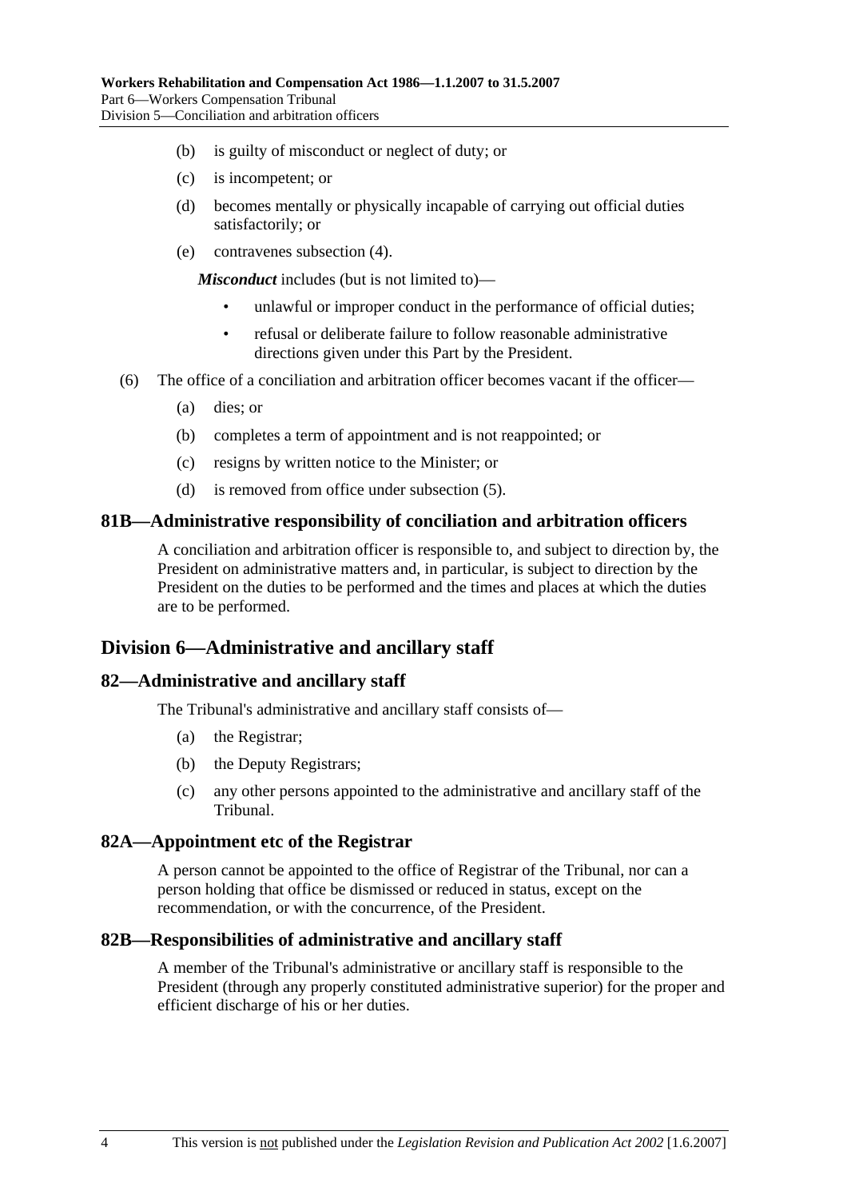(b) is guilty of misconduct or neglect of duty; or

(c) is incompetent; or

(d) becomes mentally or physically incapable of carrying out official duties satisfactorily; or

(e) contravenes subsection (4).

***Misconduct*** includes (but is not limited to)—

- unlawful or improper conduct in the performance of official duties;
- refusal or deliberate failure to follow reasonable administrative directions given under this Part by the President.

(6) The office of a conciliation and arbitration officer becomes vacant if the officer—

(a) dies; or

(b) completes a term of appointment and is not reappointed; or

(c) resigns by written notice to the Minister; or

(d) is removed from office under subsection (5).

### 81B—Administrative responsibility of conciliation and arbitration officers

A conciliation and arbitration officer is responsible to, and subject to direction by, the President on administrative matters and, in particular, is subject to direction by the President on the duties to be performed and the times and places at which the duties are to be performed.

## Division 6—Administrative and ancillary staff

### 82—Administrative and ancillary staff

The Tribunal's administrative and ancillary staff consists of—

(a) the Registrar;

(b) the Deputy Registrars;

(c) any other persons appointed to the administrative and ancillary staff of the Tribunal.

### 82A—Appointment etc of the Registrar

A person cannot be appointed to the office of Registrar of the Tribunal, nor can a person holding that office be dismissed or reduced in status, except on the recommendation, or with the concurrence, of the President.

### 82B—Responsibilities of administrative and ancillary staff

A member of the Tribunal's administrative or ancillary staff is responsible to the President (through any properly constituted administrative superior) for the proper and efficient discharge of his or her duties.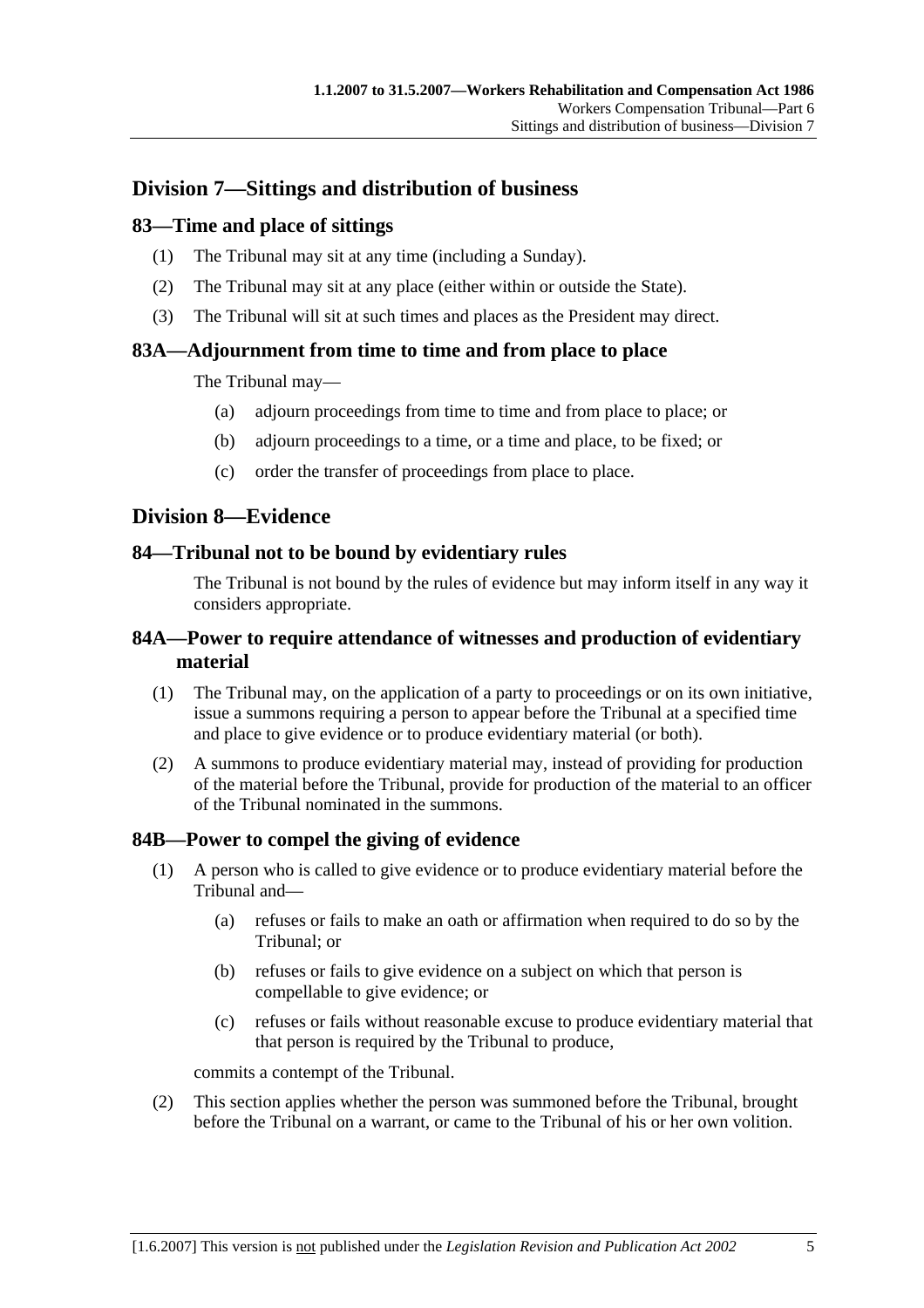## Division 7—Sittings and distribution of business

### 83—Time and place of sittings

(1) The Tribunal may sit at any time (including a Sunday).

(2) The Tribunal may sit at any place (either within or outside the State).

(3) The Tribunal will sit at such times and places as the President may direct.

### 83A—Adjournment from time to time and from place to place

The Tribunal may—

(a) adjourn proceedings from time to time and from place to place; or

(b) adjourn proceedings to a time, or a time and place, to be fixed; or

(c) order the transfer of proceedings from place to place.

## Division 8—Evidence

### 84—Tribunal not to be bound by evidentiary rules

The Tribunal is not bound by the rules of evidence but may inform itself in any way it considers appropriate.

### 84A—Power to require attendance of witnesses and production of evidentiary material

(1) The Tribunal may, on the application of a party to proceedings or on its own initiative, issue a summons requiring a person to appear before the Tribunal at a specified time and place to give evidence or to produce evidentiary material (or both).

(2) A summons to produce evidentiary material may, instead of providing for production of the material before the Tribunal, provide for production of the material to an officer of the Tribunal nominated in the summons.

### 84B—Power to compel the giving of evidence

(1) A person who is called to give evidence or to produce evidentiary material before the Tribunal and—

(a) refuses or fails to make an oath or affirmation when required to do so by the Tribunal; or

(b) refuses or fails to give evidence on a subject on which that person is compellable to give evidence; or

(c) refuses or fails without reasonable excuse to produce evidentiary material that that person is required by the Tribunal to produce,

commits a contempt of the Tribunal.

(2) This section applies whether the person was summoned before the Tribunal, brought before the Tribunal on a warrant, or came to the Tribunal of his or her own volition.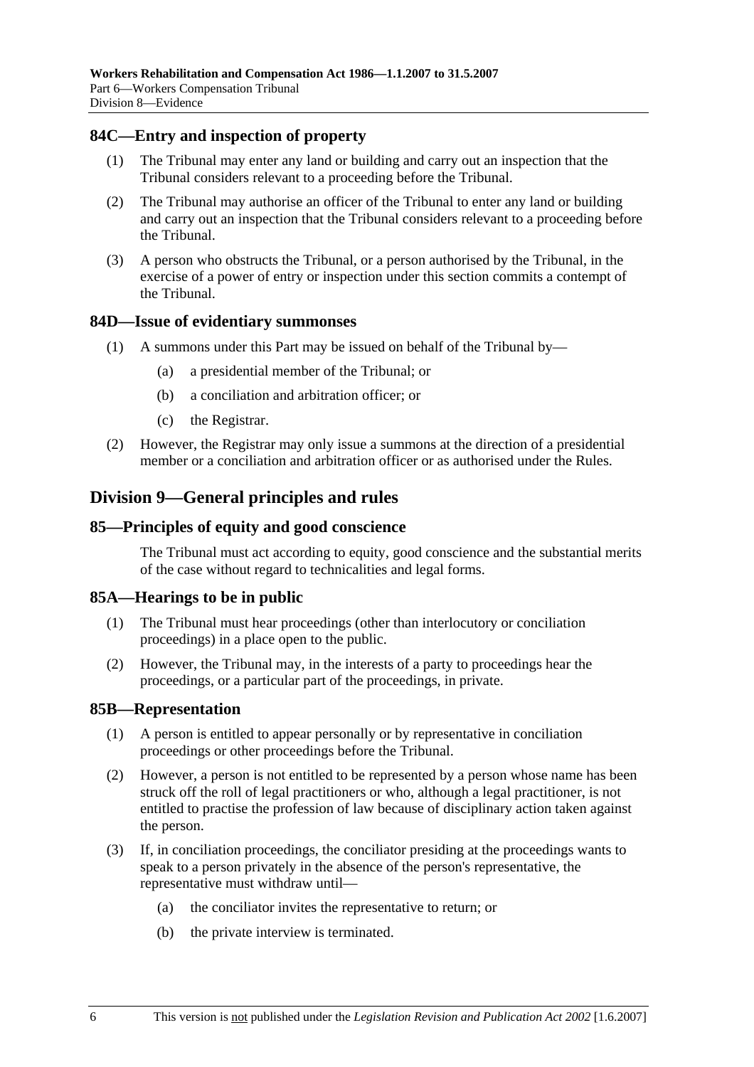### 84C—Entry and inspection of property

(1) The Tribunal may enter any land or building and carry out an inspection that the Tribunal considers relevant to a proceeding before the Tribunal.

(2) The Tribunal may authorise an officer of the Tribunal to enter any land or building and carry out an inspection that the Tribunal considers relevant to a proceeding before the Tribunal.

(3) A person who obstructs the Tribunal, or a person authorised by the Tribunal, in the exercise of a power of entry or inspection under this section commits a contempt of the Tribunal.

### 84D—Issue of evidentiary summonses

(1) A summons under this Part may be issued on behalf of the Tribunal by—

- (a) a presidential member of the Tribunal; or
- (b) a conciliation and arbitration officer; or
- (c) the Registrar.

(2) However, the Registrar may only issue a summons at the direction of a presidential member or a conciliation and arbitration officer or as authorised under the Rules.

## Division 9—General principles and rules

### 85—Principles of equity and good conscience

The Tribunal must act according to equity, good conscience and the substantial merits of the case without regard to technicalities and legal forms.

### 85A—Hearings to be in public

(1) The Tribunal must hear proceedings (other than interlocutory or conciliation proceedings) in a place open to the public.

(2) However, the Tribunal may, in the interests of a party to proceedings hear the proceedings, or a particular part of the proceedings, in private.

### 85B—Representation

(1) A person is entitled to appear personally or by representative in conciliation proceedings or other proceedings before the Tribunal.

(2) However, a person is not entitled to be represented by a person whose name has been struck off the roll of legal practitioners or who, although a legal practitioner, is not entitled to practise the profession of law because of disciplinary action taken against the person.

(3) If, in conciliation proceedings, the conciliator presiding at the proceedings wants to speak to a person privately in the absence of the person's representative, the representative must withdraw until—

- (a) the conciliator invites the representative to return; or
- (b) the private interview is terminated.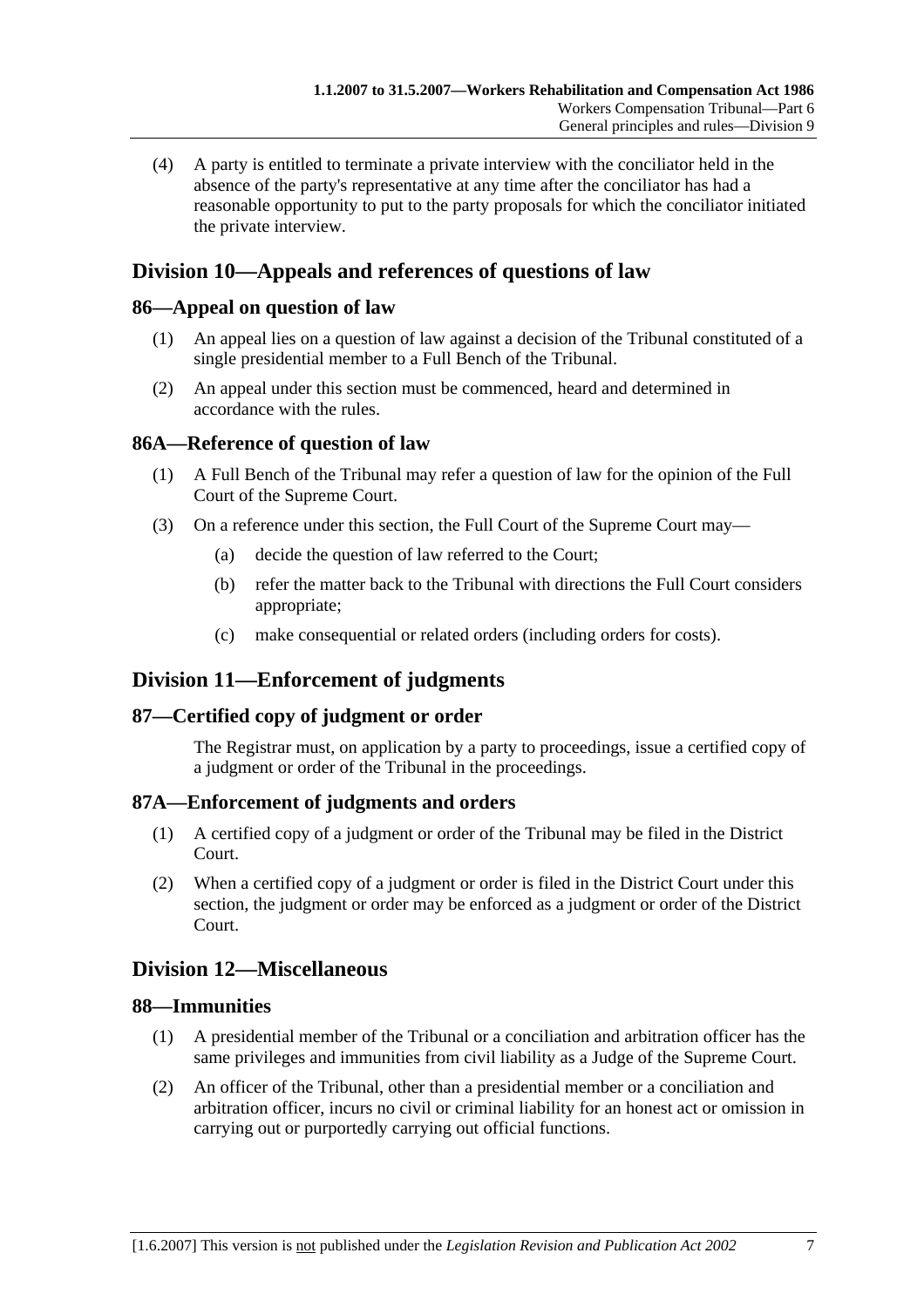(4) A party is entitled to terminate a private interview with the conciliator held in the absence of the party's representative at any time after the conciliator has had a reasonable opportunity to put to the party proposals for which the conciliator initiated the private interview.

## Division 10—Appeals and references of questions of law

### 86—Appeal on question of law

(1) An appeal lies on a question of law against a decision of the Tribunal constituted of a single presidential member to a Full Bench of the Tribunal.

(2) An appeal under this section must be commenced, heard and determined in accordance with the rules.

### 86A—Reference of question of law

(1) A Full Bench of the Tribunal may refer a question of law for the opinion of the Full Court of the Supreme Court.

(3) On a reference under this section, the Full Court of the Supreme Court may—

- (a) decide the question of law referred to the Court;
- (b) refer the matter back to the Tribunal with directions the Full Court considers appropriate;
- (c) make consequential or related orders (including orders for costs).

## Division 11—Enforcement of judgments

### 87—Certified copy of judgment or order

The Registrar must, on application by a party to proceedings, issue a certified copy of a judgment or order of the Tribunal in the proceedings.

### 87A—Enforcement of judgments and orders

(1) A certified copy of a judgment or order of the Tribunal may be filed in the District Court.

(2) When a certified copy of a judgment or order is filed in the District Court under this section, the judgment or order may be enforced as a judgment or order of the District Court.

## Division 12—Miscellaneous

### 88—Immunities

(1) A presidential member of the Tribunal or a conciliation and arbitration officer has the same privileges and immunities from civil liability as a Judge of the Supreme Court.

(2) An officer of the Tribunal, other than a presidential member or a conciliation and arbitration officer, incurs no civil or criminal liability for an honest act or omission in carrying out or purportedly carrying out official functions.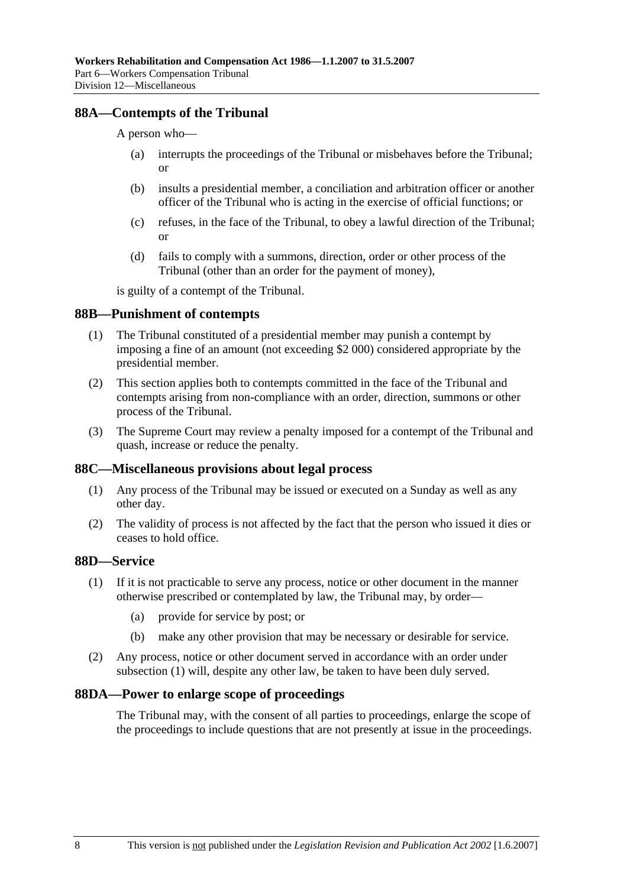## 88A—Contempts of the Tribunal

A person who—

(a) interrupts the proceedings of the Tribunal or misbehaves before the Tribunal; or

(b) insults a presidential member, a conciliation and arbitration officer or another officer of the Tribunal who is acting in the exercise of official functions; or

(c) refuses, in the face of the Tribunal, to obey a lawful direction of the Tribunal; or

(d) fails to comply with a summons, direction, order or other process of the Tribunal (other than an order for the payment of money),

is guilty of a contempt of the Tribunal.

## 88B—Punishment of contempts

(1) The Tribunal constituted of a presidential member may punish a contempt by imposing a fine of an amount (not exceeding $2 000) considered appropriate by the presidential member.

(2) This section applies both to contempts committed in the face of the Tribunal and contempts arising from non-compliance with an order, direction, summons or other process of the Tribunal.

(3) The Supreme Court may review a penalty imposed for a contempt of the Tribunal and quash, increase or reduce the penalty.

## 88C—Miscellaneous provisions about legal process

(1) Any process of the Tribunal may be issued or executed on a Sunday as well as any other day.

(2) The validity of process is not affected by the fact that the person who issued it dies or ceases to hold office.

## 88D—Service

(1) If it is not practicable to serve any process, notice or other document in the manner otherwise prescribed or contemplated by law, the Tribunal may, by order—

(a) provide for service by post; or

(b) make any other provision that may be necessary or desirable for service.

(2) Any process, notice or other document served in accordance with an order under subsection (1) will, despite any other law, be taken to have been duly served.

## 88DA—Power to enlarge scope of proceedings

The Tribunal may, with the consent of all parties to proceedings, enlarge the scope of the proceedings to include questions that are not presently at issue in the proceedings.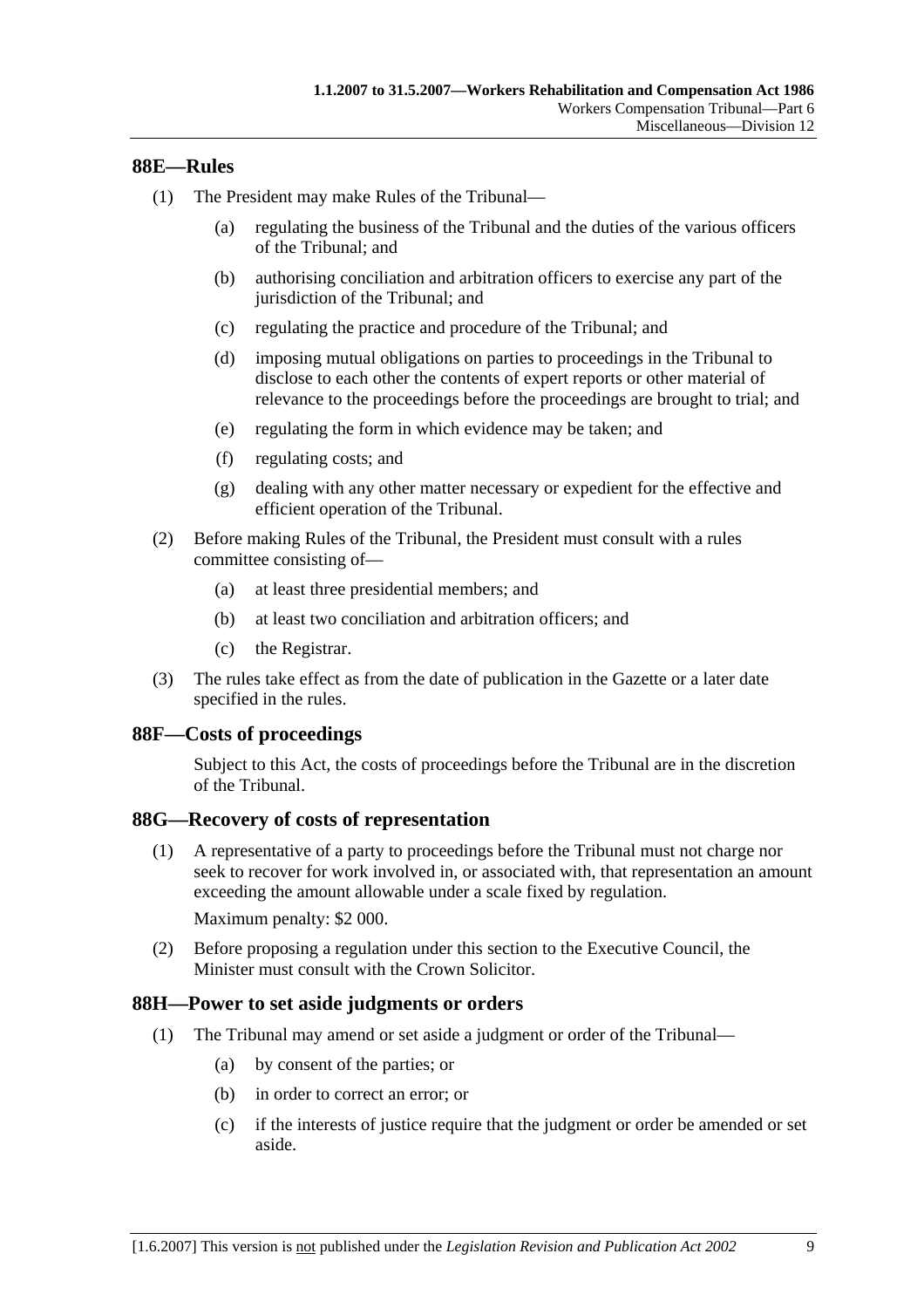## 88E—Rules

(1) The President may make Rules of the Tribunal—

(a) regulating the business of the Tribunal and the duties of the various officers of the Tribunal; and

(b) authorising conciliation and arbitration officers to exercise any part of the jurisdiction of the Tribunal; and

(c) regulating the practice and procedure of the Tribunal; and

(d) imposing mutual obligations on parties to proceedings in the Tribunal to disclose to each other the contents of expert reports or other material of relevance to the proceedings before the proceedings are brought to trial; and

(e) regulating the form in which evidence may be taken; and

(f) regulating costs; and

(g) dealing with any other matter necessary or expedient for the effective and efficient operation of the Tribunal.

(2) Before making Rules of the Tribunal, the President must consult with a rules committee consisting of—

(a) at least three presidential members; and

(b) at least two conciliation and arbitration officers; and

(c) the Registrar.

(3) The rules take effect as from the date of publication in the Gazette or a later date specified in the rules.

## 88F—Costs of proceedings

Subject to this Act, the costs of proceedings before the Tribunal are in the discretion of the Tribunal.

## 88G—Recovery of costs of representation

(1) A representative of a party to proceedings before the Tribunal must not charge nor seek to recover for work involved in, or associated with, that representation an amount exceeding the amount allowable under a scale fixed by regulation.

Maximum penalty: $2 000.

(2) Before proposing a regulation under this section to the Executive Council, the Minister must consult with the Crown Solicitor.

## 88H—Power to set aside judgments or orders

(1) The Tribunal may amend or set aside a judgment or order of the Tribunal—

(a) by consent of the parties; or

(b) in order to correct an error; or

(c) if the interests of justice require that the judgment or order be amended or set aside.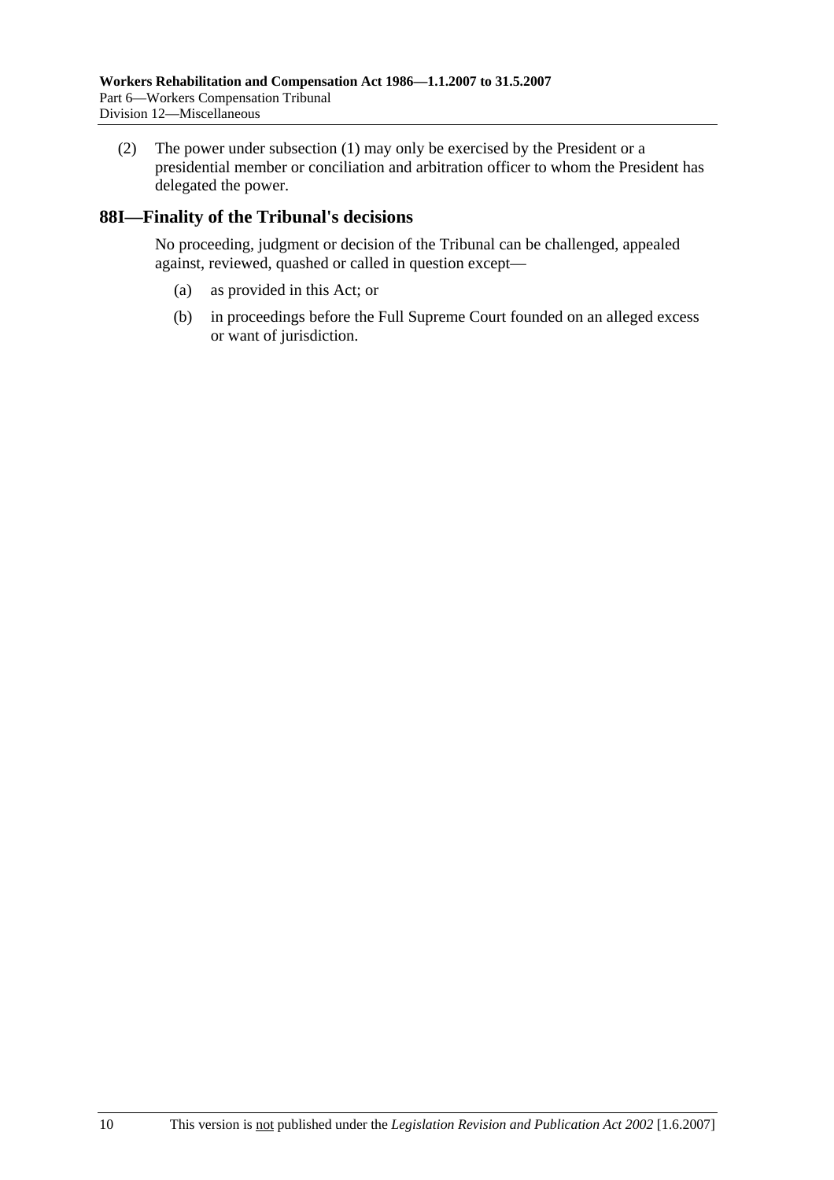(2) The power under subsection (1) may only be exercised by the President or a presidential member or conciliation and arbitration officer to whom the President has delegated the power.

## 88I—Finality of the Tribunal's decisions

No proceeding, judgment or decision of the Tribunal can be challenged, appealed against, reviewed, quashed or called in question except—

(a) as provided in this Act; or

(b) in proceedings before the Full Supreme Court founded on an alleged excess or want of jurisdiction.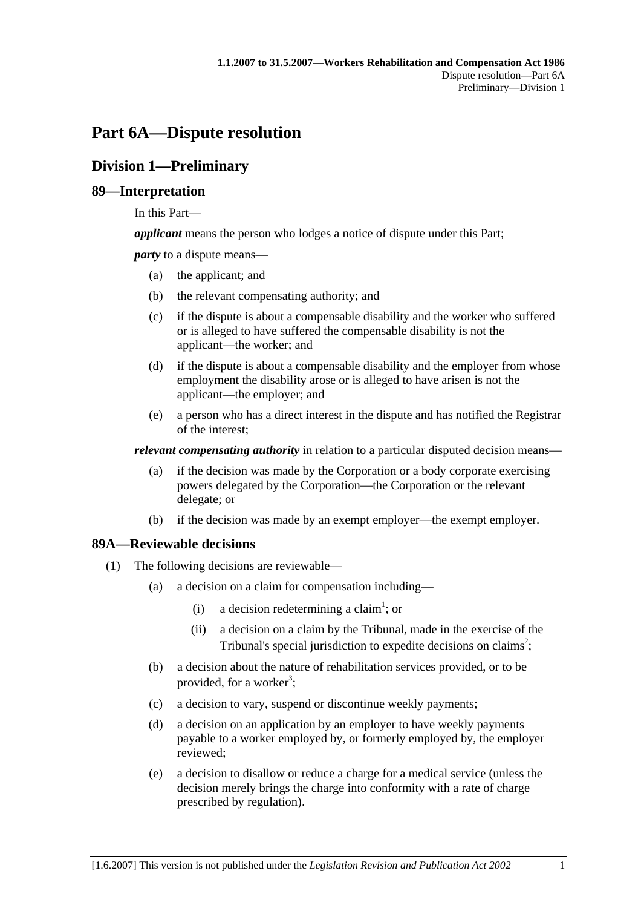# Part 6A—Dispute resolution

## Division 1—Preliminary

### 89—Interpretation

In this Part—

***applicant*** means the person who lodges a notice of dispute under this Part;

***party*** to a dispute means—

- (a) the applicant; and
- (b) the relevant compensating authority; and
- (c) if the dispute is about a compensable disability and the worker who suffered or is alleged to have suffered the compensable disability is not the applicant—the worker; and
- (d) if the dispute is about a compensable disability and the employer from whose employment the disability arose or is alleged to have arisen is not the applicant—the employer; and
- (e) a person who has a direct interest in the dispute and has notified the Registrar of the interest;

***relevant compensating authority*** in relation to a particular disputed decision means—

- (a) if the decision was made by the Corporation or a body corporate exercising powers delegated by the Corporation—the Corporation or the relevant delegate; or
- (b) if the decision was made by an exempt employer—the exempt employer.

### 89A—Reviewable decisions

(1) The following decisions are reviewable—

- (a) a decision on a claim for compensation including—
  - (i) a decision redetermining a claim[1]; or
  - (ii) a decision on a claim by the Tribunal, made in the exercise of the Tribunal's special jurisdiction to expedite decisions on claims[2];
- (b) a decision about the nature of rehabilitation services provided, or to be provided, for a worker[3];
- (c) a decision to vary, suspend or discontinue weekly payments;
- (d) a decision on an application by an employer to have weekly payments payable to a worker employed by, or formerly employed by, the employer reviewed;
- (e) a decision to disallow or reduce a charge for a medical service (unless the decision merely brings the charge into conformity with a rate of charge prescribed by regulation).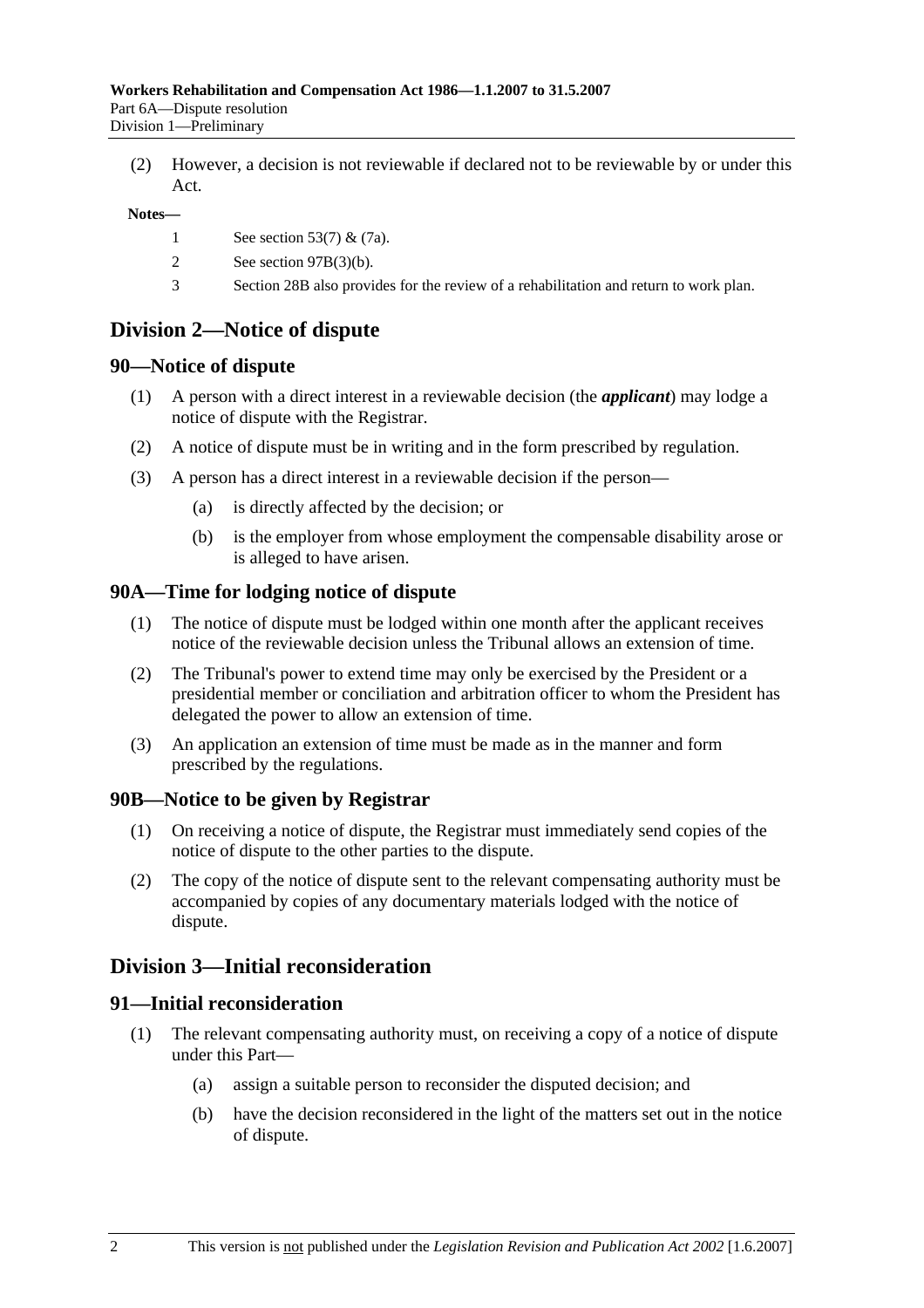(2) However, a decision is not reviewable if declared not to be reviewable by or under this Act.

**Notes—**

1 See section 53(7) & (7a).

2 See section 97B(3)(b).

3 Section 28B also provides for the review of a rehabilitation and return to work plan.

## Division 2—Notice of dispute

### 90—Notice of dispute

(1) A person with a direct interest in a reviewable decision (the ***applicant***) may lodge a notice of dispute with the Registrar.

(2) A notice of dispute must be in writing and in the form prescribed by regulation.

(3) A person has a direct interest in a reviewable decision if the person—

(a) is directly affected by the decision; or

(b) is the employer from whose employment the compensable disability arose or is alleged to have arisen.

### 90A—Time for lodging notice of dispute

(1) The notice of dispute must be lodged within one month after the applicant receives notice of the reviewable decision unless the Tribunal allows an extension of time.

(2) The Tribunal's power to extend time may only be exercised by the President or a presidential member or conciliation and arbitration officer to whom the President has delegated the power to allow an extension of time.

(3) An application an extension of time must be made as in the manner and form prescribed by the regulations.

### 90B—Notice to be given by Registrar

(1) On receiving a notice of dispute, the Registrar must immediately send copies of the notice of dispute to the other parties to the dispute.

(2) The copy of the notice of dispute sent to the relevant compensating authority must be accompanied by copies of any documentary materials lodged with the notice of dispute.

## Division 3—Initial reconsideration

### 91—Initial reconsideration

(1) The relevant compensating authority must, on receiving a copy of a notice of dispute under this Part—

(a) assign a suitable person to reconsider the disputed decision; and

(b) have the decision reconsidered in the light of the matters set out in the notice of dispute.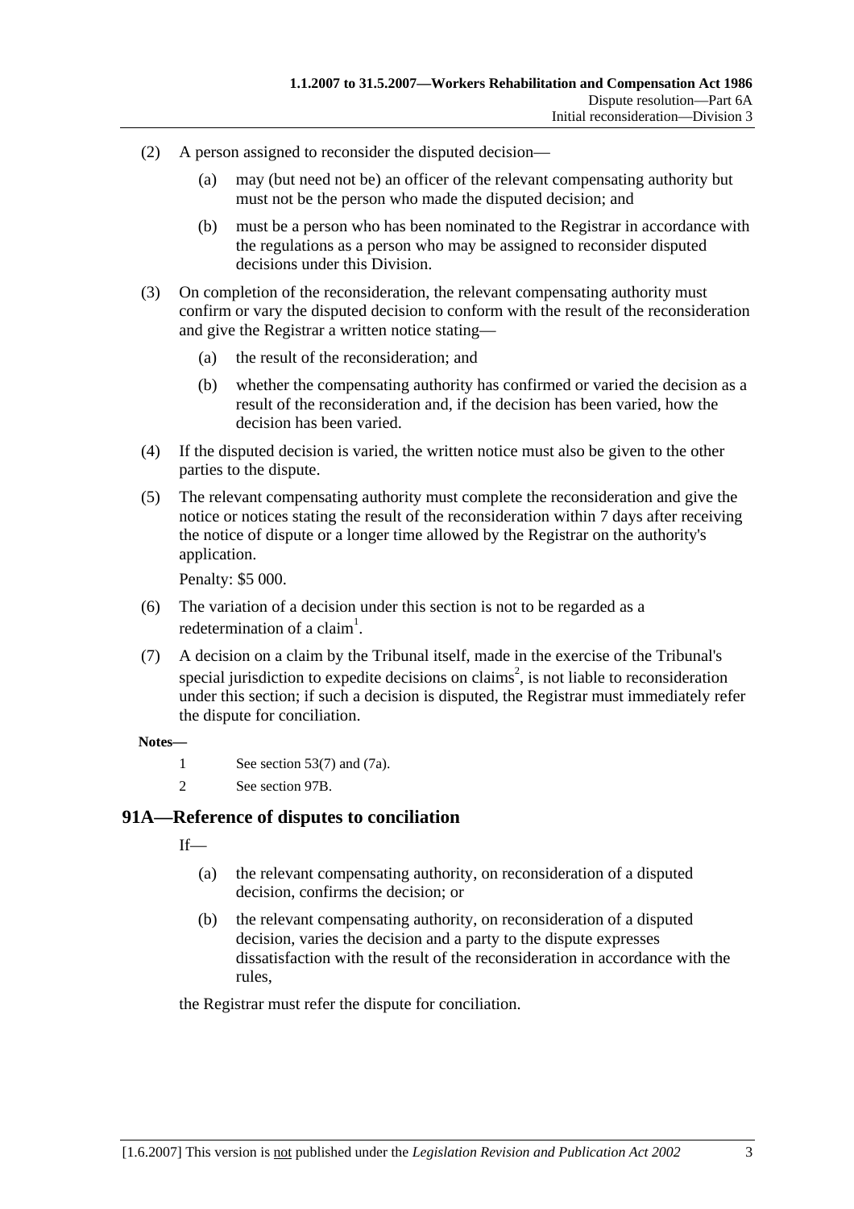(2) A person assigned to reconsider the disputed decision—

(a) may (but need not be) an officer of the relevant compensating authority but must not be the person who made the disputed decision; and

(b) must be a person who has been nominated to the Registrar in accordance with the regulations as a person who may be assigned to reconsider disputed decisions under this Division.

(3) On completion of the reconsideration, the relevant compensating authority must confirm or vary the disputed decision to conform with the result of the reconsideration and give the Registrar a written notice stating—

(a) the result of the reconsideration; and

(b) whether the compensating authority has confirmed or varied the decision as a result of the reconsideration and, if the decision has been varied, how the decision has been varied.

(4) If the disputed decision is varied, the written notice must also be given to the other parties to the dispute.

(5) The relevant compensating authority must complete the reconsideration and give the notice or notices stating the result of the reconsideration within 7 days after receiving the notice of dispute or a longer time allowed by the Registrar on the authority's application.

Penalty: $5 000.

(6) The variation of a decision under this section is not to be regarded as a redetermination of a claim[1].

(7) A decision on a claim by the Tribunal itself, made in the exercise of the Tribunal's special jurisdiction to expedite decisions on claims[2], is not liable to reconsideration under this section; if such a decision is disputed, the Registrar must immediately refer the dispute for conciliation.

**Notes—**

1 See section 53(7) and (7a).

2 See section 97B.

## 91A—Reference of disputes to conciliation

If—

(a) the relevant compensating authority, on reconsideration of a disputed decision, confirms the decision; or

(b) the relevant compensating authority, on reconsideration of a disputed decision, varies the decision and a party to the dispute expresses dissatisfaction with the result of the reconsideration in accordance with the rules,

the Registrar must refer the dispute for conciliation.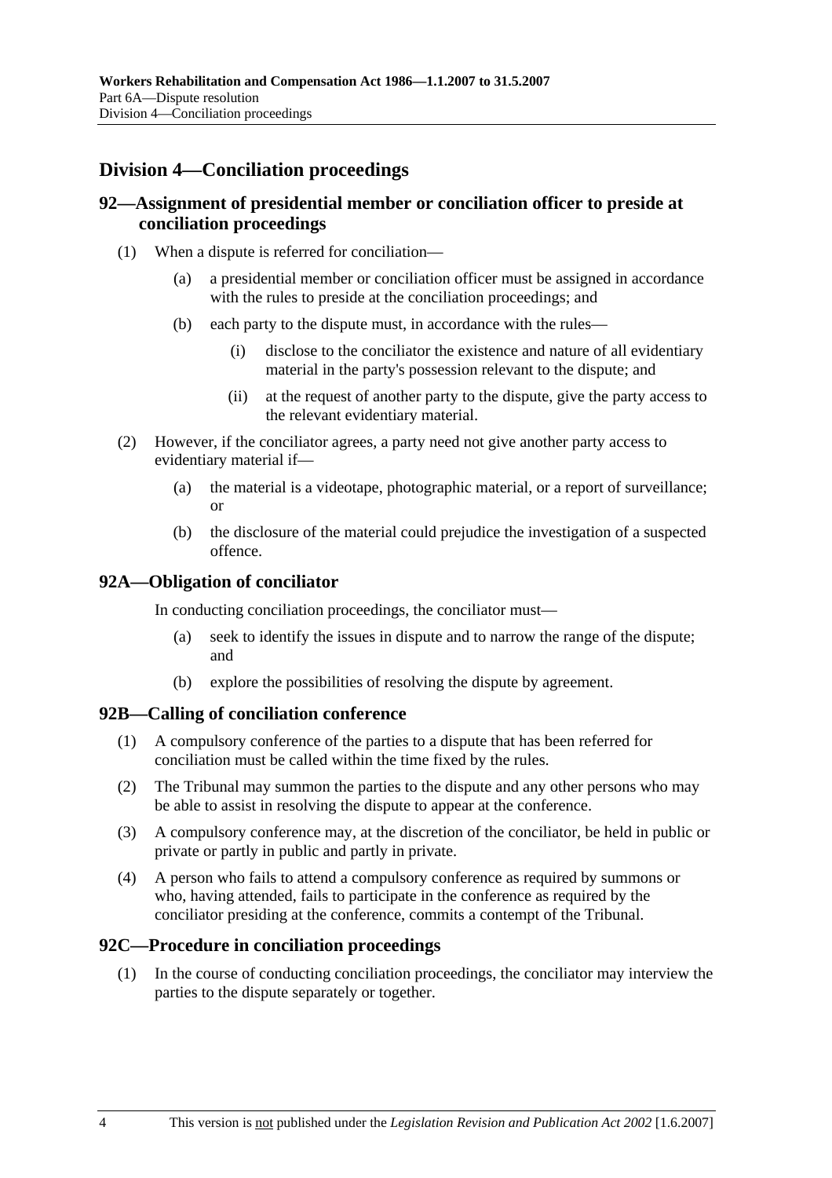## Division 4—Conciliation proceedings

### 92—Assignment of presidential member or conciliation officer to preside at conciliation proceedings

(1) When a dispute is referred for conciliation—

(a) a presidential member or conciliation officer must be assigned in accordance with the rules to preside at the conciliation proceedings; and

(b) each party to the dispute must, in accordance with the rules—

(i) disclose to the conciliator the existence and nature of all evidentiary material in the party's possession relevant to the dispute; and

(ii) at the request of another party to the dispute, give the party access to the relevant evidentiary material.

(2) However, if the conciliator agrees, a party need not give another party access to evidentiary material if—

(a) the material is a videotape, photographic material, or a report of surveillance; or

(b) the disclosure of the material could prejudice the investigation of a suspected offence.

### 92A—Obligation of conciliator

In conducting conciliation proceedings, the conciliator must—

(a) seek to identify the issues in dispute and to narrow the range of the dispute; and

(b) explore the possibilities of resolving the dispute by agreement.

### 92B—Calling of conciliation conference

(1) A compulsory conference of the parties to a dispute that has been referred for conciliation must be called within the time fixed by the rules.

(2) The Tribunal may summon the parties to the dispute and any other persons who may be able to assist in resolving the dispute to appear at the conference.

(3) A compulsory conference may, at the discretion of the conciliator, be held in public or private or partly in public and partly in private.

(4) A person who fails to attend a compulsory conference as required by summons or who, having attended, fails to participate in the conference as required by the conciliator presiding at the conference, commits a contempt of the Tribunal.

### 92C—Procedure in conciliation proceedings

(1) In the course of conducting conciliation proceedings, the conciliator may interview the parties to the dispute separately or together.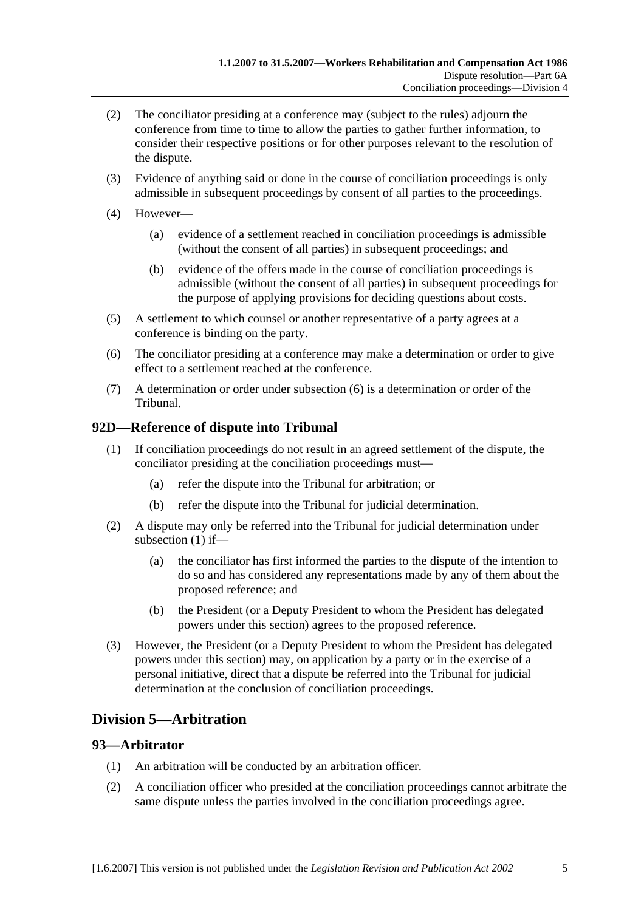(2) The conciliator presiding at a conference may (subject to the rules) adjourn the conference from time to time to allow the parties to gather further information, to consider their respective positions or for other purposes relevant to the resolution of the dispute.

(3) Evidence of anything said or done in the course of conciliation proceedings is only admissible in subsequent proceedings by consent of all parties to the proceedings.

(4) However—

(a) evidence of a settlement reached in conciliation proceedings is admissible (without the consent of all parties) in subsequent proceedings; and

(b) evidence of the offers made in the course of conciliation proceedings is admissible (without the consent of all parties) in subsequent proceedings for the purpose of applying provisions for deciding questions about costs.

(5) A settlement to which counsel or another representative of a party agrees at a conference is binding on the party.

(6) The conciliator presiding at a conference may make a determination or order to give effect to a settlement reached at the conference.

(7) A determination or order under subsection (6) is a determination or order of the Tribunal.

## 92D—Reference of dispute into Tribunal

(1) If conciliation proceedings do not result in an agreed settlement of the dispute, the conciliator presiding at the conciliation proceedings must—

(a) refer the dispute into the Tribunal for arbitration; or

(b) refer the dispute into the Tribunal for judicial determination.

(2) A dispute may only be referred into the Tribunal for judicial determination under subsection (1) if—

(a) the conciliator has first informed the parties to the dispute of the intention to do so and has considered any representations made by any of them about the proposed reference; and

(b) the President (or a Deputy President to whom the President has delegated powers under this section) agrees to the proposed reference.

(3) However, the President (or a Deputy President to whom the President has delegated powers under this section) may, on application by a party or in the exercise of a personal initiative, direct that a dispute be referred into the Tribunal for judicial determination at the conclusion of conciliation proceedings.

# Division 5—Arbitration

## 93—Arbitrator

(1) An arbitration will be conducted by an arbitration officer.

(2) A conciliation officer who presided at the conciliation proceedings cannot arbitrate the same dispute unless the parties involved in the conciliation proceedings agree.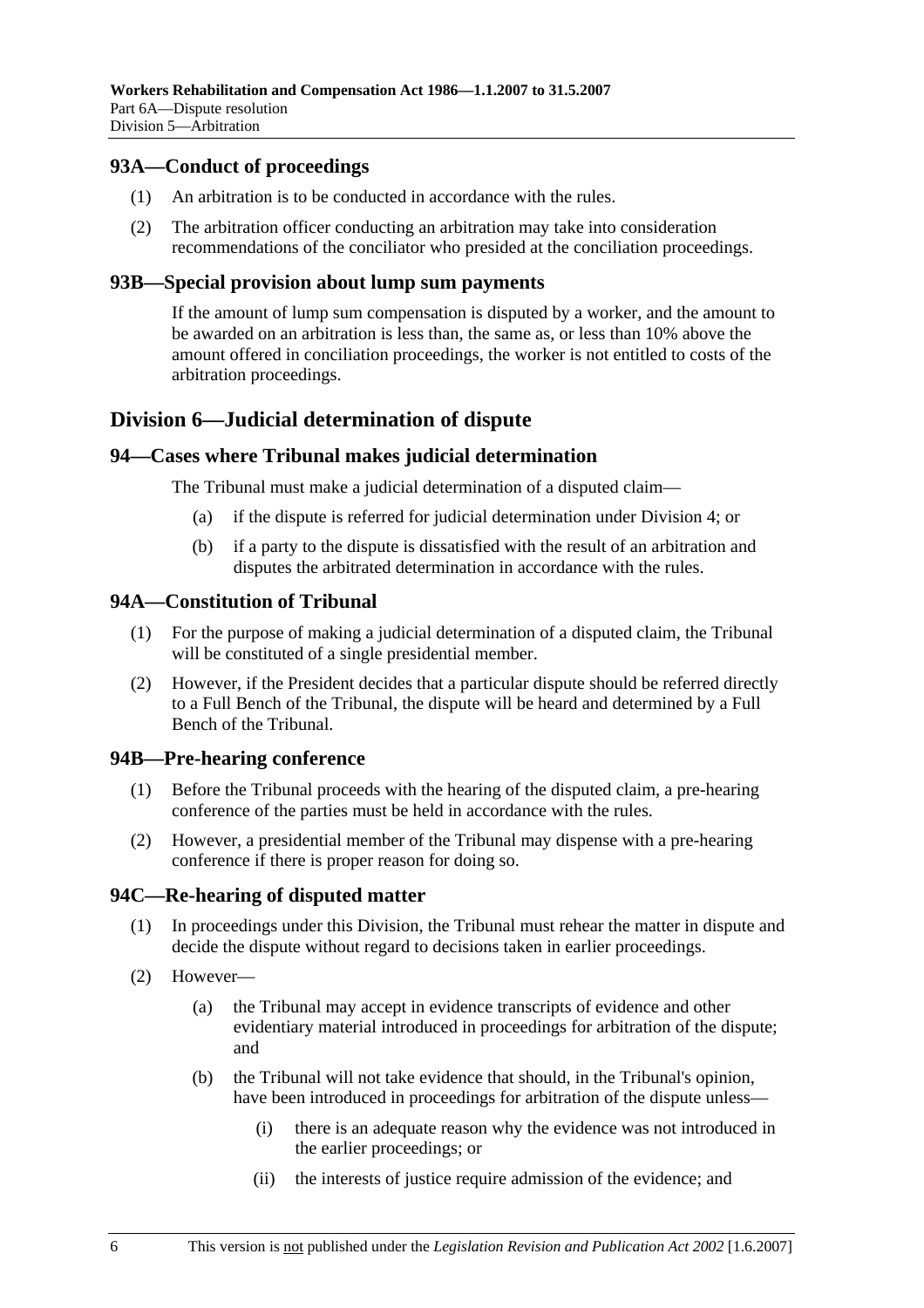## 93A—Conduct of proceedings

(1) An arbitration is to be conducted in accordance with the rules.

(2) The arbitration officer conducting an arbitration may take into consideration recommendations of the conciliator who presided at the conciliation proceedings.

## 93B—Special provision about lump sum payments

If the amount of lump sum compensation is disputed by a worker, and the amount to be awarded on an arbitration is less than, the same as, or less than 10% above the amount offered in conciliation proceedings, the worker is not entitled to costs of the arbitration proceedings.

# Division 6—Judicial determination of dispute

## 94—Cases where Tribunal makes judicial determination

The Tribunal must make a judicial determination of a disputed claim—

(a) if the dispute is referred for judicial determination under Division 4; or

(b) if a party to the dispute is dissatisfied with the result of an arbitration and disputes the arbitrated determination in accordance with the rules.

## 94A—Constitution of Tribunal

(1) For the purpose of making a judicial determination of a disputed claim, the Tribunal will be constituted of a single presidential member.

(2) However, if the President decides that a particular dispute should be referred directly to a Full Bench of the Tribunal, the dispute will be heard and determined by a Full Bench of the Tribunal.

## 94B—Pre-hearing conference

(1) Before the Tribunal proceeds with the hearing of the disputed claim, a pre-hearing conference of the parties must be held in accordance with the rules.

(2) However, a presidential member of the Tribunal may dispense with a pre-hearing conference if there is proper reason for doing so.

## 94C—Re-hearing of disputed matter

(1) In proceedings under this Division, the Tribunal must rehear the matter in dispute and decide the dispute without regard to decisions taken in earlier proceedings.

(2) However—

(a) the Tribunal may accept in evidence transcripts of evidence and other evidentiary material introduced in proceedings for arbitration of the dispute; and

(b) the Tribunal will not take evidence that should, in the Tribunal's opinion, have been introduced in proceedings for arbitration of the dispute unless—

(i) there is an adequate reason why the evidence was not introduced in the earlier proceedings; or

(ii) the interests of justice require admission of the evidence; and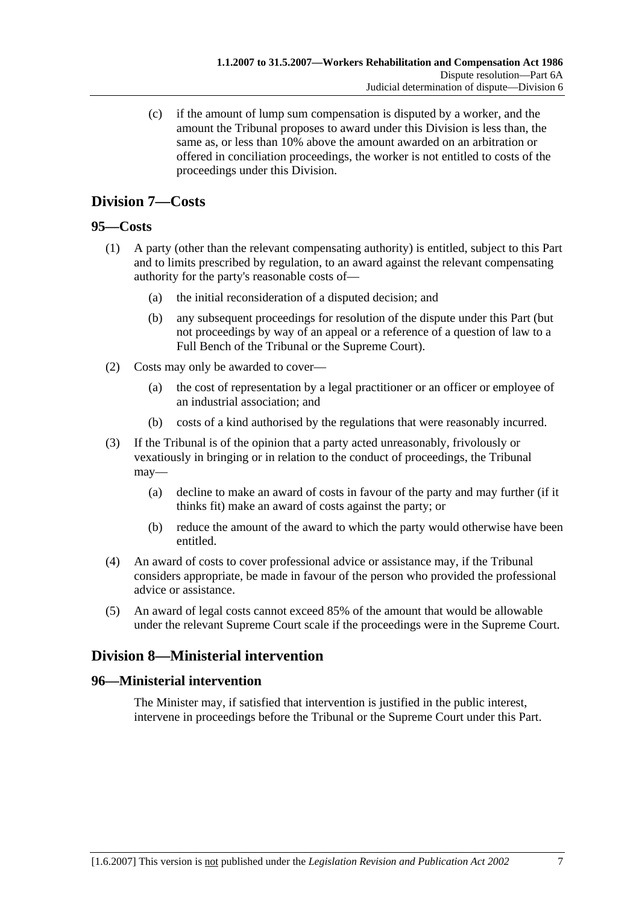(c) if the amount of lump sum compensation is disputed by a worker, and the amount the Tribunal proposes to award under this Division is less than, the same as, or less than 10% above the amount awarded on an arbitration or offered in conciliation proceedings, the worker is not entitled to costs of the proceedings under this Division.

## Division 7—Costs

### 95—Costs

(1) A party (other than the relevant compensating authority) is entitled, subject to this Part and to limits prescribed by regulation, to an award against the relevant compensating authority for the party's reasonable costs of—

(a) the initial reconsideration of a disputed decision; and

(b) any subsequent proceedings for resolution of the dispute under this Part (but not proceedings by way of an appeal or a reference of a question of law to a Full Bench of the Tribunal or the Supreme Court).

(2) Costs may only be awarded to cover—

(a) the cost of representation by a legal practitioner or an officer or employee of an industrial association; and

(b) costs of a kind authorised by the regulations that were reasonably incurred.

(3) If the Tribunal is of the opinion that a party acted unreasonably, frivolously or vexatiously in bringing or in relation to the conduct of proceedings, the Tribunal may—

(a) decline to make an award of costs in favour of the party and may further (if it thinks fit) make an award of costs against the party; or

(b) reduce the amount of the award to which the party would otherwise have been entitled.

(4) An award of costs to cover professional advice or assistance may, if the Tribunal considers appropriate, be made in favour of the person who provided the professional advice or assistance.

(5) An award of legal costs cannot exceed 85% of the amount that would be allowable under the relevant Supreme Court scale if the proceedings were in the Supreme Court.

## Division 8—Ministerial intervention

### 96—Ministerial intervention

The Minister may, if satisfied that intervention is justified in the public interest, intervene in proceedings before the Tribunal or the Supreme Court under this Part.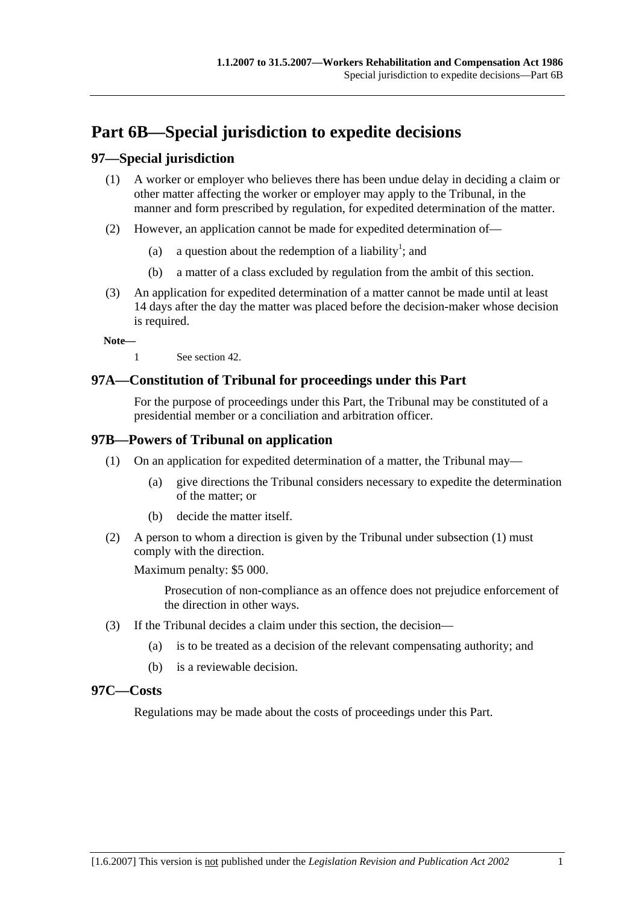# Part 6B—Special jurisdiction to expedite decisions

## 97—Special jurisdiction

(1) A worker or employer who believes there has been undue delay in deciding a claim or other matter affecting the worker or employer may apply to the Tribunal, in the manner and form prescribed by regulation, for expedited determination of the matter.

(2) However, an application cannot be made for expedited determination of—

 (a) a question about the redemption of a liability[1]; and

 (b) a matter of a class excluded by regulation from the ambit of this section.

(3) An application for expedited determination of a matter cannot be made until at least 14 days after the day the matter was placed before the decision-maker whose decision is required.

**Note—**

1 See section 42.

## 97A—Constitution of Tribunal for proceedings under this Part

For the purpose of proceedings under this Part, the Tribunal may be constituted of a presidential member or a conciliation and arbitration officer.

## 97B—Powers of Tribunal on application

(1) On an application for expedited determination of a matter, the Tribunal may—

 (a) give directions the Tribunal considers necessary to expedite the determination of the matter; or

 (b) decide the matter itself.

(2) A person to whom a direction is given by the Tribunal under subsection (1) must comply with the direction.

Maximum penalty: $5 000.

Prosecution of non-compliance as an offence does not prejudice enforcement of the direction in other ways.

(3) If the Tribunal decides a claim under this section, the decision—

 (a) is to be treated as a decision of the relevant compensating authority; and

 (b) is a reviewable decision.

## 97C—Costs

Regulations may be made about the costs of proceedings under this Part.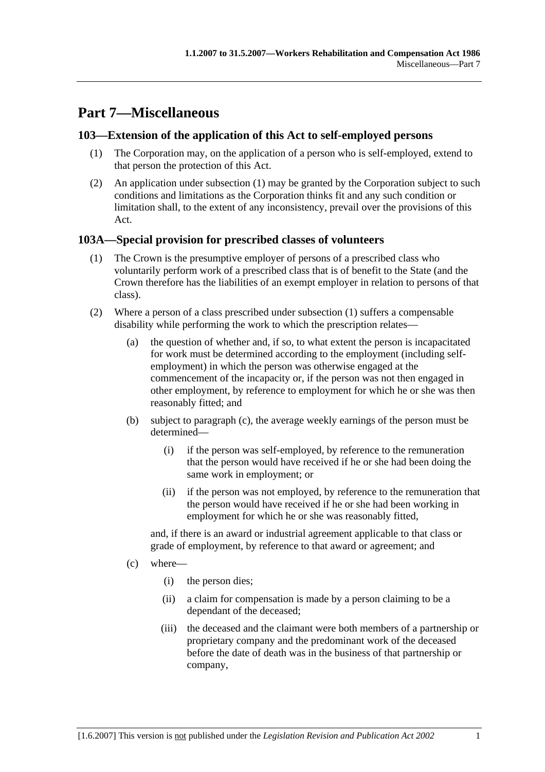# Part 7—Miscellaneous

## 103—Extension of the application of this Act to self-employed persons

(1) The Corporation may, on the application of a person who is self-employed, extend to that person the protection of this Act.

(2) An application under subsection (1) may be granted by the Corporation subject to such conditions and limitations as the Corporation thinks fit and any such condition or limitation shall, to the extent of any inconsistency, prevail over the provisions of this Act.

## 103A—Special provision for prescribed classes of volunteers

(1) The Crown is the presumptive employer of persons of a prescribed class who voluntarily perform work of a prescribed class that is of benefit to the State (and the Crown therefore has the liabilities of an exempt employer in relation to persons of that class).

(2) Where a person of a class prescribed under subsection (1) suffers a compensable disability while performing the work to which the prescription relates—

(a) the question of whether and, if so, to what extent the person is incapacitated for work must be determined according to the employment (including self-employment) in which the person was otherwise engaged at the commencement of the incapacity or, if the person was not then engaged in other employment, by reference to employment for which he or she was then reasonably fitted; and

(b) subject to paragraph (c), the average weekly earnings of the person must be determined—

(i) if the person was self-employed, by reference to the remuneration that the person would have received if he or she had been doing the same work in employment; or

(ii) if the person was not employed, by reference to the remuneration that the person would have received if he or she had been working in employment for which he or she was reasonably fitted,

and, if there is an award or industrial agreement applicable to that class or grade of employment, by reference to that award or agreement; and

(c) where—

(i) the person dies;

(ii) a claim for compensation is made by a person claiming to be a dependant of the deceased;

(iii) the deceased and the claimant were both members of a partnership or proprietary company and the predominant work of the deceased before the date of death was in the business of that partnership or company,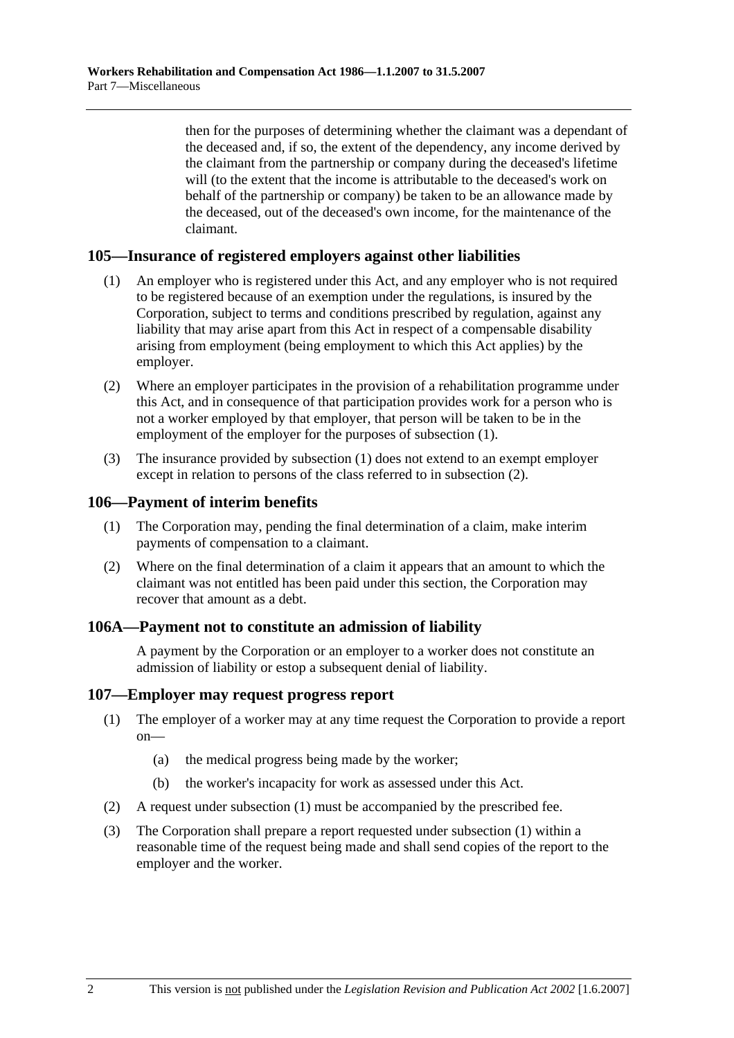then for the purposes of determining whether the claimant was a dependant of the deceased and, if so, the extent of the dependency, any income derived by the claimant from the partnership or company during the deceased's lifetime will (to the extent that the income is attributable to the deceased's work on behalf of the partnership or company) be taken to be an allowance made by the deceased, out of the deceased's own income, for the maintenance of the claimant.

## 105—Insurance of registered employers against other liabilities

(1) An employer who is registered under this Act, and any employer who is not required to be registered because of an exemption under the regulations, is insured by the Corporation, subject to terms and conditions prescribed by regulation, against any liability that may arise apart from this Act in respect of a compensable disability arising from employment (being employment to which this Act applies) by the employer.

(2) Where an employer participates in the provision of a rehabilitation programme under this Act, and in consequence of that participation provides work for a person who is not a worker employed by that employer, that person will be taken to be in the employment of the employer for the purposes of subsection (1).

(3) The insurance provided by subsection (1) does not extend to an exempt employer except in relation to persons of the class referred to in subsection (2).

## 106—Payment of interim benefits

(1) The Corporation may, pending the final determination of a claim, make interim payments of compensation to a claimant.

(2) Where on the final determination of a claim it appears that an amount to which the claimant was not entitled has been paid under this section, the Corporation may recover that amount as a debt.

## 106A—Payment not to constitute an admission of liability

A payment by the Corporation or an employer to a worker does not constitute an admission of liability or estop a subsequent denial of liability.

## 107—Employer may request progress report

(1) The employer of a worker may at any time request the Corporation to provide a report on—

(a) the medical progress being made by the worker;

(b) the worker's incapacity for work as assessed under this Act.

(2) A request under subsection (1) must be accompanied by the prescribed fee.

(3) The Corporation shall prepare a report requested under subsection (1) within a reasonable time of the request being made and shall send copies of the report to the employer and the worker.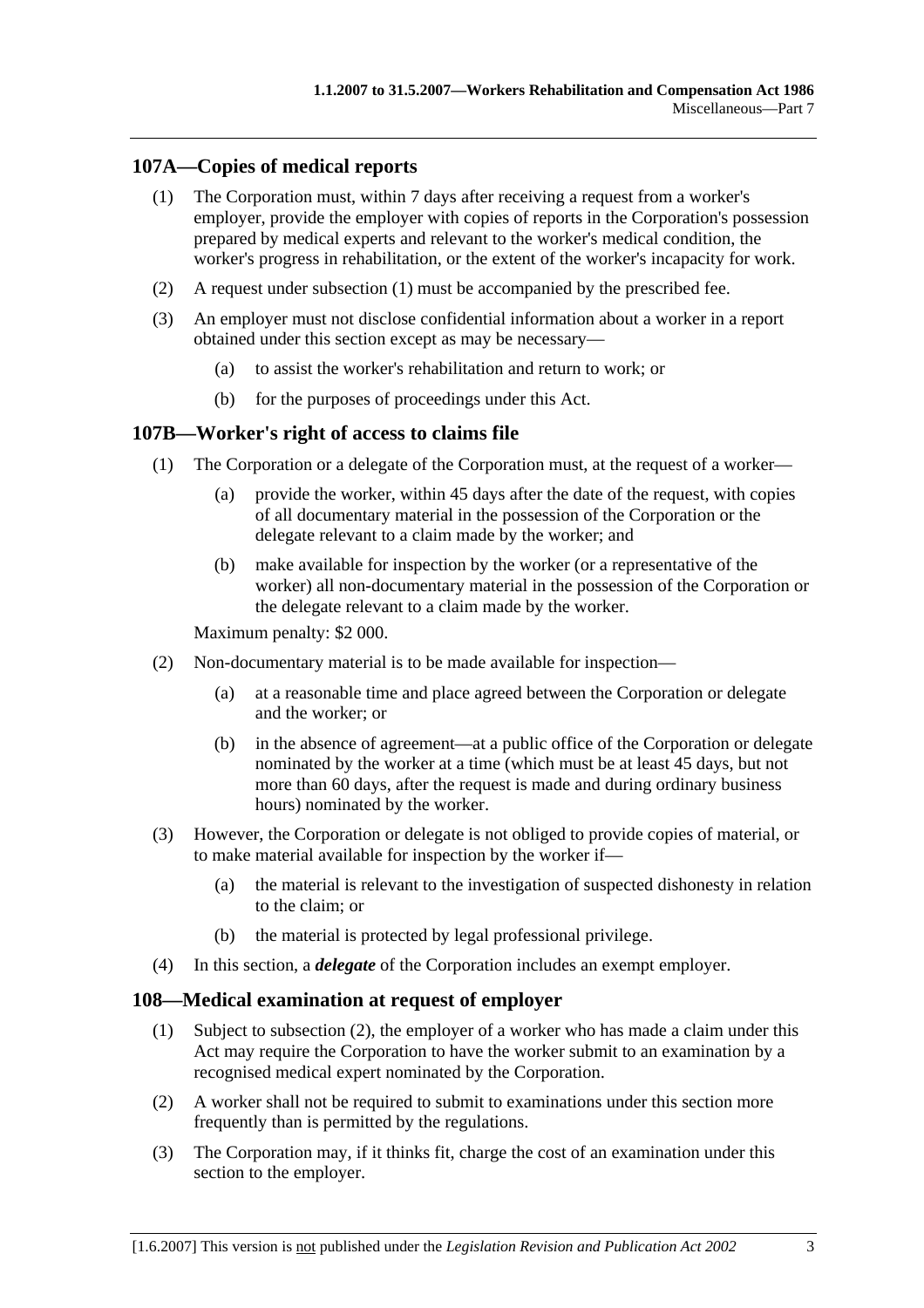## 107A—Copies of medical reports

(1) The Corporation must, within 7 days after receiving a request from a worker's employer, provide the employer with copies of reports in the Corporation's possession prepared by medical experts and relevant to the worker's medical condition, the worker's progress in rehabilitation, or the extent of the worker's incapacity for work.

(2) A request under subsection (1) must be accompanied by the prescribed fee.

(3) An employer must not disclose confidential information about a worker in a report obtained under this section except as may be necessary—

- (a) to assist the worker's rehabilitation and return to work; or
- (b) for the purposes of proceedings under this Act.

## 107B—Worker's right of access to claims file

(1) The Corporation or a delegate of the Corporation must, at the request of a worker—

- (a) provide the worker, within 45 days after the date of the request, with copies of all documentary material in the possession of the Corporation or the delegate relevant to a claim made by the worker; and
- (b) make available for inspection by the worker (or a representative of the worker) all non-documentary material in the possession of the Corporation or the delegate relevant to a claim made by the worker.

Maximum penalty: $2 000.

(2) Non-documentary material is to be made available for inspection—

- (a) at a reasonable time and place agreed between the Corporation or delegate and the worker; or
- (b) in the absence of agreement—at a public office of the Corporation or delegate nominated by the worker at a time (which must be at least 45 days, but not more than 60 days, after the request is made and during ordinary business hours) nominated by the worker.

(3) However, the Corporation or delegate is not obliged to provide copies of material, or to make material available for inspection by the worker if—

- (a) the material is relevant to the investigation of suspected dishonesty in relation to the claim; or
- (b) the material is protected by legal professional privilege.

(4) In this section, a ***delegate*** of the Corporation includes an exempt employer.

## 108—Medical examination at request of employer

(1) Subject to subsection (2), the employer of a worker who has made a claim under this Act may require the Corporation to have the worker submit to an examination by a recognised medical expert nominated by the Corporation.

(2) A worker shall not be required to submit to examinations under this section more frequently than is permitted by the regulations.

(3) The Corporation may, if it thinks fit, charge the cost of an examination under this section to the employer.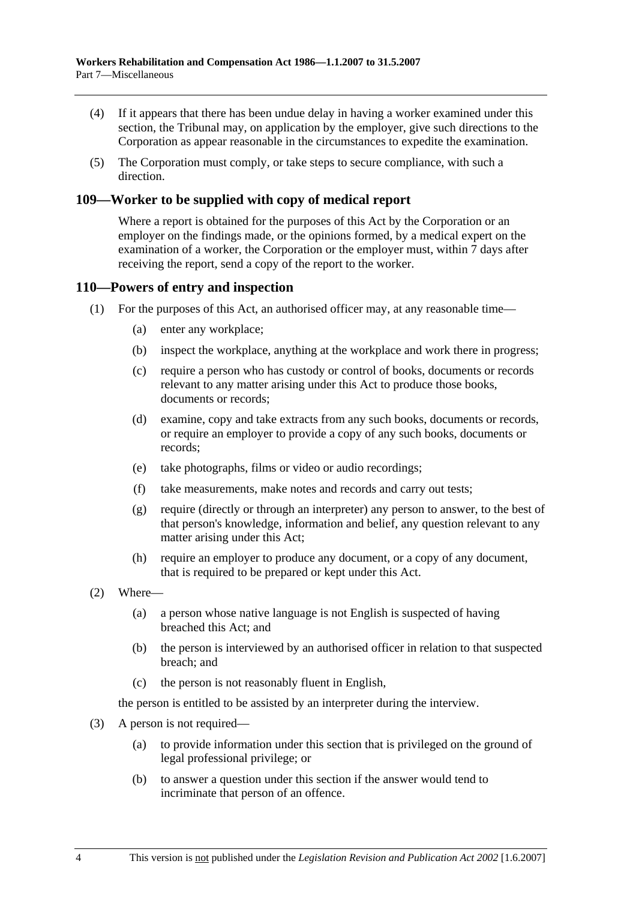(4) If it appears that there has been undue delay in having a worker examined under this section, the Tribunal may, on application by the employer, give such directions to the Corporation as appear reasonable in the circumstances to expedite the examination.

(5) The Corporation must comply, or take steps to secure compliance, with such a direction.

## 109—Worker to be supplied with copy of medical report

Where a report is obtained for the purposes of this Act by the Corporation or an employer on the findings made, or the opinions formed, by a medical expert on the examination of a worker, the Corporation or the employer must, within 7 days after receiving the report, send a copy of the report to the worker.

## 110—Powers of entry and inspection

(1) For the purposes of this Act, an authorised officer may, at any reasonable time—

- (a) enter any workplace;
- (b) inspect the workplace, anything at the workplace and work there in progress;
- (c) require a person who has custody or control of books, documents or records relevant to any matter arising under this Act to produce those books, documents or records;
- (d) examine, copy and take extracts from any such books, documents or records, or require an employer to provide a copy of any such books, documents or records;
- (e) take photographs, films or video or audio recordings;
- (f) take measurements, make notes and records and carry out tests;
- (g) require (directly or through an interpreter) any person to answer, to the best of that person's knowledge, information and belief, any question relevant to any matter arising under this Act;
- (h) require an employer to produce any document, or a copy of any document, that is required to be prepared or kept under this Act.

(2) Where—

- (a) a person whose native language is not English is suspected of having breached this Act; and
- (b) the person is interviewed by an authorised officer in relation to that suspected breach; and
- (c) the person is not reasonably fluent in English,

the person is entitled to be assisted by an interpreter during the interview.

(3) A person is not required—

- (a) to provide information under this section that is privileged on the ground of legal professional privilege; or
- (b) to answer a question under this section if the answer would tend to incriminate that person of an offence.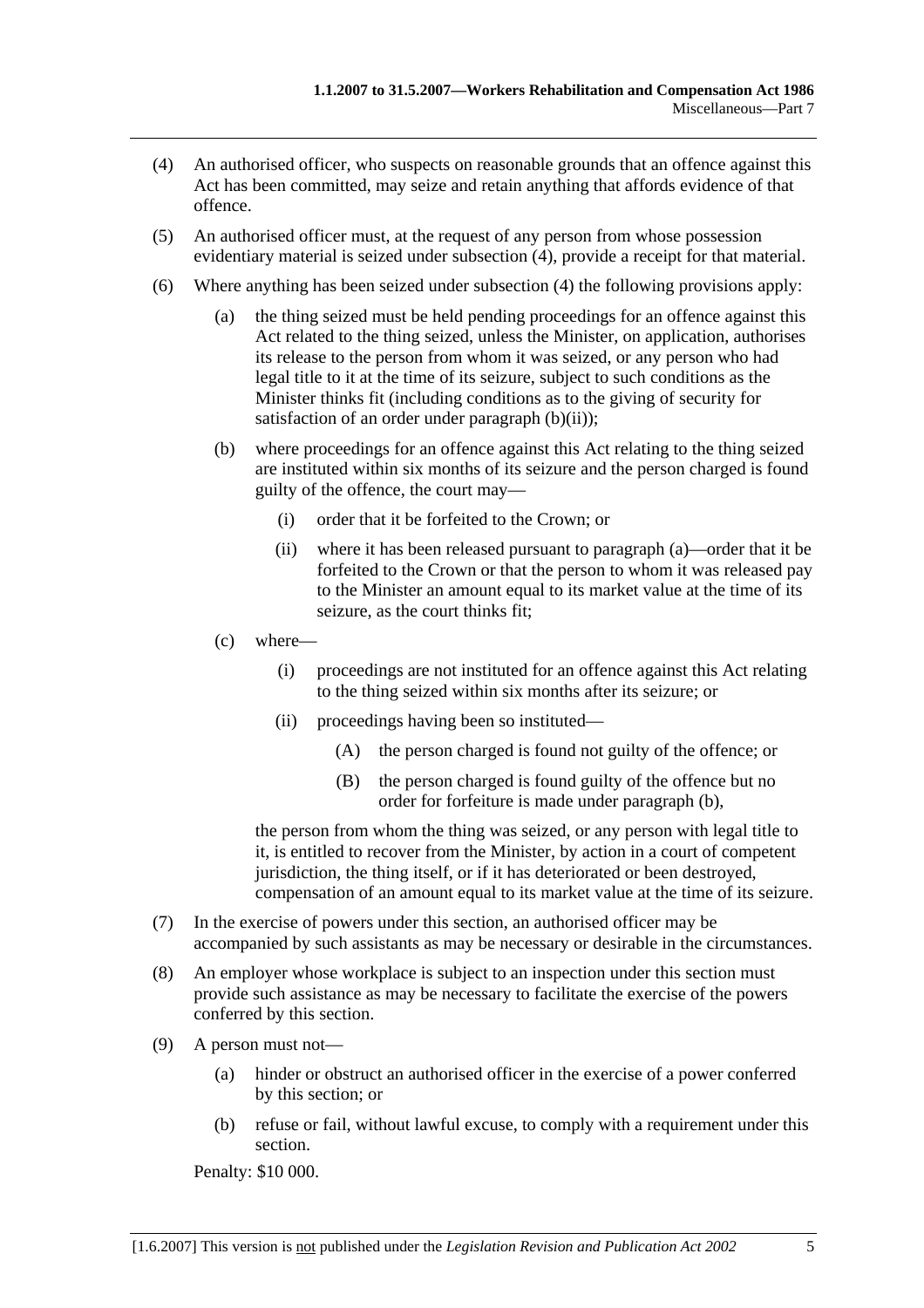(4) An authorised officer, who suspects on reasonable grounds that an offence against this Act has been committed, may seize and retain anything that affords evidence of that offence.

(5) An authorised officer must, at the request of any person from whose possession evidentiary material is seized under subsection (4), provide a receipt for that material.

(6) Where anything has been seized under subsection (4) the following provisions apply:

   (a) the thing seized must be held pending proceedings for an offence against this Act related to the thing seized, unless the Minister, on application, authorises its release to the person from whom it was seized, or any person who had legal title to it at the time of its seizure, subject to such conditions as the Minister thinks fit (including conditions as to the giving of security for satisfaction of an order under paragraph (b)(ii));

   (b) where proceedings for an offence against this Act relating to the thing seized are instituted within six months of its seizure and the person charged is found guilty of the offence, the court may—

      (i) order that it be forfeited to the Crown; or

      (ii) where it has been released pursuant to paragraph (a)—order that it be forfeited to the Crown or that the person to whom it was released pay to the Minister an amount equal to its market value at the time of its seizure, as the court thinks fit;

   (c) where—

      (i) proceedings are not instituted for an offence against this Act relating to the thing seized within six months after its seizure; or

      (ii) proceedings having been so instituted—

         (A) the person charged is found not guilty of the offence; or

         (B) the person charged is found guilty of the offence but no order for forfeiture is made under paragraph (b),

   the person from whom the thing was seized, or any person with legal title to it, is entitled to recover from the Minister, by action in a court of competent jurisdiction, the thing itself, or if it has deteriorated or been destroyed, compensation of an amount equal to its market value at the time of its seizure.

(7) In the exercise of powers under this section, an authorised officer may be accompanied by such assistants as may be necessary or desirable in the circumstances.

(8) An employer whose workplace is subject to an inspection under this section must provide such assistance as may be necessary to facilitate the exercise of the powers conferred by this section.

(9) A person must not—

   (a) hinder or obstruct an authorised officer in the exercise of a power conferred by this section; or

   (b) refuse or fail, without lawful excuse, to comply with a requirement under this section.

Penalty: $10 000.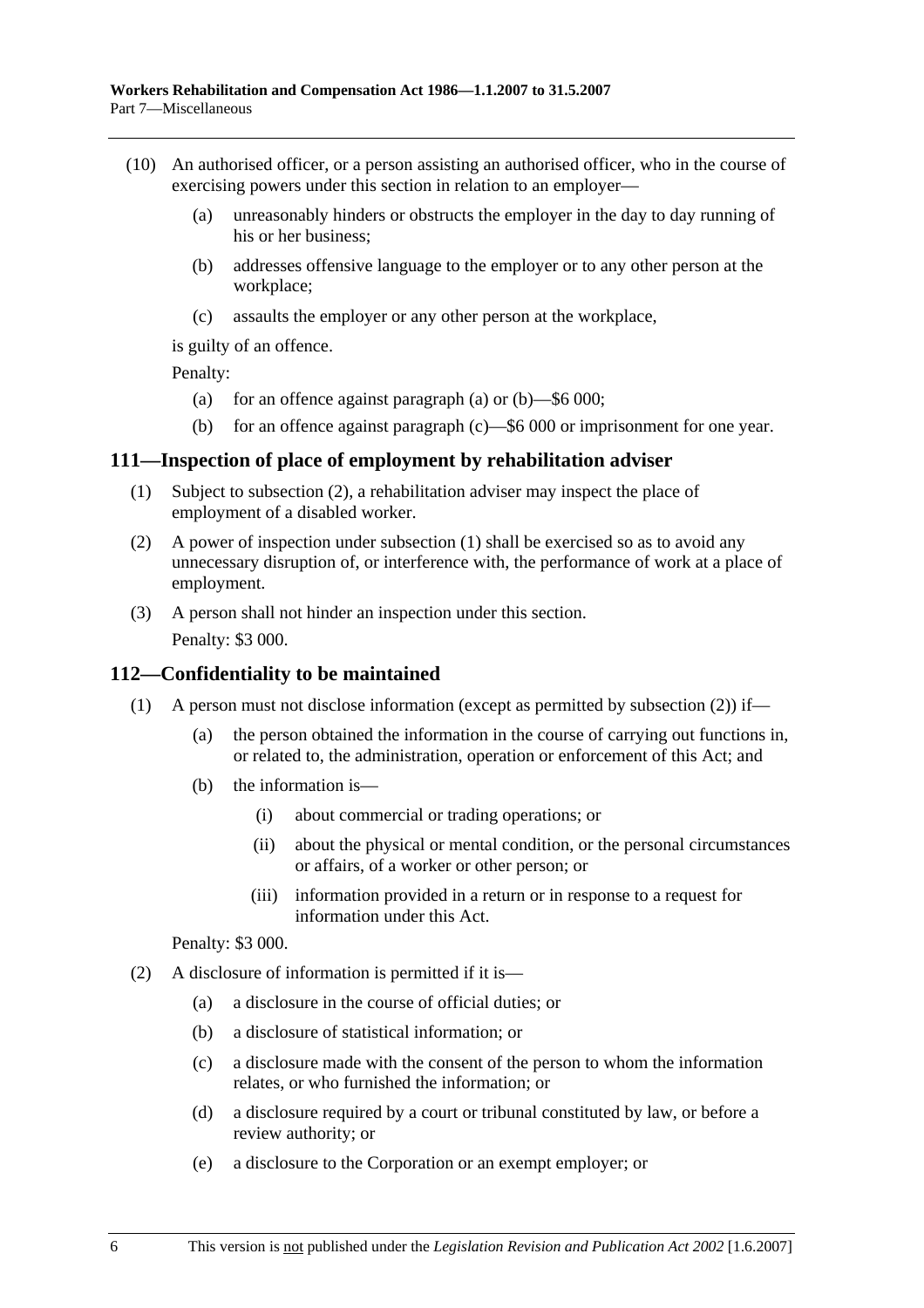(10) An authorised officer, or a person assisting an authorised officer, who in the course of exercising powers under this section in relation to an employer—

(a) unreasonably hinders or obstructs the employer in the day to day running of his or her business;

(b) addresses offensive language to the employer or to any other person at the workplace;

(c) assaults the employer or any other person at the workplace,

is guilty of an offence.

Penalty:

(a) for an offence against paragraph (a) or (b)—$6 000;

(b) for an offence against paragraph (c)—$6 000 or imprisonment for one year.

## 111—Inspection of place of employment by rehabilitation adviser

(1) Subject to subsection (2), a rehabilitation adviser may inspect the place of employment of a disabled worker.

(2) A power of inspection under subsection (1) shall be exercised so as to avoid any unnecessary disruption of, or interference with, the performance of work at a place of employment.

(3) A person shall not hinder an inspection under this section.

Penalty: $3 000.

## 112—Confidentiality to be maintained

(1) A person must not disclose information (except as permitted by subsection (2)) if—

(a) the person obtained the information in the course of carrying out functions in, or related to, the administration, operation or enforcement of this Act; and

(b) the information is—

(i) about commercial or trading operations; or

(ii) about the physical or mental condition, or the personal circumstances or affairs, of a worker or other person; or

(iii) information provided in a return or in response to a request for information under this Act.

Penalty: $3 000.

(2) A disclosure of information is permitted if it is—

(a) a disclosure in the course of official duties; or

(b) a disclosure of statistical information; or

(c) a disclosure made with the consent of the person to whom the information relates, or who furnished the information; or

(d) a disclosure required by a court or tribunal constituted by law, or before a review authority; or

(e) a disclosure to the Corporation or an exempt employer; or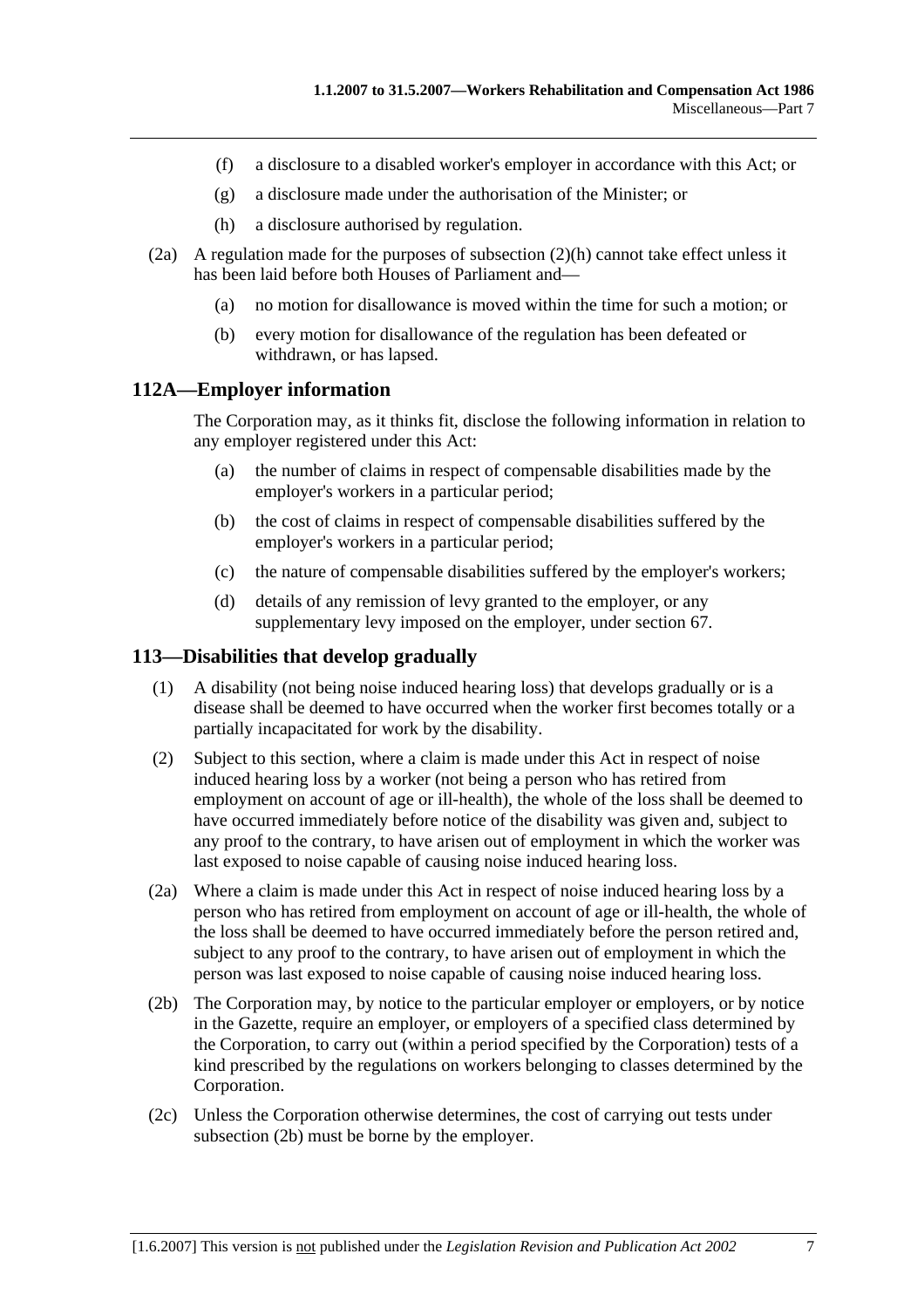(f) a disclosure to a disabled worker's employer in accordance with this Act; or

(g) a disclosure made under the authorisation of the Minister; or

(h) a disclosure authorised by regulation.

(2a) A regulation made for the purposes of subsection (2)(h) cannot take effect unless it has been laid before both Houses of Parliament and—

(a) no motion for disallowance is moved within the time for such a motion; or

(b) every motion for disallowance of the regulation has been defeated or withdrawn, or has lapsed.

## 112A—Employer information

The Corporation may, as it thinks fit, disclose the following information in relation to any employer registered under this Act:

(a) the number of claims in respect of compensable disabilities made by the employer's workers in a particular period;

(b) the cost of claims in respect of compensable disabilities suffered by the employer's workers in a particular period;

(c) the nature of compensable disabilities suffered by the employer's workers;

(d) details of any remission of levy granted to the employer, or any supplementary levy imposed on the employer, under section 67.

## 113—Disabilities that develop gradually

(1) A disability (not being noise induced hearing loss) that develops gradually or is a disease shall be deemed to have occurred when the worker first becomes totally or a partially incapacitated for work by the disability.

(2) Subject to this section, where a claim is made under this Act in respect of noise induced hearing loss by a worker (not being a person who has retired from employment on account of age or ill-health), the whole of the loss shall be deemed to have occurred immediately before notice of the disability was given and, subject to any proof to the contrary, to have arisen out of employment in which the worker was last exposed to noise capable of causing noise induced hearing loss.

(2a) Where a claim is made under this Act in respect of noise induced hearing loss by a person who has retired from employment on account of age or ill-health, the whole of the loss shall be deemed to have occurred immediately before the person retired and, subject to any proof to the contrary, to have arisen out of employment in which the person was last exposed to noise capable of causing noise induced hearing loss.

(2b) The Corporation may, by notice to the particular employer or employers, or by notice in the Gazette, require an employer, or employers of a specified class determined by the Corporation, to carry out (within a period specified by the Corporation) tests of a kind prescribed by the regulations on workers belonging to classes determined by the Corporation.

(2c) Unless the Corporation otherwise determines, the cost of carrying out tests under subsection (2b) must be borne by the employer.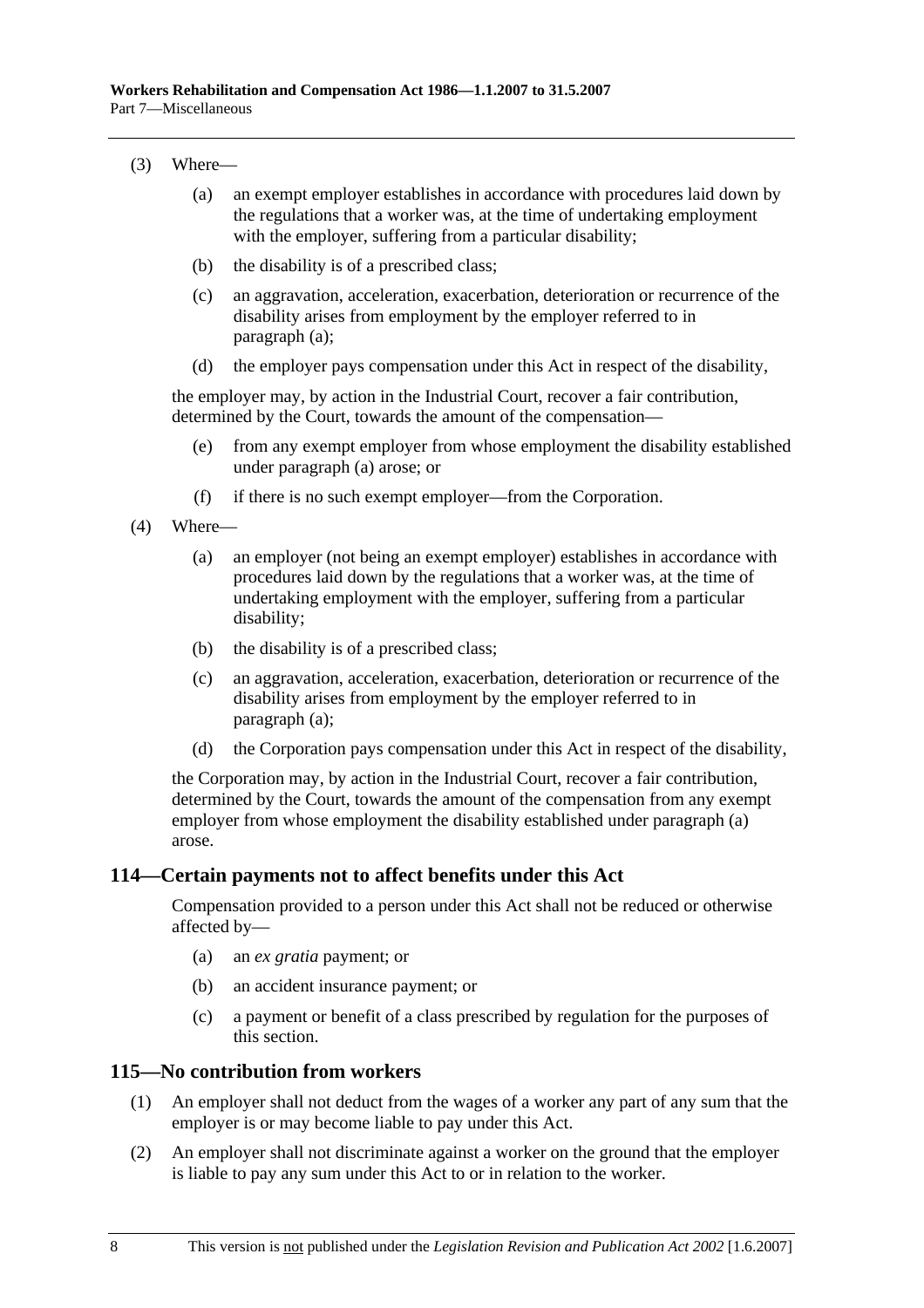(3) Where—

(a) an exempt employer establishes in accordance with procedures laid down by the regulations that a worker was, at the time of undertaking employment with the employer, suffering from a particular disability;

(b) the disability is of a prescribed class;

(c) an aggravation, acceleration, exacerbation, deterioration or recurrence of the disability arises from employment by the employer referred to in paragraph (a);

(d) the employer pays compensation under this Act in respect of the disability,

the employer may, by action in the Industrial Court, recover a fair contribution, determined by the Court, towards the amount of the compensation—

(e) from any exempt employer from whose employment the disability established under paragraph (a) arose; or

(f) if there is no such exempt employer—from the Corporation.

(4) Where—

(a) an employer (not being an exempt employer) establishes in accordance with procedures laid down by the regulations that a worker was, at the time of undertaking employment with the employer, suffering from a particular disability;

(b) the disability is of a prescribed class;

(c) an aggravation, acceleration, exacerbation, deterioration or recurrence of the disability arises from employment by the employer referred to in paragraph (a);

(d) the Corporation pays compensation under this Act in respect of the disability,

the Corporation may, by action in the Industrial Court, recover a fair contribution, determined by the Court, towards the amount of the compensation from any exempt employer from whose employment the disability established under paragraph (a) arose.

## 114—Certain payments not to affect benefits under this Act

Compensation provided to a person under this Act shall not be reduced or otherwise affected by—

(a) an *ex gratia* payment; or

(b) an accident insurance payment; or

(c) a payment or benefit of a class prescribed by regulation for the purposes of this section.

## 115—No contribution from workers

(1) An employer shall not deduct from the wages of a worker any part of any sum that the employer is or may become liable to pay under this Act.

(2) An employer shall not discriminate against a worker on the ground that the employer is liable to pay any sum under this Act to or in relation to the worker.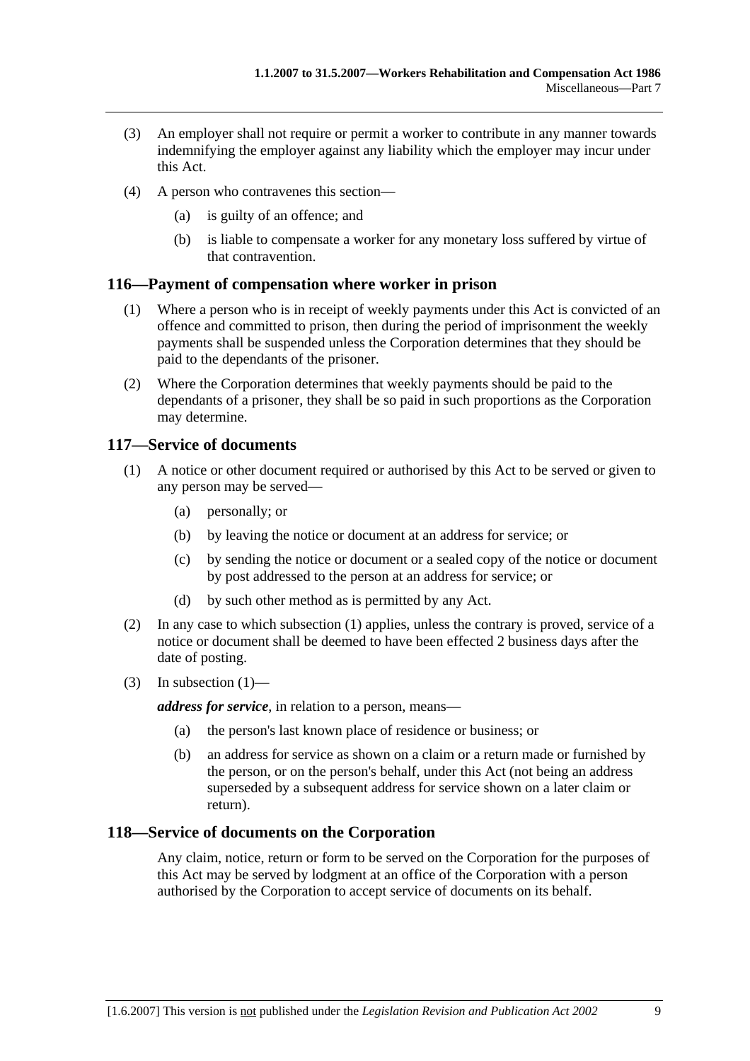(3) An employer shall not require or permit a worker to contribute in any manner towards indemnifying the employer against any liability which the employer may incur under this Act.

(4) A person who contravenes this section—

(a) is guilty of an offence; and

(b) is liable to compensate a worker for any monetary loss suffered by virtue of that contravention.

## 116—Payment of compensation where worker in prison

(1) Where a person who is in receipt of weekly payments under this Act is convicted of an offence and committed to prison, then during the period of imprisonment the weekly payments shall be suspended unless the Corporation determines that they should be paid to the dependants of the prisoner.

(2) Where the Corporation determines that weekly payments should be paid to the dependants of a prisoner, they shall be so paid in such proportions as the Corporation may determine.

## 117—Service of documents

(1) A notice or other document required or authorised by this Act to be served or given to any person may be served—

(a) personally; or

(b) by leaving the notice or document at an address for service; or

(c) by sending the notice or document or a sealed copy of the notice or document by post addressed to the person at an address for service; or

(d) by such other method as is permitted by any Act.

(2) In any case to which subsection (1) applies, unless the contrary is proved, service of a notice or document shall be deemed to have been effected 2 business days after the date of posting.

(3) In subsection (1)—

***address for service***, in relation to a person, means—

(a) the person's last known place of residence or business; or

(b) an address for service as shown on a claim or a return made or furnished by the person, or on the person's behalf, under this Act (not being an address superseded by a subsequent address for service shown on a later claim or return).

## 118—Service of documents on the Corporation

Any claim, notice, return or form to be served on the Corporation for the purposes of this Act may be served by lodgment at an office of the Corporation with a person authorised by the Corporation to accept service of documents on its behalf.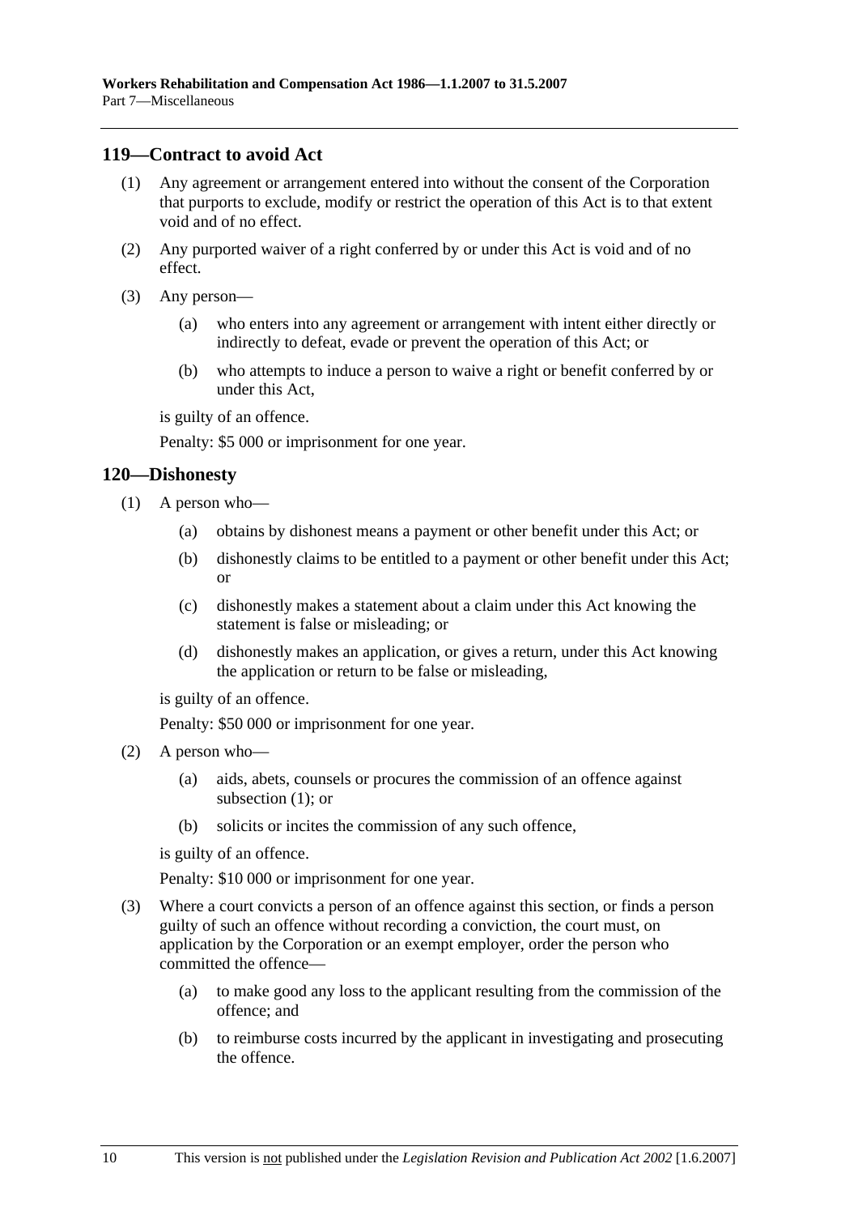## 119—Contract to avoid Act

(1) Any agreement or arrangement entered into without the consent of the Corporation that purports to exclude, modify or restrict the operation of this Act is to that extent void and of no effect.

(2) Any purported waiver of a right conferred by or under this Act is void and of no effect.

(3) Any person—

(a) who enters into any agreement or arrangement with intent either directly or indirectly to defeat, evade or prevent the operation of this Act; or

(b) who attempts to induce a person to waive a right or benefit conferred by or under this Act,

is guilty of an offence.

Penalty: $5 000 or imprisonment for one year.

## 120—Dishonesty

(1) A person who—

(a) obtains by dishonest means a payment or other benefit under this Act; or

(b) dishonestly claims to be entitled to a payment or other benefit under this Act; or

(c) dishonestly makes a statement about a claim under this Act knowing the statement is false or misleading; or

(d) dishonestly makes an application, or gives a return, under this Act knowing the application or return to be false or misleading,

is guilty of an offence.

Penalty: $50 000 or imprisonment for one year.

(2) A person who—

(a) aids, abets, counsels or procures the commission of an offence against subsection (1); or

(b) solicits or incites the commission of any such offence,

is guilty of an offence.

Penalty: $10 000 or imprisonment for one year.

(3) Where a court convicts a person of an offence against this section, or finds a person guilty of such an offence without recording a conviction, the court must, on application by the Corporation or an exempt employer, order the person who committed the offence—

(a) to make good any loss to the applicant resulting from the commission of the offence; and

(b) to reimburse costs incurred by the applicant in investigating and prosecuting the offence.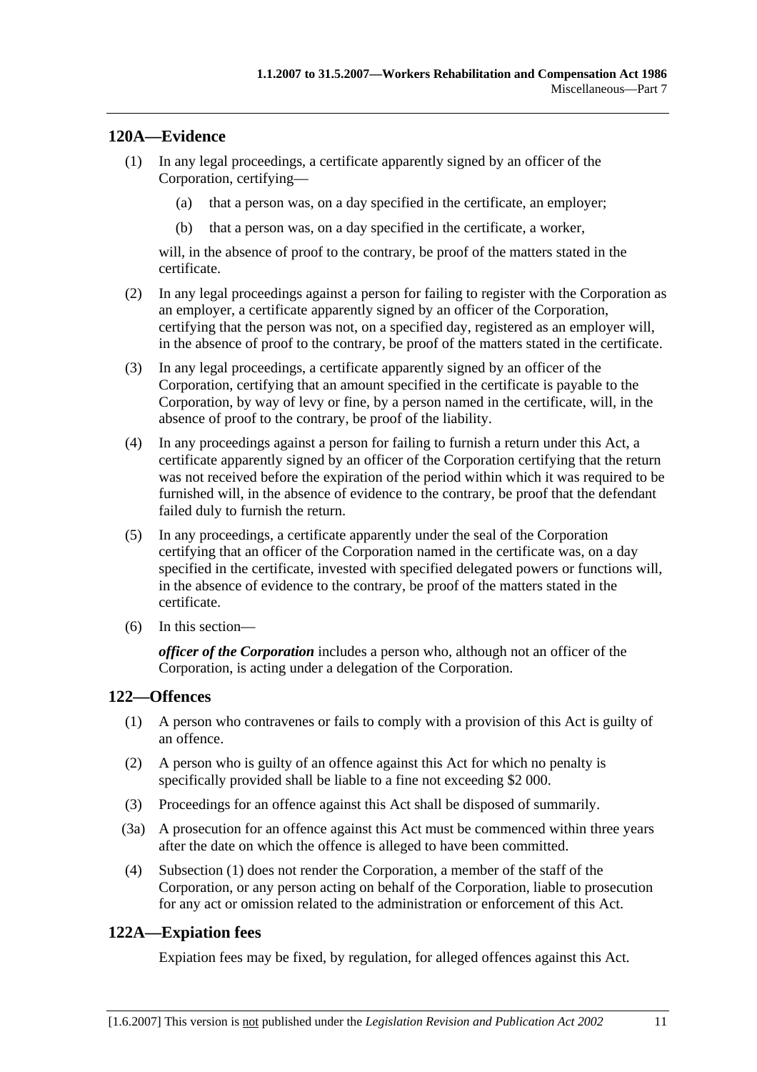## 120A—Evidence

(1) In any legal proceedings, a certificate apparently signed by an officer of the Corporation, certifying—

(a) that a person was, on a day specified in the certificate, an employer;

(b) that a person was, on a day specified in the certificate, a worker,

will, in the absence of proof to the contrary, be proof of the matters stated in the certificate.

(2) In any legal proceedings against a person for failing to register with the Corporation as an employer, a certificate apparently signed by an officer of the Corporation, certifying that the person was not, on a specified day, registered as an employer will, in the absence of proof to the contrary, be proof of the matters stated in the certificate.

(3) In any legal proceedings, a certificate apparently signed by an officer of the Corporation, certifying that an amount specified in the certificate is payable to the Corporation, by way of levy or fine, by a person named in the certificate, will, in the absence of proof to the contrary, be proof of the liability.

(4) In any proceedings against a person for failing to furnish a return under this Act, a certificate apparently signed by an officer of the Corporation certifying that the return was not received before the expiration of the period within which it was required to be furnished will, in the absence of evidence to the contrary, be proof that the defendant failed duly to furnish the return.

(5) In any proceedings, a certificate apparently under the seal of the Corporation certifying that an officer of the Corporation named in the certificate was, on a day specified in the certificate, invested with specified delegated powers or functions will, in the absence of evidence to the contrary, be proof of the matters stated in the certificate.

(6) In this section—

***officer of the Corporation*** includes a person who, although not an officer of the Corporation, is acting under a delegation of the Corporation.

## 122—Offences

(1) A person who contravenes or fails to comply with a provision of this Act is guilty of an offence.

(2) A person who is guilty of an offence against this Act for which no penalty is specifically provided shall be liable to a fine not exceeding $2 000.

(3) Proceedings for an offence against this Act shall be disposed of summarily.

(3a) A prosecution for an offence against this Act must be commenced within three years after the date on which the offence is alleged to have been committed.

(4) Subsection (1) does not render the Corporation, a member of the staff of the Corporation, or any person acting on behalf of the Corporation, liable to prosecution for any act or omission related to the administration or enforcement of this Act.

## 122A—Expiation fees

Expiation fees may be fixed, by regulation, for alleged offences against this Act.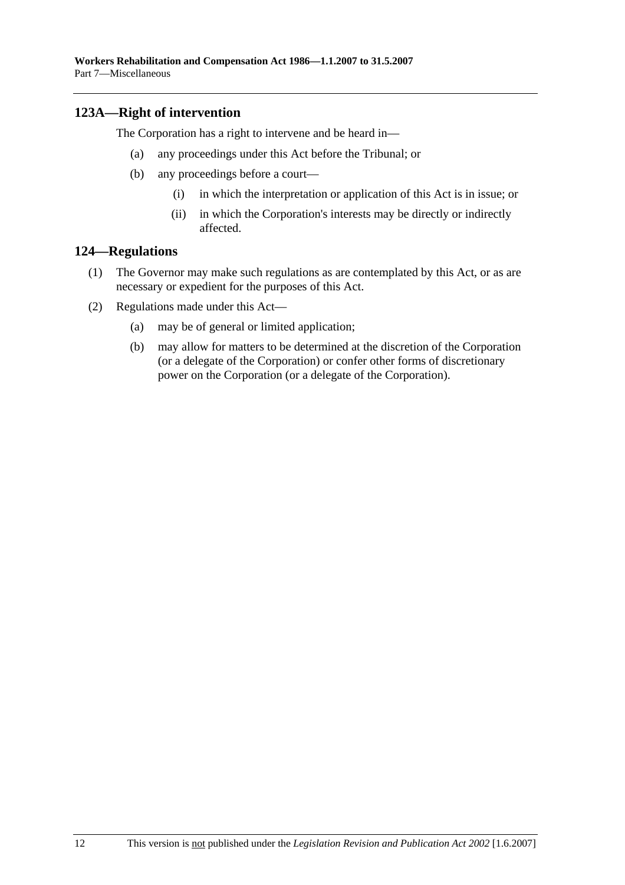## 123A—Right of intervention

The Corporation has a right to intervene and be heard in—

- (a) any proceedings under this Act before the Tribunal; or
- (b) any proceedings before a court—
  - (i) in which the interpretation or application of this Act is in issue; or
  - (ii) in which the Corporation's interests may be directly or indirectly affected.

## 124—Regulations

(1) The Governor may make such regulations as are contemplated by this Act, or as are necessary or expedient for the purposes of this Act.

(2) Regulations made under this Act—

- (a) may be of general or limited application;
- (b) may allow for matters to be determined at the discretion of the Corporation (or a delegate of the Corporation) or confer other forms of discretionary power on the Corporation (or a delegate of the Corporation).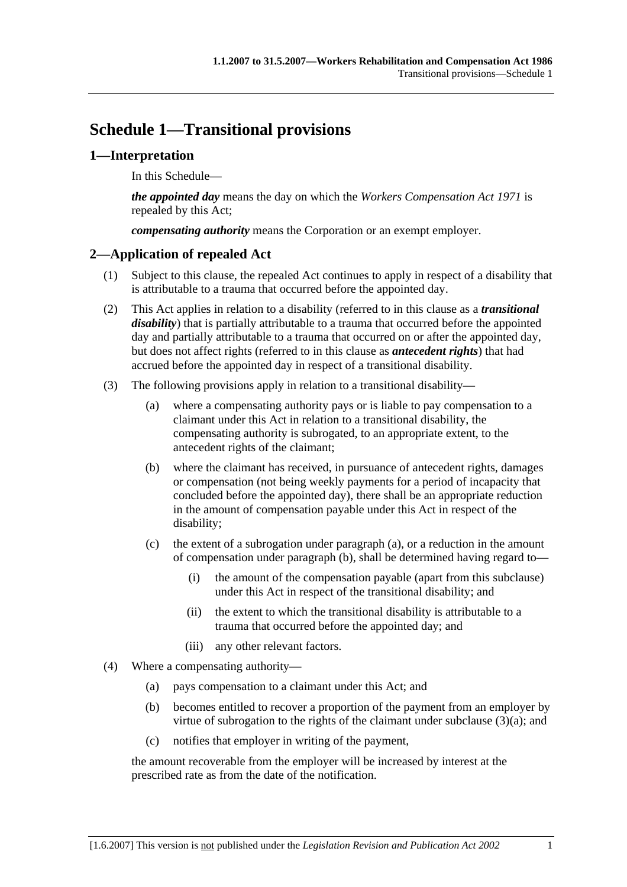# Schedule 1—Transitional provisions

## 1—Interpretation

In this Schedule—

***the appointed day*** means the day on which the *Workers Compensation Act 1971* is repealed by this Act;

***compensating authority*** means the Corporation or an exempt employer.

## 2—Application of repealed Act

(1) Subject to this clause, the repealed Act continues to apply in respect of a disability that is attributable to a trauma that occurred before the appointed day.

(2) This Act applies in relation to a disability (referred to in this clause as a ***transitional disability***) that is partially attributable to a trauma that occurred before the appointed day and partially attributable to a trauma that occurred on or after the appointed day, but does not affect rights (referred to in this clause as ***antecedent rights***) that had accrued before the appointed day in respect of a transitional disability.

(3) The following provisions apply in relation to a transitional disability—

(a) where a compensating authority pays or is liable to pay compensation to a claimant under this Act in relation to a transitional disability, the compensating authority is subrogated, to an appropriate extent, to the antecedent rights of the claimant;

(b) where the claimant has received, in pursuance of antecedent rights, damages or compensation (not being weekly payments for a period of incapacity that concluded before the appointed day), there shall be an appropriate reduction in the amount of compensation payable under this Act in respect of the disability;

(c) the extent of a subrogation under paragraph (a), or a reduction in the amount of compensation under paragraph (b), shall be determined having regard to—

(i) the amount of the compensation payable (apart from this subclause) under this Act in respect of the transitional disability; and

(ii) the extent to which the transitional disability is attributable to a trauma that occurred before the appointed day; and

(iii) any other relevant factors.

(4) Where a compensating authority—

(a) pays compensation to a claimant under this Act; and

(b) becomes entitled to recover a proportion of the payment from an employer by virtue of subrogation to the rights of the claimant under subclause (3)(a); and

(c) notifies that employer in writing of the payment,

the amount recoverable from the employer will be increased by interest at the prescribed rate as from the date of the notification.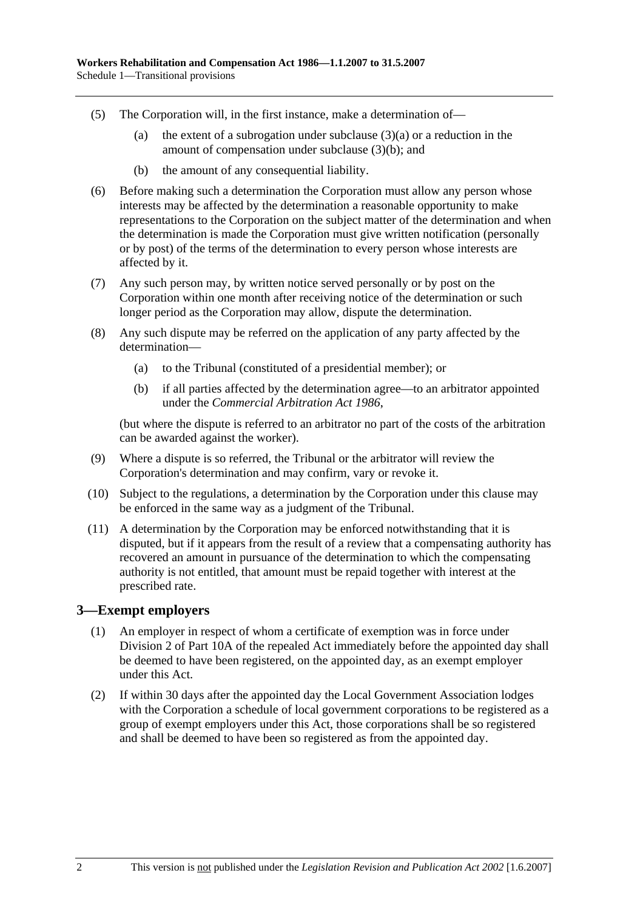(5) The Corporation will, in the first instance, make a determination of—

(a) the extent of a subrogation under subclause (3)(a) or a reduction in the amount of compensation under subclause (3)(b); and

(b) the amount of any consequential liability.

(6) Before making such a determination the Corporation must allow any person whose interests may be affected by the determination a reasonable opportunity to make representations to the Corporation on the subject matter of the determination and when the determination is made the Corporation must give written notification (personally or by post) of the terms of the determination to every person whose interests are affected by it.

(7) Any such person may, by written notice served personally or by post on the Corporation within one month after receiving notice of the determination or such longer period as the Corporation may allow, dispute the determination.

(8) Any such dispute may be referred on the application of any party affected by the determination—

(a) to the Tribunal (constituted of a presidential member); or

(b) if all parties affected by the determination agree—to an arbitrator appointed under the *Commercial Arbitration Act 1986*,

(but where the dispute is referred to an arbitrator no part of the costs of the arbitration can be awarded against the worker).

(9) Where a dispute is so referred, the Tribunal or the arbitrator will review the Corporation's determination and may confirm, vary or revoke it.

(10) Subject to the regulations, a determination by the Corporation under this clause may be enforced in the same way as a judgment of the Tribunal.

(11) A determination by the Corporation may be enforced notwithstanding that it is disputed, but if it appears from the result of a review that a compensating authority has recovered an amount in pursuance of the determination to which the compensating authority is not entitled, that amount must be repaid together with interest at the prescribed rate.

## 3—Exempt employers

(1) An employer in respect of whom a certificate of exemption was in force under Division 2 of Part 10A of the repealed Act immediately before the appointed day shall be deemed to have been registered, on the appointed day, as an exempt employer under this Act.

(2) If within 30 days after the appointed day the Local Government Association lodges with the Corporation a schedule of local government corporations to be registered as a group of exempt employers under this Act, those corporations shall be so registered and shall be deemed to have been so registered as from the appointed day.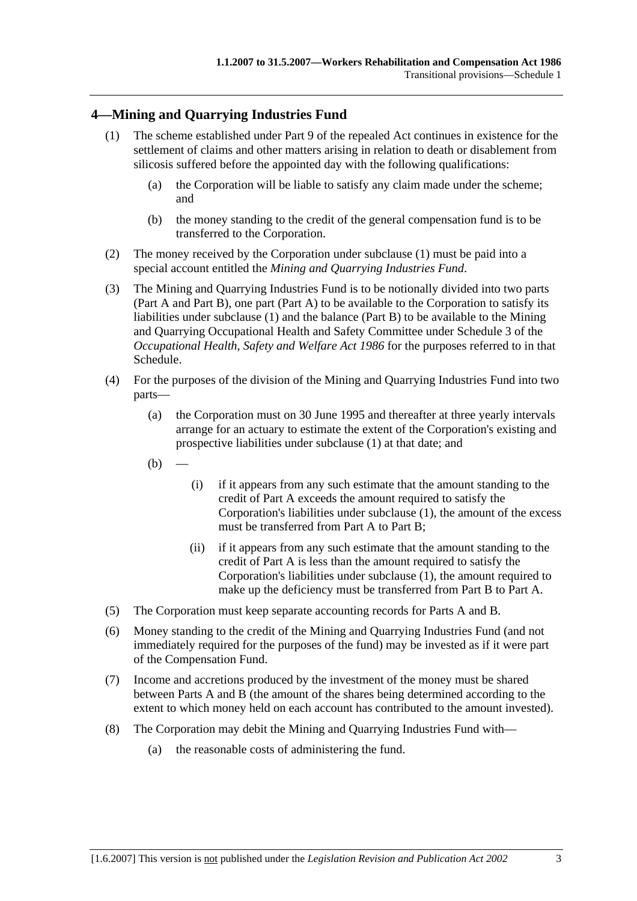## 4—Mining and Quarrying Industries Fund

(1) The scheme established under Part 9 of the repealed Act continues in existence for the settlement of claims and other matters arising in relation to death or disablement from silicosis suffered before the appointed day with the following qualifications:

(a) the Corporation will be liable to satisfy any claim made under the scheme; and

(b) the money standing to the credit of the general compensation fund is to be transferred to the Corporation.

(2) The money received by the Corporation under subclause (1) must be paid into a special account entitled the *Mining and Quarrying Industries Fund*.

(3) The Mining and Quarrying Industries Fund is to be notionally divided into two parts (Part A and Part B), one part (Part A) to be available to the Corporation to satisfy its liabilities under subclause (1) and the balance (Part B) to be available to the Mining and Quarrying Occupational Health and Safety Committee under Schedule 3 of the *Occupational Health, Safety and Welfare Act 1986* for the purposes referred to in that Schedule.

(4) For the purposes of the division of the Mining and Quarrying Industries Fund into two parts—

(a) the Corporation must on 30 June 1995 and thereafter at three yearly intervals arrange for an actuary to estimate the extent of the Corporation's existing and prospective liabilities under subclause (1) at that date; and

(b) —

(i) if it appears from any such estimate that the amount standing to the credit of Part A exceeds the amount required to satisfy the Corporation's liabilities under subclause (1), the amount of the excess must be transferred from Part A to Part B;

(ii) if it appears from any such estimate that the amount standing to the credit of Part A is less than the amount required to satisfy the Corporation's liabilities under subclause (1), the amount required to make up the deficiency must be transferred from Part B to Part A.

(5) The Corporation must keep separate accounting records for Parts A and B.

(6) Money standing to the credit of the Mining and Quarrying Industries Fund (and not immediately required for the purposes of the fund) may be invested as if it were part of the Compensation Fund.

(7) Income and accretions produced by the investment of the money must be shared between Parts A and B (the amount of the shares being determined according to the extent to which money held on each account has contributed to the amount invested).

(8) The Corporation may debit the Mining and Quarrying Industries Fund with—

(a) the reasonable costs of administering the fund.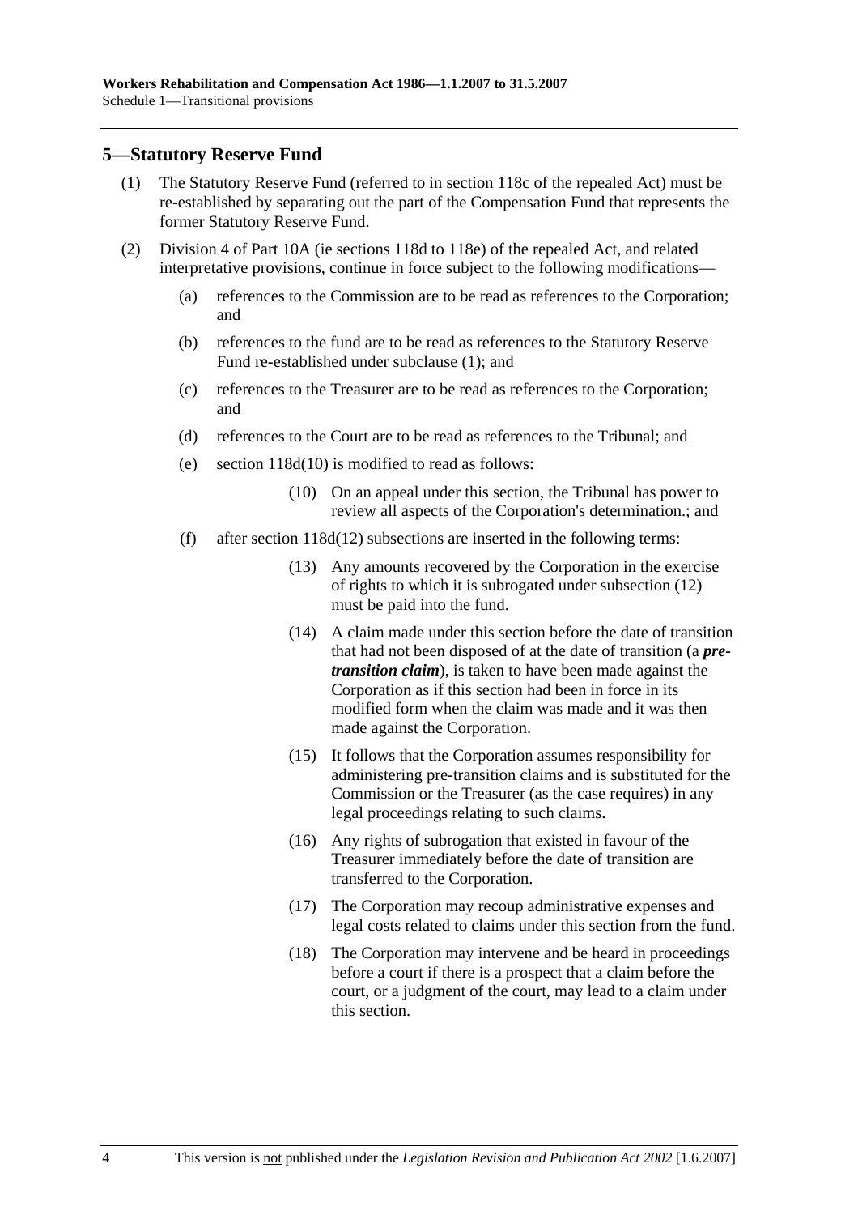## 5—Statutory Reserve Fund

(1) The Statutory Reserve Fund (referred to in section 118c of the repealed Act) must be re-established by separating out the part of the Compensation Fund that represents the former Statutory Reserve Fund.

(2) Division 4 of Part 10A (ie sections 118d to 118e) of the repealed Act, and related interpretative provisions, continue in force subject to the following modifications—

- (a) references to the Commission are to be read as references to the Corporation; and
- (b) references to the fund are to be read as references to the Statutory Reserve Fund re-established under subclause (1); and
- (c) references to the Treasurer are to be read as references to the Corporation; and
- (d) references to the Court are to be read as references to the Tribunal; and
- (e) section 118d(10) is modified to read as follows:
  - (10) On an appeal under this section, the Tribunal has power to review all aspects of the Corporation's determination.; and
- (f) after section 118d(12) subsections are inserted in the following terms:
  - (13) Any amounts recovered by the Corporation in the exercise of rights to which it is subrogated under subsection (12) must be paid into the fund.
  - (14) A claim made under this section before the date of transition that had not been disposed of at the date of transition (a ***pre-transition claim***), is taken to have been made against the Corporation as if this section had been in force in its modified form when the claim was made and it was then made against the Corporation.
  - (15) It follows that the Corporation assumes responsibility for administering pre-transition claims and is substituted for the Commission or the Treasurer (as the case requires) in any legal proceedings relating to such claims.
  - (16) Any rights of subrogation that existed in favour of the Treasurer immediately before the date of transition are transferred to the Corporation.
  - (17) The Corporation may recoup administrative expenses and legal costs related to claims under this section from the fund.
  - (18) The Corporation may intervene and be heard in proceedings before a court if there is a prospect that a claim before the court, or a judgment of the court, may lead to a claim under this section.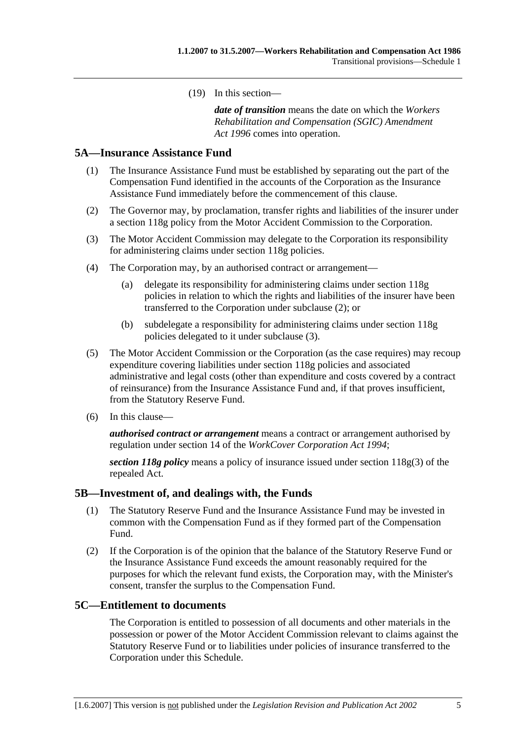(19) In this section—

***date of transition*** means the date on which the *Workers Rehabilitation and Compensation (SGIC) Amendment Act 1996* comes into operation.

## 5A—Insurance Assistance Fund

(1) The Insurance Assistance Fund must be established by separating out the part of the Compensation Fund identified in the accounts of the Corporation as the Insurance Assistance Fund immediately before the commencement of this clause.

(2) The Governor may, by proclamation, transfer rights and liabilities of the insurer under a section 118g policy from the Motor Accident Commission to the Corporation.

(3) The Motor Accident Commission may delegate to the Corporation its responsibility for administering claims under section 118g policies.

(4) The Corporation may, by an authorised contract or arrangement—

(a) delegate its responsibility for administering claims under section 118g policies in relation to which the rights and liabilities of the insurer have been transferred to the Corporation under subclause (2); or

(b) subdelegate a responsibility for administering claims under section 118g policies delegated to it under subclause (3).

(5) The Motor Accident Commission or the Corporation (as the case requires) may recoup expenditure covering liabilities under section 118g policies and associated administrative and legal costs (other than expenditure and costs covered by a contract of reinsurance) from the Insurance Assistance Fund and, if that proves insufficient, from the Statutory Reserve Fund.

(6) In this clause—

***authorised contract or arrangement*** means a contract or arrangement authorised by regulation under section 14 of the *WorkCover Corporation Act 1994*;

***section 118g policy*** means a policy of insurance issued under section 118g(3) of the repealed Act.

## 5B—Investment of, and dealings with, the Funds

(1) The Statutory Reserve Fund and the Insurance Assistance Fund may be invested in common with the Compensation Fund as if they formed part of the Compensation Fund.

(2) If the Corporation is of the opinion that the balance of the Statutory Reserve Fund or the Insurance Assistance Fund exceeds the amount reasonably required for the purposes for which the relevant fund exists, the Corporation may, with the Minister's consent, transfer the surplus to the Compensation Fund.

## 5C—Entitlement to documents

The Corporation is entitled to possession of all documents and other materials in the possession or power of the Motor Accident Commission relevant to claims against the Statutory Reserve Fund or to liabilities under policies of insurance transferred to the Corporation under this Schedule.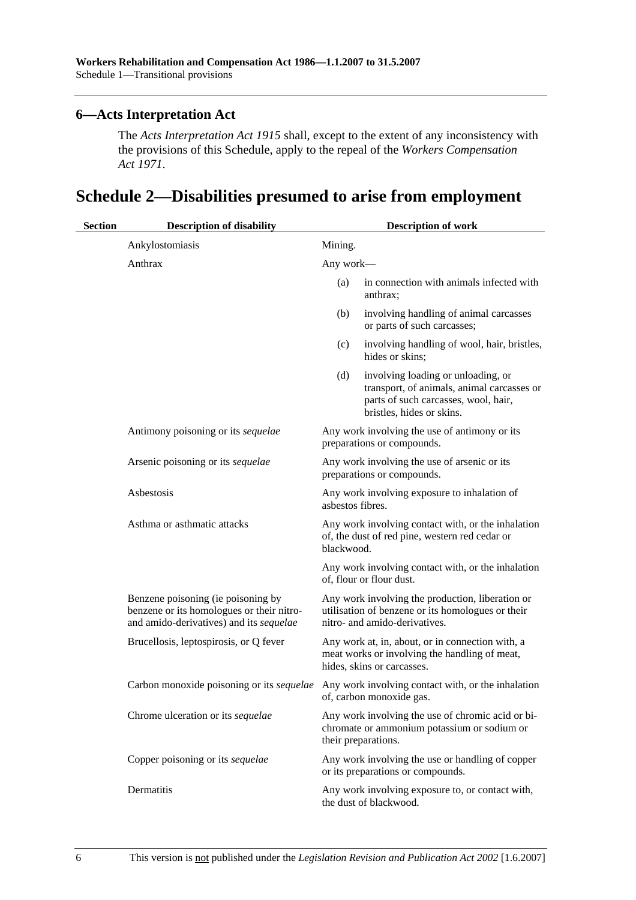## 6—Acts Interpretation Act

The *Acts Interpretation Act 1915* shall, except to the extent of any inconsistency with the provisions of this Schedule, apply to the repeal of the *Workers Compensation Act 1971*.

# Schedule 2—Disabilities presumed to arise from employment

| Section | Description of disability | Description of work |
|---|---|---|
| | Ankylostomiasis | Mining. |
| | Anthrax | Any work—<br>(a) in connection with animals infected with anthrax;<br>(b) involving handling of animal carcasses or parts of such carcasses;<br>(c) involving handling of wool, hair, bristles, hides or skins;<br>(d) involving loading or unloading, or transport, of animals, animal carcasses or parts of such carcasses, wool, hair, bristles, hides or skins. |
| | Antimony poisoning or its *sequelae* | Any work involving the use of antimony or its preparations or compounds. |
| | Arsenic poisoning or its *sequelae* | Any work involving the use of arsenic or its preparations or compounds. |
| | Asbestosis | Any work involving exposure to inhalation of asbestos fibres. |
| | Asthma or asthmatic attacks | Any work involving contact with, or the inhalation of, the dust of red pine, western red cedar or blackwood. |
| | | Any work involving contact with, or the inhalation of, flour or flour dust. |
| | Benzene poisoning (ie poisoning by benzene or its homologues or their nitro- and amido-derivatives) and its *sequelae* | Any work involving the production, liberation or utilisation of benzene or its homologues or their nitro- and amido-derivatives. |
| | Brucellosis, leptospirosis, or Q fever | Any work at, in, about, or in connection with, a meat works or involving the handling of meat, hides, skins or carcasses. |
| | Carbon monoxide poisoning or its *sequelae* | Any work involving contact with, or the inhalation of, carbon monoxide gas. |
| | Chrome ulceration or its *sequelae* | Any work involving the use of chromic acid or bi-chromate or ammonium potassium or sodium or their preparations. |
| | Copper poisoning or its *sequelae* | Any work involving the use or handling of copper or its preparations or compounds. |
| | Dermatitis | Any work involving exposure to, or contact with, the dust of blackwood. |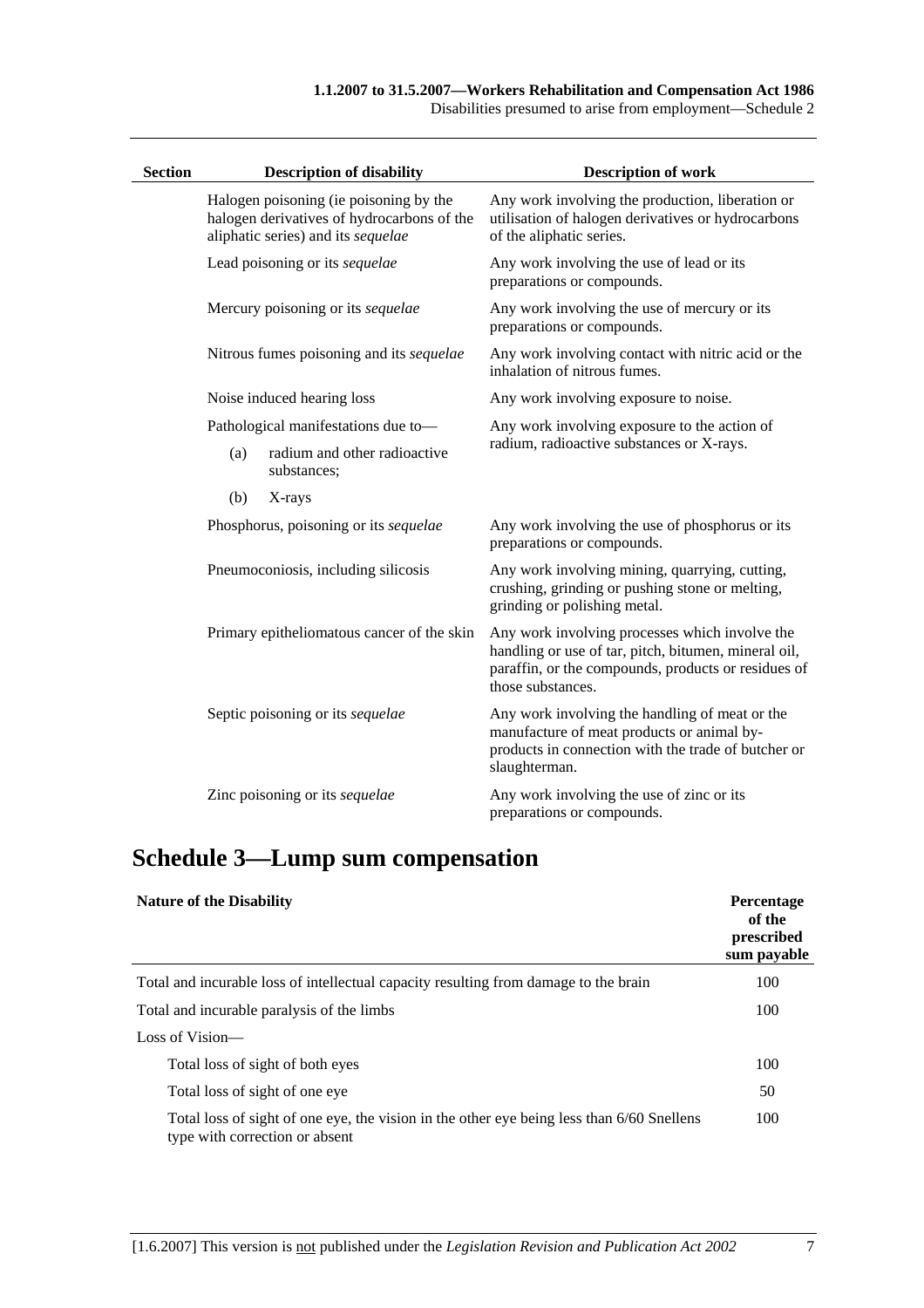| Section | Description of disability | Description of work |
|---|---|---|
| | Halogen poisoning (ie poisoning by the halogen derivatives of hydrocarbons of the aliphatic series) and its *sequelae* | Any work involving the production, liberation or utilisation of halogen derivatives or hydrocarbons of the aliphatic series. |
| | Lead poisoning or its *sequelae* | Any work involving the use of lead or its preparations or compounds. |
| | Mercury poisoning or its *sequelae* | Any work involving the use of mercury or its preparations or compounds. |
| | Nitrous fumes poisoning and its *sequelae* | Any work involving contact with nitric acid or the inhalation of nitrous fumes. |
| | Noise induced hearing loss | Any work involving exposure to noise. |
| | Pathological manifestations due to— (a) radium and other radioactive substances; (b) X-rays | Any work involving exposure to the action of radium, radioactive substances or X-rays. |
| | Phosphorus, poisoning or its *sequelae* | Any work involving the use of phosphorus or its preparations or compounds. |
| | Pneumoconiosis, including silicosis | Any work involving mining, quarrying, cutting, crushing, grinding or pushing stone or melting, grinding or polishing metal. |
| | Primary epitheliomatous cancer of the skin | Any work involving processes which involve the handling or use of tar, pitch, bitumen, mineral oil, paraffin, or the compounds, products or residues of those substances. |
| | Septic poisoning or its *sequelae* | Any work involving the handling of meat or the manufacture of meat products or animal by-products in connection with the trade of butcher or slaughterman. |
| | Zinc poisoning or its *sequelae* | Any work involving the use of zinc or its preparations or compounds. |

# Schedule 3—Lump sum compensation

| Nature of the Disability | Percentage of the prescribed sum payable |
|---|---|
| Total and incurable loss of intellectual capacity resulting from damage to the brain | 100 |
| Total and incurable paralysis of the limbs | 100 |
| Loss of Vision— | |
| Total loss of sight of both eyes | 100 |
| Total loss of sight of one eye | 50 |
| Total loss of sight of one eye, the vision in the other eye being less than 6/60 Snellens type with correction or absent | 100 |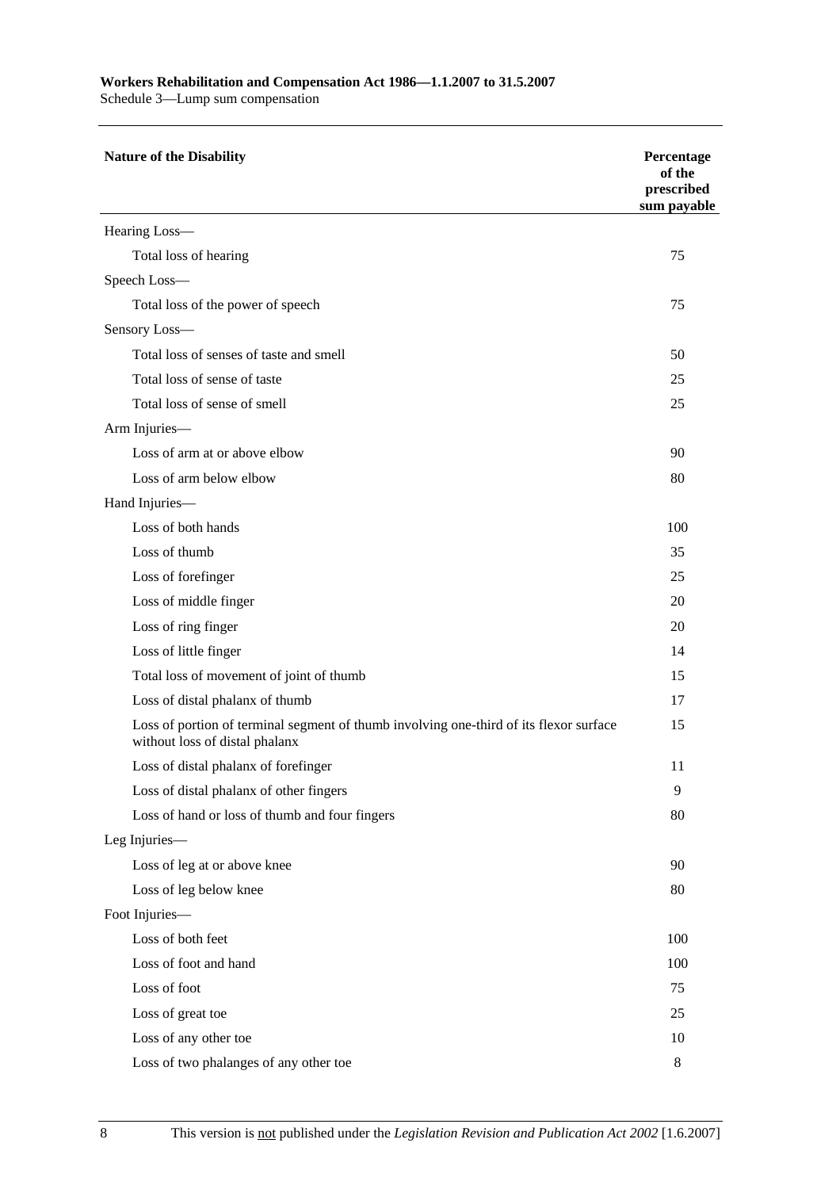| Nature of the Disability | Percentage of the prescribed sum payable |
|---|---|
| Hearing Loss— | |
| Total loss of hearing | 75 |
| Speech Loss— | |
| Total loss of the power of speech | 75 |
| Sensory Loss— | |
| Total loss of senses of taste and smell | 50 |
| Total loss of sense of taste | 25 |
| Total loss of sense of smell | 25 |
| Arm Injuries— | |
| Loss of arm at or above elbow | 90 |
| Loss of arm below elbow | 80 |
| Hand Injuries— | |
| Loss of both hands | 100 |
| Loss of thumb | 35 |
| Loss of forefinger | 25 |
| Loss of middle finger | 20 |
| Loss of ring finger | 20 |
| Loss of little finger | 14 |
| Total loss of movement of joint of thumb | 15 |
| Loss of distal phalanx of thumb | 17 |
| Loss of portion of terminal segment of thumb involving one-third of its flexor surface without loss of distal phalanx | 15 |
| Loss of distal phalanx of forefinger | 11 |
| Loss of distal phalanx of other fingers | 9 |
| Loss of hand or loss of thumb and four fingers | 80 |
| Leg Injuries— | |
| Loss of leg at or above knee | 90 |
| Loss of leg below knee | 80 |
| Foot Injuries— | |
| Loss of both feet | 100 |
| Loss of foot and hand | 100 |
| Loss of foot | 75 |
| Loss of great toe | 25 |
| Loss of any other toe | 10 |
| Loss of two phalanges of any other toe | 8 |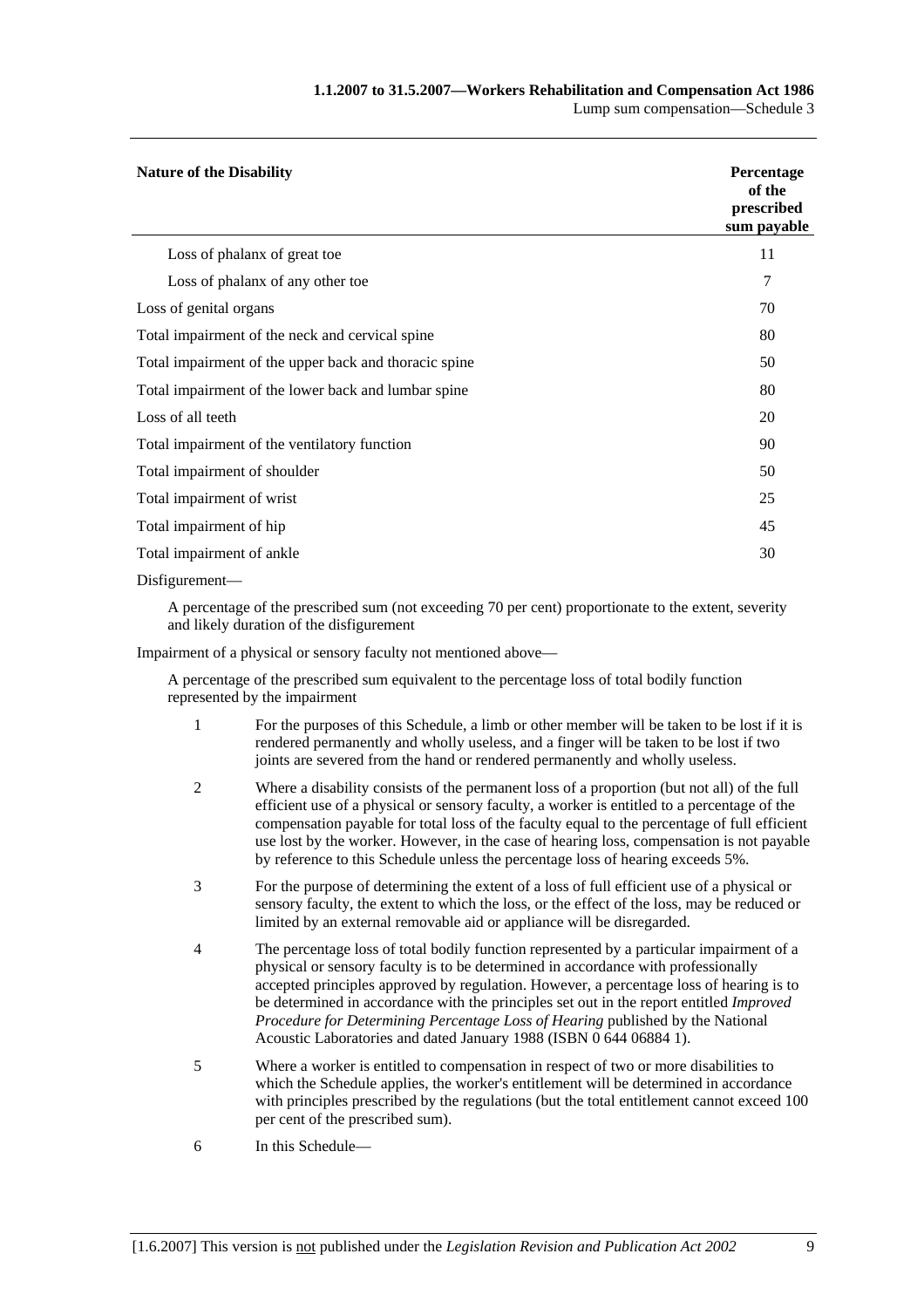| Nature of the Disability | Percentage of the prescribed sum payable |
|---|---|
| Loss of phalanx of great toe | 11 |
| Loss of phalanx of any other toe | 7 |
| Loss of genital organs | 70 |
| Total impairment of the neck and cervical spine | 80 |
| Total impairment of the upper back and thoracic spine | 50 |
| Total impairment of the lower back and lumbar spine | 80 |
| Loss of all teeth | 20 |
| Total impairment of the ventilatory function | 90 |
| Total impairment of shoulder | 50 |
| Total impairment of wrist | 25 |
| Total impairment of hip | 45 |
| Total impairment of ankle | 30 |

Disfigurement—

A percentage of the prescribed sum (not exceeding 70 per cent) proportionate to the extent, severity and likely duration of the disfigurement

Impairment of a physical or sensory faculty not mentioned above—

A percentage of the prescribed sum equivalent to the percentage loss of total bodily function represented by the impairment

1 For the purposes of this Schedule, a limb or other member will be taken to be lost if it is rendered permanently and wholly useless, and a finger will be taken to be lost if two joints are severed from the hand or rendered permanently and wholly useless.

2 Where a disability consists of the permanent loss of a proportion (but not all) of the full efficient use of a physical or sensory faculty, a worker is entitled to a percentage of the compensation payable for total loss of the faculty equal to the percentage of full efficient use lost by the worker. However, in the case of hearing loss, compensation is not payable by reference to this Schedule unless the percentage loss of hearing exceeds 5%.

3 For the purpose of determining the extent of a loss of full efficient use of a physical or sensory faculty, the extent to which the loss, or the effect of the loss, may be reduced or limited by an external removable aid or appliance will be disregarded.

4 The percentage loss of total bodily function represented by a particular impairment of a physical or sensory faculty is to be determined in accordance with professionally accepted principles approved by regulation. However, a percentage loss of hearing is to be determined in accordance with the principles set out in the report entitled *Improved Procedure for Determining Percentage Loss of Hearing* published by the National Acoustic Laboratories and dated January 1988 (ISBN 0 644 06884 1).

5 Where a worker is entitled to compensation in respect of two or more disabilities to which the Schedule applies, the worker's entitlement will be determined in accordance with principles prescribed by the regulations (but the total entitlement cannot exceed 100 per cent of the prescribed sum).

6 In this Schedule—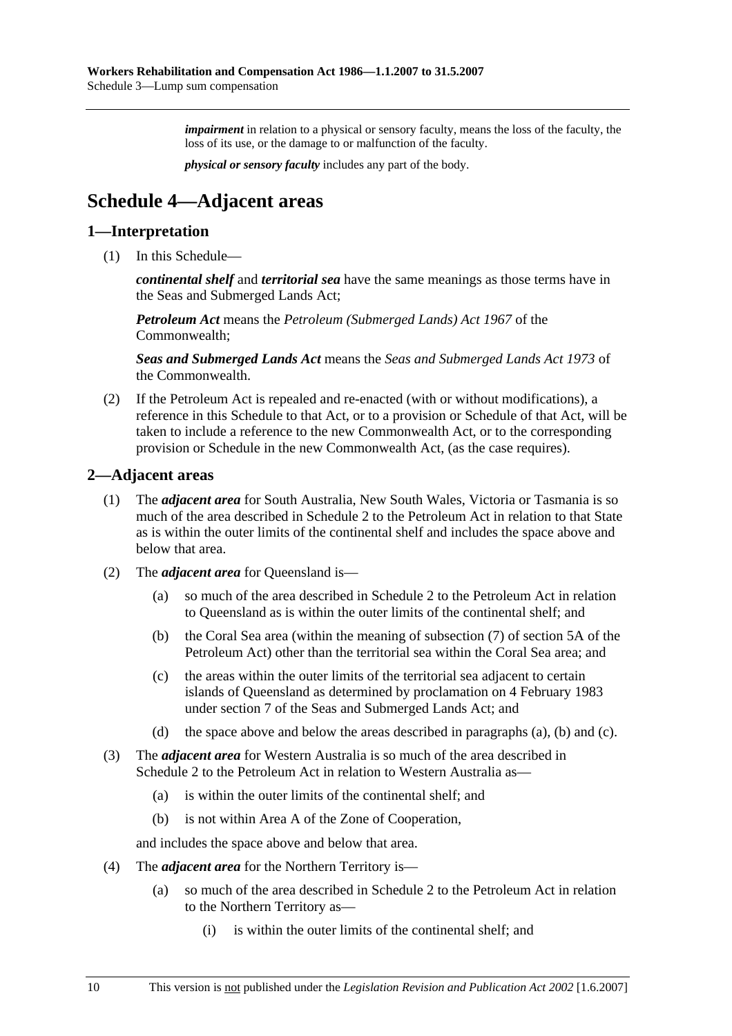***impairment*** in relation to a physical or sensory faculty, means the loss of the faculty, the loss of its use, or the damage to or malfunction of the faculty.

***physical or sensory faculty*** includes any part of the body.

# Schedule 4—Adjacent areas

## 1—Interpretation

(1) In this Schedule—

***continental shelf*** and ***territorial sea*** have the same meanings as those terms have in the Seas and Submerged Lands Act;

***Petroleum Act*** means the *Petroleum (Submerged Lands) Act 1967* of the Commonwealth;

***Seas and Submerged Lands Act*** means the *Seas and Submerged Lands Act 1973* of the Commonwealth.

(2) If the Petroleum Act is repealed and re-enacted (with or without modifications), a reference in this Schedule to that Act, or to a provision or Schedule of that Act, will be taken to include a reference to the new Commonwealth Act, or to the corresponding provision or Schedule in the new Commonwealth Act, (as the case requires).

## 2—Adjacent areas

(1) The ***adjacent area*** for South Australia, New South Wales, Victoria or Tasmania is so much of the area described in Schedule 2 to the Petroleum Act in relation to that State as is within the outer limits of the continental shelf and includes the space above and below that area.

(2) The ***adjacent area*** for Queensland is—

- (a) so much of the area described in Schedule 2 to the Petroleum Act in relation to Queensland as is within the outer limits of the continental shelf; and
- (b) the Coral Sea area (within the meaning of subsection (7) of section 5A of the Petroleum Act) other than the territorial sea within the Coral Sea area; and
- (c) the areas within the outer limits of the territorial sea adjacent to certain islands of Queensland as determined by proclamation on 4 February 1983 under section 7 of the Seas and Submerged Lands Act; and
- (d) the space above and below the areas described in paragraphs (a), (b) and (c).

(3) The ***adjacent area*** for Western Australia is so much of the area described in Schedule 2 to the Petroleum Act in relation to Western Australia as—

- (a) is within the outer limits of the continental shelf; and
- (b) is not within Area A of the Zone of Cooperation,

and includes the space above and below that area.

(4) The ***adjacent area*** for the Northern Territory is—

- (a) so much of the area described in Schedule 2 to the Petroleum Act in relation to the Northern Territory as—
  - (i) is within the outer limits of the continental shelf; and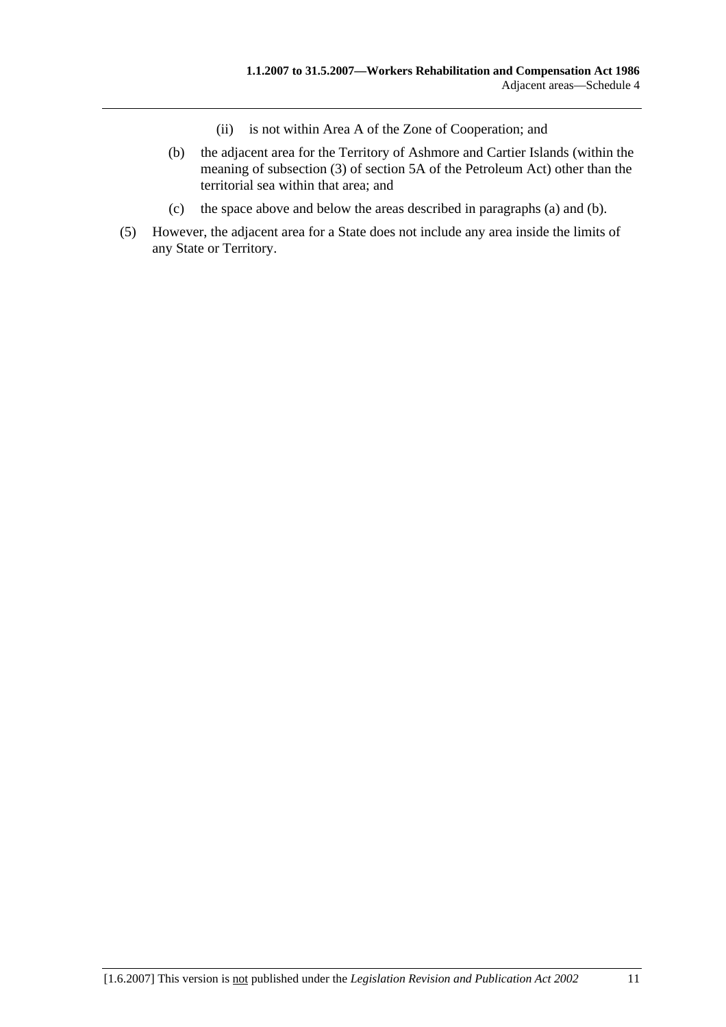(ii) is not within Area A of the Zone of Cooperation; and

(b) the adjacent area for the Territory of Ashmore and Cartier Islands (within the meaning of subsection (3) of section 5A of the Petroleum Act) other than the territorial sea within that area; and

(c) the space above and below the areas described in paragraphs (a) and (b).

(5) However, the adjacent area for a State does not include any area inside the limits of any State or Territory.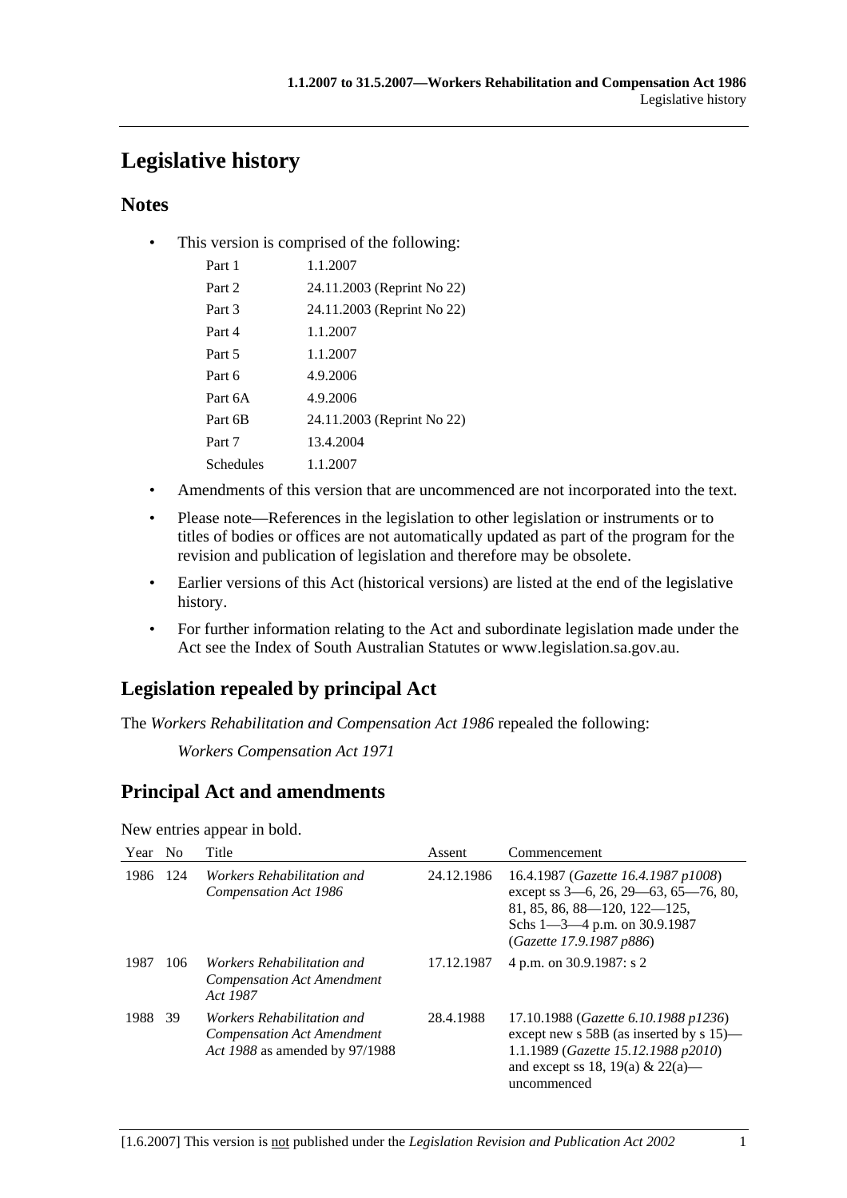# Legislative history

## Notes

- This version is comprised of the following:

| | |
|---|---|
| Part 1 | 1.1.2007 |
| Part 2 | 24.11.2003 (Reprint No 22) |
| Part 3 | 24.11.2003 (Reprint No 22) |
| Part 4 | 1.1.2007 |
| Part 5 | 1.1.2007 |
| Part 6 | 4.9.2006 |
| Part 6A | 4.9.2006 |
| Part 6B | 24.11.2003 (Reprint No 22) |
| Part 7 | 13.4.2004 |
| Schedules | 1.1.2007 |

- Amendments of this version that are uncommenced are not incorporated into the text.
- Please note—References in the legislation to other legislation or instruments or to titles of bodies or offices are not automatically updated as part of the program for the revision and publication of legislation and therefore may be obsolete.
- Earlier versions of this Act (historical versions) are listed at the end of the legislative history.
- For further information relating to the Act and subordinate legislation made under the Act see the Index of South Australian Statutes or www.legislation.sa.gov.au.

## Legislation repealed by principal Act

The *Workers Rehabilitation and Compensation Act 1986* repealed the following:

*Workers Compensation Act 1971*

## Principal Act and amendments

New entries appear in bold.

| Year | No | Title | Assent | Commencement |
|---|---|---|---|---|
| 1986 | 124 | *Workers Rehabilitation and Compensation Act 1986* | 24.12.1986 | 16.4.1987 (*Gazette 16.4.1987 p1008*) except ss 3—6, 26, 29—63, 65—76, 80, 81, 85, 86, 88—120, 122—125, Schs 1—3—4 p.m. on 30.9.1987 (*Gazette 17.9.1987 p886*) |
| 1987 | 106 | *Workers Rehabilitation and Compensation Act Amendment Act 1987* | 17.12.1987 | 4 p.m. on 30.9.1987: s 2 |
| 1988 | 39 | *Workers Rehabilitation and Compensation Act Amendment Act 1988* as amended by 97/1988 | 28.4.1988 | 17.10.1988 (*Gazette 6.10.1988 p1236*) except new s 58B (as inserted by s 15)—1.1.1989 (*Gazette 15.12.1988 p2010*) and except ss 18, 19(a) & 22(a)—uncommenced |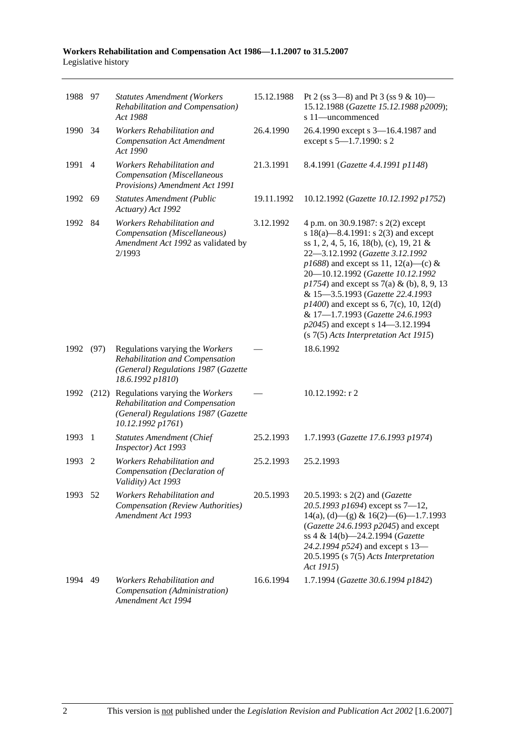| | | | | |
|---|---|---|---|---|
| 1988 | 97 | *Statutes Amendment (Workers Rehabilitation and Compensation) Act 1988* | 15.12.1988 | Pt 2 (ss 3—8) and Pt 3 (ss 9 & 10)—15.12.1988 (*Gazette 15.12.1988 p2009*); s 11—uncommenced |
| 1990 | 34 | *Workers Rehabilitation and Compensation Act Amendment Act 1990* | 26.4.1990 | 26.4.1990 except s 3—16.4.1987 and except s 5—1.7.1990: s 2 |
| 1991 | 4 | *Workers Rehabilitation and Compensation (Miscellaneous Provisions) Amendment Act 1991* | 21.3.1991 | 8.4.1991 (*Gazette 4.4.1991 p1148*) |
| 1992 | 69 | *Statutes Amendment (Public Actuary) Act 1992* | 19.11.1992 | 10.12.1992 (*Gazette 10.12.1992 p1752*) |
| 1992 | 84 | *Workers Rehabilitation and Compensation (Miscellaneous) Amendment Act 1992* as validated by 2/1993 | 3.12.1992 | 4 p.m. on 30.9.1987: s 2(2) except s 18(a)—8.4.1991: s 2(3) and except ss 1, 2, 4, 5, 16, 18(b), (c), 19, 21 & 22—3.12.1992 (*Gazette 3.12.1992 p1688*) and except ss 11, 12(a)—(c) & 20—10.12.1992 (*Gazette 10.12.1992 p1754*) and except ss 7(a) & (b), 8, 9, 13 & 15—3.5.1993 (*Gazette 22.4.1993 p1400*) and except ss 6, 7(c), 10, 12(d) & 17—1.7.1993 (*Gazette 24.6.1993 p2045*) and except s 14—3.12.1994 (s 7(5) *Acts Interpretation Act 1915*) |
| 1992 | (97) | Regulations varying the *Workers Rehabilitation and Compensation (General) Regulations 1987* (*Gazette 18.6.1992 p1810*) | — | 18.6.1992 |
| 1992 | (212) | Regulations varying the *Workers Rehabilitation and Compensation (General) Regulations 1987* (*Gazette 10.12.1992 p1761*) | — | 10.12.1992: r 2 |
| 1993 | 1 | *Statutes Amendment (Chief Inspector) Act 1993* | 25.2.1993 | 1.7.1993 (*Gazette 17.6.1993 p1974*) |
| 1993 | 2 | *Workers Rehabilitation and Compensation (Declaration of Validity) Act 1993* | 25.2.1993 | 25.2.1993 |
| 1993 | 52 | *Workers Rehabilitation and Compensation (Review Authorities) Amendment Act 1993* | 20.5.1993 | 20.5.1993: s 2(2) and (*Gazette 20.5.1993 p1694*) except ss 7—12, 14(a), (d)—(g) & 16(2)—(6)—1.7.1993 (*Gazette 24.6.1993 p2045*) and except ss 4 & 14(b)—24.2.1994 (*Gazette 24.2.1994 p524*) and except s 13—20.5.1995 (s 7(5) *Acts Interpretation Act 1915*) |
| 1994 | 49 | *Workers Rehabilitation and Compensation (Administration) Amendment Act 1994* | 16.6.1994 | 1.7.1994 (*Gazette 30.6.1994 p1842*) |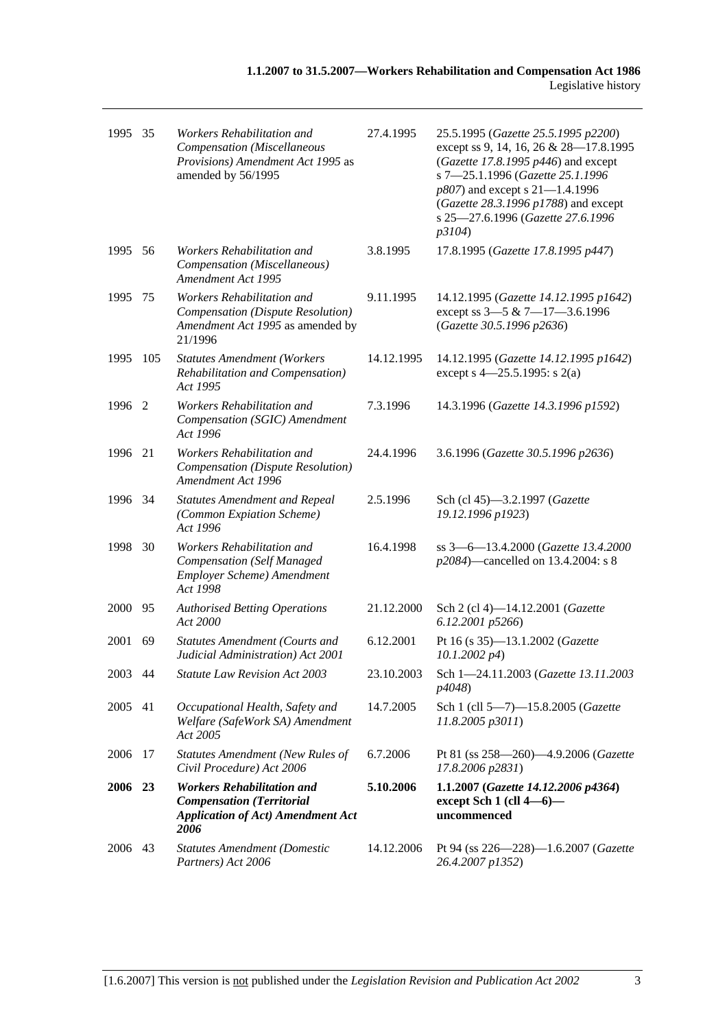| | | | | |
|---|---|---|---|---|
| 1995 | 35 | *Workers Rehabilitation and Compensation (Miscellaneous Provisions) Amendment Act 1995* as amended by 56/1995 | 27.4.1995 | 25.5.1995 (*Gazette 25.5.1995 p2200*) except ss 9, 14, 16, 26 & 28—17.8.1995 (*Gazette 17.8.1995 p446*) and except s 7—25.1.1996 (*Gazette 25.1.1996 p807*) and except s 21—1.4.1996 (*Gazette 28.3.1996 p1788*) and except s 25—27.6.1996 (*Gazette 27.6.1996 p3104*) |
| 1995 | 56 | *Workers Rehabilitation and Compensation (Miscellaneous) Amendment Act 1995* | 3.8.1995 | 17.8.1995 (*Gazette 17.8.1995 p447*) |
| 1995 | 75 | *Workers Rehabilitation and Compensation (Dispute Resolution) Amendment Act 1995* as amended by 21/1996 | 9.11.1995 | 14.12.1995 (*Gazette 14.12.1995 p1642*) except ss 3—5 & 7—17—3.6.1996 (*Gazette 30.5.1996 p2636*) |
| 1995 | 105 | *Statutes Amendment (Workers Rehabilitation and Compensation) Act 1995* | 14.12.1995 | 14.12.1995 (*Gazette 14.12.1995 p1642*) except s 4—25.5.1995: s 2(a) |
| 1996 | 2 | *Workers Rehabilitation and Compensation (SGIC) Amendment Act 1996* | 7.3.1996 | 14.3.1996 (*Gazette 14.3.1996 p1592*) |
| 1996 | 21 | *Workers Rehabilitation and Compensation (Dispute Resolution) Amendment Act 1996* | 24.4.1996 | 3.6.1996 (*Gazette 30.5.1996 p2636*) |
| 1996 | 34 | *Statutes Amendment and Repeal (Common Expiation Scheme) Act 1996* | 2.5.1996 | Sch (cl 45)—3.2.1997 (*Gazette 19.12.1996 p1923*) |
| 1998 | 30 | *Workers Rehabilitation and Compensation (Self Managed Employer Scheme) Amendment Act 1998* | 16.4.1998 | ss 3—6—13.4.2000 (*Gazette 13.4.2000 p2084*)—cancelled on 13.4.2004: s 8 |
| 2000 | 95 | *Authorised Betting Operations Act 2000* | 21.12.2000 | Sch 2 (cl 4)—14.12.2001 (*Gazette 6.12.2001 p5266*) |
| 2001 | 69 | *Statutes Amendment (Courts and Judicial Administration) Act 2001* | 6.12.2001 | Pt 16 (s 35)—13.1.2002 (*Gazette 10.1.2002 p4*) |
| 2003 | 44 | *Statute Law Revision Act 2003* | 23.10.2003 | Sch 1—24.11.2003 (*Gazette 13.11.2003 p4048*) |
| 2005 | 41 | *Occupational Health, Safety and Welfare (SafeWork SA) Amendment Act 2005* | 14.7.2005 | Sch 1 (cll 5—7)—15.8.2005 (*Gazette 11.8.2005 p3011*) |
| 2006 | 17 | *Statutes Amendment (New Rules of Civil Procedure) Act 2006* | 6.7.2006 | Pt 81 (ss 258—260)—4.9.2006 (*Gazette 17.8.2006 p2831*) |
| **2006** | **23** | ***Workers Rehabilitation and Compensation (Territorial Application of Act) Amendment Act 2006*** | **5.10.2006** | **1.1.2007 (*Gazette 14.12.2006 p4364*) except Sch 1 (cll 4—6)—uncommenced** |
| 2006 | 43 | *Statutes Amendment (Domestic Partners) Act 2006* | 14.12.2006 | Pt 94 (ss 226—228)—1.6.2007 (*Gazette 26.4.2007 p1352*) |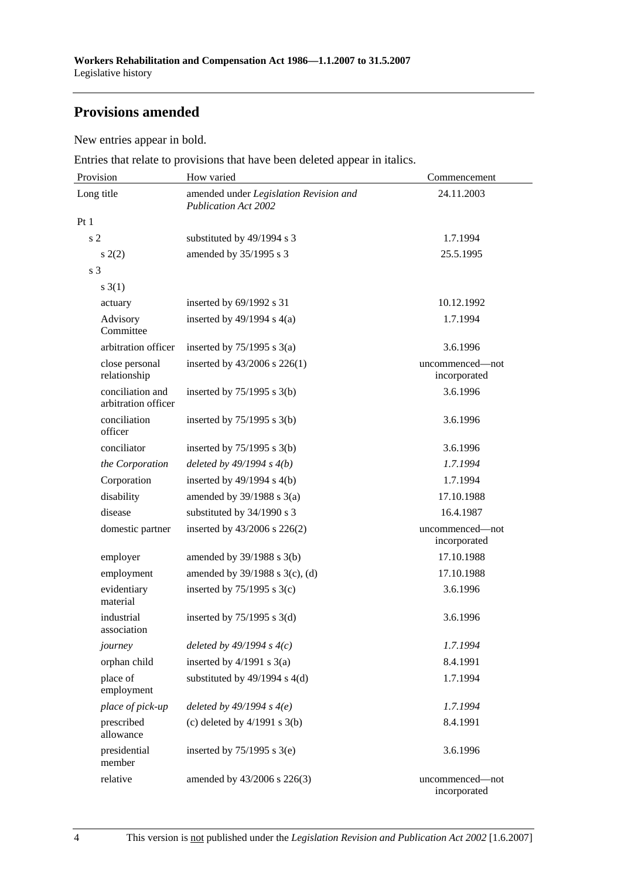## Provisions amended

New entries appear in bold.

Entries that relate to provisions that have been deleted appear in italics.

| Provision | How varied | Commencement |
|---|---|---|
| Long title | amended under *Legislation Revision and Publication Act 2002* | 24.11.2003 |
| Pt 1 | | |
| s 2 | substituted by 49/1994 s 3 | 1.7.1994 |
| s 2(2) | amended by 35/1995 s 3 | 25.5.1995 |
| s 3 | | |
| s 3(1) | | |
| actuary | inserted by 69/1992 s 31 | 10.12.1992 |
| Advisory Committee | inserted by 49/1994 s 4(a) | 1.7.1994 |
| arbitration officer | inserted by 75/1995 s 3(a) | 3.6.1996 |
| close personal relationship | inserted by 43/2006 s 226(1) | uncommenced—not incorporated |
| conciliation and arbitration officer | inserted by 75/1995 s 3(b) | 3.6.1996 |
| conciliation officer | inserted by 75/1995 s 3(b) | 3.6.1996 |
| conciliator | inserted by 75/1995 s 3(b) | 3.6.1996 |
| *the Corporation* | *deleted by 49/1994 s 4(b)* | *1.7.1994* |
| Corporation | inserted by 49/1994 s 4(b) | 1.7.1994 |
| disability | amended by 39/1988 s 3(a) | 17.10.1988 |
| disease | substituted by 34/1990 s 3 | 16.4.1987 |
| domestic partner | inserted by 43/2006 s 226(2) | uncommenced—not incorporated |
| employer | amended by 39/1988 s 3(b) | 17.10.1988 |
| employment | amended by 39/1988 s 3(c), (d) | 17.10.1988 |
| evidentiary material | inserted by 75/1995 s 3(c) | 3.6.1996 |
| industrial association | inserted by 75/1995 s 3(d) | 3.6.1996 |
| *journey* | *deleted by 49/1994 s 4(c)* | *1.7.1994* |
| orphan child | inserted by 4/1991 s 3(a) | 8.4.1991 |
| place of employment | substituted by 49/1994 s 4(d) | 1.7.1994 |
| *place of pick-up* | *deleted by 49/1994 s 4(e)* | *1.7.1994* |
| prescribed allowance | (c) deleted by 4/1991 s 3(b) | 8.4.1991 |
| presidential member | inserted by 75/1995 s 3(e) | 3.6.1996 |
| relative | amended by 43/2006 s 226(3) | uncommenced—not incorporated |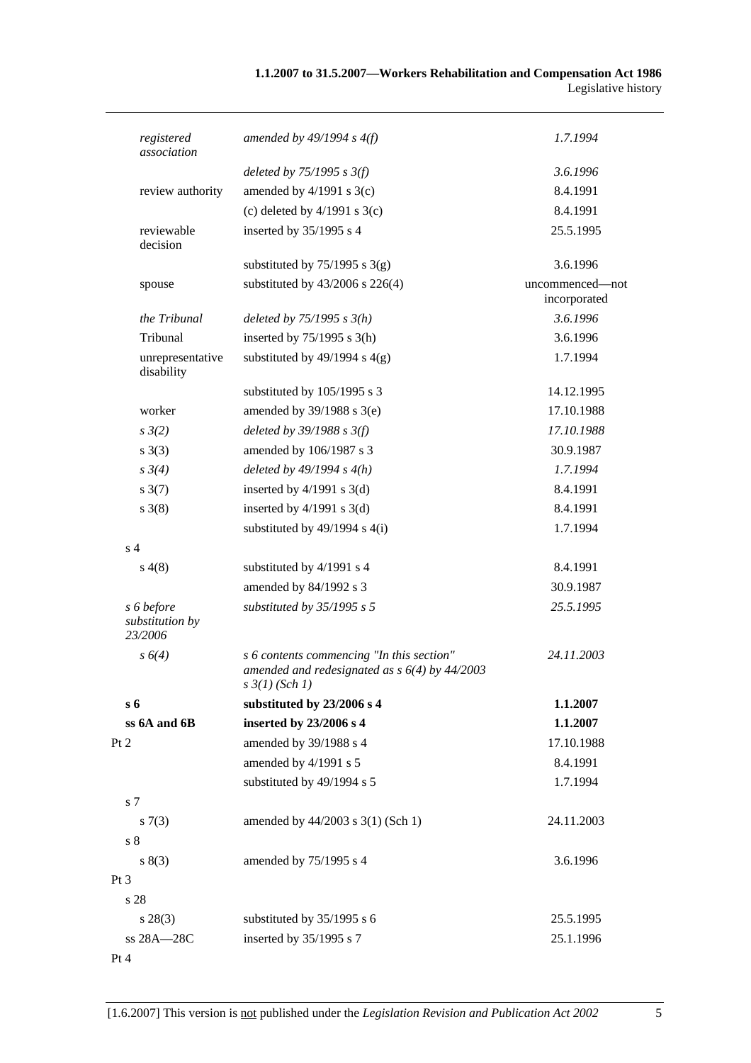| | | |
|---|---|---|
| *registered association* | *amended by 49/1994 s 4(f)* | *1.7.1994* |
| | *deleted by 75/1995 s 3(f)* | *3.6.1996* |
| review authority | amended by 4/1991 s 3(c) | 8.4.1991 |
| | (c) deleted by 4/1991 s 3(c) | 8.4.1991 |
| reviewable decision | inserted by 35/1995 s 4 | 25.5.1995 |
| | substituted by 75/1995 s 3(g) | 3.6.1996 |
| spouse | substituted by 43/2006 s 226(4) | uncommenced—not incorporated |
| *the Tribunal* | *deleted by 75/1995 s 3(h)* | *3.6.1996* |
| Tribunal | inserted by 75/1995 s 3(h) | 3.6.1996 |
| unrepresentative disability | substituted by 49/1994 s 4(g) | 1.7.1994 |
| | substituted by 105/1995 s 3 | 14.12.1995 |
| worker | amended by 39/1988 s 3(e) | 17.10.1988 |
| *s 3(2)* | *deleted by 39/1988 s 3(f)* | *17.10.1988* |
| s 3(3) | amended by 106/1987 s 3 | 30.9.1987 |
| *s 3(4)* | *deleted by 49/1994 s 4(h)* | *1.7.1994* |
| s 3(7) | inserted by 4/1991 s 3(d) | 8.4.1991 |
| s 3(8) | inserted by 4/1991 s 3(d) | 8.4.1991 |
| | substituted by 49/1994 s 4(i) | 1.7.1994 |
| s 4 | | |
| s 4(8) | substituted by 4/1991 s 4 | 8.4.1991 |
| | amended by 84/1992 s 3 | 30.9.1987 |
| *s 6 before substitution by 23/2006* | *substituted by 35/1995 s 5* | *25.5.1995* |
| *s 6(4)* | *s 6 contents commencing "In this section" amended and redesignated as s 6(4) by 44/2003 s 3(1) (Sch 1)* | *24.11.2003* |
| **s 6** | **substituted by 23/2006 s 4** | **1.1.2007** |
| **ss 6A and 6B** | **inserted by 23/2006 s 4** | **1.1.2007** |
| Pt 2 | amended by 39/1988 s 4 | 17.10.1988 |
| | amended by 4/1991 s 5 | 8.4.1991 |
| | substituted by 49/1994 s 5 | 1.7.1994 |
| s 7 | | |
| s 7(3) | amended by 44/2003 s 3(1) (Sch 1) | 24.11.2003 |
| s 8 | | |
| s 8(3) | amended by 75/1995 s 4 | 3.6.1996 |
| Pt 3 | | |
| s 28 | | |
| s 28(3) | substituted by 35/1995 s 6 | 25.5.1995 |
| ss 28A—28C | inserted by 35/1995 s 7 | 25.1.1996 |
| Pt 4 | | |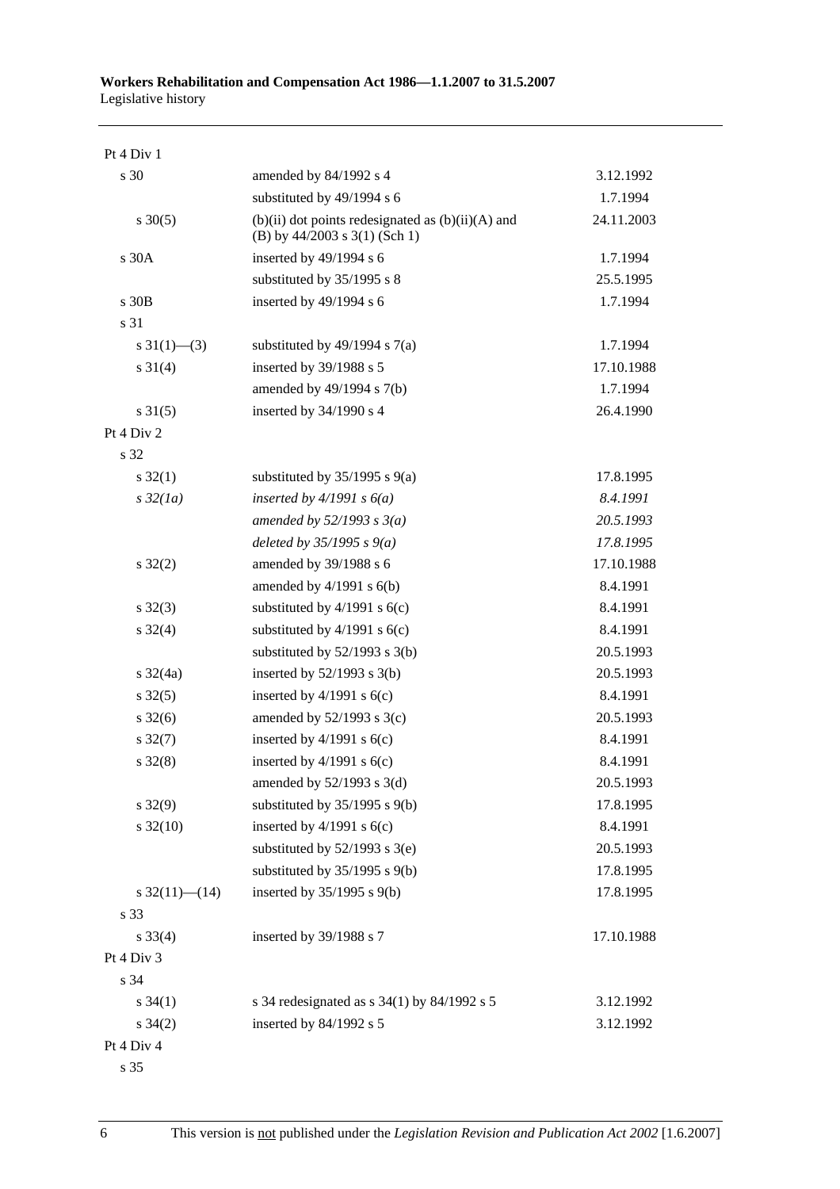| | | |
|---|---|---|
| Pt 4 Div 1 | | |
| s 30 | amended by 84/1992 s 4 | 3.12.1992 |
| | substituted by 49/1994 s 6 | 1.7.1994 |
| s 30(5) | (b)(ii) dot points redesignated as (b)(ii)(A) and (B) by 44/2003 s 3(1) (Sch 1) | 24.11.2003 |
| s 30A | inserted by 49/1994 s 6 | 1.7.1994 |
| | substituted by 35/1995 s 8 | 25.5.1995 |
| s 30B | inserted by 49/1994 s 6 | 1.7.1994 |
| s 31 | | |
| s 31(1)—(3) | substituted by 49/1994 s 7(a) | 1.7.1994 |
| s 31(4) | inserted by 39/1988 s 5 | 17.10.1988 |
| | amended by 49/1994 s 7(b) | 1.7.1994 |
| s 31(5) | inserted by 34/1990 s 4 | 26.4.1990 |
| Pt 4 Div 2 | | |
| s 32 | | |
| s 32(1) | substituted by 35/1995 s 9(a) | 17.8.1995 |
| *s 32(1a)* | *inserted by 4/1991 s 6(a)* | *8.4.1991* |
| | *amended by 52/1993 s 3(a)* | *20.5.1993* |
| | *deleted by 35/1995 s 9(a)* | *17.8.1995* |
| s 32(2) | amended by 39/1988 s 6 | 17.10.1988 |
| | amended by 4/1991 s 6(b) | 8.4.1991 |
| s 32(3) | substituted by 4/1991 s 6(c) | 8.4.1991 |
| s 32(4) | substituted by 4/1991 s 6(c) | 8.4.1991 |
| | substituted by 52/1993 s 3(b) | 20.5.1993 |
| s 32(4a) | inserted by 52/1993 s 3(b) | 20.5.1993 |
| s 32(5) | inserted by 4/1991 s 6(c) | 8.4.1991 |
| s 32(6) | amended by 52/1993 s 3(c) | 20.5.1993 |
| s 32(7) | inserted by 4/1991 s 6(c) | 8.4.1991 |
| s 32(8) | inserted by 4/1991 s 6(c) | 8.4.1991 |
| | amended by 52/1993 s 3(d) | 20.5.1993 |
| s 32(9) | substituted by 35/1995 s 9(b) | 17.8.1995 |
| s 32(10) | inserted by 4/1991 s 6(c) | 8.4.1991 |
| | substituted by 52/1993 s 3(e) | 20.5.1993 |
| | substituted by 35/1995 s 9(b) | 17.8.1995 |
| s 32(11)—(14) | inserted by 35/1995 s 9(b) | 17.8.1995 |
| s 33 | | |
| s 33(4) | inserted by 39/1988 s 7 | 17.10.1988 |
| Pt 4 Div 3 | | |
| s 34 | | |
| s 34(1) | s 34 redesignated as s 34(1) by 84/1992 s 5 | 3.12.1992 |
| s 34(2) | inserted by 84/1992 s 5 | 3.12.1992 |
| Pt 4 Div 4 | | |
| s 35 | | |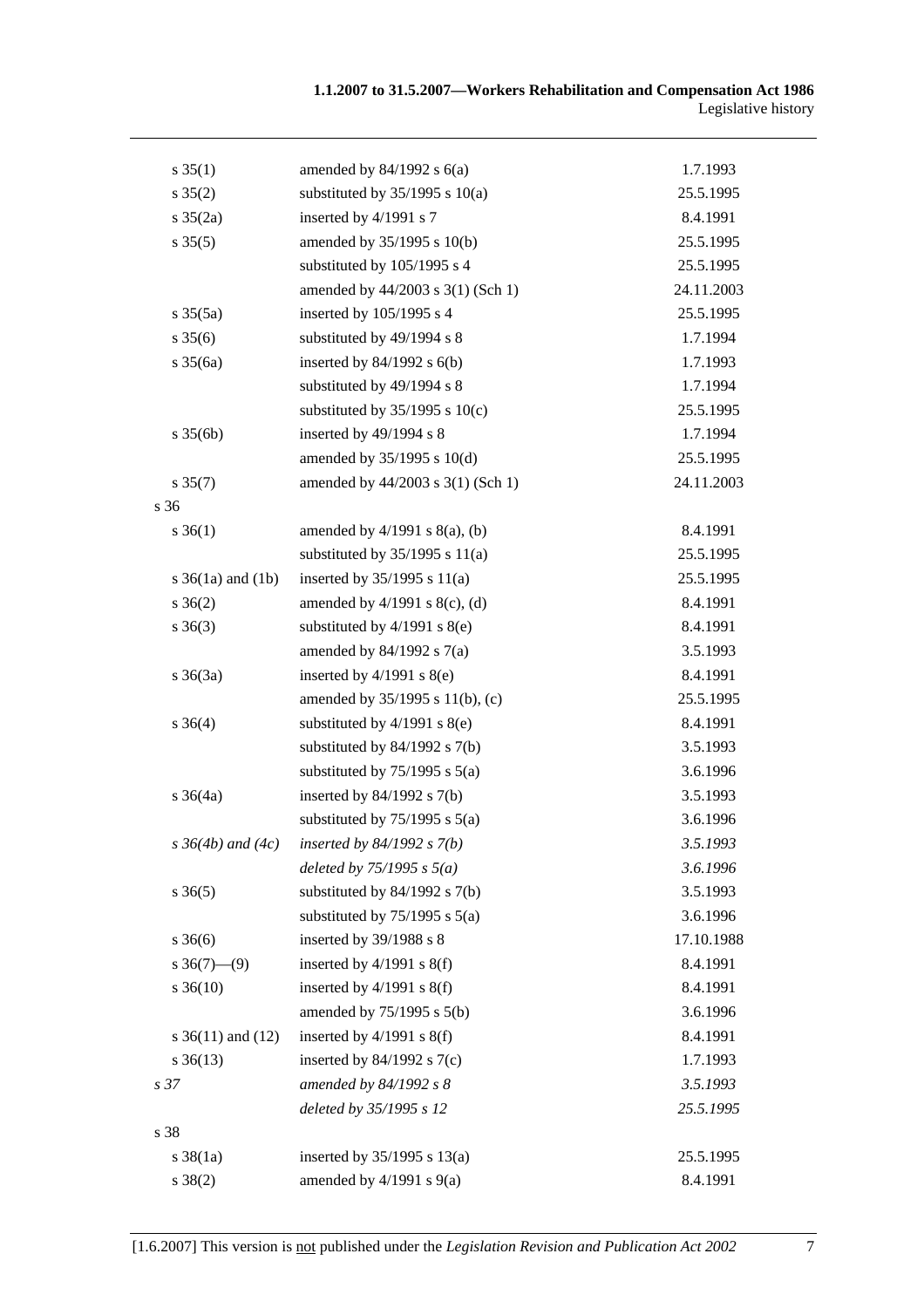| | | |
|---|---|---|
| s 35(1) | amended by 84/1992 s 6(a) | 1.7.1993 |
| s 35(2) | substituted by 35/1995 s 10(a) | 25.5.1995 |
| s 35(2a) | inserted by 4/1991 s 7 | 8.4.1991 |
| s 35(5) | amended by 35/1995 s 10(b) | 25.5.1995 |
| | substituted by 105/1995 s 4 | 25.5.1995 |
| | amended by 44/2003 s 3(1) (Sch 1) | 24.11.2003 |
| s 35(5a) | inserted by 105/1995 s 4 | 25.5.1995 |
| s 35(6) | substituted by 49/1994 s 8 | 1.7.1994 |
| s 35(6a) | inserted by 84/1992 s 6(b) | 1.7.1993 |
| | substituted by 49/1994 s 8 | 1.7.1994 |
| | substituted by 35/1995 s 10(c) | 25.5.1995 |
| s 35(6b) | inserted by 49/1994 s 8 | 1.7.1994 |
| | amended by 35/1995 s 10(d) | 25.5.1995 |
| s 35(7) | amended by 44/2003 s 3(1) (Sch 1) | 24.11.2003 |
| s 36 | | |
| s 36(1) | amended by 4/1991 s 8(a), (b) | 8.4.1991 |
| | substituted by 35/1995 s 11(a) | 25.5.1995 |
| s 36(1a) and (1b) | inserted by 35/1995 s 11(a) | 25.5.1995 |
| s 36(2) | amended by 4/1991 s 8(c), (d) | 8.4.1991 |
| s 36(3) | substituted by 4/1991 s 8(e) | 8.4.1991 |
| | amended by 84/1992 s 7(a) | 3.5.1993 |
| s 36(3a) | inserted by 4/1991 s 8(e) | 8.4.1991 |
| | amended by 35/1995 s 11(b), (c) | 25.5.1995 |
| s 36(4) | substituted by 4/1991 s 8(e) | 8.4.1991 |
| | substituted by 84/1992 s 7(b) | 3.5.1993 |
| | substituted by 75/1995 s 5(a) | 3.6.1996 |
| s 36(4a) | inserted by 84/1992 s 7(b) | 3.5.1993 |
| | substituted by 75/1995 s 5(a) | 3.6.1996 |
| *s 36(4b) and (4c)* | *inserted by 84/1992 s 7(b)* | *3.5.1993* |
| | *deleted by 75/1995 s 5(a)* | *3.6.1996* |
| s 36(5) | substituted by 84/1992 s 7(b) | 3.5.1993 |
| | substituted by 75/1995 s 5(a) | 3.6.1996 |
| s 36(6) | inserted by 39/1988 s 8 | 17.10.1988 |
| s 36(7)—(9) | inserted by 4/1991 s 8(f) | 8.4.1991 |
| s 36(10) | inserted by 4/1991 s 8(f) | 8.4.1991 |
| | amended by 75/1995 s 5(b) | 3.6.1996 |
| s 36(11) and (12) | inserted by 4/1991 s 8(f) | 8.4.1991 |
| s 36(13) | inserted by 84/1992 s 7(c) | 1.7.1993 |
| *s 37* | *amended by 84/1992 s 8* | *3.5.1993* |
| | *deleted by 35/1995 s 12* | *25.5.1995* |
| s 38 | | |
| s 38(1a) | inserted by 35/1995 s 13(a) | 25.5.1995 |
| s 38(2) | amended by 4/1991 s 9(a) | 8.4.1991 |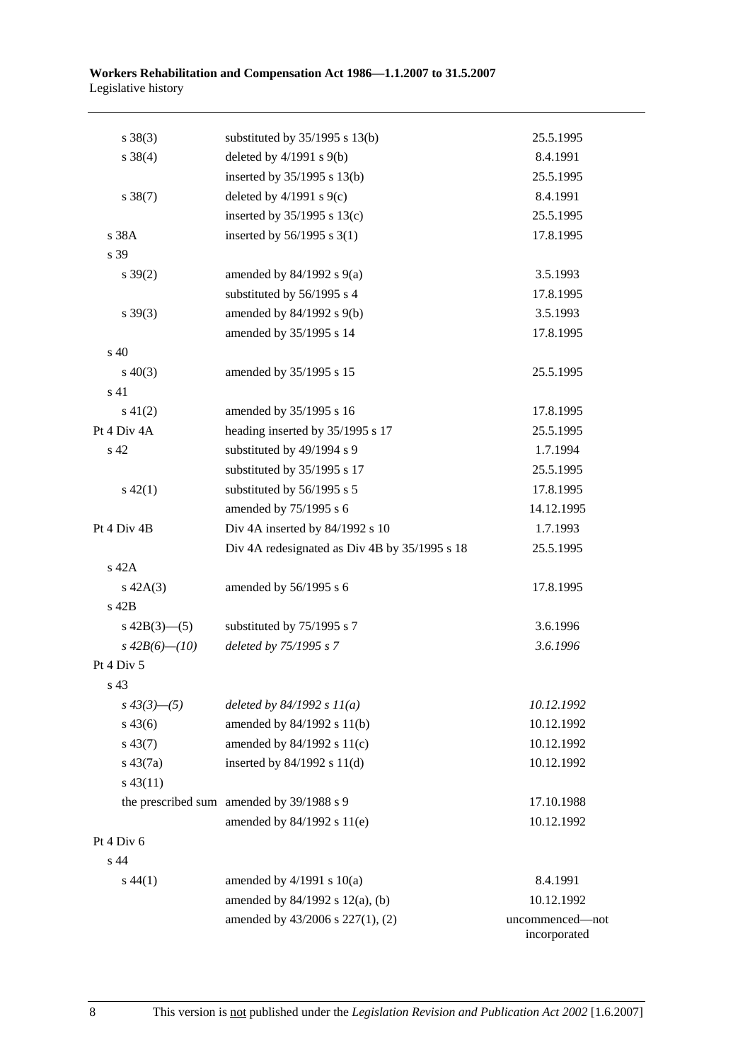| | | |
|---|---|---|
| s 38(3) | substituted by 35/1995 s 13(b) | 25.5.1995 |
| s 38(4) | deleted by 4/1991 s 9(b) | 8.4.1991 |
| | inserted by 35/1995 s 13(b) | 25.5.1995 |
| s 38(7) | deleted by 4/1991 s 9(c) | 8.4.1991 |
| | inserted by 35/1995 s 13(c) | 25.5.1995 |
| s 38A | inserted by 56/1995 s 3(1) | 17.8.1995 |
| s 39 | | |
| s 39(2) | amended by 84/1992 s 9(a) | 3.5.1993 |
| | substituted by 56/1995 s 4 | 17.8.1995 |
| s 39(3) | amended by 84/1992 s 9(b) | 3.5.1993 |
| | amended by 35/1995 s 14 | 17.8.1995 |
| s 40 | | |
| s 40(3) | amended by 35/1995 s 15 | 25.5.1995 |
| s 41 | | |
| s 41(2) | amended by 35/1995 s 16 | 17.8.1995 |
| Pt 4 Div 4A | heading inserted by 35/1995 s 17 | 25.5.1995 |
| s 42 | substituted by 49/1994 s 9 | 1.7.1994 |
| | substituted by 35/1995 s 17 | 25.5.1995 |
| s 42(1) | substituted by 56/1995 s 5 | 17.8.1995 |
| | amended by 75/1995 s 6 | 14.12.1995 |
| Pt 4 Div 4B | Div 4A inserted by 84/1992 s 10 | 1.7.1993 |
| | Div 4A redesignated as Div 4B by 35/1995 s 18 | 25.5.1995 |
| s 42A | | |
| s 42A(3) | amended by 56/1995 s 6 | 17.8.1995 |
| s 42B | | |
| s 42B(3)—(5) | substituted by 75/1995 s 7 | 3.6.1996 |
| *s 42B(6)—(10)* | *deleted by 75/1995 s 7* | *3.6.1996* |
| Pt 4 Div 5 | | |
| s 43 | | |
| *s 43(3)—(5)* | *deleted by 84/1992 s 11(a)* | *10.12.1992* |
| s 43(6) | amended by 84/1992 s 11(b) | 10.12.1992 |
| s 43(7) | amended by 84/1992 s 11(c) | 10.12.1992 |
| s 43(7a) | inserted by 84/1992 s 11(d) | 10.12.1992 |
| s 43(11) | | |
| the prescribed sum | amended by 39/1988 s 9 | 17.10.1988 |
| | amended by 84/1992 s 11(e) | 10.12.1992 |
| Pt 4 Div 6 | | |
| s 44 | | |
| s 44(1) | amended by 4/1991 s 10(a) | 8.4.1991 |
| | amended by 84/1992 s 12(a), (b) | 10.12.1992 |
| | amended by 43/2006 s 227(1), (2) | uncommenced—not incorporated |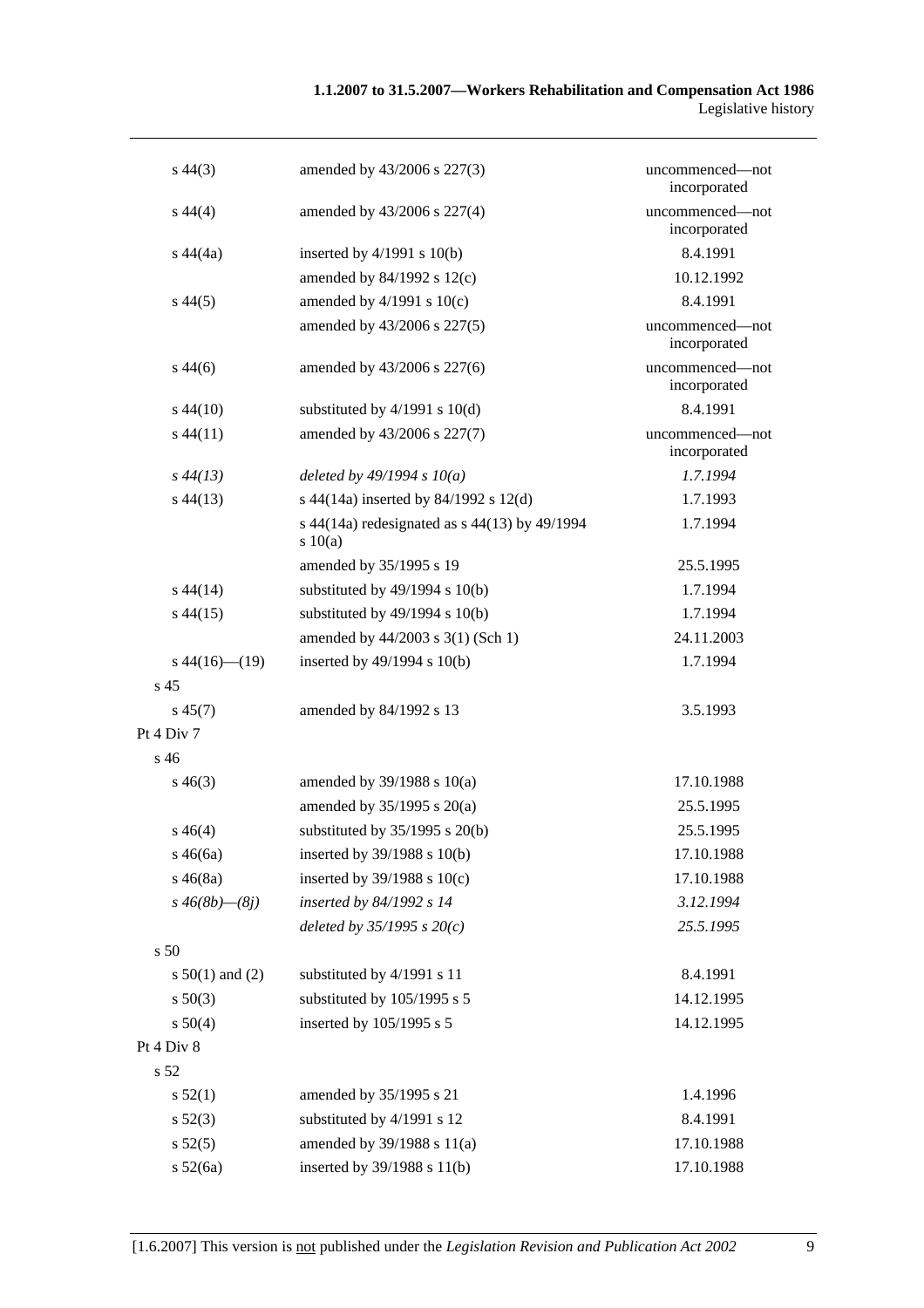| | | |
|---|---|---|
| s 44(3) | amended by 43/2006 s 227(3) | uncommenced—not incorporated |
| s 44(4) | amended by 43/2006 s 227(4) | uncommenced—not incorporated |
| s 44(4a) | inserted by 4/1991 s 10(b) | 8.4.1991 |
| | amended by 84/1992 s 12(c) | 10.12.1992 |
| s 44(5) | amended by 4/1991 s 10(c) | 8.4.1991 |
| | amended by 43/2006 s 227(5) | uncommenced—not incorporated |
| s 44(6) | amended by 43/2006 s 227(6) | uncommenced—not incorporated |
| s 44(10) | substituted by 4/1991 s 10(d) | 8.4.1991 |
| s 44(11) | amended by 43/2006 s 227(7) | uncommenced—not incorporated |
| *s 44(13)* | *deleted by 49/1994 s 10(a)* | *1.7.1994* |
| s 44(13) | s 44(14a) inserted by 84/1992 s 12(d) | 1.7.1993 |
| | s 44(14a) redesignated as s 44(13) by 49/1994 s 10(a) | 1.7.1994 |
| | amended by 35/1995 s 19 | 25.5.1995 |
| s 44(14) | substituted by 49/1994 s 10(b) | 1.7.1994 |
| s 44(15) | substituted by 49/1994 s 10(b) | 1.7.1994 |
| | amended by 44/2003 s 3(1) (Sch 1) | 24.11.2003 |
| s 44(16)—(19) | inserted by 49/1994 s 10(b) | 1.7.1994 |
| s 45 | | |
| s 45(7) | amended by 84/1992 s 13 | 3.5.1993 |
| Pt 4 Div 7 | | |
| s 46 | | |
| s 46(3) | amended by 39/1988 s 10(a) | 17.10.1988 |
| | amended by 35/1995 s 20(a) | 25.5.1995 |
| s 46(4) | substituted by 35/1995 s 20(b) | 25.5.1995 |
| s 46(6a) | inserted by 39/1988 s 10(b) | 17.10.1988 |
| s 46(8a) | inserted by 39/1988 s 10(c) | 17.10.1988 |
| *s 46(8b)—(8j)* | *inserted by 84/1992 s 14* | *3.12.1994* |
| | *deleted by 35/1995 s 20(c)* | *25.5.1995* |
| s 50 | | |
| s 50(1) and (2) | substituted by 4/1991 s 11 | 8.4.1991 |
| s 50(3) | substituted by 105/1995 s 5 | 14.12.1995 |
| s 50(4) | inserted by 105/1995 s 5 | 14.12.1995 |
| Pt 4 Div 8 | | |
| s 52 | | |
| s 52(1) | amended by 35/1995 s 21 | 1.4.1996 |
| s 52(3) | substituted by 4/1991 s 12 | 8.4.1991 |
| s 52(5) | amended by 39/1988 s 11(a) | 17.10.1988 |
| s 52(6a) | inserted by 39/1988 s 11(b) | 17.10.1988 |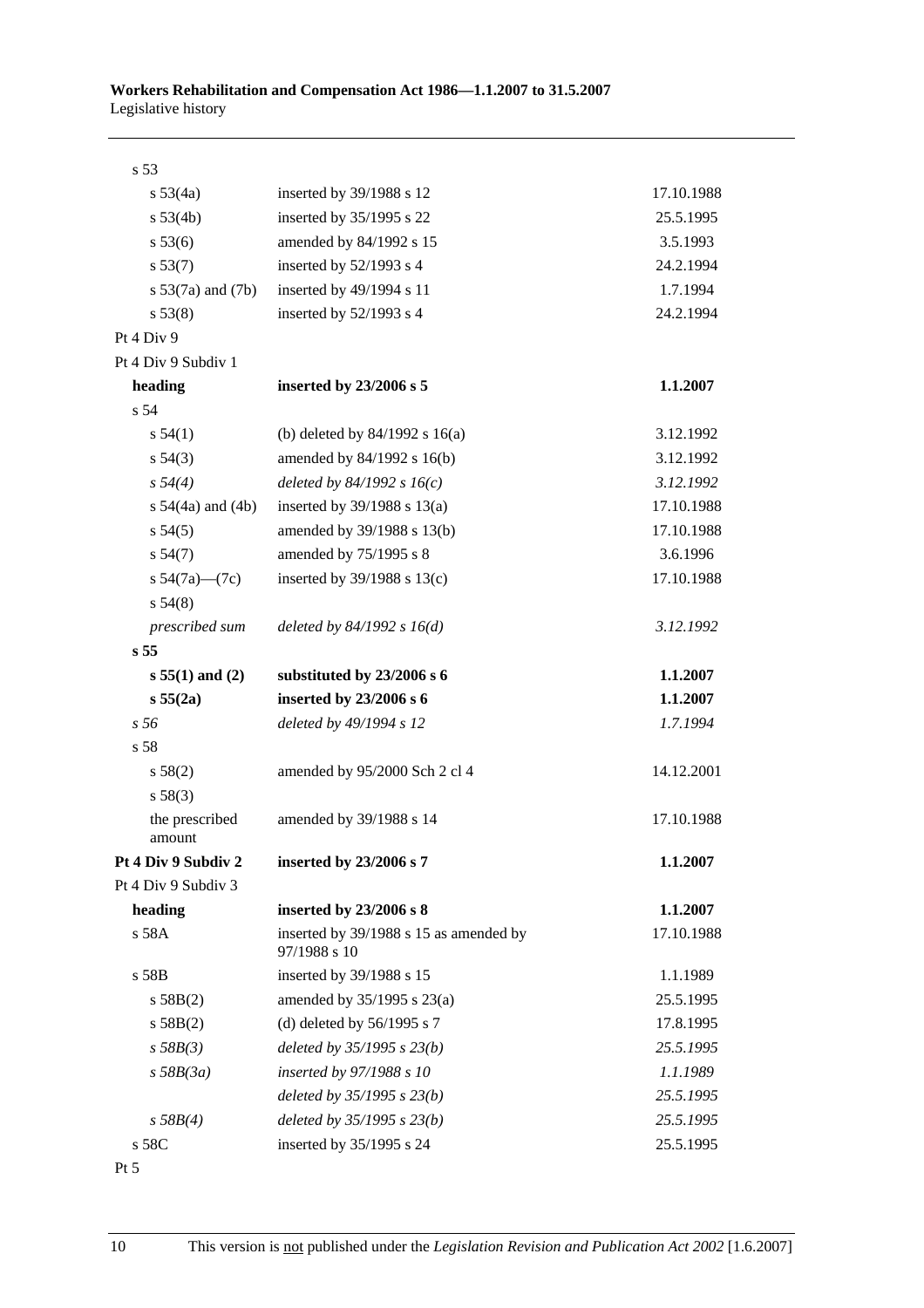| | | |
|---|---|---|
| s 53 | | |
| s 53(4a) | inserted by 39/1988 s 12 | 17.10.1988 |
| s 53(4b) | inserted by 35/1995 s 22 | 25.5.1995 |
| s 53(6) | amended by 84/1992 s 15 | 3.5.1993 |
| s 53(7) | inserted by 52/1993 s 4 | 24.2.1994 |
| s 53(7a) and (7b) | inserted by 49/1994 s 11 | 1.7.1994 |
| s 53(8) | inserted by 52/1993 s 4 | 24.2.1994 |
| Pt 4 Div 9 | | |
| Pt 4 Div 9 Subdiv 1 | | |
| **heading** | **inserted by 23/2006 s 5** | **1.1.2007** |
| s 54 | | |
| s 54(1) | (b) deleted by 84/1992 s 16(a) | 3.12.1992 |
| s 54(3) | amended by 84/1992 s 16(b) | 3.12.1992 |
| *s 54(4)* | *deleted by 84/1992 s 16(c)* | *3.12.1992* |
| s 54(4a) and (4b) | inserted by 39/1988 s 13(a) | 17.10.1988 |
| s 54(5) | amended by 39/1988 s 13(b) | 17.10.1988 |
| s 54(7) | amended by 75/1995 s 8 | 3.6.1996 |
| s 54(7a)—(7c) | inserted by 39/1988 s 13(c) | 17.10.1988 |
| s 54(8) | | |
| *prescribed sum* | *deleted by 84/1992 s 16(d)* | *3.12.1992* |
| **s 55** | | |
| **s 55(1) and (2)** | **substituted by 23/2006 s 6** | **1.1.2007** |
| **s 55(2a)** | **inserted by 23/2006 s 6** | **1.1.2007** |
| *s 56* | *deleted by 49/1994 s 12* | *1.7.1994* |
| s 58 | | |
| s 58(2) | amended by 95/2000 Sch 2 cl 4 | 14.12.2001 |
| s 58(3) | | |
| the prescribed amount | amended by 39/1988 s 14 | 17.10.1988 |
| **Pt 4 Div 9 Subdiv 2** | **inserted by 23/2006 s 7** | **1.1.2007** |
| Pt 4 Div 9 Subdiv 3 | | |
| **heading** | **inserted by 23/2006 s 8** | **1.1.2007** |
| s 58A | inserted by 39/1988 s 15 as amended by 97/1988 s 10 | 17.10.1988 |
| s 58B | inserted by 39/1988 s 15 | 1.1.1989 |
| s 58B(2) | amended by 35/1995 s 23(a) | 25.5.1995 |
| s 58B(2) | (d) deleted by 56/1995 s 7 | 17.8.1995 |
| *s 58B(3)* | *deleted by 35/1995 s 23(b)* | *25.5.1995* |
| *s 58B(3a)* | *inserted by 97/1988 s 10* | *1.1.1989* |
| | *deleted by 35/1995 s 23(b)* | *25.5.1995* |
| *s 58B(4)* | *deleted by 35/1995 s 23(b)* | *25.5.1995* |
| s 58C | inserted by 35/1995 s 24 | 25.5.1995 |
| Pt 5 | | |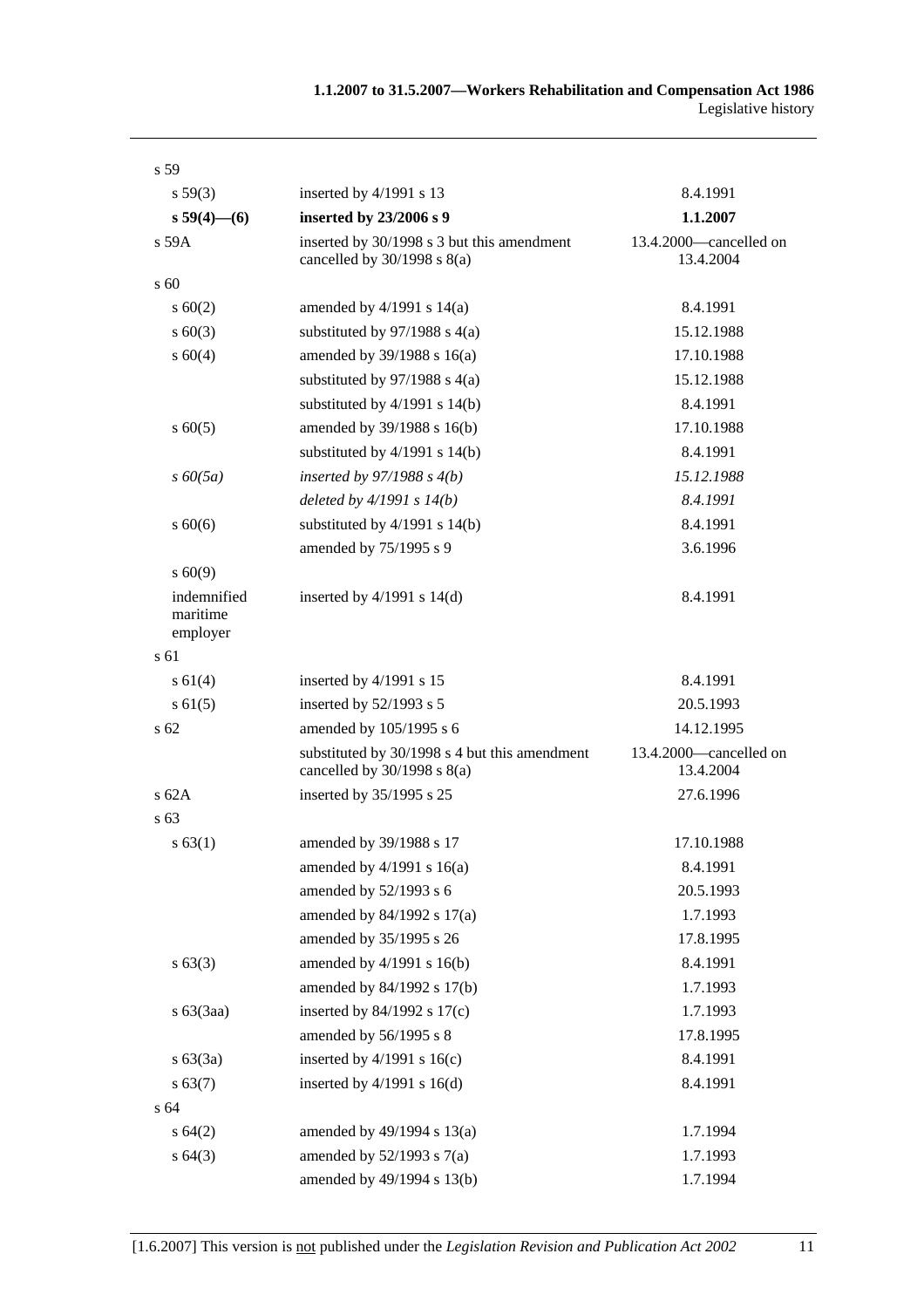| | | |
|---|---|---|
| s 59 | | |
| s 59(3) | inserted by 4/1991 s 13 | 8.4.1991 |
| **s 59(4)—(6)** | **inserted by 23/2006 s 9** | **1.1.2007** |
| s 59A | inserted by 30/1998 s 3 but this amendment cancelled by 30/1998 s 8(a) | 13.4.2000—cancelled on 13.4.2004 |
| s 60 | | |
| s 60(2) | amended by 4/1991 s 14(a) | 8.4.1991 |
| s 60(3) | substituted by 97/1988 s 4(a) | 15.12.1988 |
| s 60(4) | amended by 39/1988 s 16(a) | 17.10.1988 |
| | substituted by 97/1988 s 4(a) | 15.12.1988 |
| | substituted by 4/1991 s 14(b) | 8.4.1991 |
| s 60(5) | amended by 39/1988 s 16(b) | 17.10.1988 |
| | substituted by 4/1991 s 14(b) | 8.4.1991 |
| *s 60(5a)* | *inserted by 97/1988 s 4(b)* | *15.12.1988* |
| | *deleted by 4/1991 s 14(b)* | *8.4.1991* |
| s 60(6) | substituted by 4/1991 s 14(b) | 8.4.1991 |
| | amended by 75/1995 s 9 | 3.6.1996 |
| s 60(9) | | |
| indemnified maritime employer | inserted by 4/1991 s 14(d) | 8.4.1991 |
| s 61 | | |
| s 61(4) | inserted by 4/1991 s 15 | 8.4.1991 |
| s 61(5) | inserted by 52/1993 s 5 | 20.5.1993 |
| s 62 | amended by 105/1995 s 6 | 14.12.1995 |
| | substituted by 30/1998 s 4 but this amendment cancelled by 30/1998 s 8(a) | 13.4.2000—cancelled on 13.4.2004 |
| s 62A | inserted by 35/1995 s 25 | 27.6.1996 |
| s 63 | | |
| s 63(1) | amended by 39/1988 s 17 | 17.10.1988 |
| | amended by 4/1991 s 16(a) | 8.4.1991 |
| | amended by 52/1993 s 6 | 20.5.1993 |
| | amended by 84/1992 s 17(a) | 1.7.1993 |
| | amended by 35/1995 s 26 | 17.8.1995 |
| s 63(3) | amended by 4/1991 s 16(b) | 8.4.1991 |
| | amended by 84/1992 s 17(b) | 1.7.1993 |
| s 63(3aa) | inserted by 84/1992 s 17(c) | 1.7.1993 |
| | amended by 56/1995 s 8 | 17.8.1995 |
| s 63(3a) | inserted by 4/1991 s 16(c) | 8.4.1991 |
| s 63(7) | inserted by 4/1991 s 16(d) | 8.4.1991 |
| s 64 | | |
| s 64(2) | amended by 49/1994 s 13(a) | 1.7.1994 |
| s 64(3) | amended by 52/1993 s 7(a) | 1.7.1993 |
| | amended by 49/1994 s 13(b) | 1.7.1994 |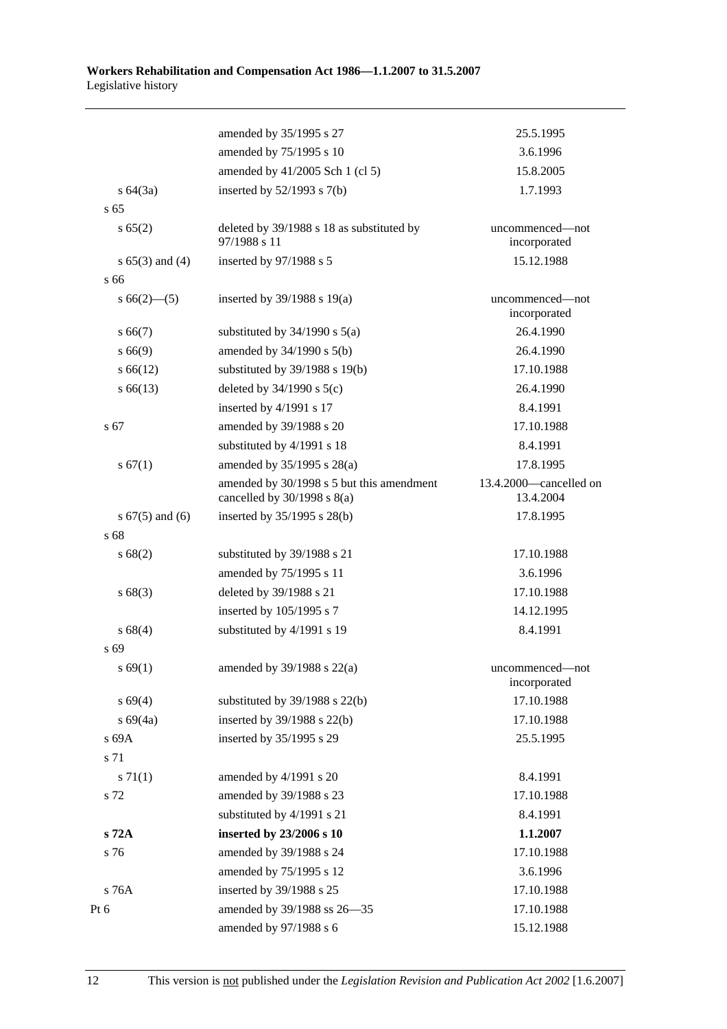| | | |
|---|---|---|
| | amended by 35/1995 s 27 | 25.5.1995 |
| | amended by 75/1995 s 10 | 3.6.1996 |
| | amended by 41/2005 Sch 1 (cl 5) | 15.8.2005 |
| s 64(3a) | inserted by 52/1993 s 7(b) | 1.7.1993 |
| s 65 | | |
| s 65(2) | deleted by 39/1988 s 18 as substituted by 97/1988 s 11 | uncommenced—not incorporated |
| s 65(3) and (4) | inserted by 97/1988 s 5 | 15.12.1988 |
| s 66 | | |
| s 66(2)—(5) | inserted by 39/1988 s 19(a) | uncommenced—not incorporated |
| s 66(7) | substituted by 34/1990 s 5(a) | 26.4.1990 |
| s 66(9) | amended by 34/1990 s 5(b) | 26.4.1990 |
| s 66(12) | substituted by 39/1988 s 19(b) | 17.10.1988 |
| s 66(13) | deleted by 34/1990 s 5(c) | 26.4.1990 |
| | inserted by 4/1991 s 17 | 8.4.1991 |
| s 67 | amended by 39/1988 s 20 | 17.10.1988 |
| | substituted by 4/1991 s 18 | 8.4.1991 |
| s 67(1) | amended by 35/1995 s 28(a) | 17.8.1995 |
| | amended by 30/1998 s 5 but this amendment cancelled by 30/1998 s 8(a) | 13.4.2000—cancelled on 13.4.2004 |
| s 67(5) and (6) | inserted by 35/1995 s 28(b) | 17.8.1995 |
| s 68 | | |
| s 68(2) | substituted by 39/1988 s 21 | 17.10.1988 |
| | amended by 75/1995 s 11 | 3.6.1996 |
| s 68(3) | deleted by 39/1988 s 21 | 17.10.1988 |
| | inserted by 105/1995 s 7 | 14.12.1995 |
| s 68(4) | substituted by 4/1991 s 19 | 8.4.1991 |
| s 69 | | |
| s 69(1) | amended by 39/1988 s 22(a) | uncommenced—not incorporated |
| s 69(4) | substituted by 39/1988 s 22(b) | 17.10.1988 |
| s 69(4a) | inserted by 39/1988 s 22(b) | 17.10.1988 |
| s 69A | inserted by 35/1995 s 29 | 25.5.1995 |
| s 71 | | |
| s 71(1) | amended by 4/1991 s 20 | 8.4.1991 |
| s 72 | amended by 39/1988 s 23 | 17.10.1988 |
| | substituted by 4/1991 s 21 | 8.4.1991 |
| **s 72A** | **inserted by 23/2006 s 10** | **1.1.2007** |
| s 76 | amended by 39/1988 s 24 | 17.10.1988 |
| | amended by 75/1995 s 12 | 3.6.1996 |
| s 76A | inserted by 39/1988 s 25 | 17.10.1988 |
| Pt 6 | amended by 39/1988 ss 26—35 | 17.10.1988 |
| | amended by 97/1988 s 6 | 15.12.1988 |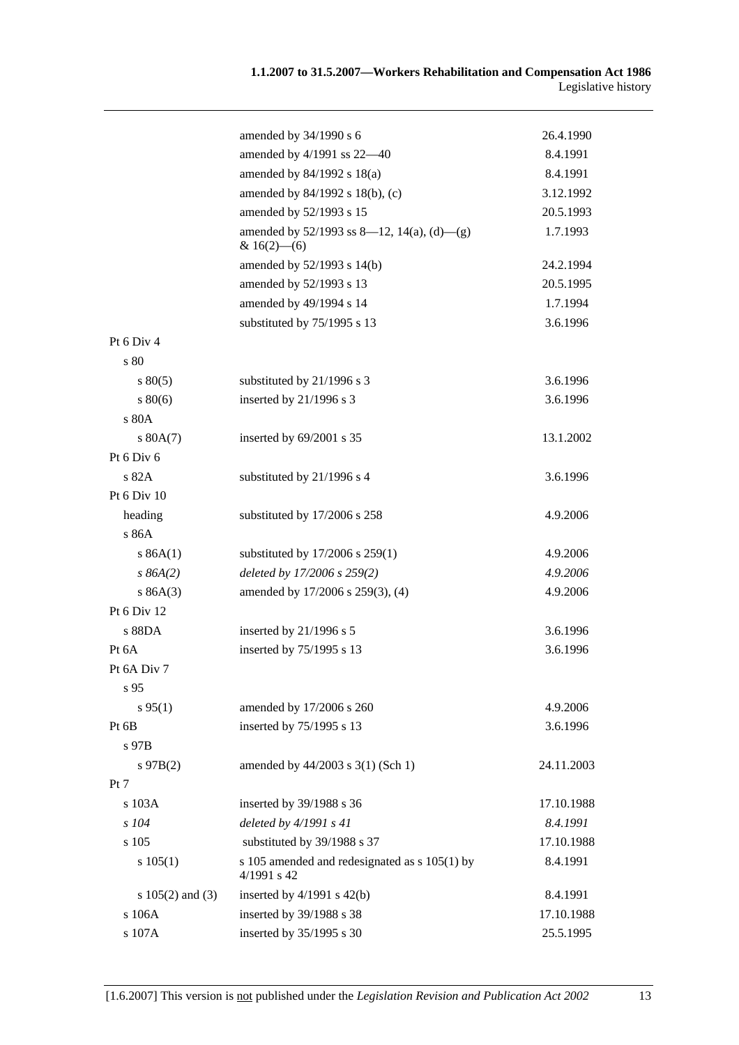| | | |
|---|---|---|
| | amended by 34/1990 s 6 | 26.4.1990 |
| | amended by 4/1991 ss 22—40 | 8.4.1991 |
| | amended by 84/1992 s 18(a) | 8.4.1991 |
| | amended by 84/1992 s 18(b), (c) | 3.12.1992 |
| | amended by 52/1993 s 15 | 20.5.1993 |
| | amended by 52/1993 ss 8—12, 14(a), (d)—(g) & 16(2)—(6) | 1.7.1993 |
| | amended by 52/1993 s 14(b) | 24.2.1994 |
| | amended by 52/1993 s 13 | 20.5.1995 |
| | amended by 49/1994 s 14 | 1.7.1994 |
| | substituted by 75/1995 s 13 | 3.6.1996 |
| Pt 6 Div 4 | | |
| s 80 | | |
| s 80(5) | substituted by 21/1996 s 3 | 3.6.1996 |
| s 80(6) | inserted by 21/1996 s 3 | 3.6.1996 |
| s 80A | | |
| s 80A(7) | inserted by 69/2001 s 35 | 13.1.2002 |
| Pt 6 Div 6 | | |
| s 82A | substituted by 21/1996 s 4 | 3.6.1996 |
| Pt 6 Div 10 | | |
| heading | substituted by 17/2006 s 258 | 4.9.2006 |
| s 86A | | |
| s 86A(1) | substituted by 17/2006 s 259(1) | 4.9.2006 |
| *s 86A(2)* | *deleted by 17/2006 s 259(2)* | *4.9.2006* |
| s 86A(3) | amended by 17/2006 s 259(3), (4) | 4.9.2006 |
| Pt 6 Div 12 | | |
| s 88DA | inserted by 21/1996 s 5 | 3.6.1996 |
| Pt 6A | inserted by 75/1995 s 13 | 3.6.1996 |
| Pt 6A Div 7 | | |
| s 95 | | |
| s 95(1) | amended by 17/2006 s 260 | 4.9.2006 |
| Pt 6B | inserted by 75/1995 s 13 | 3.6.1996 |
| s 97B | | |
| s 97B(2) | amended by 44/2003 s 3(1) (Sch 1) | 24.11.2003 |
| Pt 7 | | |
| s 103A | inserted by 39/1988 s 36 | 17.10.1988 |
| *s 104* | *deleted by 4/1991 s 41* | *8.4.1991* |
| s 105 | substituted by 39/1988 s 37 | 17.10.1988 |
| s 105(1) | s 105 amended and redesignated as s 105(1) by 4/1991 s 42 | 8.4.1991 |
| s 105(2) and (3) | inserted by 4/1991 s 42(b) | 8.4.1991 |
| s 106A | inserted by 39/1988 s 38 | 17.10.1988 |
| s 107A | inserted by 35/1995 s 30 | 25.5.1995 |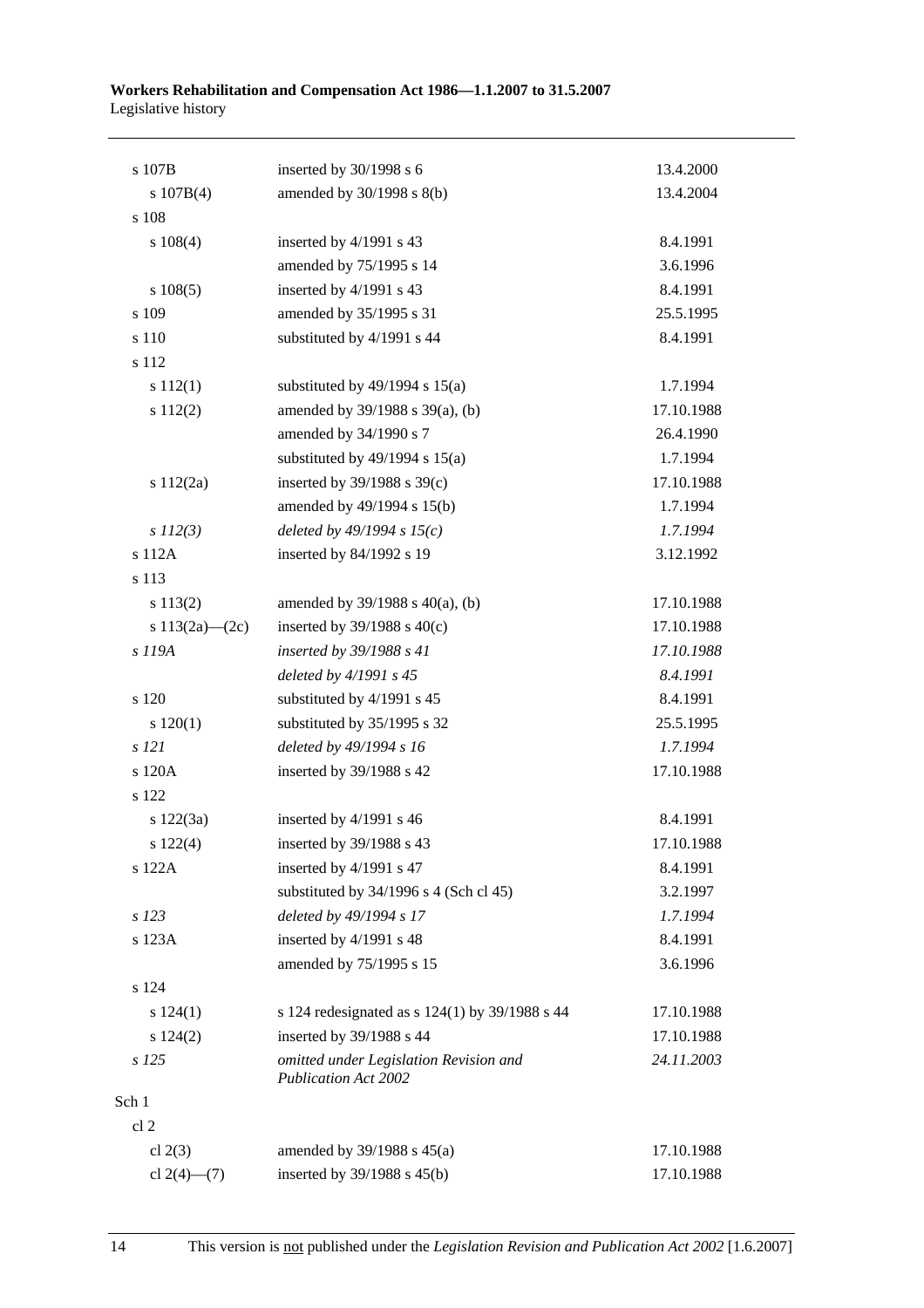| | | |
|---|---|---|
| s 107B | inserted by 30/1998 s 6 | 13.4.2000 |
| s 107B(4) | amended by 30/1998 s 8(b) | 13.4.2004 |
| s 108 | | |
| s 108(4) | inserted by 4/1991 s 43 | 8.4.1991 |
| | amended by 75/1995 s 14 | 3.6.1996 |
| s 108(5) | inserted by 4/1991 s 43 | 8.4.1991 |
| s 109 | amended by 35/1995 s 31 | 25.5.1995 |
| s 110 | substituted by 4/1991 s 44 | 8.4.1991 |
| s 112 | | |
| s 112(1) | substituted by 49/1994 s 15(a) | 1.7.1994 |
| s 112(2) | amended by 39/1988 s 39(a), (b) | 17.10.1988 |
| | amended by 34/1990 s 7 | 26.4.1990 |
| | substituted by 49/1994 s 15(a) | 1.7.1994 |
| s 112(2a) | inserted by 39/1988 s 39(c) | 17.10.1988 |
| | amended by 49/1994 s 15(b) | 1.7.1994 |
| *s 112(3)* | *deleted by 49/1994 s 15(c)* | *1.7.1994* |
| s 112A | inserted by 84/1992 s 19 | 3.12.1992 |
| s 113 | | |
| s 113(2) | amended by 39/1988 s 40(a), (b) | 17.10.1988 |
| s 113(2a)—(2c) | inserted by 39/1988 s 40(c) | 17.10.1988 |
| *s 119A* | *inserted by 39/1988 s 41* | *17.10.1988* |
| | *deleted by 4/1991 s 45* | *8.4.1991* |
| s 120 | substituted by 4/1991 s 45 | 8.4.1991 |
| s 120(1) | substituted by 35/1995 s 32 | 25.5.1995 |
| *s 121* | *deleted by 49/1994 s 16* | *1.7.1994* |
| s 120A | inserted by 39/1988 s 42 | 17.10.1988 |
| s 122 | | |
| s 122(3a) | inserted by 4/1991 s 46 | 8.4.1991 |
| s 122(4) | inserted by 39/1988 s 43 | 17.10.1988 |
| s 122A | inserted by 4/1991 s 47 | 8.4.1991 |
| | substituted by 34/1996 s 4 (Sch cl 45) | 3.2.1997 |
| *s 123* | *deleted by 49/1994 s 17* | *1.7.1994* |
| s 123A | inserted by 4/1991 s 48 | 8.4.1991 |
| | amended by 75/1995 s 15 | 3.6.1996 |
| s 124 | | |
| s 124(1) | s 124 redesignated as s 124(1) by 39/1988 s 44 | 17.10.1988 |
| s 124(2) | inserted by 39/1988 s 44 | 17.10.1988 |
| *s 125* | *omitted under Legislation Revision and Publication Act 2002* | *24.11.2003* |
| Sch 1 | | |
| cl 2 | | |
| cl 2(3) | amended by 39/1988 s 45(a) | 17.10.1988 |
| cl 2(4)—(7) | inserted by 39/1988 s 45(b) | 17.10.1988 |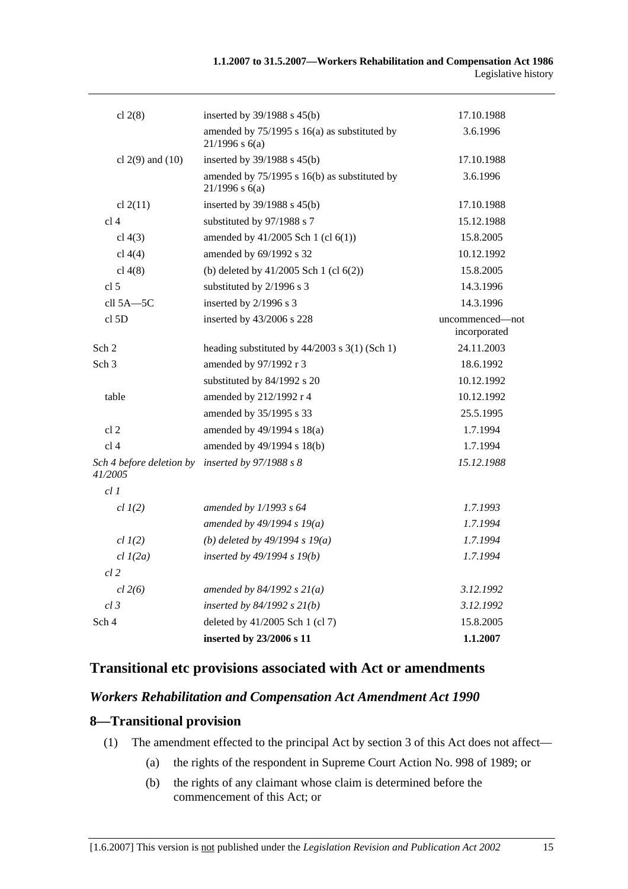| | | |
|---|---|---|
| cl 2(8) | inserted by 39/1988 s 45(b) | 17.10.1988 |
| | amended by 75/1995 s 16(a) as substituted by 21/1996 s 6(a) | 3.6.1996 |
| cl 2(9) and (10) | inserted by 39/1988 s 45(b) | 17.10.1988 |
| | amended by 75/1995 s 16(b) as substituted by 21/1996 s 6(a) | 3.6.1996 |
| cl 2(11) | inserted by 39/1988 s 45(b) | 17.10.1988 |
| cl 4 | substituted by 97/1988 s 7 | 15.12.1988 |
| cl 4(3) | amended by 41/2005 Sch 1 (cl 6(1)) | 15.8.2005 |
| cl 4(4) | amended by 69/1992 s 32 | 10.12.1992 |
| cl 4(8) | (b) deleted by 41/2005 Sch 1 (cl 6(2)) | 15.8.2005 |
| cl 5 | substituted by 2/1996 s 3 | 14.3.1996 |
| cll 5A—5C | inserted by 2/1996 s 3 | 14.3.1996 |
| cl 5D | inserted by 43/2006 s 228 | uncommenced—not incorporated |
| Sch 2 | heading substituted by 44/2003 s 3(1) (Sch 1) | 24.11.2003 |
| Sch 3 | amended by 97/1992 r 3 | 18.6.1992 |
| | substituted by 84/1992 s 20 | 10.12.1992 |
| table | amended by 212/1992 r 4 | 10.12.1992 |
| | amended by 35/1995 s 33 | 25.5.1995 |
| cl 2 | amended by 49/1994 s 18(a) | 1.7.1994 |
| cl 4 | amended by 49/1994 s 18(b) | 1.7.1994 |
| *Sch 4 before deletion by 41/2005* | *inserted by 97/1988 s 8* | *15.12.1988* |
| *cl 1* | | |
| *cl 1(2)* | *amended by 1/1993 s 64* | *1.7.1993* |
| | *amended by 49/1994 s 19(a)* | *1.7.1994* |
| *cl 1(2)* | *(b) deleted by 49/1994 s 19(a)* | *1.7.1994* |
| *cl 1(2a)* | *inserted by 49/1994 s 19(b)* | *1.7.1994* |
| *cl 2* | | |
| *cl 2(6)* | *amended by 84/1992 s 21(a)* | *3.12.1992* |
| *cl 3* | *inserted by 84/1992 s 21(b)* | *3.12.1992* |
| Sch 4 | deleted by 41/2005 Sch 1 (cl 7) | 15.8.2005 |
| | **inserted by 23/2006 s 11** | **1.1.2007** |

## Transitional etc provisions associated with Act or amendments

### *Workers Rehabilitation and Compensation Act Amendment Act 1990*

### 8—Transitional provision

(1) The amendment effected to the principal Act by section 3 of this Act does not affect—

(a) the rights of the respondent in Supreme Court Action No. 998 of 1989; or

(b) the rights of any claimant whose claim is determined before the commencement of this Act; or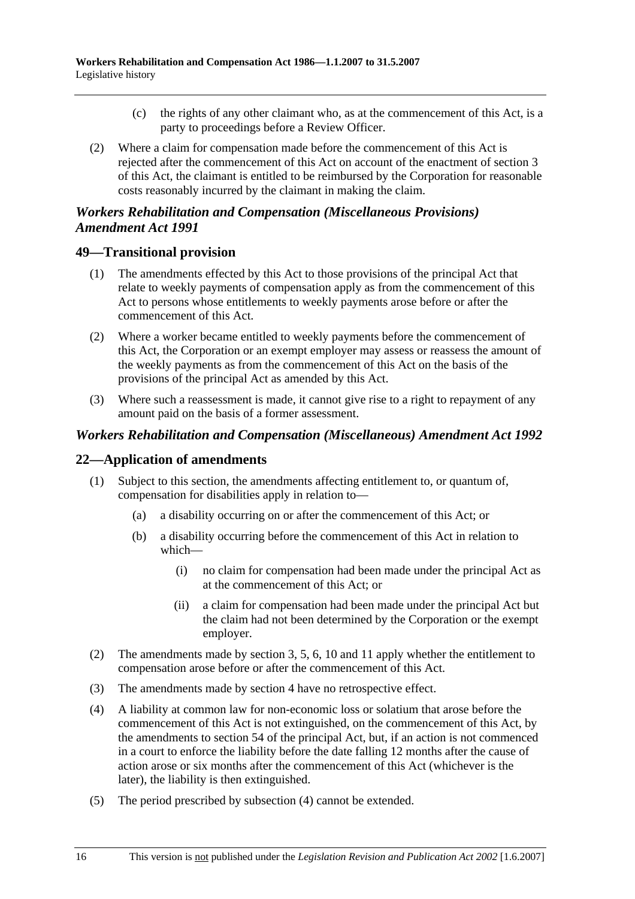(c) the rights of any other claimant who, as at the commencement of this Act, is a party to proceedings before a Review Officer.

(2) Where a claim for compensation made before the commencement of this Act is rejected after the commencement of this Act on account of the enactment of section 3 of this Act, the claimant is entitled to be reimbursed by the Corporation for reasonable costs reasonably incurred by the claimant in making the claim.

### *Workers Rehabilitation and Compensation (Miscellaneous Provisions) Amendment Act 1991*

## 49—Transitional provision

(1) The amendments effected by this Act to those provisions of the principal Act that relate to weekly payments of compensation apply as from the commencement of this Act to persons whose entitlements to weekly payments arose before or after the commencement of this Act.

(2) Where a worker became entitled to weekly payments before the commencement of this Act, the Corporation or an exempt employer may assess or reassess the amount of the weekly payments as from the commencement of this Act on the basis of the provisions of the principal Act as amended by this Act.

(3) Where such a reassessment is made, it cannot give rise to a right to repayment of any amount paid on the basis of a former assessment.

### *Workers Rehabilitation and Compensation (Miscellaneous) Amendment Act 1992*

## 22—Application of amendments

(1) Subject to this section, the amendments affecting entitlement to, or quantum of, compensation for disabilities apply in relation to—

(a) a disability occurring on or after the commencement of this Act; or

(b) a disability occurring before the commencement of this Act in relation to which—

(i) no claim for compensation had been made under the principal Act as at the commencement of this Act; or

(ii) a claim for compensation had been made under the principal Act but the claim had not been determined by the Corporation or the exempt employer.

(2) The amendments made by section 3, 5, 6, 10 and 11 apply whether the entitlement to compensation arose before or after the commencement of this Act.

(3) The amendments made by section 4 have no retrospective effect.

(4) A liability at common law for non-economic loss or solatium that arose before the commencement of this Act is not extinguished, on the commencement of this Act, by the amendments to section 54 of the principal Act, but, if an action is not commenced in a court to enforce the liability before the date falling 12 months after the cause of action arose or six months after the commencement of this Act (whichever is the later), the liability is then extinguished.

(5) The period prescribed by subsection (4) cannot be extended.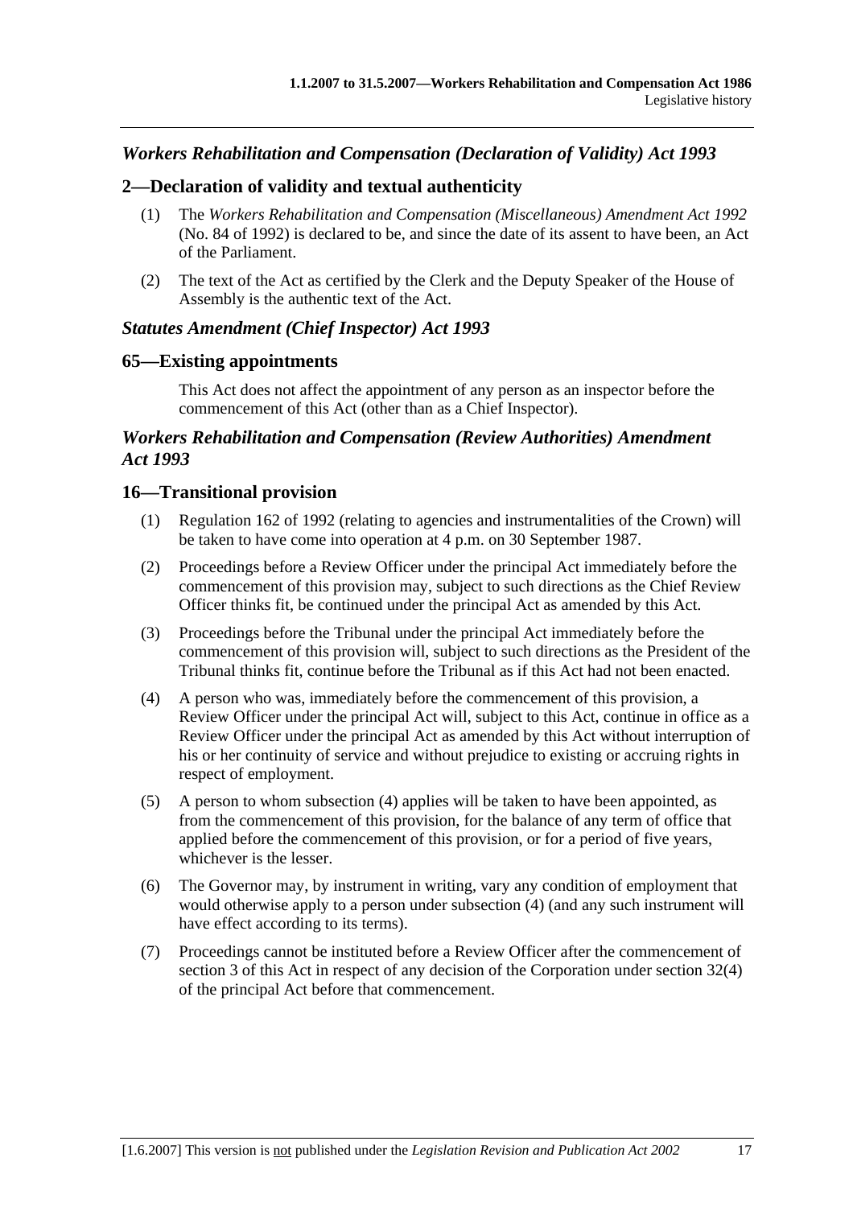## *Workers Rehabilitation and Compensation (Declaration of Validity) Act 1993*

### 2—Declaration of validity and textual authenticity

(1) The *Workers Rehabilitation and Compensation (Miscellaneous) Amendment Act 1992* (No. 84 of 1992) is declared to be, and since the date of its assent to have been, an Act of the Parliament.

(2) The text of the Act as certified by the Clerk and the Deputy Speaker of the House of Assembly is the authentic text of the Act.

## *Statutes Amendment (Chief Inspector) Act 1993*

### 65—Existing appointments

This Act does not affect the appointment of any person as an inspector before the commencement of this Act (other than as a Chief Inspector).

## *Workers Rehabilitation and Compensation (Review Authorities) Amendment Act 1993*

### 16—Transitional provision

(1) Regulation 162 of 1992 (relating to agencies and instrumentalities of the Crown) will be taken to have come into operation at 4 p.m. on 30 September 1987.

(2) Proceedings before a Review Officer under the principal Act immediately before the commencement of this provision may, subject to such directions as the Chief Review Officer thinks fit, be continued under the principal Act as amended by this Act.

(3) Proceedings before the Tribunal under the principal Act immediately before the commencement of this provision will, subject to such directions as the President of the Tribunal thinks fit, continue before the Tribunal as if this Act had not been enacted.

(4) A person who was, immediately before the commencement of this provision, a Review Officer under the principal Act will, subject to this Act, continue in office as a Review Officer under the principal Act as amended by this Act without interruption of his or her continuity of service and without prejudice to existing or accruing rights in respect of employment.

(5) A person to whom subsection (4) applies will be taken to have been appointed, as from the commencement of this provision, for the balance of any term of office that applied before the commencement of this provision, or for a period of five years, whichever is the lesser.

(6) The Governor may, by instrument in writing, vary any condition of employment that would otherwise apply to a person under subsection (4) (and any such instrument will have effect according to its terms).

(7) Proceedings cannot be instituted before a Review Officer after the commencement of section 3 of this Act in respect of any decision of the Corporation under section 32(4) of the principal Act before that commencement.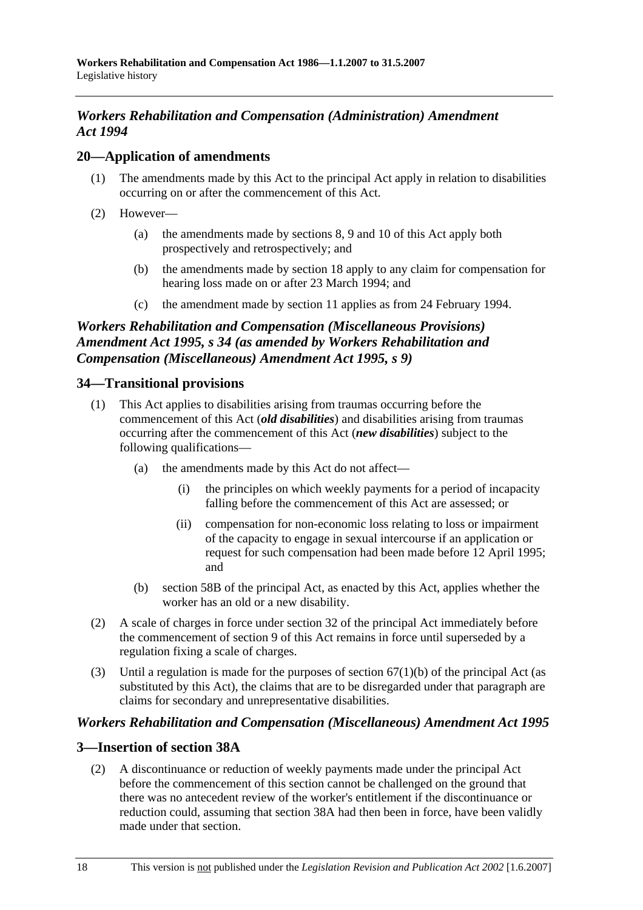### *Workers Rehabilitation and Compensation (Administration) Amendment Act 1994*

## 20—Application of amendments

(1) The amendments made by this Act to the principal Act apply in relation to disabilities occurring on or after the commencement of this Act.

(2) However—

 (a) the amendments made by sections 8, 9 and 10 of this Act apply both prospectively and retrospectively; and

 (b) the amendments made by section 18 apply to any claim for compensation for hearing loss made on or after 23 March 1994; and

 (c) the amendment made by section 11 applies as from 24 February 1994.

### *Workers Rehabilitation and Compensation (Miscellaneous Provisions) Amendment Act 1995, s 34 (as amended by Workers Rehabilitation and Compensation (Miscellaneous) Amendment Act 1995, s 9)*

## 34—Transitional provisions

(1) This Act applies to disabilities arising from traumas occurring before the commencement of this Act (***old disabilities***) and disabilities arising from traumas occurring after the commencement of this Act (***new disabilities***) subject to the following qualifications—

 (a) the amendments made by this Act do not affect—

  (i) the principles on which weekly payments for a period of incapacity falling before the commencement of this Act are assessed; or

  (ii) compensation for non-economic loss relating to loss or impairment of the capacity to engage in sexual intercourse if an application or request for such compensation had been made before 12 April 1995; and

 (b) section 58B of the principal Act, as enacted by this Act, applies whether the worker has an old or a new disability.

(2) A scale of charges in force under section 32 of the principal Act immediately before the commencement of section 9 of this Act remains in force until superseded by a regulation fixing a scale of charges.

(3) Until a regulation is made for the purposes of section 67(1)(b) of the principal Act (as substituted by this Act), the claims that are to be disregarded under that paragraph are claims for secondary and unrepresentative disabilities.

### *Workers Rehabilitation and Compensation (Miscellaneous) Amendment Act 1995*

## 3—Insertion of section 38A

(2) A discontinuance or reduction of weekly payments made under the principal Act before the commencement of this section cannot be challenged on the ground that there was no antecedent review of the worker's entitlement if the discontinuance or reduction could, assuming that section 38A had then been in force, have been validly made under that section.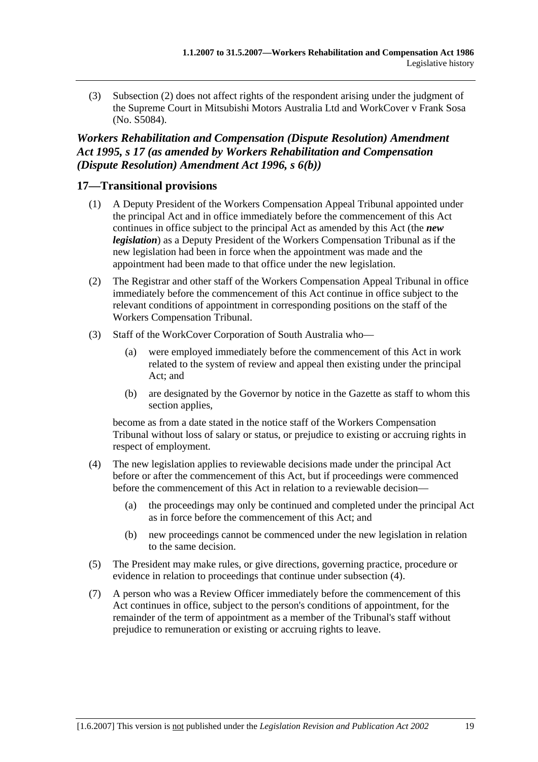(3) Subsection (2) does not affect rights of the respondent arising under the judgment of the Supreme Court in Mitsubishi Motors Australia Ltd and WorkCover v Frank Sosa (No. S5084).

### *Workers Rehabilitation and Compensation (Dispute Resolution) Amendment Act 1995, s 17 (as amended by Workers Rehabilitation and Compensation (Dispute Resolution) Amendment Act 1996, s 6(b))*

## 17—Transitional provisions

(1) A Deputy President of the Workers Compensation Appeal Tribunal appointed under the principal Act and in office immediately before the commencement of this Act continues in office subject to the principal Act as amended by this Act (the ***new legislation***) as a Deputy President of the Workers Compensation Tribunal as if the new legislation had been in force when the appointment was made and the appointment had been made to that office under the new legislation.

(2) The Registrar and other staff of the Workers Compensation Appeal Tribunal in office immediately before the commencement of this Act continue in office subject to the relevant conditions of appointment in corresponding positions on the staff of the Workers Compensation Tribunal.

(3) Staff of the WorkCover Corporation of South Australia who—

(a) were employed immediately before the commencement of this Act in work related to the system of review and appeal then existing under the principal Act; and

(b) are designated by the Governor by notice in the Gazette as staff to whom this section applies,

become as from a date stated in the notice staff of the Workers Compensation Tribunal without loss of salary or status, or prejudice to existing or accruing rights in respect of employment.

(4) The new legislation applies to reviewable decisions made under the principal Act before or after the commencement of this Act, but if proceedings were commenced before the commencement of this Act in relation to a reviewable decision—

(a) the proceedings may only be continued and completed under the principal Act as in force before the commencement of this Act; and

(b) new proceedings cannot be commenced under the new legislation in relation to the same decision.

(5) The President may make rules, or give directions, governing practice, procedure or evidence in relation to proceedings that continue under subsection (4).

(7) A person who was a Review Officer immediately before the commencement of this Act continues in office, subject to the person's conditions of appointment, for the remainder of the term of appointment as a member of the Tribunal's staff without prejudice to remuneration or existing or accruing rights to leave.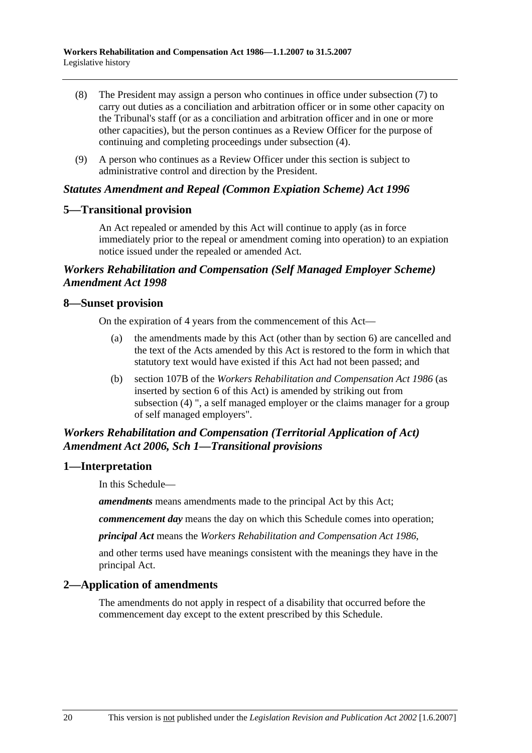(8) The President may assign a person who continues in office under subsection (7) to carry out duties as a conciliation and arbitration officer or in some other capacity on the Tribunal's staff (or as a conciliation and arbitration officer and in one or more other capacities), but the person continues as a Review Officer for the purpose of continuing and completing proceedings under subsection (4).

(9) A person who continues as a Review Officer under this section is subject to administrative control and direction by the President.

### *Statutes Amendment and Repeal (Common Expiation Scheme) Act 1996*

## 5—Transitional provision

An Act repealed or amended by this Act will continue to apply (as in force immediately prior to the repeal or amendment coming into operation) to an expiation notice issued under the repealed or amended Act.

### *Workers Rehabilitation and Compensation (Self Managed Employer Scheme) Amendment Act 1998*

## 8—Sunset provision

On the expiration of 4 years from the commencement of this Act—

(a) the amendments made by this Act (other than by section 6) are cancelled and the text of the Acts amended by this Act is restored to the form in which that statutory text would have existed if this Act had not been passed; and

(b) section 107B of the *Workers Rehabilitation and Compensation Act 1986* (as inserted by section 6 of this Act) is amended by striking out from subsection (4) ", a self managed employer or the claims manager for a group of self managed employers".

### *Workers Rehabilitation and Compensation (Territorial Application of Act) Amendment Act 2006, Sch 1—Transitional provisions*

## 1—Interpretation

In this Schedule—

***amendments*** means amendments made to the principal Act by this Act;

***commencement day*** means the day on which this Schedule comes into operation;

***principal Act*** means the *Workers Rehabilitation and Compensation Act 1986*,

and other terms used have meanings consistent with the meanings they have in the principal Act.

## 2—Application of amendments

The amendments do not apply in respect of a disability that occurred before the commencement day except to the extent prescribed by this Schedule.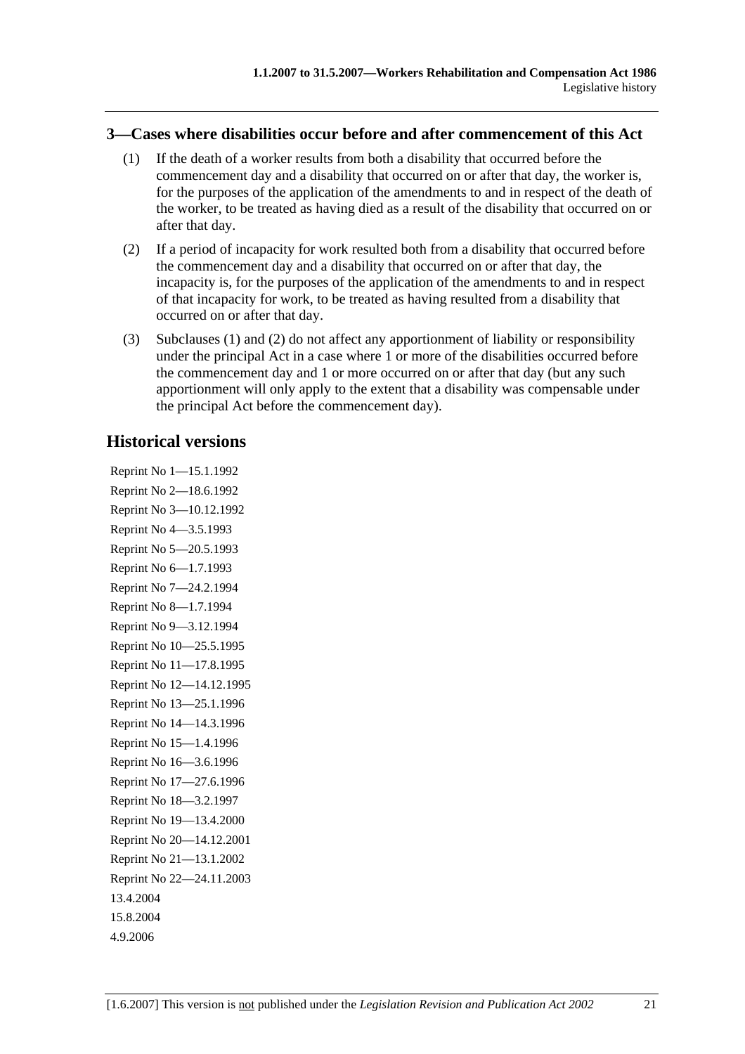## 3—Cases where disabilities occur before and after commencement of this Act

(1) If the death of a worker results from both a disability that occurred before the commencement day and a disability that occurred on or after that day, the worker is, for the purposes of the application of the amendments to and in respect of the death of the worker, to be treated as having died as a result of the disability that occurred on or after that day.

(2) If a period of incapacity for work resulted both from a disability that occurred before the commencement day and a disability that occurred on or after that day, the incapacity is, for the purposes of the application of the amendments to and in respect of that incapacity for work, to be treated as having resulted from a disability that occurred on or after that day.

(3) Subclauses (1) and (2) do not affect any apportionment of liability or responsibility under the principal Act in a case where 1 or more of the disabilities occurred before the commencement day and 1 or more occurred on or after that day (but any such apportionment will only apply to the extent that a disability was compensable under the principal Act before the commencement day).

# Historical versions

Reprint No 1—15.1.1992
Reprint No 2—18.6.1992
Reprint No 3—10.12.1992
Reprint No 4—3.5.1993
Reprint No 5—20.5.1993
Reprint No 6—1.7.1993
Reprint No 7—24.2.1994
Reprint No 8—1.7.1994
Reprint No 9—3.12.1994
Reprint No 10—25.5.1995
Reprint No 11—17.8.1995
Reprint No 12—14.12.1995
Reprint No 13—25.1.1996
Reprint No 14—14.3.1996
Reprint No 15—1.4.1996
Reprint No 16—3.6.1996
Reprint No 17—27.6.1996
Reprint No 18—3.2.1997
Reprint No 19—13.4.2000
Reprint No 20—14.12.2001
Reprint No 21—13.1.2002
Reprint No 22—24.11.2003
13.4.2004
15.8.2004
4.9.2006